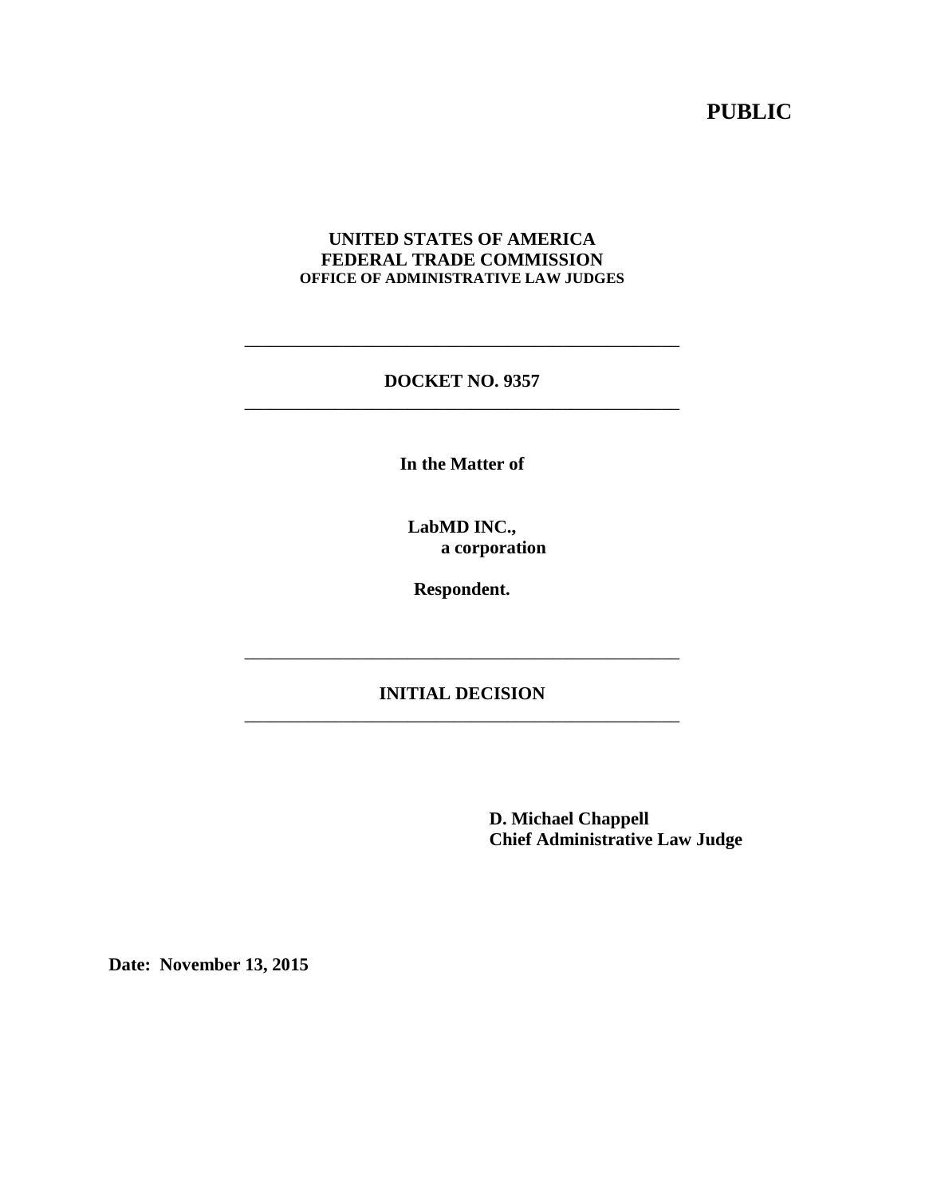**PUBLIC**

**UNITED STATES OF AMERICA**
**FEDERAL TRADE COMMISSION**
**OFFICE OF ADMINISTRATIVE LAW JUDGES**

---

**DOCKET NO. 9357**

---

**In the Matter of**

**LabMD INC.,**
**a corporation**

**Respondent.**

---

**INITIAL DECISION**

---

**D. Michael Chappell**
**Chief Administrative Law Judge**

**Date: November 13, 2015**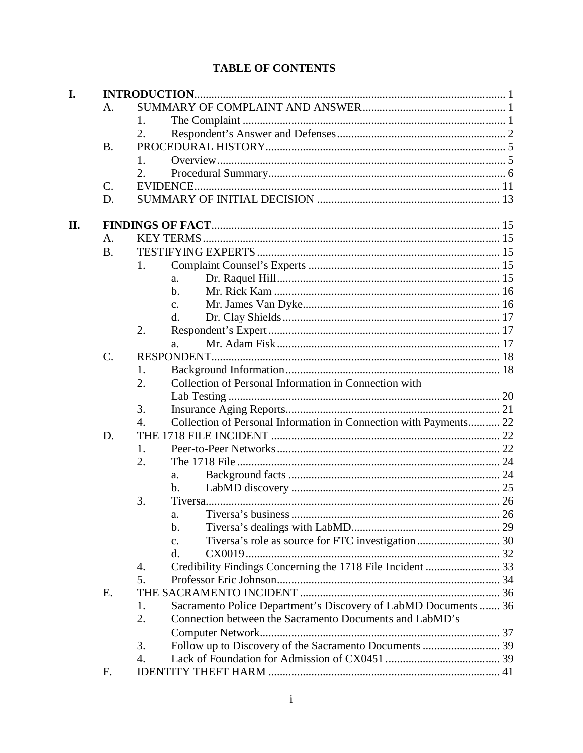## TABLE OF CONTENTS

**I. INTRODUCTION** ..... 1

- A. SUMMARY OF COMPLAINT AND ANSWER ..... 1
  - 1. The Complaint ..... 1
  - 2. Respondent's Answer and Defenses ..... 2
- B. PROCEDURAL HISTORY ..... 5
  - 1. Overview ..... 5
  - 2. Procedural Summary ..... 6
- C. EVIDENCE ..... 11
- D. SUMMARY OF INITIAL DECISION ..... 13

**II. FINDINGS OF FACT** ..... 15

- A. KEY TERMS ..... 15
- B. TESTIFYING EXPERTS ..... 15
  - 1. Complaint Counsel's Experts ..... 15
    - a. Dr. Raquel Hill ..... 15
    - b. Mr. Rick Kam ..... 16
    - c. Mr. James Van Dyke ..... 16
    - d. Dr. Clay Shields ..... 17
  - 2. Respondent's Expert ..... 17
    - a. Mr. Adam Fisk ..... 17
- C. RESPONDENT ..... 18
  - 1. Background Information ..... 18
  - 2. Collection of Personal Information in Connection with Lab Testing ..... 20
  - 3. Insurance Aging Reports ..... 21
  - 4. Collection of Personal Information in Connection with Payments ..... 22
- D. THE 1718 FILE INCIDENT ..... 22
  - 1. Peer-to-Peer Networks ..... 22
  - 2. The 1718 File ..... 24
    - a. Background facts ..... 24
    - b. LabMD discovery ..... 25
  - 3. Tiversa ..... 26
    - a. Tiversa's business ..... 26
    - b. Tiversa's dealings with LabMD ..... 29
    - c. Tiversa's role as source for FTC investigation ..... 30
    - d. CX0019 ..... 32
  - 4. Credibility Findings Concerning the 1718 File Incident ..... 33
  - 5. Professor Eric Johnson ..... 34
- E. THE SACRAMENTO INCIDENT ..... 36
  - 1. Sacramento Police Department's Discovery of LabMD Documents ..... 36
  - 2. Connection between the Sacramento Documents and LabMD's Computer Network ..... 37
  - 3. Follow up to Discovery of the Sacramento Documents ..... 39
  - 4. Lack of Foundation for Admission of CX0451 ..... 39
- F. IDENTITY THEFT HARM ..... 41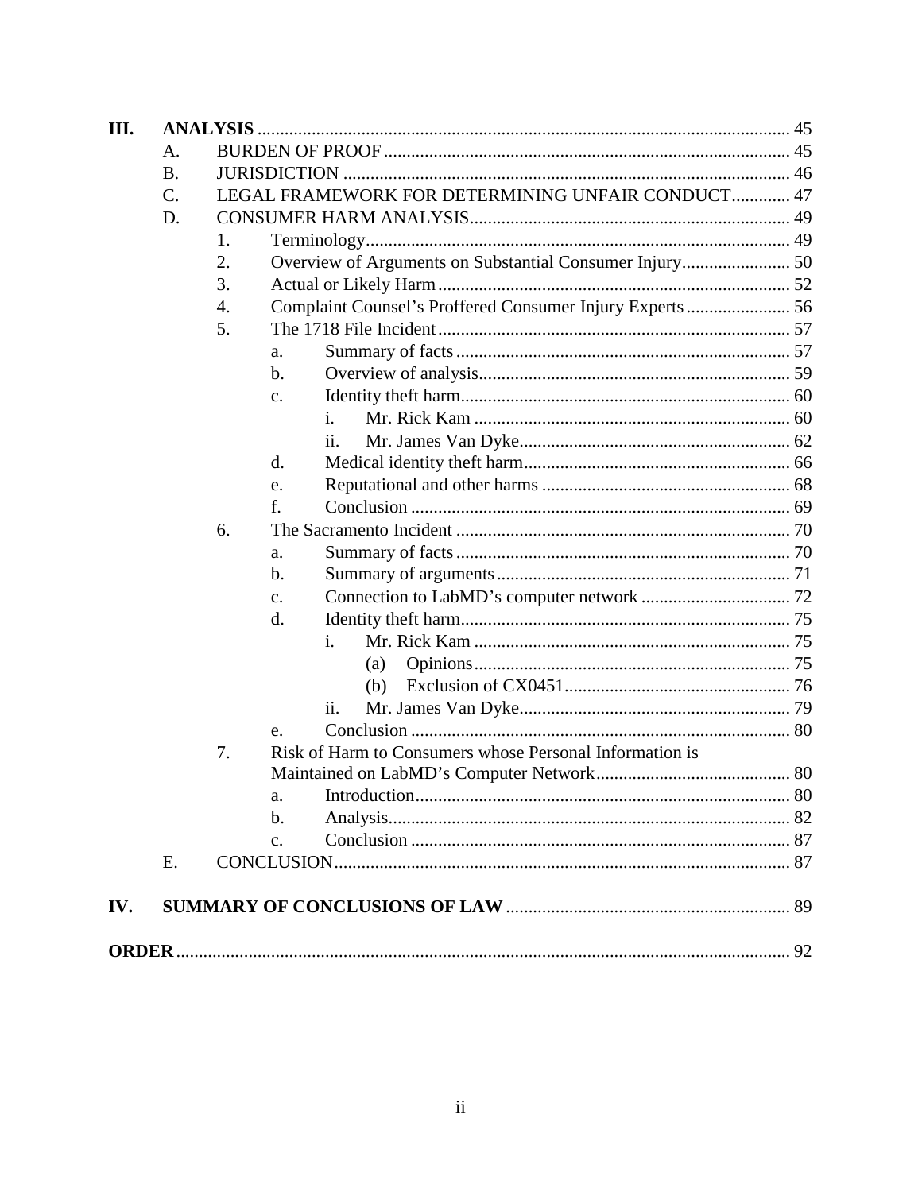- **III. ANALYSIS** ..... 45
  - A. BURDEN OF PROOF ..... 45
  - B. JURISDICTION ..... 46
  - C. LEGAL FRAMEWORK FOR DETERMINING UNFAIR CONDUCT ..... 47
  - D. CONSUMER HARM ANALYSIS ..... 49
    - 1. Terminology ..... 49
    - 2. Overview of Arguments on Substantial Consumer Injury ..... 50
    - 3. Actual or Likely Harm ..... 52
    - 4. Complaint Counsel's Proffered Consumer Injury Experts ..... 56
    - 5. The 1718 File Incident ..... 57
      - a. Summary of facts ..... 57
      - b. Overview of analysis ..... 59
      - c. Identity theft harm ..... 60
        - i. Mr. Rick Kam ..... 60
        - ii. Mr. James Van Dyke ..... 62
      - d. Medical identity theft harm ..... 66
      - e. Reputational and other harms ..... 68
      - f. Conclusion ..... 69
    - 6. The Sacramento Incident ..... 70
      - a. Summary of facts ..... 70
      - b. Summary of arguments ..... 71
      - c. Connection to LabMD's computer network ..... 72
      - d. Identity theft harm ..... 75
        - i. Mr. Rick Kam ..... 75
          - (a) Opinions ..... 75
          - (b) Exclusion of CX0451 ..... 76
        - ii. Mr. James Van Dyke ..... 79
      - e. Conclusion ..... 80
    - 7. Risk of Harm to Consumers whose Personal Information is Maintained on LabMD's Computer Network ..... 80
      - a. Introduction ..... 80
      - b. Analysis ..... 82
      - c. Conclusion ..... 87
  - E. CONCLUSION ..... 87
- **IV. SUMMARY OF CONCLUSIONS OF LAW** ..... 89
- **ORDER** ..... 92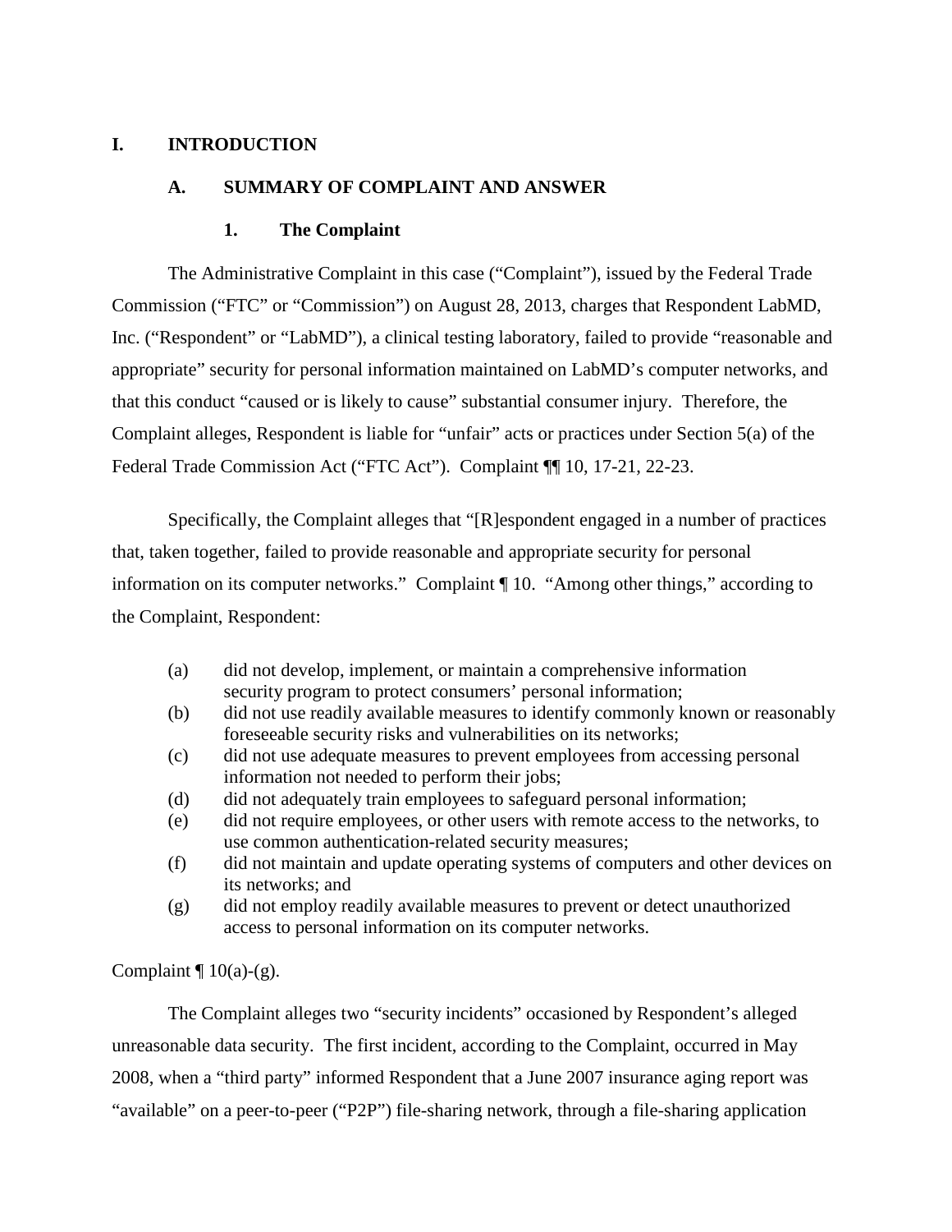# I. INTRODUCTION

## A. SUMMARY OF COMPLAINT AND ANSWER

### 1. The Complaint

The Administrative Complaint in this case ("Complaint"), issued by the Federal Trade Commission ("FTC" or "Commission") on August 28, 2013, charges that Respondent LabMD, Inc. ("Respondent" or "LabMD"), a clinical testing laboratory, failed to provide "reasonable and appropriate" security for personal information maintained on LabMD's computer networks, and that this conduct "caused or is likely to cause" substantial consumer injury. Therefore, the Complaint alleges, Respondent is liable for "unfair" acts or practices under Section 5(a) of the Federal Trade Commission Act ("FTC Act"). Complaint ¶¶ 10, 17-21, 22-23.

Specifically, the Complaint alleges that "[R]espondent engaged in a number of practices that, taken together, failed to provide reasonable and appropriate security for personal information on its computer networks." Complaint ¶ 10. "Among other things," according to the Complaint, Respondent:

(a) did not develop, implement, or maintain a comprehensive information security program to protect consumers' personal information;
(b) did not use readily available measures to identify commonly known or reasonably foreseeable security risks and vulnerabilities on its networks;
(c) did not use adequate measures to prevent employees from accessing personal information not needed to perform their jobs;
(d) did not adequately train employees to safeguard personal information;
(e) did not require employees, or other users with remote access to the networks, to use common authentication-related security measures;
(f) did not maintain and update operating systems of computers and other devices on its networks; and
(g) did not employ readily available measures to prevent or detect unauthorized access to personal information on its computer networks.

Complaint ¶ 10(a)-(g).

The Complaint alleges two "security incidents" occasioned by Respondent's alleged unreasonable data security. The first incident, according to the Complaint, occurred in May 2008, when a "third party" informed Respondent that a June 2007 insurance aging report was "available" on a peer-to-peer ("P2P") file-sharing network, through a file-sharing application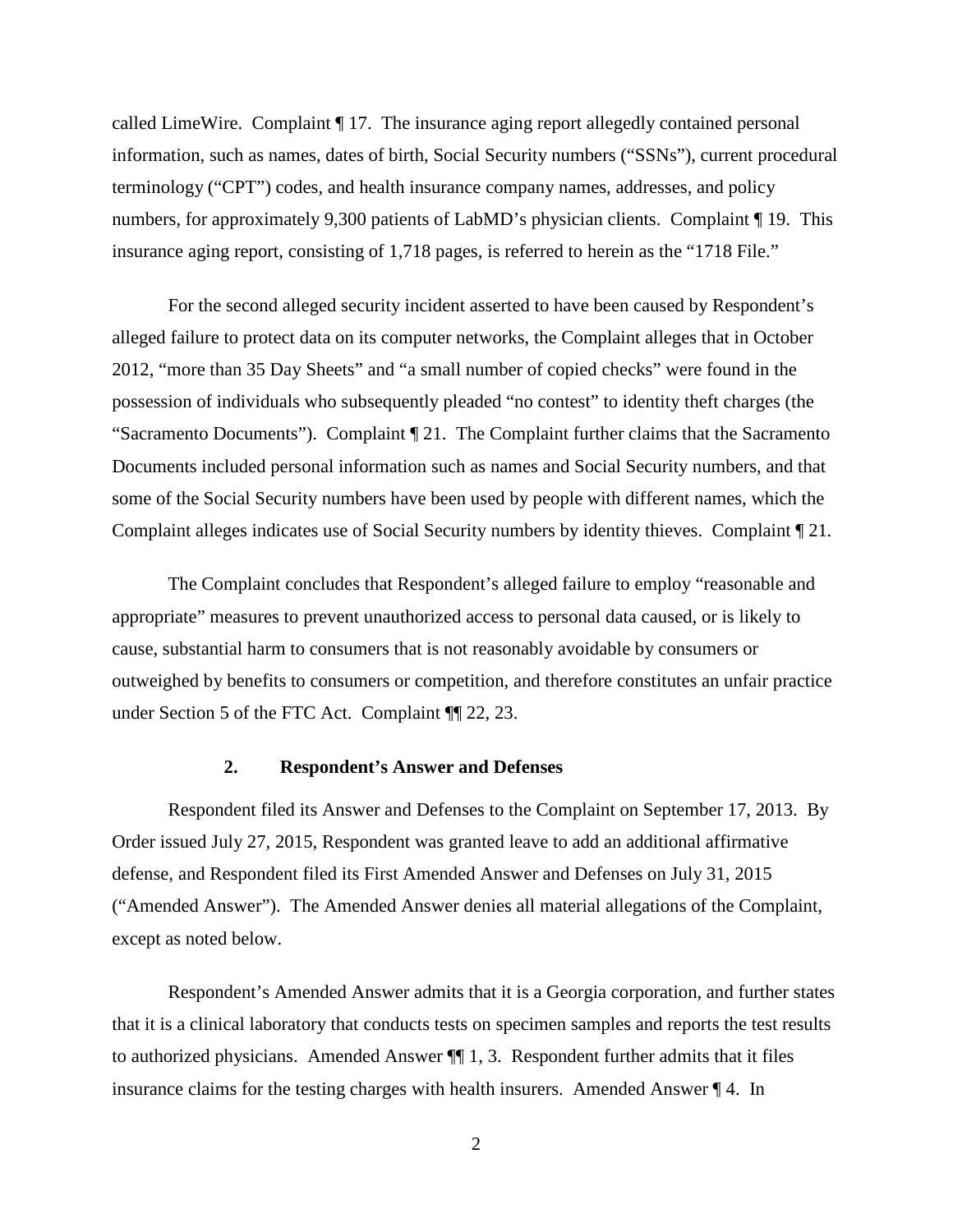called LimeWire. Complaint ¶ 17. The insurance aging report allegedly contained personal information, such as names, dates of birth, Social Security numbers ("SSNs"), current procedural terminology ("CPT") codes, and health insurance company names, addresses, and policy numbers, for approximately 9,300 patients of LabMD's physician clients. Complaint ¶ 19. This insurance aging report, consisting of 1,718 pages, is referred to herein as the "1718 File."

For the second alleged security incident asserted to have been caused by Respondent's alleged failure to protect data on its computer networks, the Complaint alleges that in October 2012, "more than 35 Day Sheets" and "a small number of copied checks" were found in the possession of individuals who subsequently pleaded "no contest" to identity theft charges (the "Sacramento Documents"). Complaint ¶ 21. The Complaint further claims that the Sacramento Documents included personal information such as names and Social Security numbers, and that some of the Social Security numbers have been used by people with different names, which the Complaint alleges indicates use of Social Security numbers by identity thieves. Complaint ¶ 21.

The Complaint concludes that Respondent's alleged failure to employ "reasonable and appropriate" measures to prevent unauthorized access to personal data caused, or is likely to cause, substantial harm to consumers that is not reasonably avoidable by consumers or outweighed by benefits to consumers or competition, and therefore constitutes an unfair practice under Section 5 of the FTC Act. Complaint ¶¶ 22, 23.

### 2. Respondent's Answer and Defenses

Respondent filed its Answer and Defenses to the Complaint on September 17, 2013. By Order issued July 27, 2015, Respondent was granted leave to add an additional affirmative defense, and Respondent filed its First Amended Answer and Defenses on July 31, 2015 ("Amended Answer"). The Amended Answer denies all material allegations of the Complaint, except as noted below.

Respondent's Amended Answer admits that it is a Georgia corporation, and further states that it is a clinical laboratory that conducts tests on specimen samples and reports the test results to authorized physicians. Amended Answer ¶¶ 1, 3. Respondent further admits that it files insurance claims for the testing charges with health insurers. Amended Answer ¶ 4. In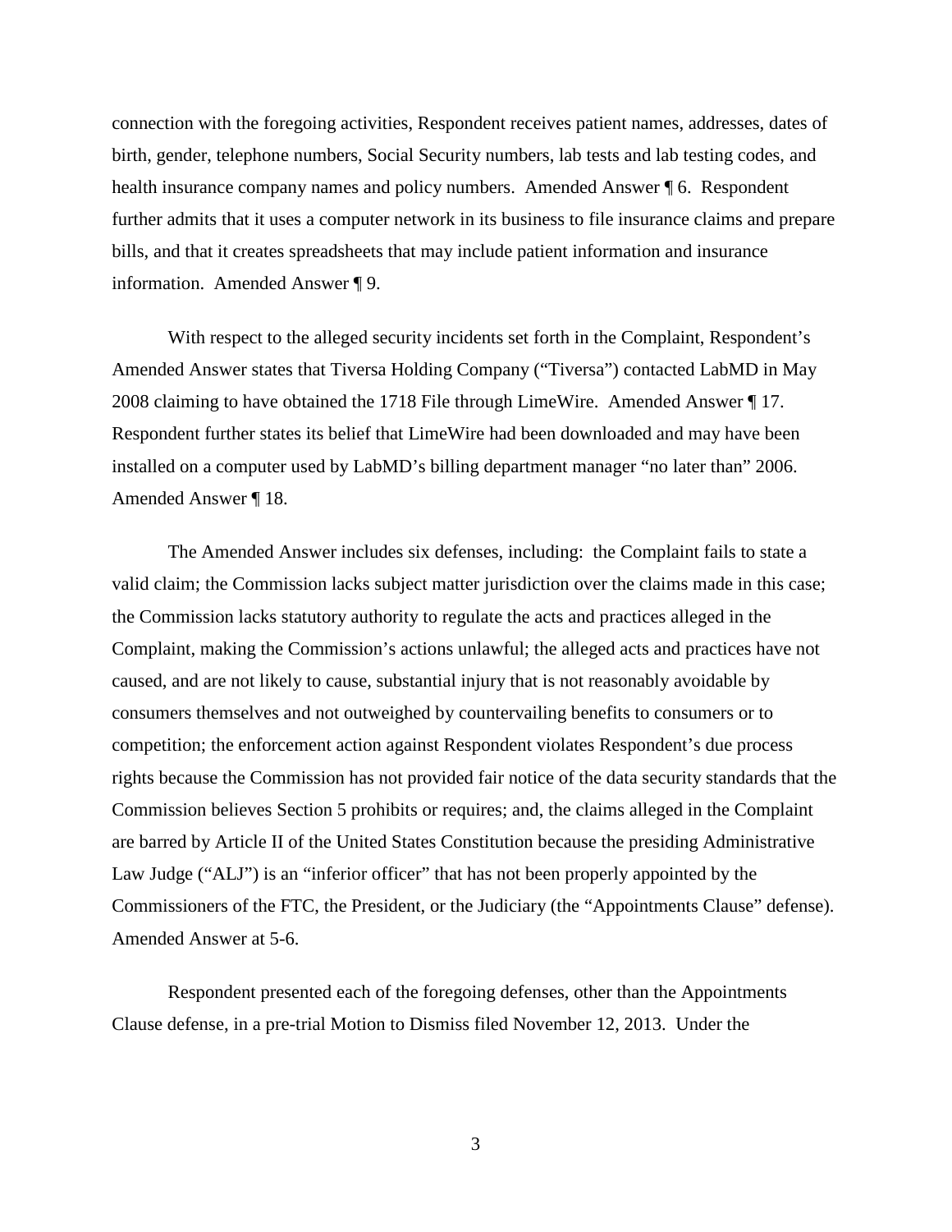connection with the foregoing activities, Respondent receives patient names, addresses, dates of birth, gender, telephone numbers, Social Security numbers, lab tests and lab testing codes, and health insurance company names and policy numbers. Amended Answer ¶ 6. Respondent further admits that it uses a computer network in its business to file insurance claims and prepare bills, and that it creates spreadsheets that may include patient information and insurance information. Amended Answer ¶ 9.

With respect to the alleged security incidents set forth in the Complaint, Respondent's Amended Answer states that Tiversa Holding Company ("Tiversa") contacted LabMD in May 2008 claiming to have obtained the 1718 File through LimeWire. Amended Answer ¶ 17. Respondent further states its belief that LimeWire had been downloaded and may have been installed on a computer used by LabMD's billing department manager "no later than" 2006. Amended Answer ¶ 18.

The Amended Answer includes six defenses, including: the Complaint fails to state a valid claim; the Commission lacks subject matter jurisdiction over the claims made in this case; the Commission lacks statutory authority to regulate the acts and practices alleged in the Complaint, making the Commission's actions unlawful; the alleged acts and practices have not caused, and are not likely to cause, substantial injury that is not reasonably avoidable by consumers themselves and not outweighed by countervailing benefits to consumers or to competition; the enforcement action against Respondent violates Respondent's due process rights because the Commission has not provided fair notice of the data security standards that the Commission believes Section 5 prohibits or requires; and, the claims alleged in the Complaint are barred by Article II of the United States Constitution because the presiding Administrative Law Judge ("ALJ") is an "inferior officer" that has not been properly appointed by the Commissioners of the FTC, the President, or the Judiciary (the "Appointments Clause" defense). Amended Answer at 5-6.

Respondent presented each of the foregoing defenses, other than the Appointments Clause defense, in a pre-trial Motion to Dismiss filed November 12, 2013. Under the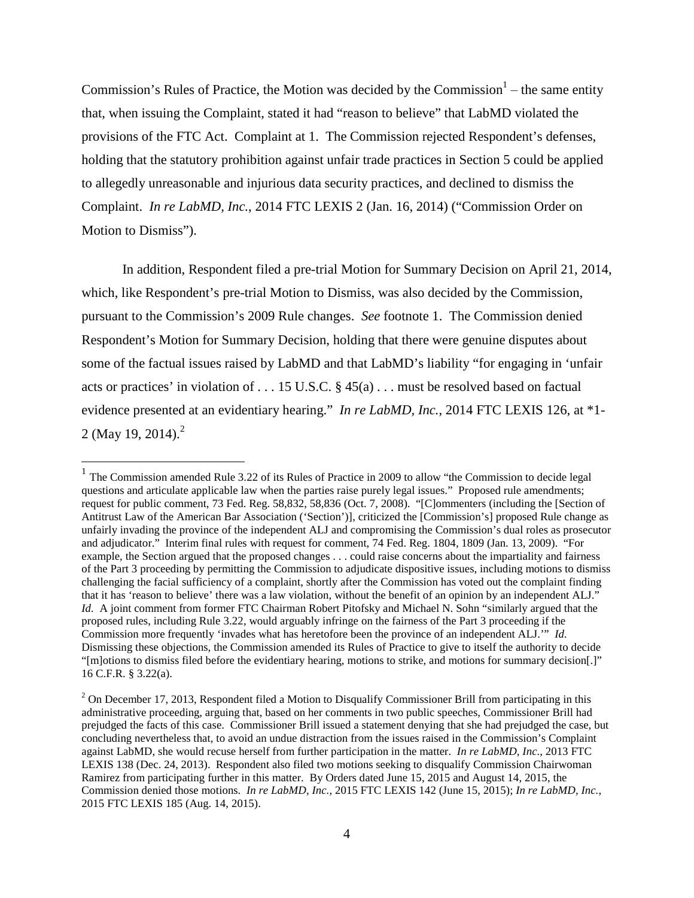Commission's Rules of Practice, the Motion was decided by the Commission[1] – the same entity that, when issuing the Complaint, stated it had "reason to believe" that LabMD violated the provisions of the FTC Act. Complaint at 1. The Commission rejected Respondent's defenses, holding that the statutory prohibition against unfair trade practices in Section 5 could be applied to allegedly unreasonable and injurious data security practices, and declined to dismiss the Complaint. *In re LabMD, Inc.*, 2014 FTC LEXIS 2 (Jan. 16, 2014) ("Commission Order on Motion to Dismiss").

In addition, Respondent filed a pre-trial Motion for Summary Decision on April 21, 2014, which, like Respondent's pre-trial Motion to Dismiss, was also decided by the Commission, pursuant to the Commission's 2009 Rule changes. *See* footnote 1. The Commission denied Respondent's Motion for Summary Decision, holding that there were genuine disputes about some of the factual issues raised by LabMD and that LabMD's liability "for engaging in 'unfair acts or practices' in violation of . . . 15 U.S.C. § 45(a) . . . must be resolved based on factual evidence presented at an evidentiary hearing." *In re LabMD, Inc.*, 2014 FTC LEXIS 126, at *1-2 (May 19, 2014).[2]

---

[1] The Commission amended Rule 3.22 of its Rules of Practice in 2009 to allow "the Commission to decide legal questions and articulate applicable law when the parties raise purely legal issues." Proposed rule amendments; request for public comment, 73 Fed. Reg. 58,832, 58,836 (Oct. 7, 2008). "[C]ommenters (including the [Section of Antitrust Law of the American Bar Association ('Section')], criticized the [Commission's] proposed Rule change as unfairly invading the province of the independent ALJ and compromising the Commission's dual roles as prosecutor and adjudicator." Interim final rules with request for comment, 74 Fed. Reg. 1804, 1809 (Jan. 13, 2009). "For example, the Section argued that the proposed changes . . . could raise concerns about the impartiality and fairness of the Part 3 proceeding by permitting the Commission to adjudicate dispositive issues, including motions to dismiss challenging the facial sufficiency of a complaint, shortly after the Commission has voted out the complaint finding that it has 'reason to believe' there was a law violation, without the benefit of an opinion by an independent ALJ." *Id.* A joint comment from former FTC Chairman Robert Pitofsky and Michael N. Sohn "similarly argued that the proposed rules, including Rule 3.22, would arguably infringe on the fairness of the Part 3 proceeding if the Commission more frequently 'invades what has heretofore been the province of an independent ALJ.'" *Id.* Dismissing these objections, the Commission amended its Rules of Practice to give to itself the authority to decide "[m]otions to dismiss filed before the evidentiary hearing, motions to strike, and motions for summary decision[.]" 16 C.F.R. § 3.22(a).

[2] On December 17, 2013, Respondent filed a Motion to Disqualify Commissioner Brill from participating in this administrative proceeding, arguing that, based on her comments in two public speeches, Commissioner Brill had prejudged the facts of this case. Commissioner Brill issued a statement denying that she had prejudged the case, but concluding nevertheless that, to avoid an undue distraction from the issues raised in the Commission's Complaint against LabMD, she would recuse herself from further participation in the matter. *In re LabMD, Inc.*, 2013 FTC LEXIS 138 (Dec. 24, 2013). Respondent also filed two motions seeking to disqualify Commission Chairwoman Ramirez from participating further in this matter. By Orders dated June 15, 2015 and August 14, 2015, the Commission denied those motions. *In re LabMD, Inc.*, 2015 FTC LEXIS 142 (June 15, 2015); *In re LabMD, Inc.*, 2015 FTC LEXIS 185 (Aug. 14, 2015).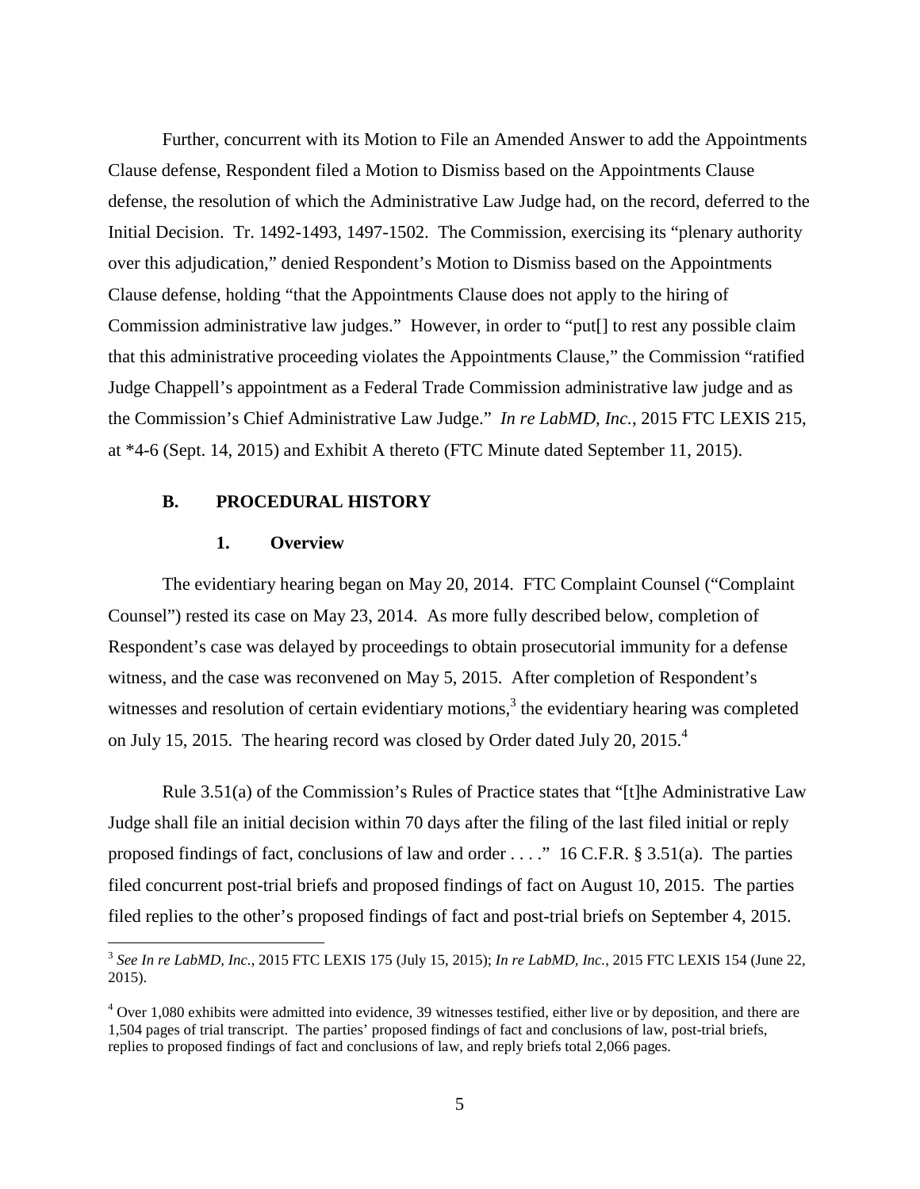Further, concurrent with its Motion to File an Amended Answer to add the Appointments Clause defense, Respondent filed a Motion to Dismiss based on the Appointments Clause defense, the resolution of which the Administrative Law Judge had, on the record, deferred to the Initial Decision. Tr. 1492-1493, 1497-1502. The Commission, exercising its "plenary authority over this adjudication," denied Respondent's Motion to Dismiss based on the Appointments Clause defense, holding "that the Appointments Clause does not apply to the hiring of Commission administrative law judges." However, in order to "put[] to rest any possible claim that this administrative proceeding violates the Appointments Clause," the Commission "ratified Judge Chappell's appointment as a Federal Trade Commission administrative law judge and as the Commission's Chief Administrative Law Judge." *In re LabMD, Inc.*, 2015 FTC LEXIS 215, at *4-6 (Sept. 14, 2015) and Exhibit A thereto (FTC Minute dated September 11, 2015).

### B. PROCEDURAL HISTORY

#### 1. Overview

The evidentiary hearing began on May 20, 2014. FTC Complaint Counsel ("Complaint Counsel") rested its case on May 23, 2014. As more fully described below, completion of Respondent's case was delayed by proceedings to obtain prosecutorial immunity for a defense witness, and the case was reconvened on May 5, 2015. After completion of Respondent's witnesses and resolution of certain evidentiary motions,[3] the evidentiary hearing was completed on July 15, 2015. The hearing record was closed by Order dated July 20, 2015.[4]

Rule 3.51(a) of the Commission's Rules of Practice states that "[t]he Administrative Law Judge shall file an initial decision within 70 days after the filing of the last filed initial or reply proposed findings of fact, conclusions of law and order . . . ." 16 C.F.R. § 3.51(a). The parties filed concurrent post-trial briefs and proposed findings of fact on August 10, 2015. The parties filed replies to the other's proposed findings of fact and post-trial briefs on September 4, 2015.

---

[3] *See In re LabMD, Inc.*, 2015 FTC LEXIS 175 (July 15, 2015); *In re LabMD, Inc.*, 2015 FTC LEXIS 154 (June 22, 2015).

[4] Over 1,080 exhibits were admitted into evidence, 39 witnesses testified, either live or by deposition, and there are 1,504 pages of trial transcript. The parties' proposed findings of fact and conclusions of law, post-trial briefs, replies to proposed findings of fact and conclusions of law, and reply briefs total 2,066 pages.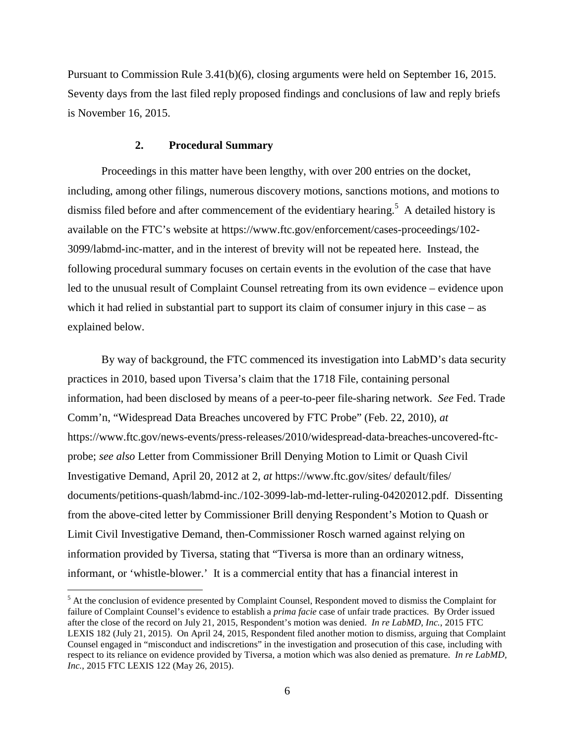Pursuant to Commission Rule 3.41(b)(6), closing arguments were held on September 16, 2015. Seventy days from the last filed reply proposed findings and conclusions of law and reply briefs is November 16, 2015.

### 2. Procedural Summary

Proceedings in this matter have been lengthy, with over 200 entries on the docket, including, among other filings, numerous discovery motions, sanctions motions, and motions to dismiss filed before and after commencement of the evidentiary hearing.[5] A detailed history is available on the FTC's website at https://www.ftc.gov/enforcement/cases-proceedings/102-3099/labmd-inc-matter, and in the interest of brevity will not be repeated here. Instead, the following procedural summary focuses on certain events in the evolution of the case that have led to the unusual result of Complaint Counsel retreating from its own evidence – evidence upon which it had relied in substantial part to support its claim of consumer injury in this case – as explained below.

By way of background, the FTC commenced its investigation into LabMD's data security practices in 2010, based upon Tiversa's claim that the 1718 File, containing personal information, had been disclosed by means of a peer-to-peer file-sharing network. *See* Fed. Trade Comm'n, "Widespread Data Breaches uncovered by FTC Probe" (Feb. 22, 2010), *at* https://www.ftc.gov/news-events/press-releases/2010/widespread-data-breaches-uncovered-ftc-probe; *see also* Letter from Commissioner Brill Denying Motion to Limit or Quash Civil Investigative Demand, April 20, 2012 at 2, *at* https://www.ftc.gov/sites/ default/files/ documents/petitions-quash/labmd-inc./102-3099-lab-md-letter-ruling-04202012.pdf. Dissenting from the above-cited letter by Commissioner Brill denying Respondent's Motion to Quash or Limit Civil Investigative Demand, then-Commissioner Rosch warned against relying on information provided by Tiversa, stating that "Tiversa is more than an ordinary witness, informant, or 'whistle-blower.' It is a commercial entity that has a financial interest in

[5] At the conclusion of evidence presented by Complaint Counsel, Respondent moved to dismiss the Complaint for failure of Complaint Counsel's evidence to establish a *prima facie* case of unfair trade practices. By Order issued after the close of the record on July 21, 2015, Respondent's motion was denied. *In re LabMD, Inc.*, 2015 FTC LEXIS 182 (July 21, 2015). On April 24, 2015, Respondent filed another motion to dismiss, arguing that Complaint Counsel engaged in "misconduct and indiscretions" in the investigation and prosecution of this case, including with respect to its reliance on evidence provided by Tiversa, a motion which was also denied as premature. *In re LabMD, Inc.*, 2015 FTC LEXIS 122 (May 26, 2015).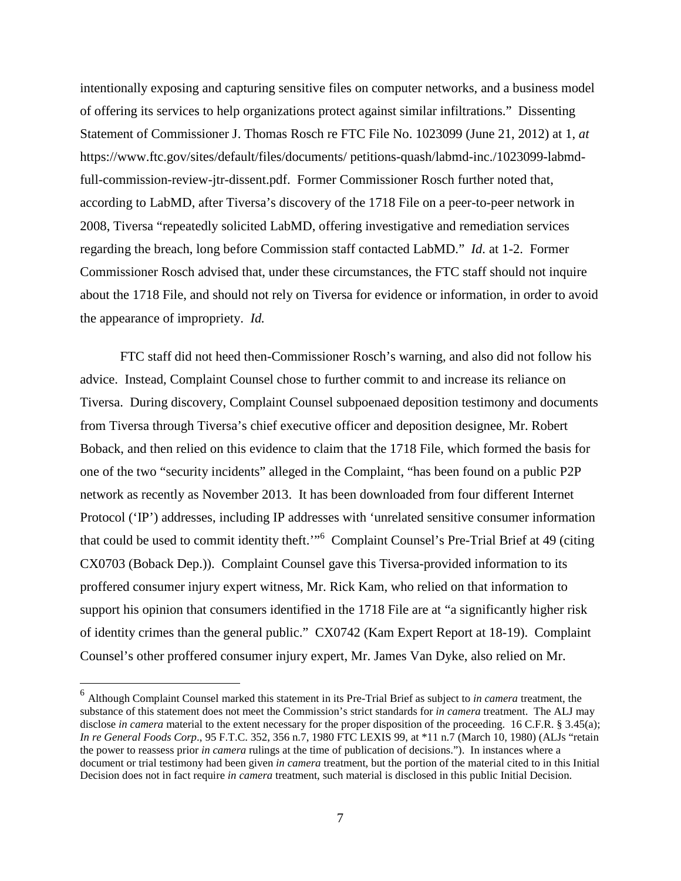intentionally exposing and capturing sensitive files on computer networks, and a business model of offering its services to help organizations protect against similar infiltrations." Dissenting Statement of Commissioner J. Thomas Rosch re FTC File No. 1023099 (June 21, 2012) at 1, *at* https://www.ftc.gov/sites/default/files/documents/ petitions-quash/labmd-inc./1023099-labmd-full-commission-review-jtr-dissent.pdf. Former Commissioner Rosch further noted that, according to LabMD, after Tiversa's discovery of the 1718 File on a peer-to-peer network in 2008, Tiversa "repeatedly solicited LabMD, offering investigative and remediation services regarding the breach, long before Commission staff contacted LabMD." *Id.* at 1-2. Former Commissioner Rosch advised that, under these circumstances, the FTC staff should not inquire about the 1718 File, and should not rely on Tiversa for evidence or information, in order to avoid the appearance of impropriety. *Id.*

FTC staff did not heed then-Commissioner Rosch's warning, and also did not follow his advice. Instead, Complaint Counsel chose to further commit to and increase its reliance on Tiversa. During discovery, Complaint Counsel subpoenaed deposition testimony and documents from Tiversa through Tiversa's chief executive officer and deposition designee, Mr. Robert Boback, and then relied on this evidence to claim that the 1718 File, which formed the basis for one of the two "security incidents" alleged in the Complaint, "has been found on a public P2P network as recently as November 2013. It has been downloaded from four different Internet Protocol ('IP') addresses, including IP addresses with 'unrelated sensitive consumer information that could be used to commit identity theft.'"[6] Complaint Counsel's Pre-Trial Brief at 49 (citing CX0703 (Boback Dep.)). Complaint Counsel gave this Tiversa-provided information to its proffered consumer injury expert witness, Mr. Rick Kam, who relied on that information to support his opinion that consumers identified in the 1718 File are at "a significantly higher risk of identity crimes than the general public." CX0742 (Kam Expert Report at 18-19). Complaint Counsel's other proffered consumer injury expert, Mr. James Van Dyke, also relied on Mr.

---

[6] Although Complaint Counsel marked this statement in its Pre-Trial Brief as subject to *in camera* treatment, the substance of this statement does not meet the Commission's strict standards for *in camera* treatment. The ALJ may disclose *in camera* material to the extent necessary for the proper disposition of the proceeding. 16 C.F.R. § 3.45(a); *In re General Foods Corp*., 95 F.T.C. 352, 356 n.7, 1980 FTC LEXIS 99, at *11 n.7 (March 10, 1980) (ALJs "retain the power to reassess prior *in camera* rulings at the time of publication of decisions."). In instances where a document or trial testimony had been given *in camera* treatment, but the portion of the material cited to in this Initial Decision does not in fact require *in camera* treatment, such material is disclosed in this public Initial Decision.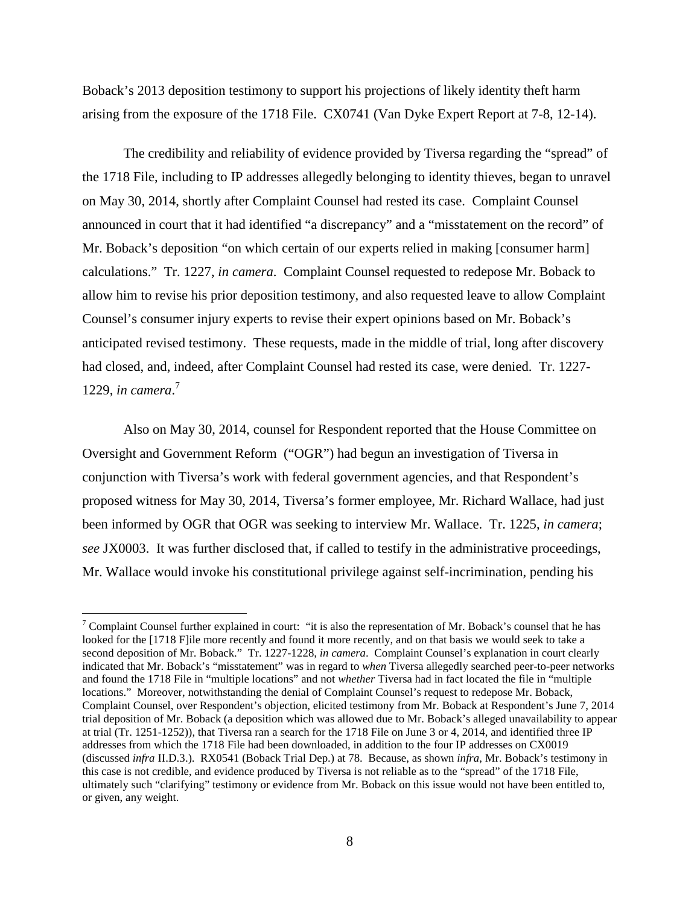Boback's 2013 deposition testimony to support his projections of likely identity theft harm arising from the exposure of the 1718 File. CX0741 (Van Dyke Expert Report at 7-8, 12-14).

The credibility and reliability of evidence provided by Tiversa regarding the "spread" of the 1718 File, including to IP addresses allegedly belonging to identity thieves, began to unravel on May 30, 2014, shortly after Complaint Counsel had rested its case. Complaint Counsel announced in court that it had identified "a discrepancy" and a "misstatement on the record" of Mr. Boback's deposition "on which certain of our experts relied in making [consumer harm] calculations." Tr. 1227, *in camera*. Complaint Counsel requested to redepose Mr. Boback to allow him to revise his prior deposition testimony, and also requested leave to allow Complaint Counsel's consumer injury experts to revise their expert opinions based on Mr. Boback's anticipated revised testimony. These requests, made in the middle of trial, long after discovery had closed, and, indeed, after Complaint Counsel had rested its case, were denied. Tr. 1227-1229, *in camera*.[7]

Also on May 30, 2014, counsel for Respondent reported that the House Committee on Oversight and Government Reform ("OGR") had begun an investigation of Tiversa in conjunction with Tiversa's work with federal government agencies, and that Respondent's proposed witness for May 30, 2014, Tiversa's former employee, Mr. Richard Wallace, had just been informed by OGR that OGR was seeking to interview Mr. Wallace. Tr. 1225, *in camera*; *see* JX0003. It was further disclosed that, if called to testify in the administrative proceedings, Mr. Wallace would invoke his constitutional privilege against self-incrimination, pending his

---

[7] Complaint Counsel further explained in court: "it is also the representation of Mr. Boback's counsel that he has looked for the [1718 F]ile more recently and found it more recently, and on that basis we would seek to take a second deposition of Mr. Boback." Tr. 1227-1228, *in camera*. Complaint Counsel's explanation in court clearly indicated that Mr. Boback's "misstatement" was in regard to *when* Tiversa allegedly searched peer-to-peer networks and found the 1718 File in "multiple locations" and not *whether* Tiversa had in fact located the file in "multiple locations." Moreover, notwithstanding the denial of Complaint Counsel's request to redepose Mr. Boback, Complaint Counsel, over Respondent's objection, elicited testimony from Mr. Boback at Respondent's June 7, 2014 trial deposition of Mr. Boback (a deposition which was allowed due to Mr. Boback's alleged unavailability to appear at trial (Tr. 1251-1252)), that Tiversa ran a search for the 1718 File on June 3 or 4, 2014, and identified three IP addresses from which the 1718 File had been downloaded, in addition to the four IP addresses on CX0019 (discussed *infra* II.D.3.). RX0541 (Boback Trial Dep.) at 78. Because, as shown *infra*, Mr. Boback's testimony in this case is not credible, and evidence produced by Tiversa is not reliable as to the "spread" of the 1718 File, ultimately such "clarifying" testimony or evidence from Mr. Boback on this issue would not have been entitled to, or given, any weight.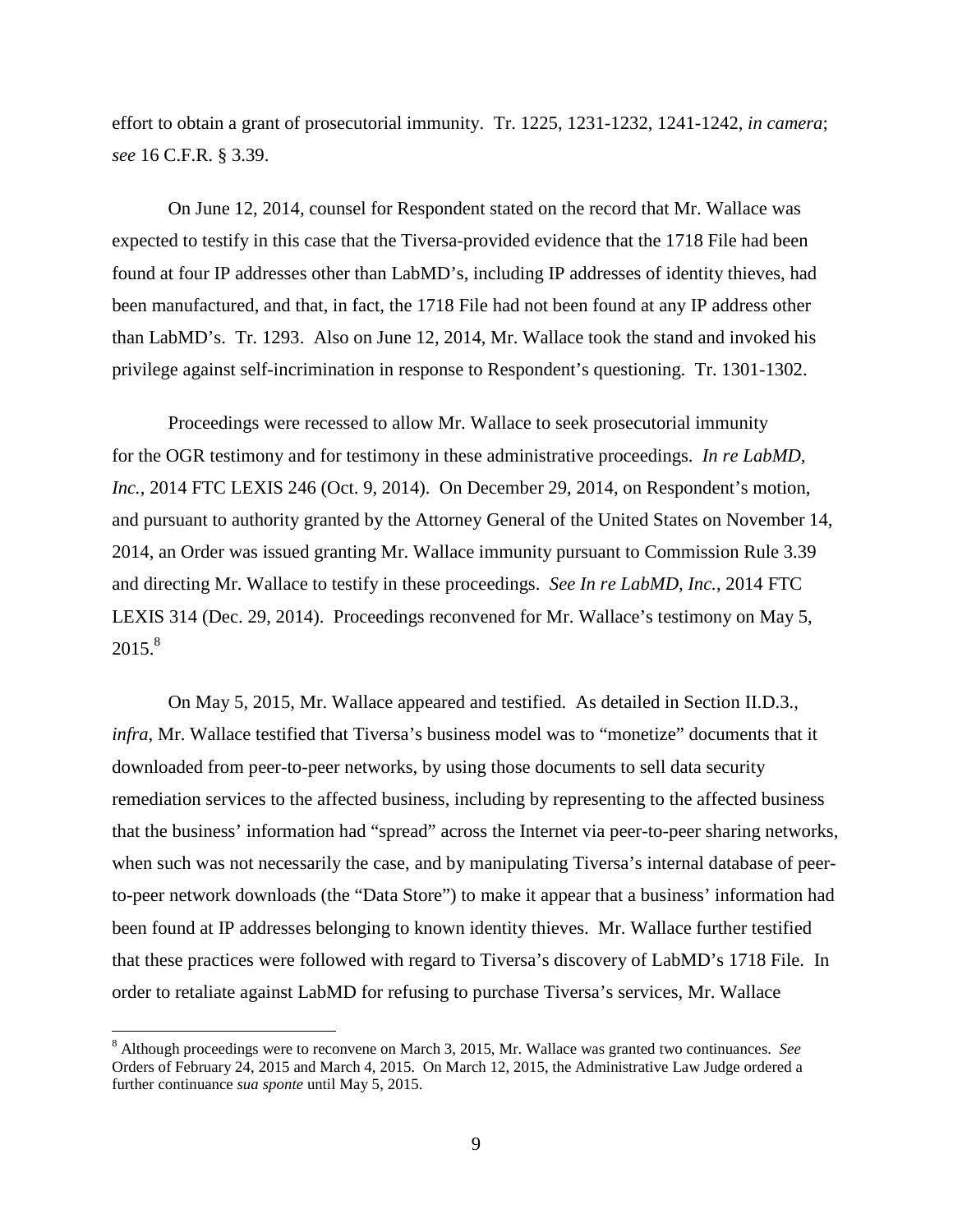effort to obtain a grant of prosecutorial immunity. Tr. 1225, 1231-1232, 1241-1242, *in camera*; *see* 16 C.F.R. § 3.39.

On June 12, 2014, counsel for Respondent stated on the record that Mr. Wallace was expected to testify in this case that the Tiversa-provided evidence that the 1718 File had been found at four IP addresses other than LabMD's, including IP addresses of identity thieves, had been manufactured, and that, in fact, the 1718 File had not been found at any IP address other than LabMD's. Tr. 1293. Also on June 12, 2014, Mr. Wallace took the stand and invoked his privilege against self-incrimination in response to Respondent's questioning. Tr. 1301-1302.

Proceedings were recessed to allow Mr. Wallace to seek prosecutorial immunity for the OGR testimony and for testimony in these administrative proceedings. *In re LabMD, Inc.*, 2014 FTC LEXIS 246 (Oct. 9, 2014). On December 29, 2014, on Respondent's motion, and pursuant to authority granted by the Attorney General of the United States on November 14, 2014, an Order was issued granting Mr. Wallace immunity pursuant to Commission Rule 3.39 and directing Mr. Wallace to testify in these proceedings. *See In re LabMD, Inc.*, 2014 FTC LEXIS 314 (Dec. 29, 2014). Proceedings reconvened for Mr. Wallace's testimony on May 5, 2015.[8]

On May 5, 2015, Mr. Wallace appeared and testified. As detailed in Section II.D.3., *infra*, Mr. Wallace testified that Tiversa's business model was to "monetize" documents that it downloaded from peer-to-peer networks, by using those documents to sell data security remediation services to the affected business, including by representing to the affected business that the business' information had "spread" across the Internet via peer-to-peer sharing networks, when such was not necessarily the case, and by manipulating Tiversa's internal database of peer-to-peer network downloads (the "Data Store") to make it appear that a business' information had been found at IP addresses belonging to known identity thieves. Mr. Wallace further testified that these practices were followed with regard to Tiversa's discovery of LabMD's 1718 File. In order to retaliate against LabMD for refusing to purchase Tiversa's services, Mr. Wallace

[8] Although proceedings were to reconvene on March 3, 2015, Mr. Wallace was granted two continuances. *See* Orders of February 24, 2015 and March 4, 2015. On March 12, 2015, the Administrative Law Judge ordered a further continuance *sua sponte* until May 5, 2015.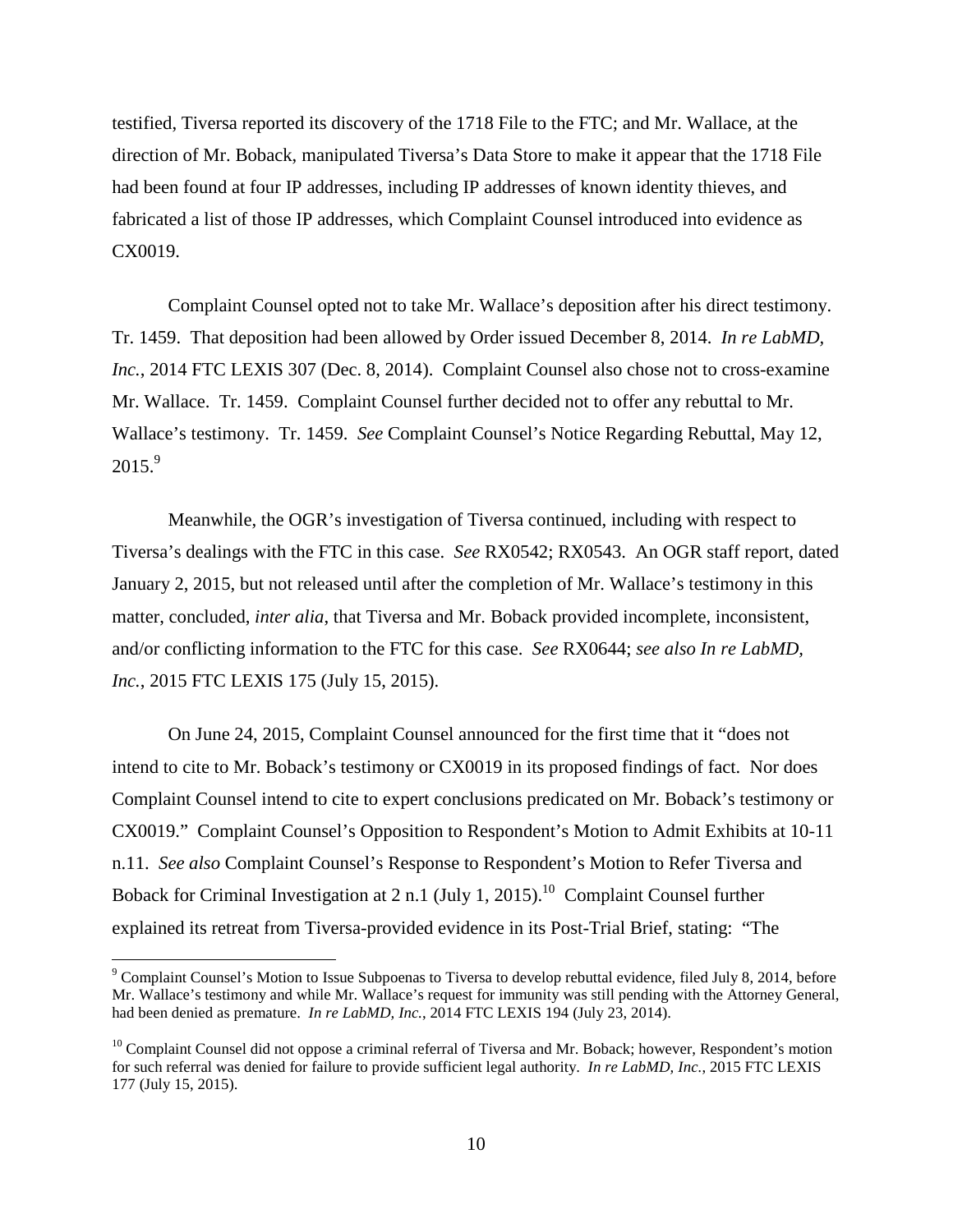testified, Tiversa reported its discovery of the 1718 File to the FTC; and Mr. Wallace, at the direction of Mr. Boback, manipulated Tiversa's Data Store to make it appear that the 1718 File had been found at four IP addresses, including IP addresses of known identity thieves, and fabricated a list of those IP addresses, which Complaint Counsel introduced into evidence as CX0019.

Complaint Counsel opted not to take Mr. Wallace's deposition after his direct testimony. Tr. 1459. That deposition had been allowed by Order issued December 8, 2014. *In re LabMD, Inc.*, 2014 FTC LEXIS 307 (Dec. 8, 2014). Complaint Counsel also chose not to cross-examine Mr. Wallace. Tr. 1459. Complaint Counsel further decided not to offer any rebuttal to Mr. Wallace's testimony. Tr. 1459. *See* Complaint Counsel's Notice Regarding Rebuttal, May 12, 2015.[9]

Meanwhile, the OGR's investigation of Tiversa continued, including with respect to Tiversa's dealings with the FTC in this case. *See* RX0542; RX0543. An OGR staff report, dated January 2, 2015, but not released until after the completion of Mr. Wallace's testimony in this matter, concluded, *inter alia*, that Tiversa and Mr. Boback provided incomplete, inconsistent, and/or conflicting information to the FTC for this case. *See* RX0644; *see also In re LabMD, Inc.*, 2015 FTC LEXIS 175 (July 15, 2015).

On June 24, 2015, Complaint Counsel announced for the first time that it "does not intend to cite to Mr. Boback's testimony or CX0019 in its proposed findings of fact. Nor does Complaint Counsel intend to cite to expert conclusions predicated on Mr. Boback's testimony or CX0019." Complaint Counsel's Opposition to Respondent's Motion to Admit Exhibits at 10-11 n.11. *See also* Complaint Counsel's Response to Respondent's Motion to Refer Tiversa and Boback for Criminal Investigation at 2 n.1 (July 1, 2015).[10] Complaint Counsel further explained its retreat from Tiversa-provided evidence in its Post-Trial Brief, stating: "The

---

[9] Complaint Counsel's Motion to Issue Subpoenas to Tiversa to develop rebuttal evidence, filed July 8, 2014, before Mr. Wallace's testimony and while Mr. Wallace's request for immunity was still pending with the Attorney General, had been denied as premature. *In re LabMD, Inc.*, 2014 FTC LEXIS 194 (July 23, 2014).

[10] Complaint Counsel did not oppose a criminal referral of Tiversa and Mr. Boback; however, Respondent's motion for such referral was denied for failure to provide sufficient legal authority. *In re LabMD, Inc.*, 2015 FTC LEXIS 177 (July 15, 2015).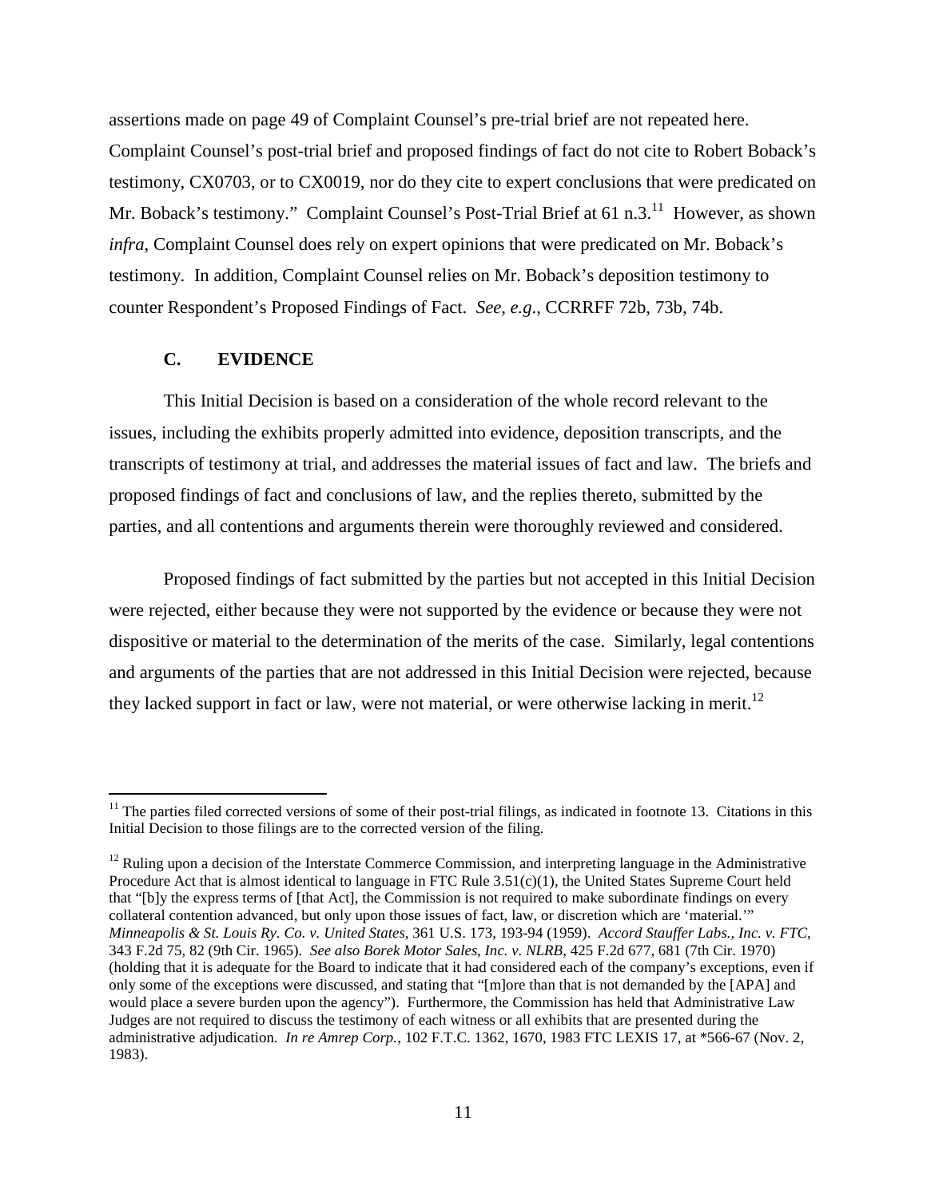assertions made on page 49 of Complaint Counsel's pre-trial brief are not repeated here. Complaint Counsel's post-trial brief and proposed findings of fact do not cite to Robert Boback's testimony, CX0703, or to CX0019, nor do they cite to expert conclusions that were predicated on Mr. Boback's testimony." Complaint Counsel's Post-Trial Brief at 61 n.3.[11] However, as shown *infra*, Complaint Counsel does rely on expert opinions that were predicated on Mr. Boback's testimony. In addition, Complaint Counsel relies on Mr. Boback's deposition testimony to counter Respondent's Proposed Findings of Fact. *See, e.g.*, CCRRFF 72b, 73b, 74b.

### C. EVIDENCE

This Initial Decision is based on a consideration of the whole record relevant to the issues, including the exhibits properly admitted into evidence, deposition transcripts, and the transcripts of testimony at trial, and addresses the material issues of fact and law. The briefs and proposed findings of fact and conclusions of law, and the replies thereto, submitted by the parties, and all contentions and arguments therein were thoroughly reviewed and considered.

Proposed findings of fact submitted by the parties but not accepted in this Initial Decision were rejected, either because they were not supported by the evidence or because they were not dispositive or material to the determination of the merits of the case. Similarly, legal contentions and arguments of the parties that are not addressed in this Initial Decision were rejected, because they lacked support in fact or law, were not material, or were otherwise lacking in merit.[12]

---

[11] The parties filed corrected versions of some of their post-trial filings, as indicated in footnote 13. Citations in this Initial Decision to those filings are to the corrected version of the filing.

[12] Ruling upon a decision of the Interstate Commerce Commission, and interpreting language in the Administrative Procedure Act that is almost identical to language in FTC Rule 3.51(c)(1), the United States Supreme Court held that "[b]y the express terms of [that Act], the Commission is not required to make subordinate findings on every collateral contention advanced, but only upon those issues of fact, law, or discretion which are 'material.'" *Minneapolis & St. Louis Ry. Co. v. United States*, 361 U.S. 173, 193-94 (1959). *Accord Stauffer Labs., Inc. v. FTC*, 343 F.2d 75, 82 (9th Cir. 1965). *See also Borek Motor Sales, Inc. v. NLRB*, 425 F.2d 677, 681 (7th Cir. 1970) (holding that it is adequate for the Board to indicate that it had considered each of the company's exceptions, even if only some of the exceptions were discussed, and stating that "[m]ore than that is not demanded by the [APA] and would place a severe burden upon the agency"). Furthermore, the Commission has held that Administrative Law Judges are not required to discuss the testimony of each witness or all exhibits that are presented during the administrative adjudication. *In re Amrep Corp.*, 102 F.T.C. 1362, 1670, 1983 FTC LEXIS 17, at *566-67 (Nov. 2, 1983).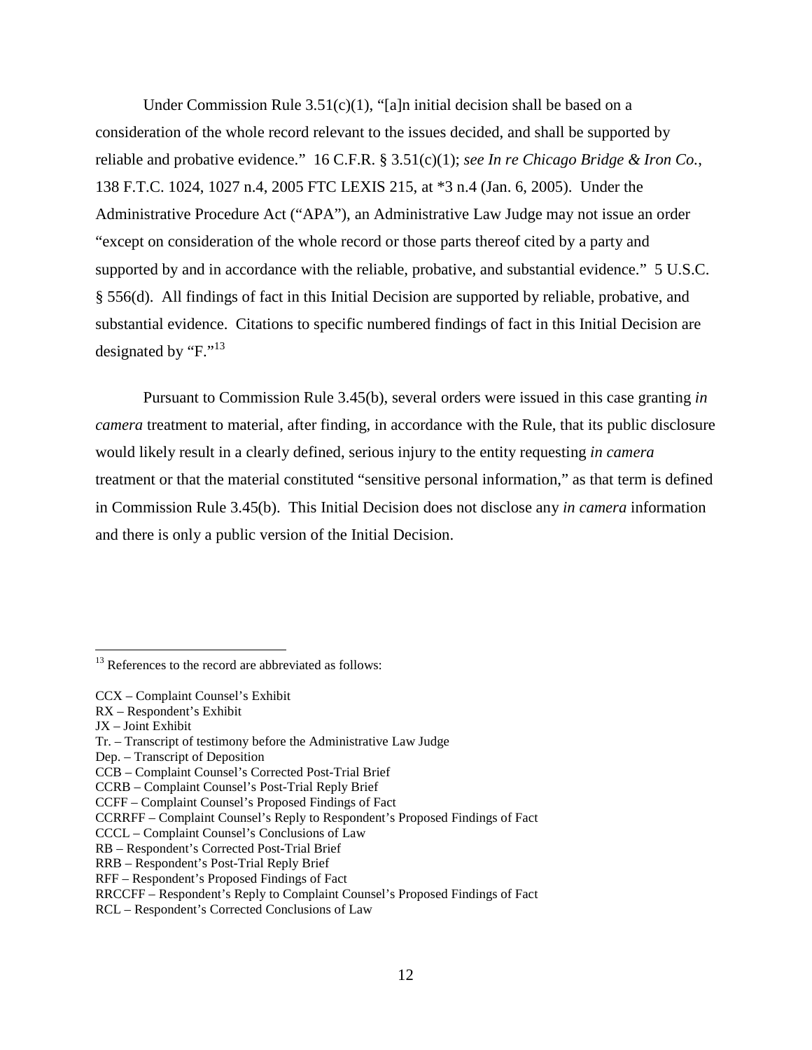Under Commission Rule 3.51(c)(1), "[a]n initial decision shall be based on a consideration of the whole record relevant to the issues decided, and shall be supported by reliable and probative evidence." 16 C.F.R. § 3.51(c)(1); *see In re Chicago Bridge & Iron Co.*, 138 F.T.C. 1024, 1027 n.4, 2005 FTC LEXIS 215, at *3 n.4 (Jan. 6, 2005). Under the Administrative Procedure Act ("APA"), an Administrative Law Judge may not issue an order "except on consideration of the whole record or those parts thereof cited by a party and supported by and in accordance with the reliable, probative, and substantial evidence." 5 U.S.C. § 556(d). All findings of fact in this Initial Decision are supported by reliable, probative, and substantial evidence. Citations to specific numbered findings of fact in this Initial Decision are designated by "F."[13]

Pursuant to Commission Rule 3.45(b), several orders were issued in this case granting *in camera* treatment to material, after finding, in accordance with the Rule, that its public disclosure would likely result in a clearly defined, serious injury to the entity requesting *in camera* treatment or that the material constituted "sensitive personal information," as that term is defined in Commission Rule 3.45(b). This Initial Decision does not disclose any *in camera* information and there is only a public version of the Initial Decision.

---

[13] References to the record are abbreviated as follows:

CCX – Complaint Counsel's Exhibit
RX – Respondent's Exhibit
JX – Joint Exhibit
Tr. – Transcript of testimony before the Administrative Law Judge
Dep. – Transcript of Deposition
CCB – Complaint Counsel's Corrected Post-Trial Brief
CCRB – Complaint Counsel's Post-Trial Reply Brief
CCFF – Complaint Counsel's Proposed Findings of Fact
CCRRFF – Complaint Counsel's Reply to Respondent's Proposed Findings of Fact
CCCL – Complaint Counsel's Conclusions of Law
RB – Respondent's Corrected Post-Trial Brief
RRB – Respondent's Post-Trial Reply Brief
RFF – Respondent's Proposed Findings of Fact
RRCCFF – Respondent's Reply to Complaint Counsel's Proposed Findings of Fact
RCL – Respondent's Corrected Conclusions of Law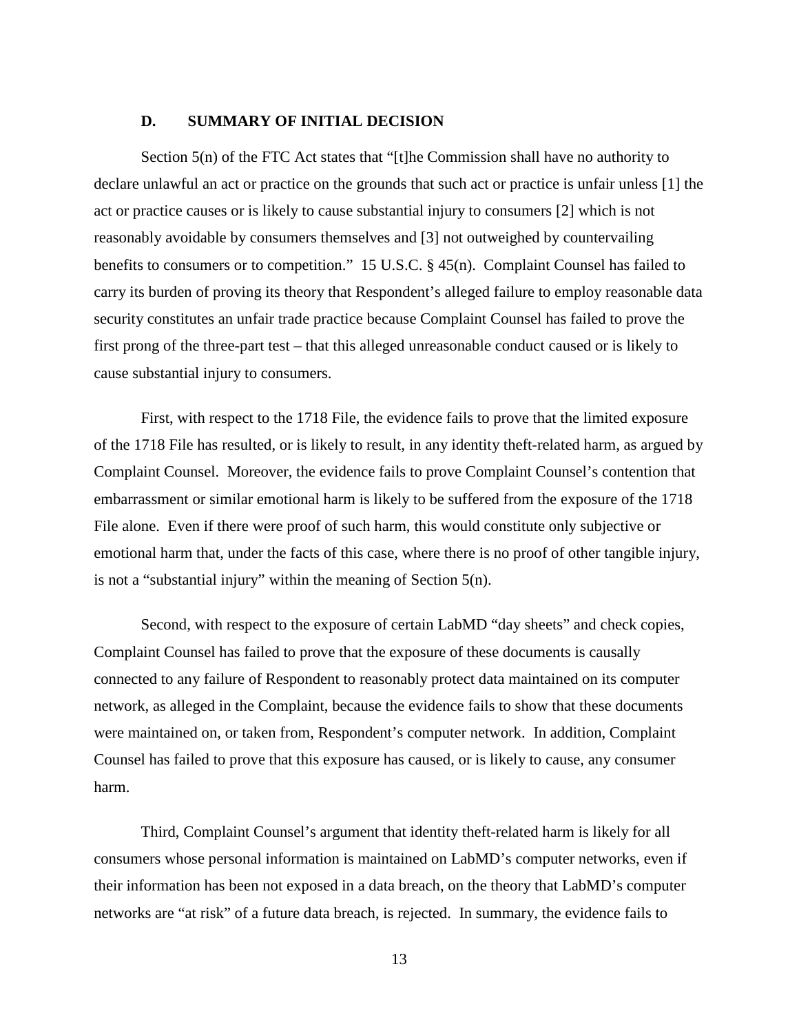### D. SUMMARY OF INITIAL DECISION

Section 5(n) of the FTC Act states that "[t]he Commission shall have no authority to declare unlawful an act or practice on the grounds that such act or practice is unfair unless [1] the act or practice causes or is likely to cause substantial injury to consumers [2] which is not reasonably avoidable by consumers themselves and [3] not outweighed by countervailing benefits to consumers or to competition." 15 U.S.C. § 45(n). Complaint Counsel has failed to carry its burden of proving its theory that Respondent's alleged failure to employ reasonable data security constitutes an unfair trade practice because Complaint Counsel has failed to prove the first prong of the three-part test – that this alleged unreasonable conduct caused or is likely to cause substantial injury to consumers.

First, with respect to the 1718 File, the evidence fails to prove that the limited exposure of the 1718 File has resulted, or is likely to result, in any identity theft-related harm, as argued by Complaint Counsel. Moreover, the evidence fails to prove Complaint Counsel's contention that embarrassment or similar emotional harm is likely to be suffered from the exposure of the 1718 File alone. Even if there were proof of such harm, this would constitute only subjective or emotional harm that, under the facts of this case, where there is no proof of other tangible injury, is not a "substantial injury" within the meaning of Section 5(n).

Second, with respect to the exposure of certain LabMD "day sheets" and check copies, Complaint Counsel has failed to prove that the exposure of these documents is causally connected to any failure of Respondent to reasonably protect data maintained on its computer network, as alleged in the Complaint, because the evidence fails to show that these documents were maintained on, or taken from, Respondent's computer network. In addition, Complaint Counsel has failed to prove that this exposure has caused, or is likely to cause, any consumer harm.

Third, Complaint Counsel's argument that identity theft-related harm is likely for all consumers whose personal information is maintained on LabMD's computer networks, even if their information has been not exposed in a data breach, on the theory that LabMD's computer networks are "at risk" of a future data breach, is rejected. In summary, the evidence fails to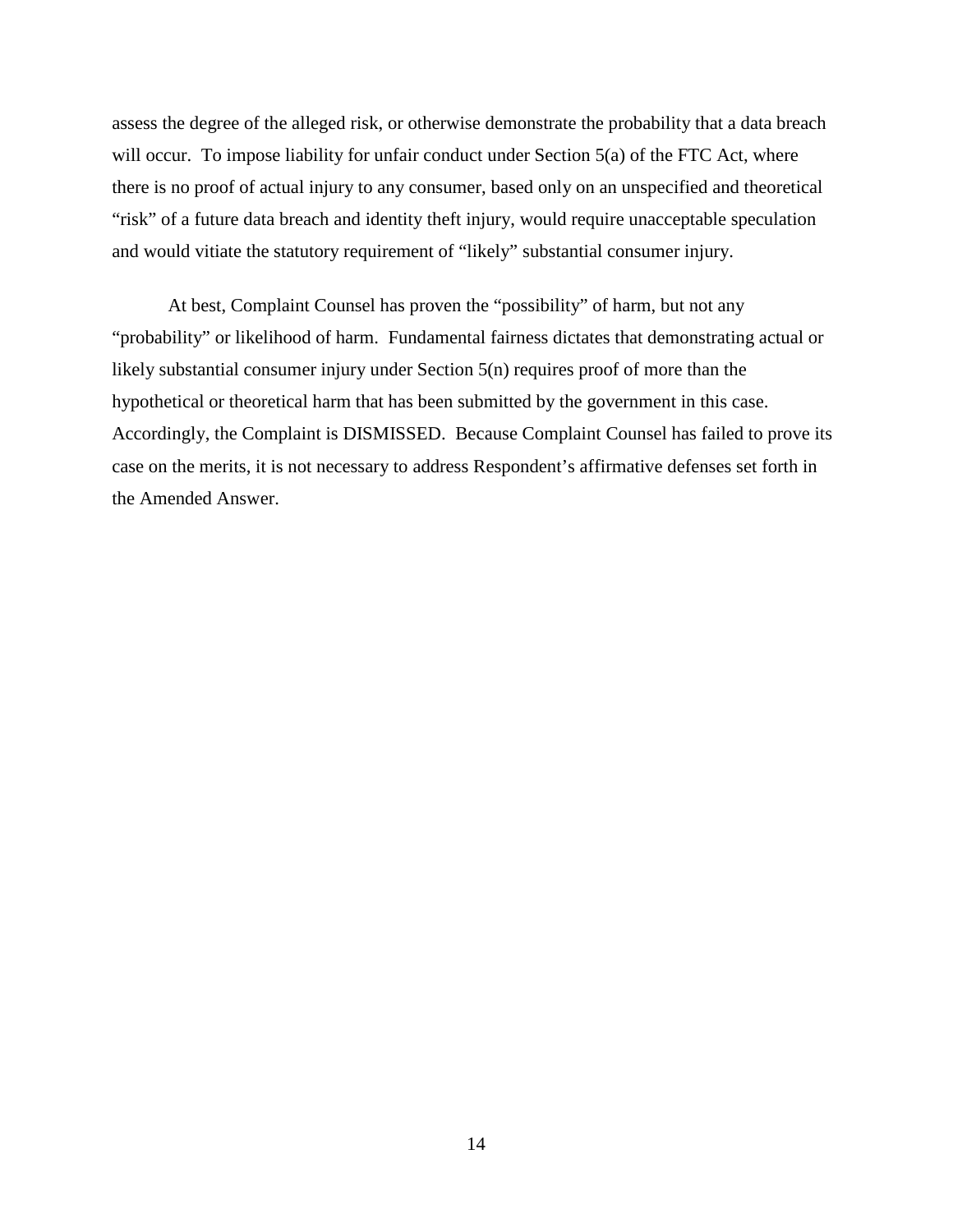assess the degree of the alleged risk, or otherwise demonstrate the probability that a data breach will occur. To impose liability for unfair conduct under Section 5(a) of the FTC Act, where there is no proof of actual injury to any consumer, based only on an unspecified and theoretical "risk" of a future data breach and identity theft injury, would require unacceptable speculation and would vitiate the statutory requirement of "likely" substantial consumer injury.

At best, Complaint Counsel has proven the "possibility" of harm, but not any "probability" or likelihood of harm. Fundamental fairness dictates that demonstrating actual or likely substantial consumer injury under Section 5(n) requires proof of more than the hypothetical or theoretical harm that has been submitted by the government in this case. Accordingly, the Complaint is DISMISSED. Because Complaint Counsel has failed to prove its case on the merits, it is not necessary to address Respondent's affirmative defenses set forth in the Amended Answer.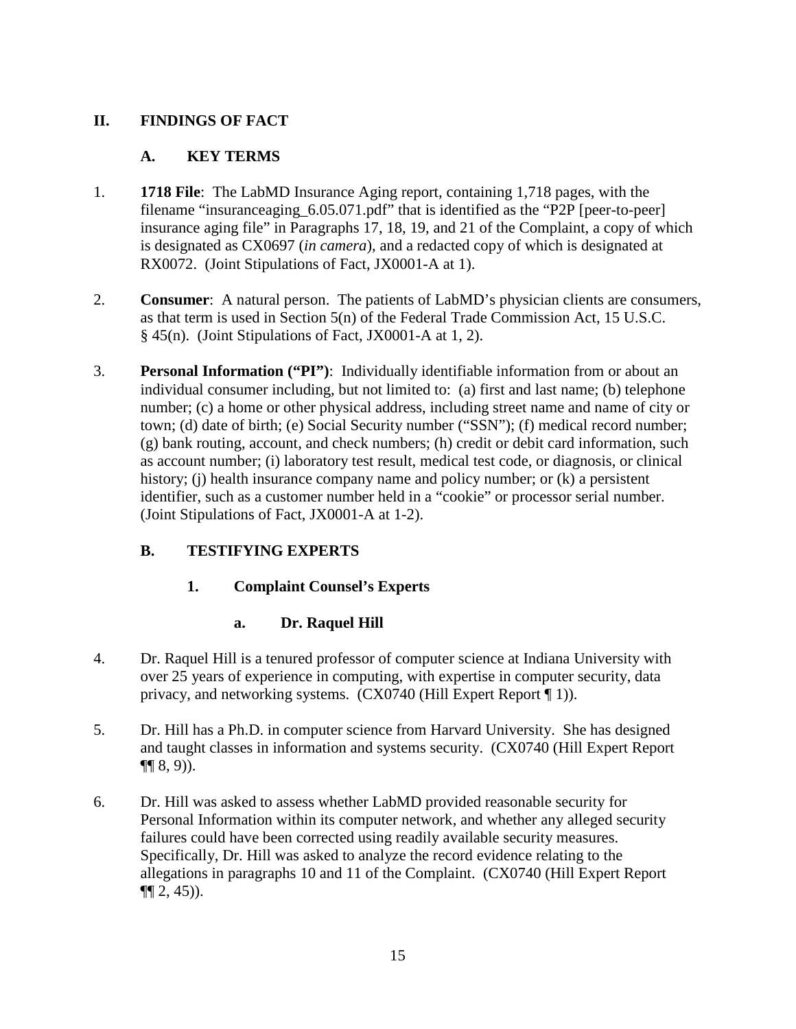## II. FINDINGS OF FACT

### A. KEY TERMS

1. **1718 File**: The LabMD Insurance Aging report, containing 1,718 pages, with the filename "insuranceaging_6.05.071.pdf" that is identified as the "P2P [peer-to-peer] insurance aging file" in Paragraphs 17, 18, 19, and 21 of the Complaint, a copy of which is designated as CX0697 (*in camera*), and a redacted copy of which is designated at RX0072. (Joint Stipulations of Fact, JX0001-A at 1).

2. **Consumer**: A natural person. The patients of LabMD's physician clients are consumers, as that term is used in Section 5(n) of the Federal Trade Commission Act, 15 U.S.C. § 45(n). (Joint Stipulations of Fact, JX0001-A at 1, 2).

3. **Personal Information ("PI")**: Individually identifiable information from or about an individual consumer including, but not limited to: (a) first and last name; (b) telephone number; (c) a home or other physical address, including street name and name of city or town; (d) date of birth; (e) Social Security number ("SSN"); (f) medical record number; (g) bank routing, account, and check numbers; (h) credit or debit card information, such as account number; (i) laboratory test result, medical test code, or diagnosis, or clinical history; (j) health insurance company name and policy number; or (k) a persistent identifier, such as a customer number held in a "cookie" or processor serial number. (Joint Stipulations of Fact, JX0001-A at 1-2).

### B. TESTIFYING EXPERTS

#### 1. Complaint Counsel's Experts

##### a. Dr. Raquel Hill

4. Dr. Raquel Hill is a tenured professor of computer science at Indiana University with over 25 years of experience in computing, with expertise in computer security, data privacy, and networking systems. (CX0740 (Hill Expert Report ¶ 1)).

5. Dr. Hill has a Ph.D. in computer science from Harvard University. She has designed and taught classes in information and systems security. (CX0740 (Hill Expert Report ¶¶ 8, 9)).

6. Dr. Hill was asked to assess whether LabMD provided reasonable security for Personal Information within its computer network, and whether any alleged security failures could have been corrected using readily available security measures. Specifically, Dr. Hill was asked to analyze the record evidence relating to the allegations in paragraphs 10 and 11 of the Complaint. (CX0740 (Hill Expert Report ¶¶ 2, 45)).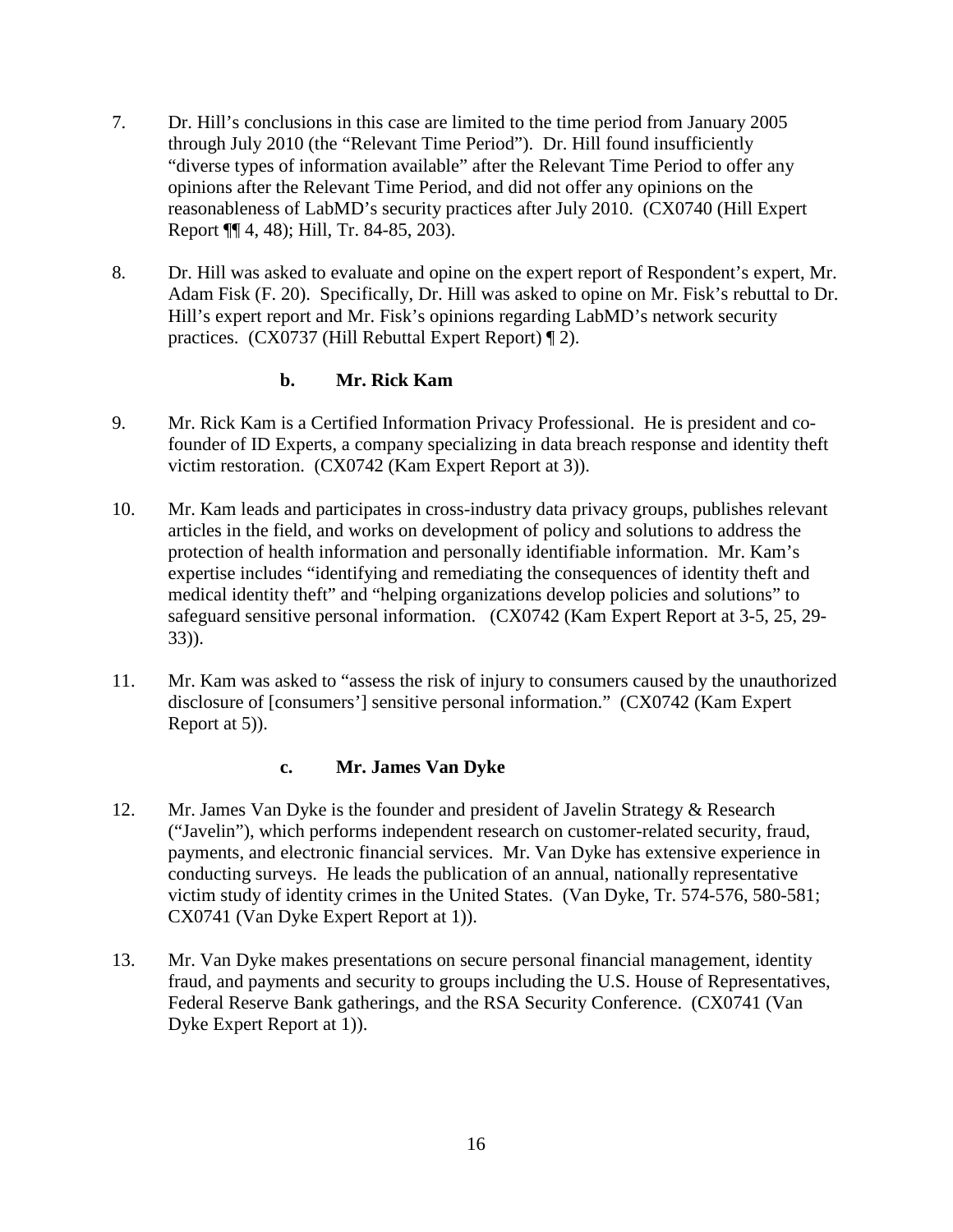7. Dr. Hill's conclusions in this case are limited to the time period from January 2005 through July 2010 (the "Relevant Time Period"). Dr. Hill found insufficiently "diverse types of information available" after the Relevant Time Period to offer any opinions after the Relevant Time Period, and did not offer any opinions on the reasonableness of LabMD's security practices after July 2010. (CX0740 (Hill Expert Report ¶¶ 4, 48); Hill, Tr. 84-85, 203).

8. Dr. Hill was asked to evaluate and opine on the expert report of Respondent's expert, Mr. Adam Fisk (F. 20). Specifically, Dr. Hill was asked to opine on Mr. Fisk's rebuttal to Dr. Hill's expert report and Mr. Fisk's opinions regarding LabMD's network security practices. (CX0737 (Hill Rebuttal Expert Report) ¶ 2).

### b. Mr. Rick Kam

9. Mr. Rick Kam is a Certified Information Privacy Professional. He is president and co-founder of ID Experts, a company specializing in data breach response and identity theft victim restoration. (CX0742 (Kam Expert Report at 3)).

10. Mr. Kam leads and participates in cross-industry data privacy groups, publishes relevant articles in the field, and works on development of policy and solutions to address the protection of health information and personally identifiable information. Mr. Kam's expertise includes "identifying and remediating the consequences of identity theft and medical identity theft" and "helping organizations develop policies and solutions" to safeguard sensitive personal information. (CX0742 (Kam Expert Report at 3-5, 25, 29-33)).

11. Mr. Kam was asked to "assess the risk of injury to consumers caused by the unauthorized disclosure of [consumers'] sensitive personal information." (CX0742 (Kam Expert Report at 5)).

### c. Mr. James Van Dyke

12. Mr. James Van Dyke is the founder and president of Javelin Strategy & Research ("Javelin"), which performs independent research on customer-related security, fraud, payments, and electronic financial services. Mr. Van Dyke has extensive experience in conducting surveys. He leads the publication of an annual, nationally representative victim study of identity crimes in the United States. (Van Dyke, Tr. 574-576, 580-581; CX0741 (Van Dyke Expert Report at 1)).

13. Mr. Van Dyke makes presentations on secure personal financial management, identity fraud, and payments and security to groups including the U.S. House of Representatives, Federal Reserve Bank gatherings, and the RSA Security Conference. (CX0741 (Van Dyke Expert Report at 1)).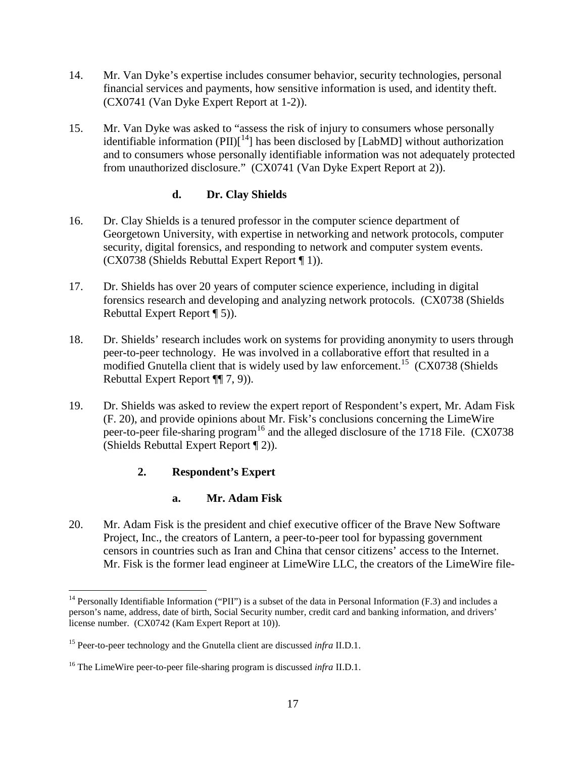14. Mr. Van Dyke's expertise includes consumer behavior, security technologies, personal financial services and payments, how sensitive information is used, and identity theft. (CX0741 (Van Dyke Expert Report at 1-2)).

15. Mr. Van Dyke was asked to "assess the risk of injury to consumers whose personally identifiable information (PII)[[14]] has been disclosed by [LabMD] without authorization and to consumers whose personally identifiable information was not adequately protected from unauthorized disclosure." (CX0741 (Van Dyke Expert Report at 2)).

#### d. Dr. Clay Shields

16. Dr. Clay Shields is a tenured professor in the computer science department of Georgetown University, with expertise in networking and network protocols, computer security, digital forensics, and responding to network and computer system events. (CX0738 (Shields Rebuttal Expert Report ¶ 1)).

17. Dr. Shields has over 20 years of computer science experience, including in digital forensics research and developing and analyzing network protocols. (CX0738 (Shields Rebuttal Expert Report ¶ 5)).

18. Dr. Shields' research includes work on systems for providing anonymity to users through peer-to-peer technology. He was involved in a collaborative effort that resulted in a modified Gnutella client that is widely used by law enforcement.[15] (CX0738 (Shields Rebuttal Expert Report ¶¶ 7, 9)).

19. Dr. Shields was asked to review the expert report of Respondent's expert, Mr. Adam Fisk (F. 20), and provide opinions about Mr. Fisk's conclusions concerning the LimeWire peer-to-peer file-sharing program[16] and the alleged disclosure of the 1718 File. (CX0738 (Shields Rebuttal Expert Report ¶ 2)).

### 2. Respondent's Expert

#### a. Mr. Adam Fisk

20. Mr. Adam Fisk is the president and chief executive officer of the Brave New Software Project, Inc., the creators of Lantern, a peer-to-peer tool for bypassing government censors in countries such as Iran and China that censor citizens' access to the Internet. Mr. Fisk is the former lead engineer at LimeWire LLC, the creators of the LimeWire file-

---

[14] Personally Identifiable Information ("PII") is a subset of the data in Personal Information (F.3) and includes a person's name, address, date of birth, Social Security number, credit card and banking information, and drivers' license number. (CX0742 (Kam Expert Report at 10)).

[15] Peer-to-peer technology and the Gnutella client are discussed *infra* II.D.1.

[16] The LimeWire peer-to-peer file-sharing program is discussed *infra* II.D.1.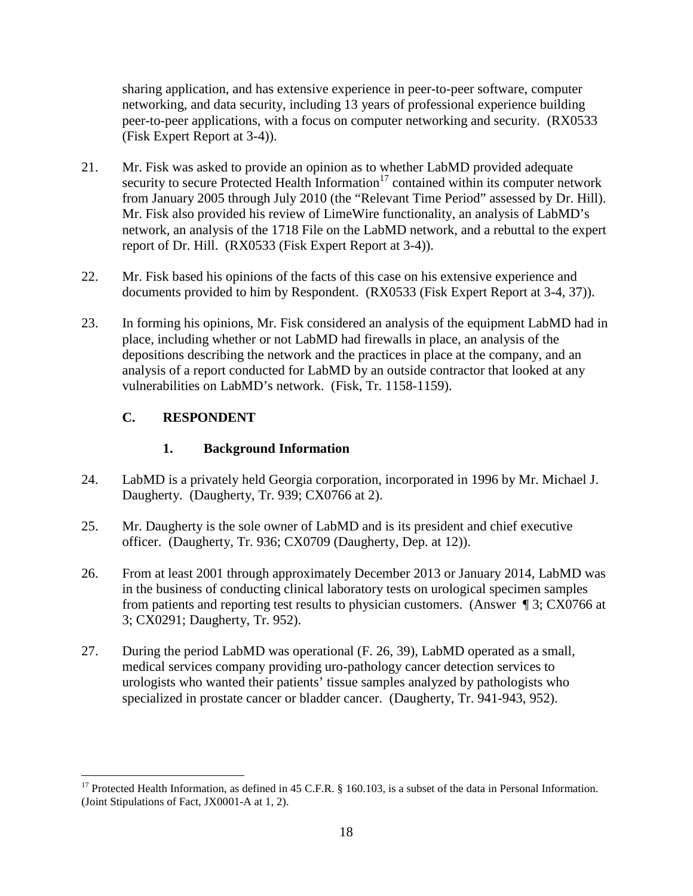sharing application, and has extensive experience in peer-to-peer software, computer networking, and data security, including 13 years of professional experience building peer-to-peer applications, with a focus on computer networking and security. (RX0533 (Fisk Expert Report at 3-4)).

21. Mr. Fisk was asked to provide an opinion as to whether LabMD provided adequate security to secure Protected Health Information[17] contained within its computer network from January 2005 through July 2010 (the "Relevant Time Period" assessed by Dr. Hill). Mr. Fisk also provided his review of LimeWire functionality, an analysis of LabMD's network, an analysis of the 1718 File on the LabMD network, and a rebuttal to the expert report of Dr. Hill. (RX0533 (Fisk Expert Report at 3-4)).

22. Mr. Fisk based his opinions of the facts of this case on his extensive experience and documents provided to him by Respondent. (RX0533 (Fisk Expert Report at 3-4, 37)).

23. In forming his opinions, Mr. Fisk considered an analysis of the equipment LabMD had in place, including whether or not LabMD had firewalls in place, an analysis of the depositions describing the network and the practices in place at the company, and an analysis of a report conducted for LabMD by an outside contractor that looked at any vulnerabilities on LabMD's network. (Fisk, Tr. 1158-1159).

### C. RESPONDENT

#### 1. Background Information

24. LabMD is a privately held Georgia corporation, incorporated in 1996 by Mr. Michael J. Daugherty. (Daugherty, Tr. 939; CX0766 at 2).

25. Mr. Daugherty is the sole owner of LabMD and is its president and chief executive officer. (Daugherty, Tr. 936; CX0709 (Daugherty, Dep. at 12)).

26. From at least 2001 through approximately December 2013 or January 2014, LabMD was in the business of conducting clinical laboratory tests on urological specimen samples from patients and reporting test results to physician customers. (Answer ¶ 3; CX0766 at 3; CX0291; Daugherty, Tr. 952).

27. During the period LabMD was operational (F. 26, 39), LabMD operated as a small, medical services company providing uro-pathology cancer detection services to urologists who wanted their patients' tissue samples analyzed by pathologists who specialized in prostate cancer or bladder cancer. (Daugherty, Tr. 941-943, 952).

---

[17] Protected Health Information, as defined in 45 C.F.R. § 160.103, is a subset of the data in Personal Information. (Joint Stipulations of Fact, JX0001-A at 1, 2).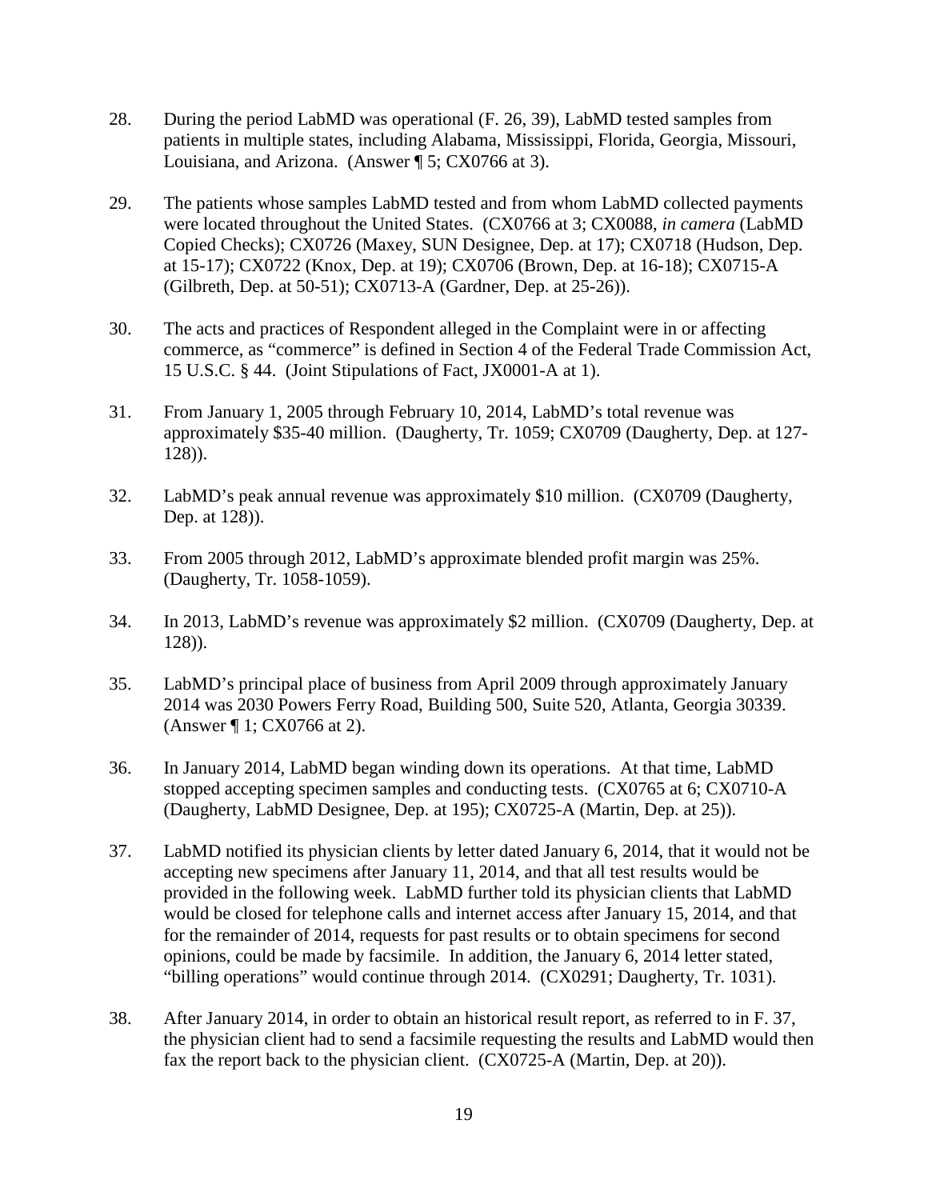28. During the period LabMD was operational (F. 26, 39), LabMD tested samples from patients in multiple states, including Alabama, Mississippi, Florida, Georgia, Missouri, Louisiana, and Arizona. (Answer ¶ 5; CX0766 at 3).

29. The patients whose samples LabMD tested and from whom LabMD collected payments were located throughout the United States. (CX0766 at 3; CX0088, *in camera* (LabMD Copied Checks); CX0726 (Maxey, SUN Designee, Dep. at 17); CX0718 (Hudson, Dep. at 15-17); CX0722 (Knox, Dep. at 19); CX0706 (Brown, Dep. at 16-18); CX0715-A (Gilbreth, Dep. at 50-51); CX0713-A (Gardner, Dep. at 25-26)).

30. The acts and practices of Respondent alleged in the Complaint were in or affecting commerce, as "commerce" is defined in Section 4 of the Federal Trade Commission Act, 15 U.S.C. § 44. (Joint Stipulations of Fact, JX0001-A at 1).

31. From January 1, 2005 through February 10, 2014, LabMD's total revenue was approximately $35-40 million. (Daugherty, Tr. 1059; CX0709 (Daugherty, Dep. at 127-128)).

32. LabMD's peak annual revenue was approximately $10 million. (CX0709 (Daugherty, Dep. at 128)).

33. From 2005 through 2012, LabMD's approximate blended profit margin was 25%. (Daugherty, Tr. 1058-1059).

34. In 2013, LabMD's revenue was approximately $2 million. (CX0709 (Daugherty, Dep. at 128)).

35. LabMD's principal place of business from April 2009 through approximately January 2014 was 2030 Powers Ferry Road, Building 500, Suite 520, Atlanta, Georgia 30339. (Answer ¶ 1; CX0766 at 2).

36. In January 2014, LabMD began winding down its operations. At that time, LabMD stopped accepting specimen samples and conducting tests. (CX0765 at 6; CX0710-A (Daugherty, LabMD Designee, Dep. at 195); CX0725-A (Martin, Dep. at 25)).

37. LabMD notified its physician clients by letter dated January 6, 2014, that it would not be accepting new specimens after January 11, 2014, and that all test results would be provided in the following week. LabMD further told its physician clients that LabMD would be closed for telephone calls and internet access after January 15, 2014, and that for the remainder of 2014, requests for past results or to obtain specimens for second opinions, could be made by facsimile. In addition, the January 6, 2014 letter stated, "billing operations" would continue through 2014. (CX0291; Daugherty, Tr. 1031).

38. After January 2014, in order to obtain an historical result report, as referred to in F. 37, the physician client had to send a facsimile requesting the results and LabMD would then fax the report back to the physician client. (CX0725-A (Martin, Dep. at 20)).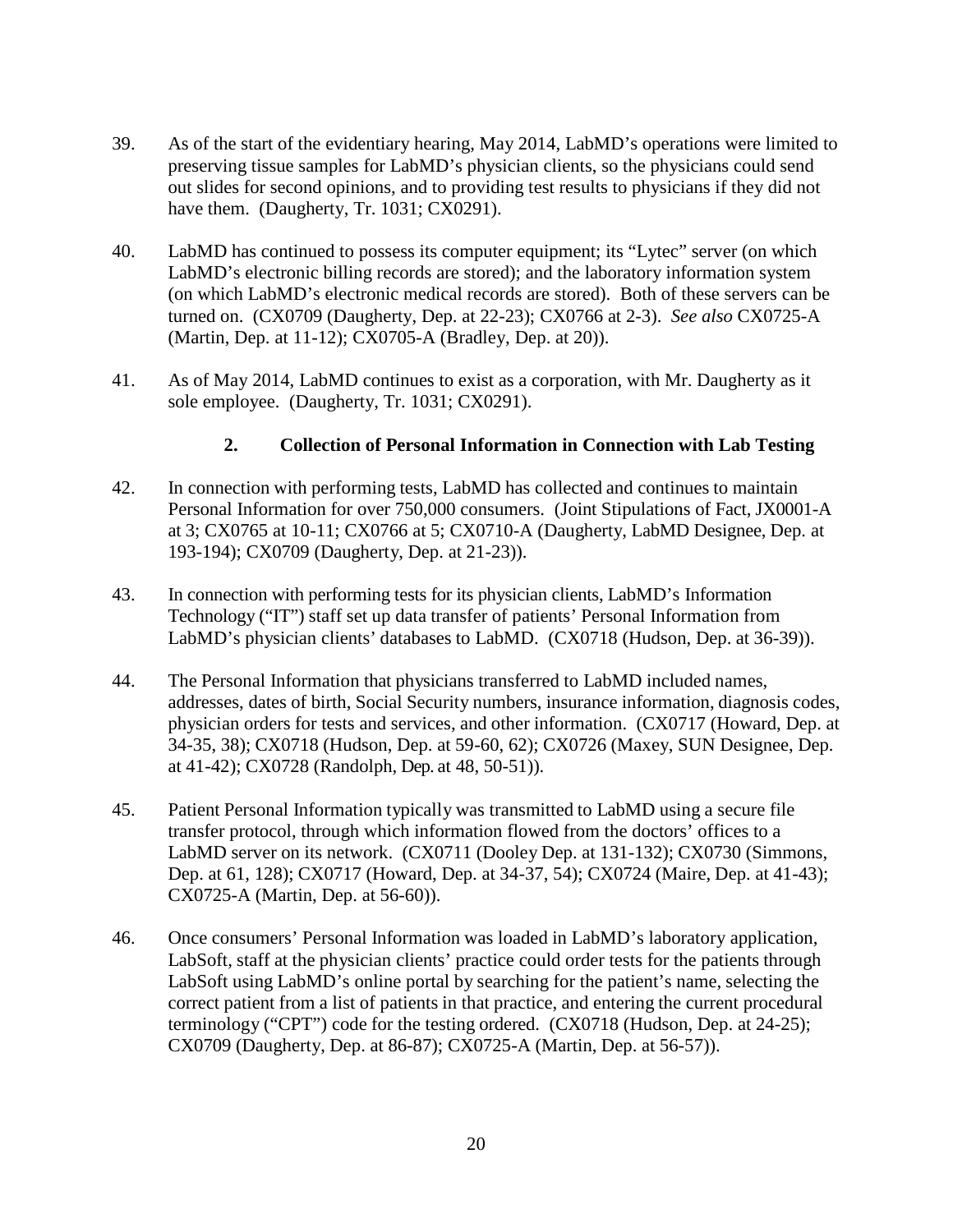39. As of the start of the evidentiary hearing, May 2014, LabMD's operations were limited to preserving tissue samples for LabMD's physician clients, so the physicians could send out slides for second opinions, and to providing test results to physicians if they did not have them. (Daugherty, Tr. 1031; CX0291).

40. LabMD has continued to possess its computer equipment; its "Lytec" server (on which LabMD's electronic billing records are stored); and the laboratory information system (on which LabMD's electronic medical records are stored). Both of these servers can be turned on. (CX0709 (Daugherty, Dep. at 22-23); CX0766 at 2-3). *See also* CX0725-A (Martin, Dep. at 11-12); CX0705-A (Bradley, Dep. at 20)).

41. As of May 2014, LabMD continues to exist as a corporation, with Mr. Daugherty as it sole employee. (Daugherty, Tr. 1031; CX0291).

### 2. Collection of Personal Information in Connection with Lab Testing

42. In connection with performing tests, LabMD has collected and continues to maintain Personal Information for over 750,000 consumers. (Joint Stipulations of Fact, JX0001-A at 3; CX0765 at 10-11; CX0766 at 5; CX0710-A (Daugherty, LabMD Designee, Dep. at 193-194); CX0709 (Daugherty, Dep. at 21-23)).

43. In connection with performing tests for its physician clients, LabMD's Information Technology ("IT") staff set up data transfer of patients' Personal Information from LabMD's physician clients' databases to LabMD. (CX0718 (Hudson, Dep. at 36-39)).

44. The Personal Information that physicians transferred to LabMD included names, addresses, dates of birth, Social Security numbers, insurance information, diagnosis codes, physician orders for tests and services, and other information. (CX0717 (Howard, Dep. at 34-35, 38); CX0718 (Hudson, Dep. at 59-60, 62); CX0726 (Maxey, SUN Designee, Dep. at 41-42); CX0728 (Randolph, Dep. at 48, 50-51)).

45. Patient Personal Information typically was transmitted to LabMD using a secure file transfer protocol, through which information flowed from the doctors' offices to a LabMD server on its network. (CX0711 (Dooley Dep. at 131-132); CX0730 (Simmons, Dep. at 61, 128); CX0717 (Howard, Dep. at 34-37, 54); CX0724 (Maire, Dep. at 41-43); CX0725-A (Martin, Dep. at 56-60)).

46. Once consumers' Personal Information was loaded in LabMD's laboratory application, LabSoft, staff at the physician clients' practice could order tests for the patients through LabSoft using LabMD's online portal by searching for the patient's name, selecting the correct patient from a list of patients in that practice, and entering the current procedural terminology ("CPT") code for the testing ordered. (CX0718 (Hudson, Dep. at 24-25); CX0709 (Daugherty, Dep. at 86-87); CX0725-A (Martin, Dep. at 56-57)).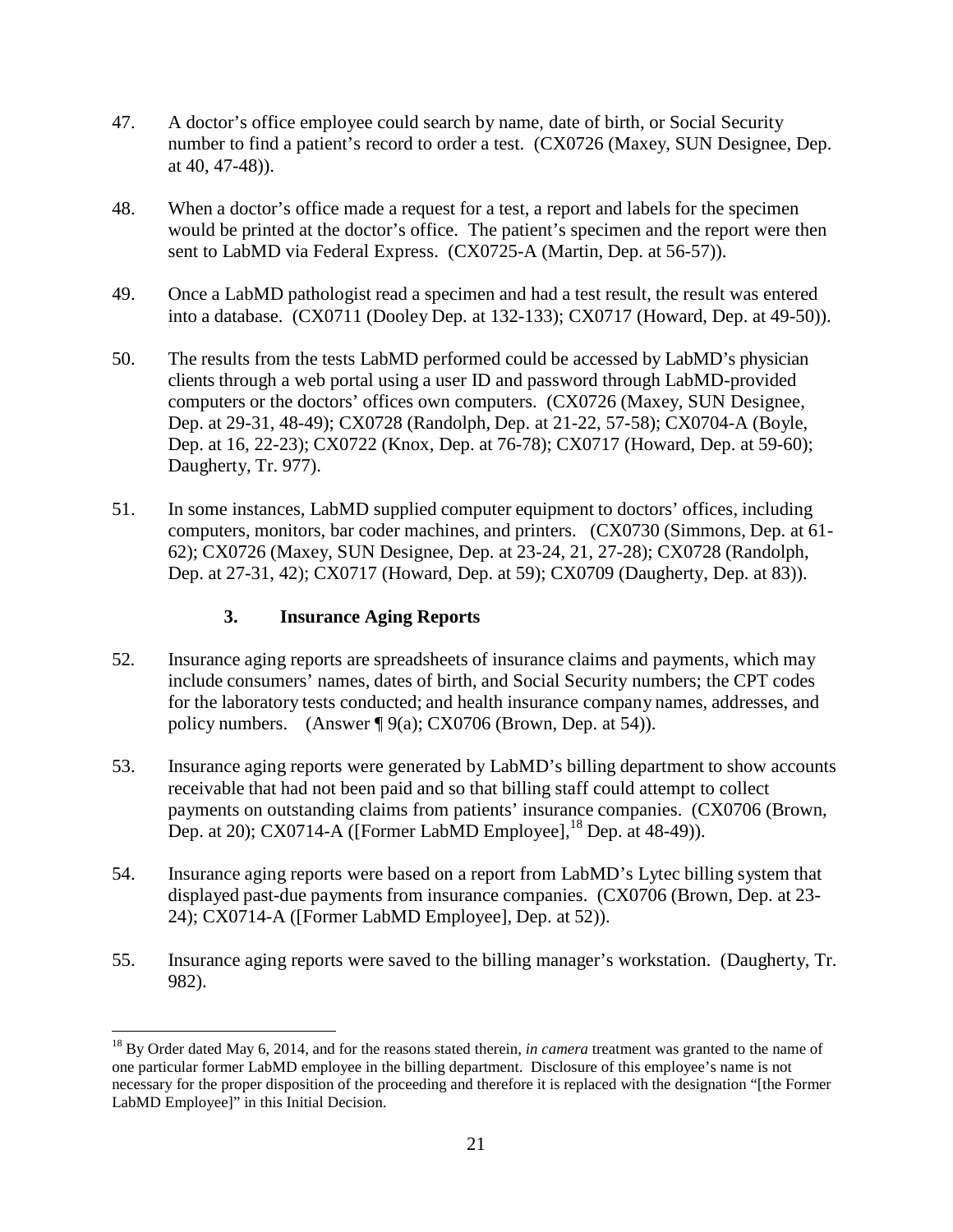47. A doctor's office employee could search by name, date of birth, or Social Security number to find a patient's record to order a test. (CX0726 (Maxey, SUN Designee, Dep. at 40, 47-48)).

48. When a doctor's office made a request for a test, a report and labels for the specimen would be printed at the doctor's office. The patient's specimen and the report were then sent to LabMD via Federal Express. (CX0725-A (Martin, Dep. at 56-57)).

49. Once a LabMD pathologist read a specimen and had a test result, the result was entered into a database. (CX0711 (Dooley Dep. at 132-133); CX0717 (Howard, Dep. at 49-50)).

50. The results from the tests LabMD performed could be accessed by LabMD's physician clients through a web portal using a user ID and password through LabMD-provided computers or the doctors' offices own computers. (CX0726 (Maxey, SUN Designee, Dep. at 29-31, 48-49); CX0728 (Randolph, Dep. at 21-22, 57-58); CX0704-A (Boyle, Dep. at 16, 22-23); CX0722 (Knox, Dep. at 76-78); CX0717 (Howard, Dep. at 59-60); Daugherty, Tr. 977).

51. In some instances, LabMD supplied computer equipment to doctors' offices, including computers, monitors, bar coder machines, and printers. (CX0730 (Simmons, Dep. at 61-62); CX0726 (Maxey, SUN Designee, Dep. at 23-24, 21, 27-28); CX0728 (Randolph, Dep. at 27-31, 42); CX0717 (Howard, Dep. at 59); CX0709 (Daugherty, Dep. at 83)).

### 3. Insurance Aging Reports

52. Insurance aging reports are spreadsheets of insurance claims and payments, which may include consumers' names, dates of birth, and Social Security numbers; the CPT codes for the laboratory tests conducted; and health insurance company names, addresses, and policy numbers. (Answer ¶ 9(a); CX0706 (Brown, Dep. at 54)).

53. Insurance aging reports were generated by LabMD's billing department to show accounts receivable that had not been paid and so that billing staff could attempt to collect payments on outstanding claims from patients' insurance companies. (CX0706 (Brown, Dep. at 20); CX0714-A ([Former LabMD Employee],[18] Dep. at 48-49)).

54. Insurance aging reports were based on a report from LabMD's Lytec billing system that displayed past-due payments from insurance companies. (CX0706 (Brown, Dep. at 23-24); CX0714-A ([Former LabMD Employee], Dep. at 52)).

55. Insurance aging reports were saved to the billing manager's workstation. (Daugherty, Tr. 982).

---

[18] By Order dated May 6, 2014, and for the reasons stated therein, *in camera* treatment was granted to the name of one particular former LabMD employee in the billing department. Disclosure of this employee's name is not necessary for the proper disposition of the proceeding and therefore it is replaced with the designation "[the Former LabMD Employee]" in this Initial Decision.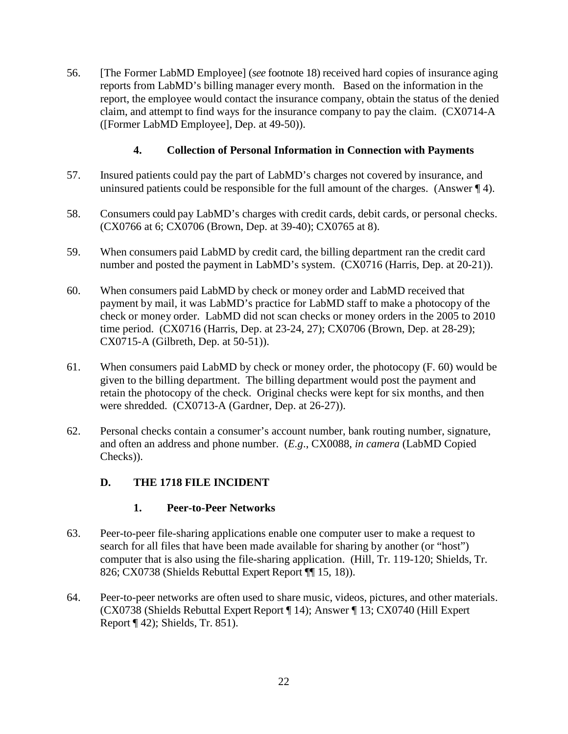56. [The Former LabMD Employee] (*see* footnote 18) received hard copies of insurance aging reports from LabMD's billing manager every month. Based on the information in the report, the employee would contact the insurance company, obtain the status of the denied claim, and attempt to find ways for the insurance company to pay the claim. (CX0714-A ([Former LabMD Employee], Dep. at 49-50)).

#### 4. Collection of Personal Information in Connection with Payments

57. Insured patients could pay the part of LabMD's charges not covered by insurance, and uninsured patients could be responsible for the full amount of the charges. (Answer ¶ 4).

58. Consumers could pay LabMD's charges with credit cards, debit cards, or personal checks. (CX0766 at 6; CX0706 (Brown, Dep. at 39-40); CX0765 at 8).

59. When consumers paid LabMD by credit card, the billing department ran the credit card number and posted the payment in LabMD's system. (CX0716 (Harris, Dep. at 20-21)).

60. When consumers paid LabMD by check or money order and LabMD received that payment by mail, it was LabMD's practice for LabMD staff to make a photocopy of the check or money order. LabMD did not scan checks or money orders in the 2005 to 2010 time period. (CX0716 (Harris, Dep. at 23-24, 27); CX0706 (Brown, Dep. at 28-29); CX0715-A (Gilbreth, Dep. at 50-51)).

61. When consumers paid LabMD by check or money order, the photocopy (F. 60) would be given to the billing department. The billing department would post the payment and retain the photocopy of the check. Original checks were kept for six months, and then were shredded. (CX0713-A (Gardner, Dep. at 26-27)).

62. Personal checks contain a consumer's account number, bank routing number, signature, and often an address and phone number. (*E.g*., CX0088, *in camera* (LabMD Copied Checks)).

### D. THE 1718 FILE INCIDENT

#### 1. Peer-to-Peer Networks

63. Peer-to-peer file-sharing applications enable one computer user to make a request to search for all files that have been made available for sharing by another (or "host") computer that is also using the file-sharing application. (Hill, Tr. 119-120; Shields, Tr. 826; CX0738 (Shields Rebuttal Expert Report ¶¶ 15, 18)).

64. Peer-to-peer networks are often used to share music, videos, pictures, and other materials. (CX0738 (Shields Rebuttal Expert Report ¶ 14); Answer ¶ 13; CX0740 (Hill Expert Report ¶ 42); Shields, Tr. 851).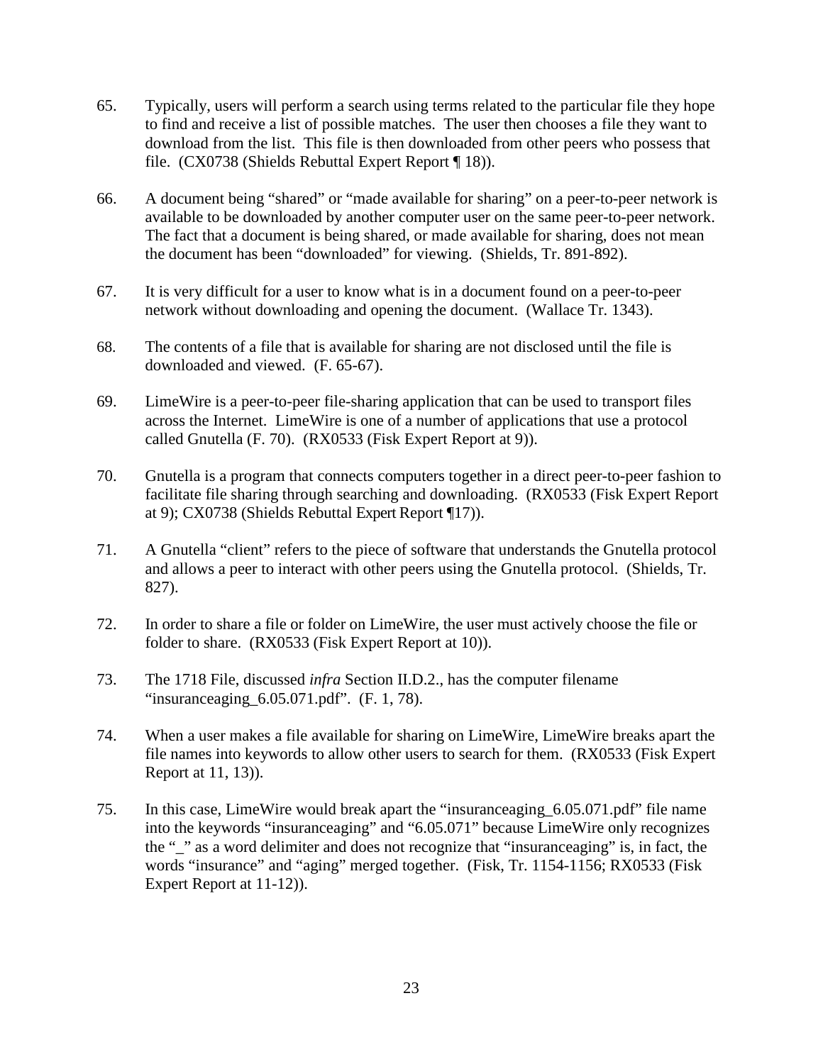65. Typically, users will perform a search using terms related to the particular file they hope to find and receive a list of possible matches. The user then chooses a file they want to download from the list. This file is then downloaded from other peers who possess that file. (CX0738 (Shields Rebuttal Expert Report ¶ 18)).

66. A document being "shared" or "made available for sharing" on a peer-to-peer network is available to be downloaded by another computer user on the same peer-to-peer network. The fact that a document is being shared, or made available for sharing, does not mean the document has been "downloaded" for viewing. (Shields, Tr. 891-892).

67. It is very difficult for a user to know what is in a document found on a peer-to-peer network without downloading and opening the document. (Wallace Tr. 1343).

68. The contents of a file that is available for sharing are not disclosed until the file is downloaded and viewed. (F. 65-67).

69. LimeWire is a peer-to-peer file-sharing application that can be used to transport files across the Internet. LimeWire is one of a number of applications that use a protocol called Gnutella (F. 70). (RX0533 (Fisk Expert Report at 9)).

70. Gnutella is a program that connects computers together in a direct peer-to-peer fashion to facilitate file sharing through searching and downloading. (RX0533 (Fisk Expert Report at 9); CX0738 (Shields Rebuttal Expert Report ¶17)).

71. A Gnutella "client" refers to the piece of software that understands the Gnutella protocol and allows a peer to interact with other peers using the Gnutella protocol. (Shields, Tr. 827).

72. In order to share a file or folder on LimeWire, the user must actively choose the file or folder to share. (RX0533 (Fisk Expert Report at 10)).

73. The 1718 File, discussed *infra* Section II.D.2., has the computer filename "insuranceaging_6.05.071.pdf". (F. 1, 78).

74. When a user makes a file available for sharing on LimeWire, LimeWire breaks apart the file names into keywords to allow other users to search for them. (RX0533 (Fisk Expert Report at 11, 13)).

75. In this case, LimeWire would break apart the "insuranceaging_6.05.071.pdf" file name into the keywords "insuranceaging" and "6.05.071" because LimeWire only recognizes the "_" as a word delimiter and does not recognize that "insuranceaging" is, in fact, the words "insurance" and "aging" merged together. (Fisk, Tr. 1154-1156; RX0533 (Fisk Expert Report at 11-12)).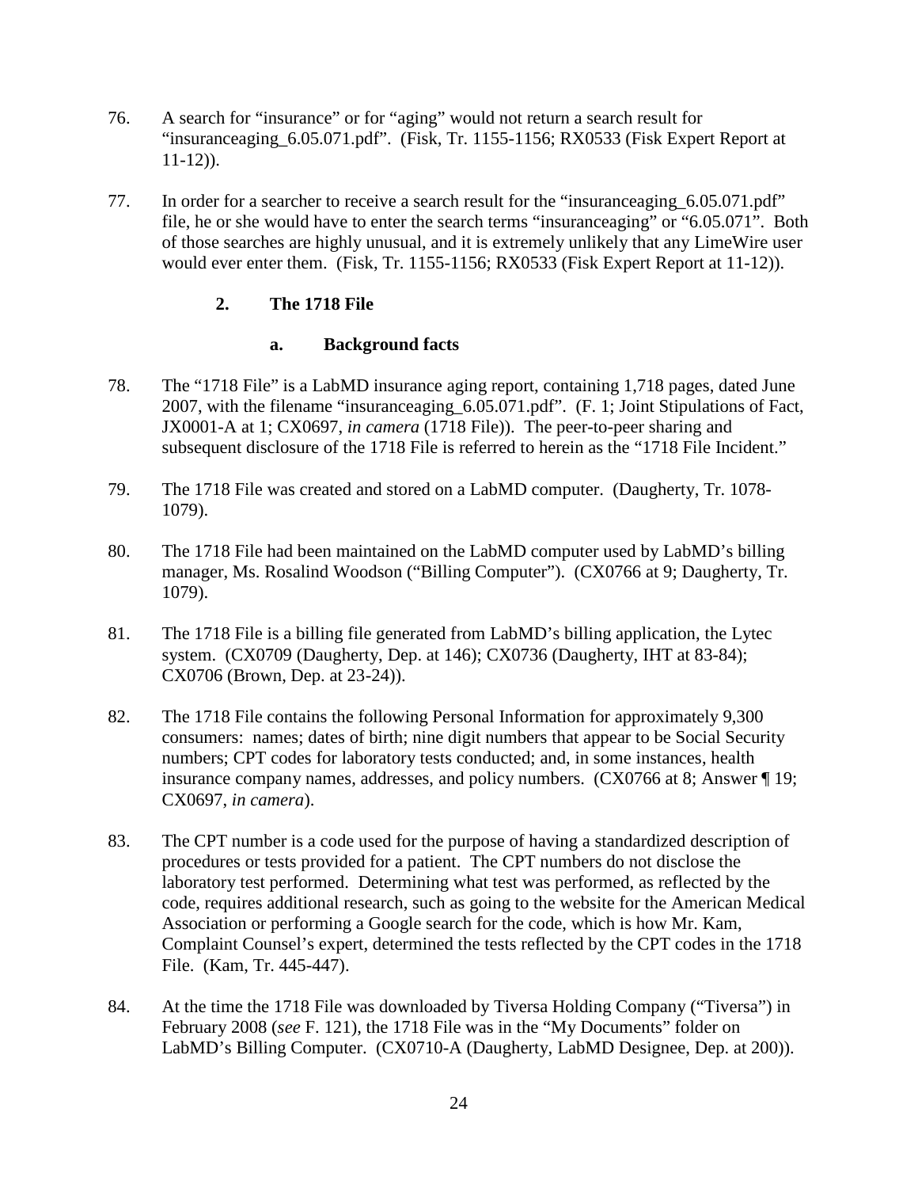76. A search for "insurance" or for "aging" would not return a search result for "insuranceaging_6.05.071.pdf". (Fisk, Tr. 1155-1156; RX0533 (Fisk Expert Report at 11-12)).

77. In order for a searcher to receive a search result for the "insuranceaging_6.05.071.pdf" file, he or she would have to enter the search terms "insuranceaging" or "6.05.071". Both of those searches are highly unusual, and it is extremely unlikely that any LimeWire user would ever enter them. (Fisk, Tr. 1155-1156; RX0533 (Fisk Expert Report at 11-12)).

### 2. The 1718 File

#### a. Background facts

78. The "1718 File" is a LabMD insurance aging report, containing 1,718 pages, dated June 2007, with the filename "insuranceaging_6.05.071.pdf". (F. 1; Joint Stipulations of Fact, JX0001-A at 1; CX0697, *in camera* (1718 File)). The peer-to-peer sharing and subsequent disclosure of the 1718 File is referred to herein as the "1718 File Incident."

79. The 1718 File was created and stored on a LabMD computer. (Daugherty, Tr. 1078-1079).

80. The 1718 File had been maintained on the LabMD computer used by LabMD's billing manager, Ms. Rosalind Woodson ("Billing Computer"). (CX0766 at 9; Daugherty, Tr. 1079).

81. The 1718 File is a billing file generated from LabMD's billing application, the Lytec system. (CX0709 (Daugherty, Dep. at 146); CX0736 (Daugherty, IHT at 83-84); CX0706 (Brown, Dep. at 23-24)).

82. The 1718 File contains the following Personal Information for approximately 9,300 consumers: names; dates of birth; nine digit numbers that appear to be Social Security numbers; CPT codes for laboratory tests conducted; and, in some instances, health insurance company names, addresses, and policy numbers. (CX0766 at 8; Answer ¶ 19; CX0697, *in camera*).

83. The CPT number is a code used for the purpose of having a standardized description of procedures or tests provided for a patient. The CPT numbers do not disclose the laboratory test performed. Determining what test was performed, as reflected by the code, requires additional research, such as going to the website for the American Medical Association or performing a Google search for the code, which is how Mr. Kam, Complaint Counsel's expert, determined the tests reflected by the CPT codes in the 1718 File. (Kam, Tr. 445-447).

84. At the time the 1718 File was downloaded by Tiversa Holding Company ("Tiversa") in February 2008 (*see* F. 121), the 1718 File was in the "My Documents" folder on LabMD's Billing Computer. (CX0710-A (Daugherty, LabMD Designee, Dep. at 200)).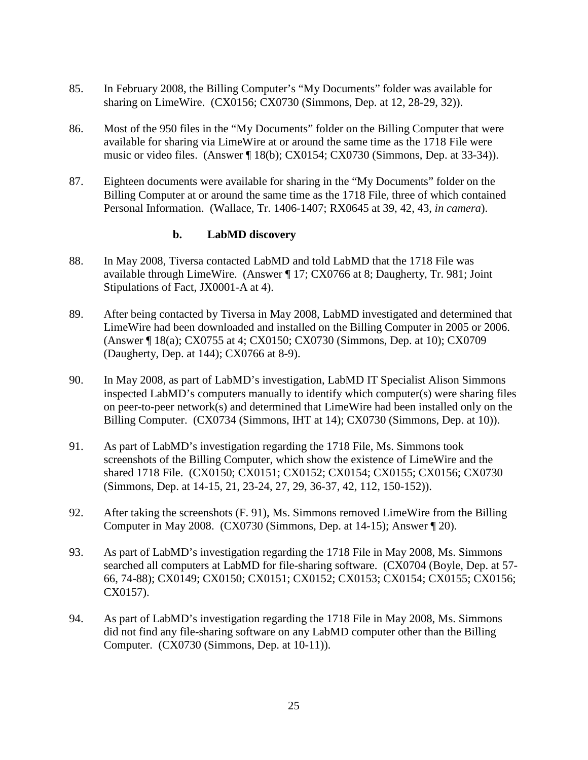85. In February 2008, the Billing Computer's "My Documents" folder was available for sharing on LimeWire. (CX0156; CX0730 (Simmons, Dep. at 12, 28-29, 32)).

86. Most of the 950 files in the "My Documents" folder on the Billing Computer that were available for sharing via LimeWire at or around the same time as the 1718 File were music or video files. (Answer ¶ 18(b); CX0154; CX0730 (Simmons, Dep. at 33-34)).

87. Eighteen documents were available for sharing in the "My Documents" folder on the Billing Computer at or around the same time as the 1718 File, three of which contained Personal Information. (Wallace, Tr. 1406-1407; RX0645 at 39, 42, 43, *in camera*).

### b. LabMD discovery

88. In May 2008, Tiversa contacted LabMD and told LabMD that the 1718 File was available through LimeWire. (Answer ¶ 17; CX0766 at 8; Daugherty, Tr. 981; Joint Stipulations of Fact, JX0001-A at 4).

89. After being contacted by Tiversa in May 2008, LabMD investigated and determined that LimeWire had been downloaded and installed on the Billing Computer in 2005 or 2006. (Answer ¶ 18(a); CX0755 at 4; CX0150; CX0730 (Simmons, Dep. at 10); CX0709 (Daugherty, Dep. at 144); CX0766 at 8-9).

90. In May 2008, as part of LabMD's investigation, LabMD IT Specialist Alison Simmons inspected LabMD's computers manually to identify which computer(s) were sharing files on peer-to-peer network(s) and determined that LimeWire had been installed only on the Billing Computer. (CX0734 (Simmons, IHT at 14); CX0730 (Simmons, Dep. at 10)).

91. As part of LabMD's investigation regarding the 1718 File, Ms. Simmons took screenshots of the Billing Computer, which show the existence of LimeWire and the shared 1718 File. (CX0150; CX0151; CX0152; CX0154; CX0155; CX0156; CX0730 (Simmons, Dep. at 14-15, 21, 23-24, 27, 29, 36-37, 42, 112, 150-152)).

92. After taking the screenshots (F. 91), Ms. Simmons removed LimeWire from the Billing Computer in May 2008. (CX0730 (Simmons, Dep. at 14-15); Answer ¶ 20).

93. As part of LabMD's investigation regarding the 1718 File in May 2008, Ms. Simmons searched all computers at LabMD for file-sharing software. (CX0704 (Boyle, Dep. at 57-66, 74-88); CX0149; CX0150; CX0151; CX0152; CX0153; CX0154; CX0155; CX0156; CX0157).

94. As part of LabMD's investigation regarding the 1718 File in May 2008, Ms. Simmons did not find any file-sharing software on any LabMD computer other than the Billing Computer. (CX0730 (Simmons, Dep. at 10-11)).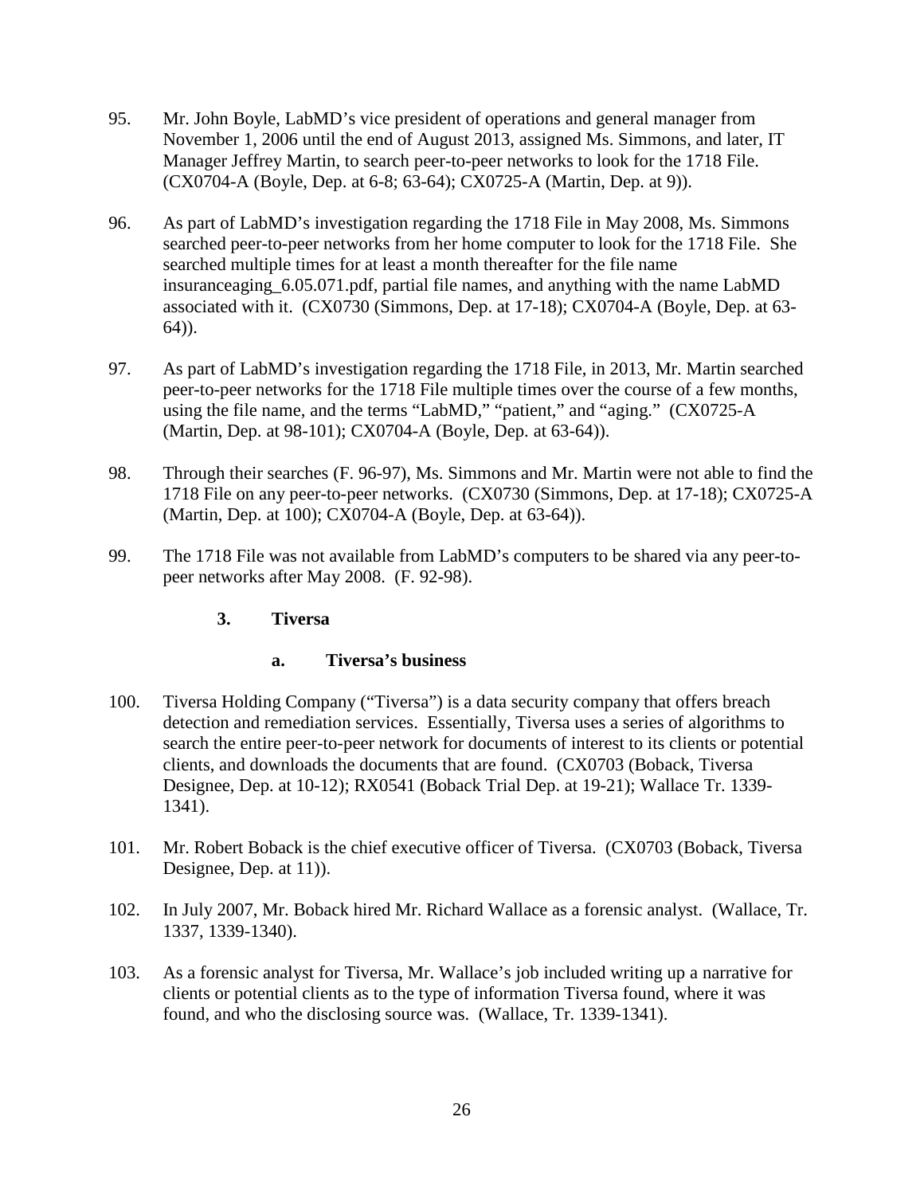95. Mr. John Boyle, LabMD's vice president of operations and general manager from November 1, 2006 until the end of August 2013, assigned Ms. Simmons, and later, IT Manager Jeffrey Martin, to search peer-to-peer networks to look for the 1718 File. (CX0704-A (Boyle, Dep. at 6-8; 63-64); CX0725-A (Martin, Dep. at 9)).

96. As part of LabMD's investigation regarding the 1718 File in May 2008, Ms. Simmons searched peer-to-peer networks from her home computer to look for the 1718 File. She searched multiple times for at least a month thereafter for the file name insuranceaging_6.05.071.pdf, partial file names, and anything with the name LabMD associated with it. (CX0730 (Simmons, Dep. at 17-18); CX0704-A (Boyle, Dep. at 63-64)).

97. As part of LabMD's investigation regarding the 1718 File, in 2013, Mr. Martin searched peer-to-peer networks for the 1718 File multiple times over the course of a few months, using the file name, and the terms "LabMD," "patient," and "aging." (CX0725-A (Martin, Dep. at 98-101); CX0704-A (Boyle, Dep. at 63-64)).

98. Through their searches (F. 96-97), Ms. Simmons and Mr. Martin were not able to find the 1718 File on any peer-to-peer networks. (CX0730 (Simmons, Dep. at 17-18); CX0725-A (Martin, Dep. at 100); CX0704-A (Boyle, Dep. at 63-64)).

99. The 1718 File was not available from LabMD's computers to be shared via any peer-to-peer networks after May 2008. (F. 92-98).

### 3. Tiversa

#### a. Tiversa's business

100. Tiversa Holding Company ("Tiversa") is a data security company that offers breach detection and remediation services. Essentially, Tiversa uses a series of algorithms to search the entire peer-to-peer network for documents of interest to its clients or potential clients, and downloads the documents that are found. (CX0703 (Boback, Tiversa Designee, Dep. at 10-12); RX0541 (Boback Trial Dep. at 19-21); Wallace Tr. 1339-1341).

101. Mr. Robert Boback is the chief executive officer of Tiversa. (CX0703 (Boback, Tiversa Designee, Dep. at 11)).

102. In July 2007, Mr. Boback hired Mr. Richard Wallace as a forensic analyst. (Wallace, Tr. 1337, 1339-1340).

103. As a forensic analyst for Tiversa, Mr. Wallace's job included writing up a narrative for clients or potential clients as to the type of information Tiversa found, where it was found, and who the disclosing source was. (Wallace, Tr. 1339-1341).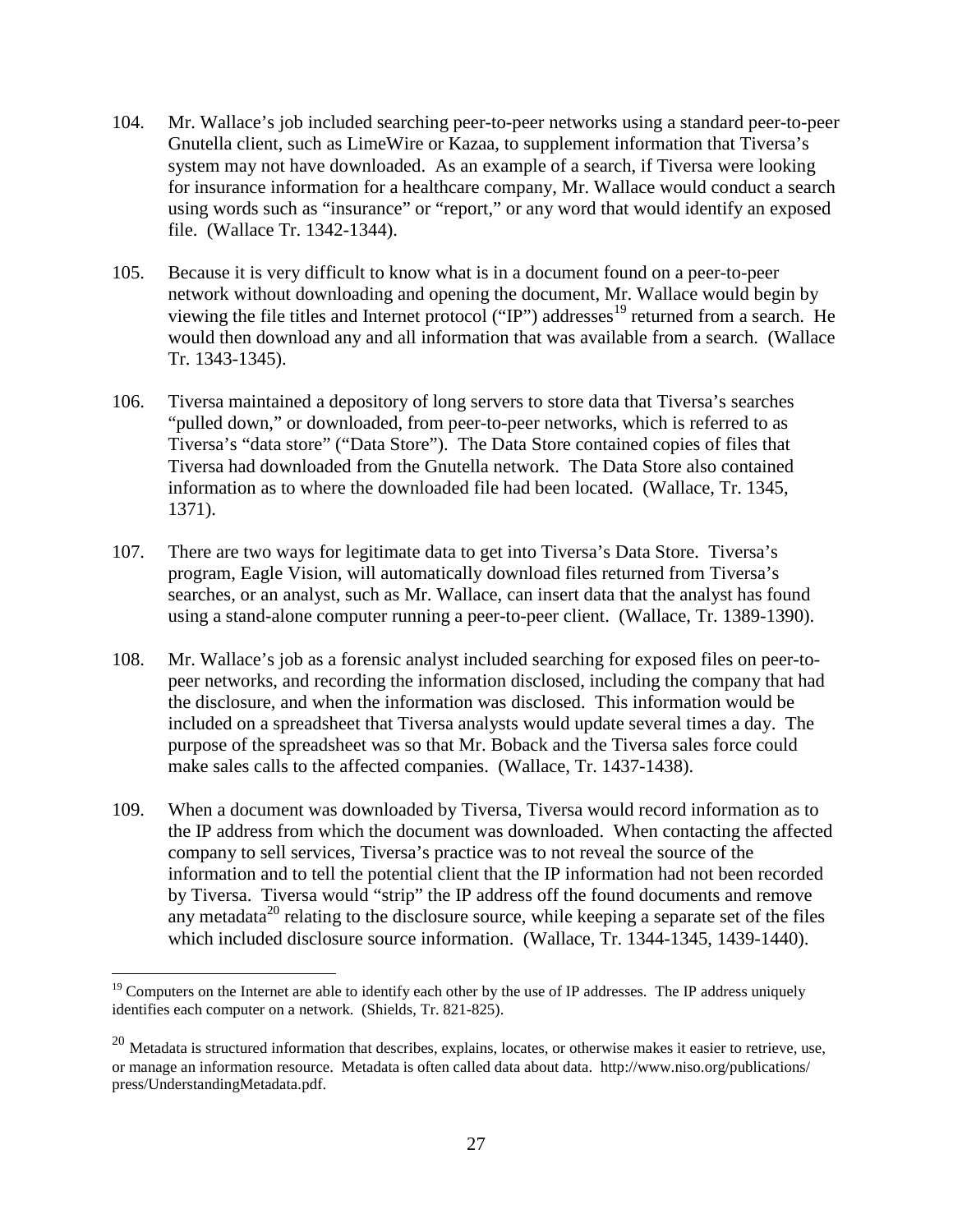104. Mr. Wallace's job included searching peer-to-peer networks using a standard peer-to-peer Gnutella client, such as LimeWire or Kazaa, to supplement information that Tiversa's system may not have downloaded. As an example of a search, if Tiversa were looking for insurance information for a healthcare company, Mr. Wallace would conduct a search using words such as "insurance" or "report," or any word that would identify an exposed file. (Wallace Tr. 1342-1344).

105. Because it is very difficult to know what is in a document found on a peer-to-peer network without downloading and opening the document, Mr. Wallace would begin by viewing the file titles and Internet protocol ("IP") addresses[19] returned from a search. He would then download any and all information that was available from a search. (Wallace Tr. 1343-1345).

106. Tiversa maintained a depository of long servers to store data that Tiversa's searches "pulled down," or downloaded, from peer-to-peer networks, which is referred to as Tiversa's "data store" ("Data Store"). The Data Store contained copies of files that Tiversa had downloaded from the Gnutella network. The Data Store also contained information as to where the downloaded file had been located. (Wallace, Tr. 1345, 1371).

107. There are two ways for legitimate data to get into Tiversa's Data Store. Tiversa's program, Eagle Vision, will automatically download files returned from Tiversa's searches, or an analyst, such as Mr. Wallace, can insert data that the analyst has found using a stand-alone computer running a peer-to-peer client. (Wallace, Tr. 1389-1390).

108. Mr. Wallace's job as a forensic analyst included searching for exposed files on peer-to-peer networks, and recording the information disclosed, including the company that had the disclosure, and when the information was disclosed. This information would be included on a spreadsheet that Tiversa analysts would update several times a day. The purpose of the spreadsheet was so that Mr. Boback and the Tiversa sales force could make sales calls to the affected companies. (Wallace, Tr. 1437-1438).

109. When a document was downloaded by Tiversa, Tiversa would record information as to the IP address from which the document was downloaded. When contacting the affected company to sell services, Tiversa's practice was to not reveal the source of the information and to tell the potential client that the IP information had not been recorded by Tiversa. Tiversa would "strip" the IP address off the found documents and remove any metadata[20] relating to the disclosure source, while keeping a separate set of the files which included disclosure source information. (Wallace, Tr. 1344-1345, 1439-1440).

---

[19] Computers on the Internet are able to identify each other by the use of IP addresses. The IP address uniquely identifies each computer on a network. (Shields, Tr. 821-825).

[20] Metadata is structured information that describes, explains, locates, or otherwise makes it easier to retrieve, use, or manage an information resource. Metadata is often called data about data. http://www.niso.org/publications/press/UnderstandingMetadata.pdf.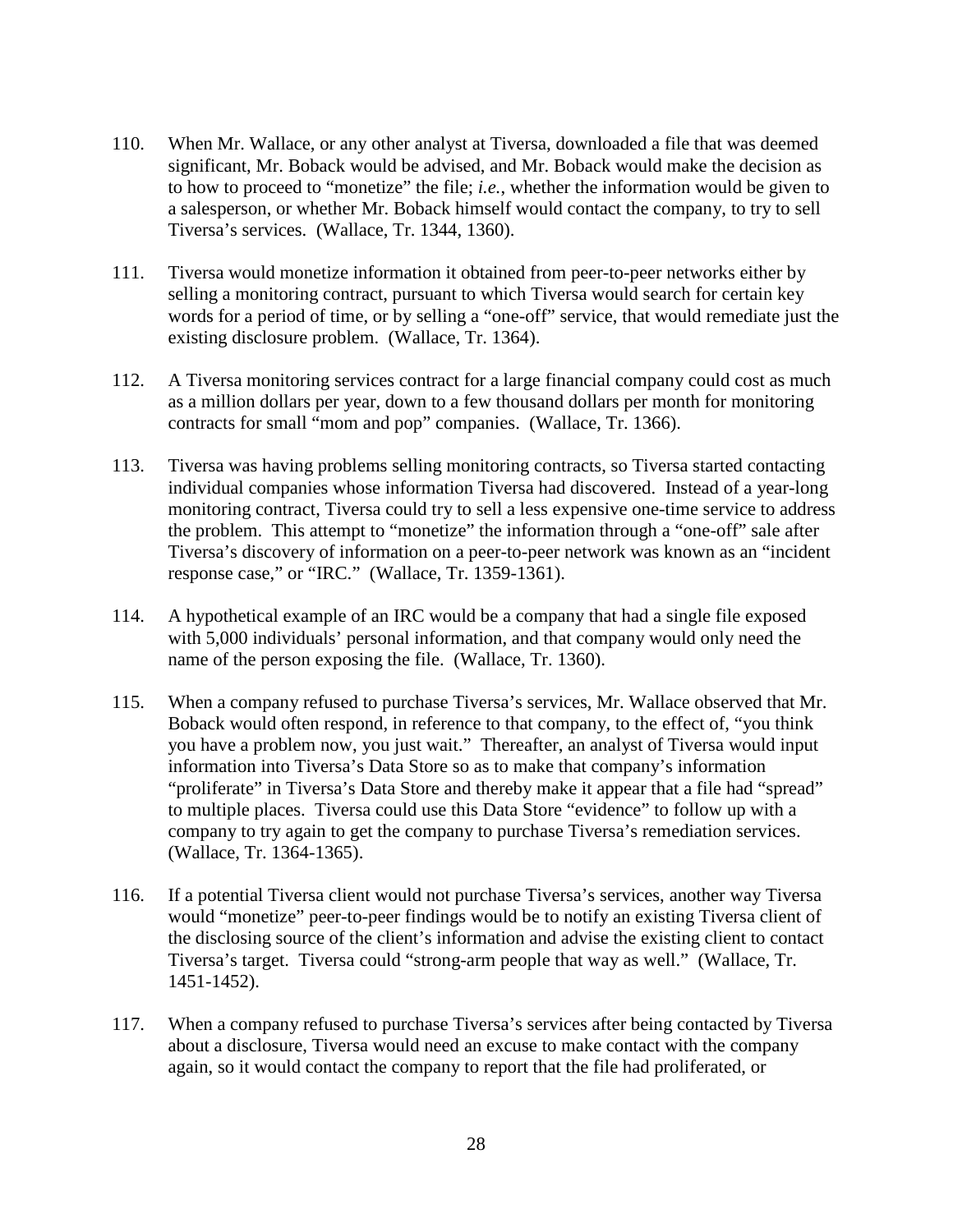110. When Mr. Wallace, or any other analyst at Tiversa, downloaded a file that was deemed significant, Mr. Boback would be advised, and Mr. Boback would make the decision as to how to proceed to "monetize" the file; *i.e.*, whether the information would be given to a salesperson, or whether Mr. Boback himself would contact the company, to try to sell Tiversa's services. (Wallace, Tr. 1344, 1360).

111. Tiversa would monetize information it obtained from peer-to-peer networks either by selling a monitoring contract, pursuant to which Tiversa would search for certain key words for a period of time, or by selling a "one-off" service, that would remediate just the existing disclosure problem. (Wallace, Tr. 1364).

112. A Tiversa monitoring services contract for a large financial company could cost as much as a million dollars per year, down to a few thousand dollars per month for monitoring contracts for small "mom and pop" companies. (Wallace, Tr. 1366).

113. Tiversa was having problems selling monitoring contracts, so Tiversa started contacting individual companies whose information Tiversa had discovered. Instead of a year-long monitoring contract, Tiversa could try to sell a less expensive one-time service to address the problem. This attempt to "monetize" the information through a "one-off" sale after Tiversa's discovery of information on a peer-to-peer network was known as an "incident response case," or "IRC." (Wallace, Tr. 1359-1361).

114. A hypothetical example of an IRC would be a company that had a single file exposed with 5,000 individuals' personal information, and that company would only need the name of the person exposing the file. (Wallace, Tr. 1360).

115. When a company refused to purchase Tiversa's services, Mr. Wallace observed that Mr. Boback would often respond, in reference to that company, to the effect of, "you think you have a problem now, you just wait." Thereafter, an analyst of Tiversa would input information into Tiversa's Data Store so as to make that company's information "proliferate" in Tiversa's Data Store and thereby make it appear that a file had "spread" to multiple places. Tiversa could use this Data Store "evidence" to follow up with a company to try again to get the company to purchase Tiversa's remediation services. (Wallace, Tr. 1364-1365).

116. If a potential Tiversa client would not purchase Tiversa's services, another way Tiversa would "monetize" peer-to-peer findings would be to notify an existing Tiversa client of the disclosing source of the client's information and advise the existing client to contact Tiversa's target. Tiversa could "strong-arm people that way as well." (Wallace, Tr. 1451-1452).

117. When a company refused to purchase Tiversa's services after being contacted by Tiversa about a disclosure, Tiversa would need an excuse to make contact with the company again, so it would contact the company to report that the file had proliferated, or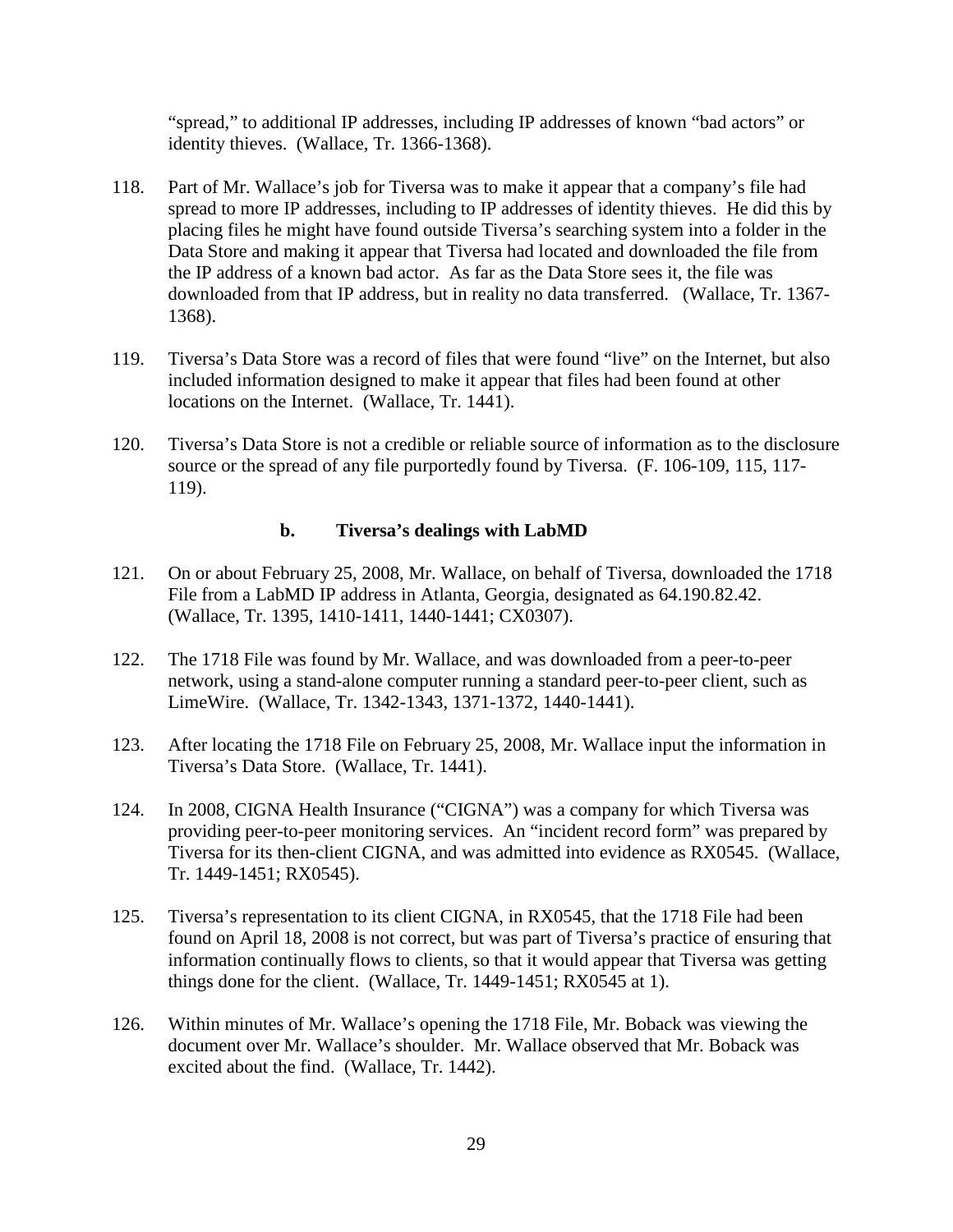"spread," to additional IP addresses, including IP addresses of known "bad actors" or identity thieves. (Wallace, Tr. 1366-1368).

118. Part of Mr. Wallace's job for Tiversa was to make it appear that a company's file had spread to more IP addresses, including to IP addresses of identity thieves. He did this by placing files he might have found outside Tiversa's searching system into a folder in the Data Store and making it appear that Tiversa had located and downloaded the file from the IP address of a known bad actor. As far as the Data Store sees it, the file was downloaded from that IP address, but in reality no data transferred. (Wallace, Tr. 1367-1368).

119. Tiversa's Data Store was a record of files that were found "live" on the Internet, but also included information designed to make it appear that files had been found at other locations on the Internet. (Wallace, Tr. 1441).

120. Tiversa's Data Store is not a credible or reliable source of information as to the disclosure source or the spread of any file purportedly found by Tiversa. (F. 106-109, 115, 117-119).

### b. Tiversa's dealings with LabMD

121. On or about February 25, 2008, Mr. Wallace, on behalf of Tiversa, downloaded the 1718 File from a LabMD IP address in Atlanta, Georgia, designated as 64.190.82.42. (Wallace, Tr. 1395, 1410-1411, 1440-1441; CX0307).

122. The 1718 File was found by Mr. Wallace, and was downloaded from a peer-to-peer network, using a stand-alone computer running a standard peer-to-peer client, such as LimeWire. (Wallace, Tr. 1342-1343, 1371-1372, 1440-1441).

123. After locating the 1718 File on February 25, 2008, Mr. Wallace input the information in Tiversa's Data Store. (Wallace, Tr. 1441).

124. In 2008, CIGNA Health Insurance ("CIGNA") was a company for which Tiversa was providing peer-to-peer monitoring services. An "incident record form" was prepared by Tiversa for its then-client CIGNA, and was admitted into evidence as RX0545. (Wallace, Tr. 1449-1451; RX0545).

125. Tiversa's representation to its client CIGNA, in RX0545, that the 1718 File had been found on April 18, 2008 is not correct, but was part of Tiversa's practice of ensuring that information continually flows to clients, so that it would appear that Tiversa was getting things done for the client. (Wallace, Tr. 1449-1451; RX0545 at 1).

126. Within minutes of Mr. Wallace's opening the 1718 File, Mr. Boback was viewing the document over Mr. Wallace's shoulder. Mr. Wallace observed that Mr. Boback was excited about the find. (Wallace, Tr. 1442).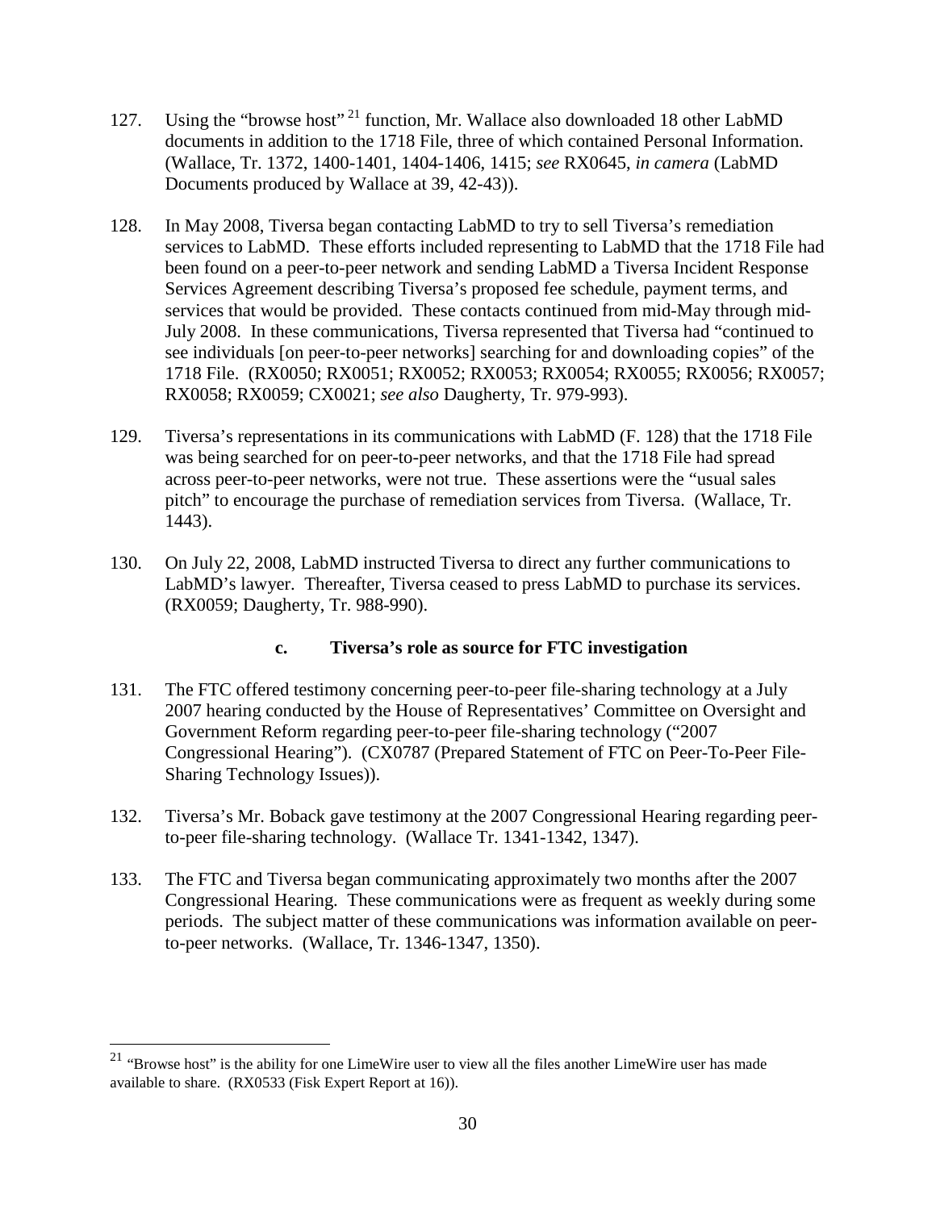127. Using the "browse host" [21] function, Mr. Wallace also downloaded 18 other LabMD documents in addition to the 1718 File, three of which contained Personal Information. (Wallace, Tr. 1372, 1400-1401, 1404-1406, 1415; *see* RX0645, *in camera* (LabMD Documents produced by Wallace at 39, 42-43)).

128. In May 2008, Tiversa began contacting LabMD to try to sell Tiversa's remediation services to LabMD. These efforts included representing to LabMD that the 1718 File had been found on a peer-to-peer network and sending LabMD a Tiversa Incident Response Services Agreement describing Tiversa's proposed fee schedule, payment terms, and services that would be provided. These contacts continued from mid-May through mid-July 2008. In these communications, Tiversa represented that Tiversa had "continued to see individuals [on peer-to-peer networks] searching for and downloading copies" of the 1718 File. (RX0050; RX0051; RX0052; RX0053; RX0054; RX0055; RX0056; RX0057; RX0058; RX0059; CX0021; *see also* Daugherty, Tr. 979-993).

129. Tiversa's representations in its communications with LabMD (F. 128) that the 1718 File was being searched for on peer-to-peer networks, and that the 1718 File had spread across peer-to-peer networks, were not true. These assertions were the "usual sales pitch" to encourage the purchase of remediation services from Tiversa. (Wallace, Tr. 1443).

130. On July 22, 2008, LabMD instructed Tiversa to direct any further communications to LabMD's lawyer. Thereafter, Tiversa ceased to press LabMD to purchase its services. (RX0059; Daugherty, Tr. 988-990).

### c. Tiversa's role as source for FTC investigation

131. The FTC offered testimony concerning peer-to-peer file-sharing technology at a July 2007 hearing conducted by the House of Representatives' Committee on Oversight and Government Reform regarding peer-to-peer file-sharing technology ("2007 Congressional Hearing"). (CX0787 (Prepared Statement of FTC on Peer-To-Peer File-Sharing Technology Issues)).

132. Tiversa's Mr. Boback gave testimony at the 2007 Congressional Hearing regarding peer-to-peer file-sharing technology. (Wallace Tr. 1341-1342, 1347).

133. The FTC and Tiversa began communicating approximately two months after the 2007 Congressional Hearing. These communications were as frequent as weekly during some periods. The subject matter of these communications was information available on peer-to-peer networks. (Wallace, Tr. 1346-1347, 1350).

---

[21] "Browse host" is the ability for one LimeWire user to view all the files another LimeWire user has made available to share. (RX0533 (Fisk Expert Report at 16)).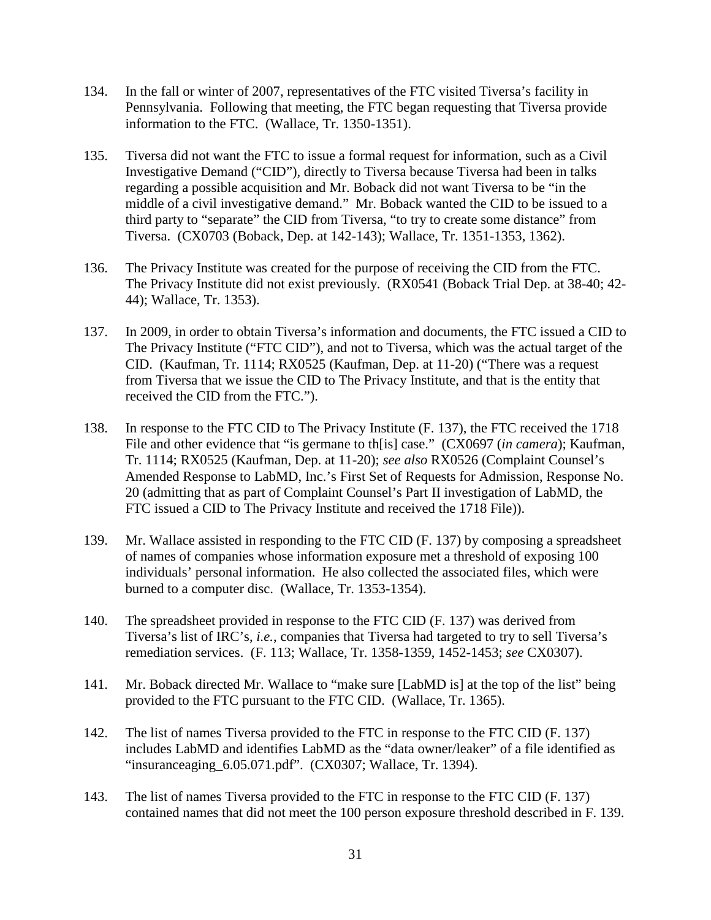134. In the fall or winter of 2007, representatives of the FTC visited Tiversa's facility in Pennsylvania. Following that meeting, the FTC began requesting that Tiversa provide information to the FTC. (Wallace, Tr. 1350-1351).

135. Tiversa did not want the FTC to issue a formal request for information, such as a Civil Investigative Demand ("CID"), directly to Tiversa because Tiversa had been in talks regarding a possible acquisition and Mr. Boback did not want Tiversa to be "in the middle of a civil investigative demand." Mr. Boback wanted the CID to be issued to a third party to "separate" the CID from Tiversa, "to try to create some distance" from Tiversa. (CX0703 (Boback, Dep. at 142-143); Wallace, Tr. 1351-1353, 1362).

136. The Privacy Institute was created for the purpose of receiving the CID from the FTC. The Privacy Institute did not exist previously. (RX0541 (Boback Trial Dep. at 38-40; 42-44); Wallace, Tr. 1353).

137. In 2009, in order to obtain Tiversa's information and documents, the FTC issued a CID to The Privacy Institute ("FTC CID"), and not to Tiversa, which was the actual target of the CID. (Kaufman, Tr. 1114; RX0525 (Kaufman, Dep. at 11-20) ("There was a request from Tiversa that we issue the CID to The Privacy Institute, and that is the entity that received the CID from the FTC.").

138. In response to the FTC CID to The Privacy Institute (F. 137), the FTC received the 1718 File and other evidence that "is germane to th[is] case." (CX0697 (*in camera*); Kaufman, Tr. 1114; RX0525 (Kaufman, Dep. at 11-20); *see also* RX0526 (Complaint Counsel's Amended Response to LabMD, Inc.'s First Set of Requests for Admission, Response No. 20 (admitting that as part of Complaint Counsel's Part II investigation of LabMD, the FTC issued a CID to The Privacy Institute and received the 1718 File)).

139. Mr. Wallace assisted in responding to the FTC CID (F. 137) by composing a spreadsheet of names of companies whose information exposure met a threshold of exposing 100 individuals' personal information. He also collected the associated files, which were burned to a computer disc. (Wallace, Tr. 1353-1354).

140. The spreadsheet provided in response to the FTC CID (F. 137) was derived from Tiversa's list of IRC's, *i.e.*, companies that Tiversa had targeted to try to sell Tiversa's remediation services. (F. 113; Wallace, Tr. 1358-1359, 1452-1453; *see* CX0307).

141. Mr. Boback directed Mr. Wallace to "make sure [LabMD is] at the top of the list" being provided to the FTC pursuant to the FTC CID. (Wallace, Tr. 1365).

142. The list of names Tiversa provided to the FTC in response to the FTC CID (F. 137) includes LabMD and identifies LabMD as the "data owner/leaker" of a file identified as "insuranceaging_6.05.071.pdf". (CX0307; Wallace, Tr. 1394).

143. The list of names Tiversa provided to the FTC in response to the FTC CID (F. 137) contained names that did not meet the 100 person exposure threshold described in F. 139.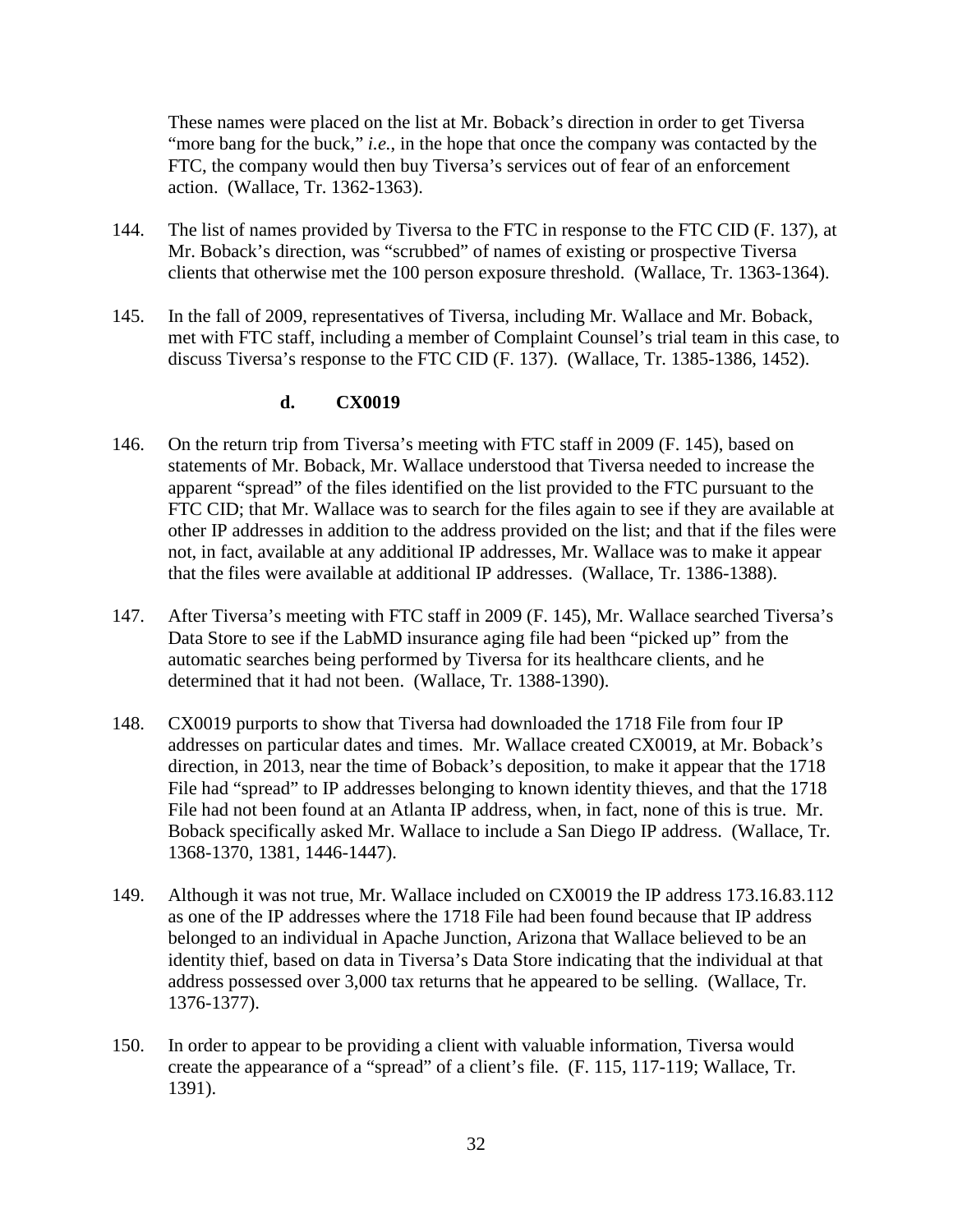These names were placed on the list at Mr. Boback's direction in order to get Tiversa "more bang for the buck," *i.e.*, in the hope that once the company was contacted by the FTC, the company would then buy Tiversa's services out of fear of an enforcement action. (Wallace, Tr. 1362-1363).

144. The list of names provided by Tiversa to the FTC in response to the FTC CID (F. 137), at Mr. Boback's direction, was "scrubbed" of names of existing or prospective Tiversa clients that otherwise met the 100 person exposure threshold. (Wallace, Tr. 1363-1364).

145. In the fall of 2009, representatives of Tiversa, including Mr. Wallace and Mr. Boback, met with FTC staff, including a member of Complaint Counsel's trial team in this case, to discuss Tiversa's response to the FTC CID (F. 137). (Wallace, Tr. 1385-1386, 1452).

#### d. CX0019

146. On the return trip from Tiversa's meeting with FTC staff in 2009 (F. 145), based on statements of Mr. Boback, Mr. Wallace understood that Tiversa needed to increase the apparent "spread" of the files identified on the list provided to the FTC pursuant to the FTC CID; that Mr. Wallace was to search for the files again to see if they are available at other IP addresses in addition to the address provided on the list; and that if the files were not, in fact, available at any additional IP addresses, Mr. Wallace was to make it appear that the files were available at additional IP addresses. (Wallace, Tr. 1386-1388).

147. After Tiversa's meeting with FTC staff in 2009 (F. 145), Mr. Wallace searched Tiversa's Data Store to see if the LabMD insurance aging file had been "picked up" from the automatic searches being performed by Tiversa for its healthcare clients, and he determined that it had not been. (Wallace, Tr. 1388-1390).

148. CX0019 purports to show that Tiversa had downloaded the 1718 File from four IP addresses on particular dates and times. Mr. Wallace created CX0019, at Mr. Boback's direction, in 2013, near the time of Boback's deposition, to make it appear that the 1718 File had "spread" to IP addresses belonging to known identity thieves, and that the 1718 File had not been found at an Atlanta IP address, when, in fact, none of this is true. Mr. Boback specifically asked Mr. Wallace to include a San Diego IP address. (Wallace, Tr. 1368-1370, 1381, 1446-1447).

149. Although it was not true, Mr. Wallace included on CX0019 the IP address 173.16.83.112 as one of the IP addresses where the 1718 File had been found because that IP address belonged to an individual in Apache Junction, Arizona that Wallace believed to be an identity thief, based on data in Tiversa's Data Store indicating that the individual at that address possessed over 3,000 tax returns that he appeared to be selling. (Wallace, Tr. 1376-1377).

150. In order to appear to be providing a client with valuable information, Tiversa would create the appearance of a "spread" of a client's file. (F. 115, 117-119; Wallace, Tr. 1391).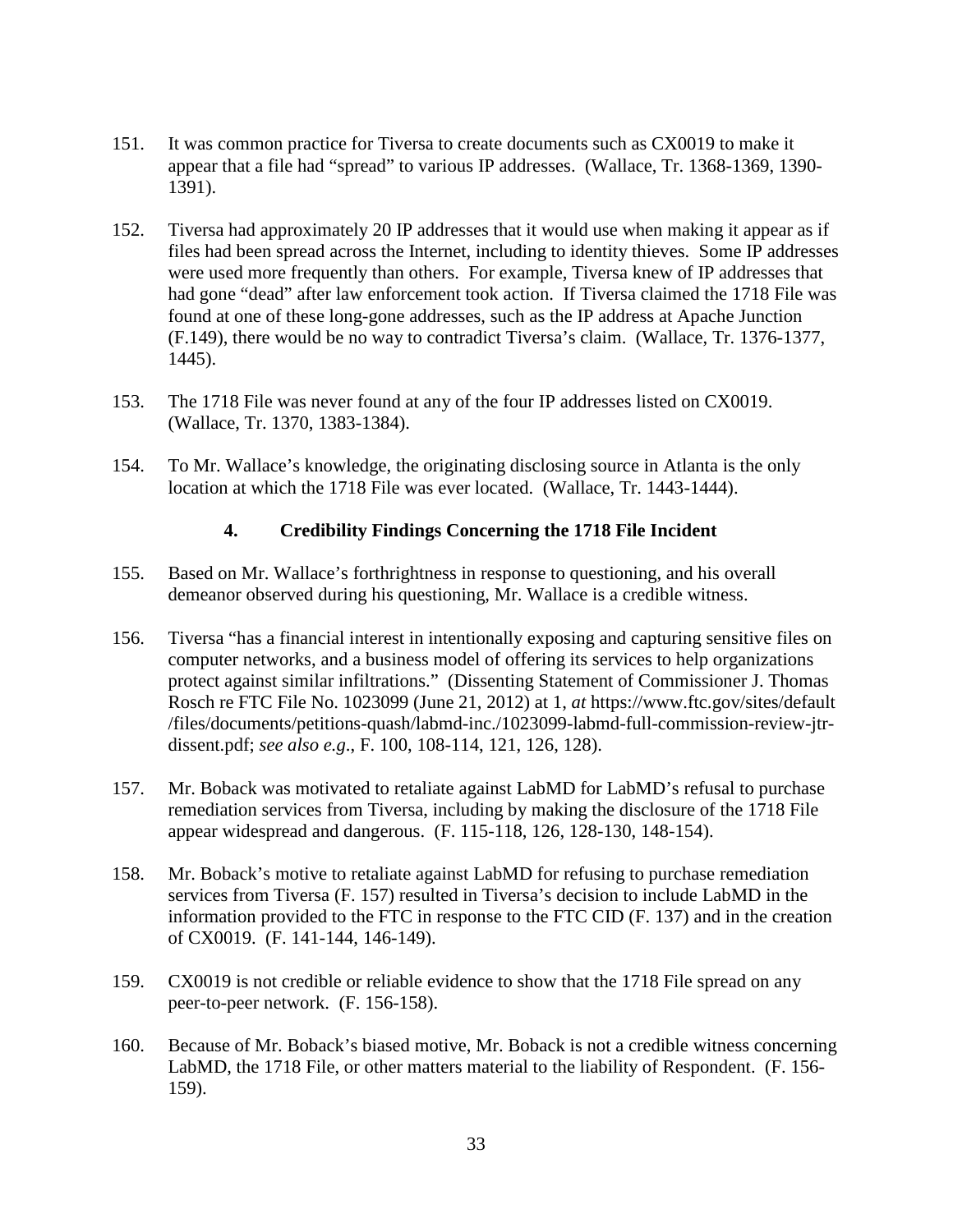151. It was common practice for Tiversa to create documents such as CX0019 to make it appear that a file had "spread" to various IP addresses. (Wallace, Tr. 1368-1369, 1390-1391).

152. Tiversa had approximately 20 IP addresses that it would use when making it appear as if files had been spread across the Internet, including to identity thieves. Some IP addresses were used more frequently than others. For example, Tiversa knew of IP addresses that had gone "dead" after law enforcement took action. If Tiversa claimed the 1718 File was found at one of these long-gone addresses, such as the IP address at Apache Junction (F.149), there would be no way to contradict Tiversa's claim. (Wallace, Tr. 1376-1377, 1445).

153. The 1718 File was never found at any of the four IP addresses listed on CX0019. (Wallace, Tr. 1370, 1383-1384).

154. To Mr. Wallace's knowledge, the originating disclosing source in Atlanta is the only location at which the 1718 File was ever located. (Wallace, Tr. 1443-1444).

#### 4. Credibility Findings Concerning the 1718 File Incident

155. Based on Mr. Wallace's forthrightness in response to questioning, and his overall demeanor observed during his questioning, Mr. Wallace is a credible witness.

156. Tiversa "has a financial interest in intentionally exposing and capturing sensitive files on computer networks, and a business model of offering its services to help organizations protect against similar infiltrations." (Dissenting Statement of Commissioner J. Thomas Rosch re FTC File No. 1023099 (June 21, 2012) at 1, *at* https://www.ftc.gov/sites/default/files/documents/petitions-quash/labmd-inc./1023099-labmd-full-commission-review-jtr-dissent.pdf; *see also e.g*., F. 100, 108-114, 121, 126, 128).

157. Mr. Boback was motivated to retaliate against LabMD for LabMD's refusal to purchase remediation services from Tiversa, including by making the disclosure of the 1718 File appear widespread and dangerous. (F. 115-118, 126, 128-130, 148-154).

158. Mr. Boback's motive to retaliate against LabMD for refusing to purchase remediation services from Tiversa (F. 157) resulted in Tiversa's decision to include LabMD in the information provided to the FTC in response to the FTC CID (F. 137) and in the creation of CX0019. (F. 141-144, 146-149).

159. CX0019 is not credible or reliable evidence to show that the 1718 File spread on any peer-to-peer network. (F. 156-158).

160. Because of Mr. Boback's biased motive, Mr. Boback is not a credible witness concerning LabMD, the 1718 File, or other matters material to the liability of Respondent. (F. 156-159).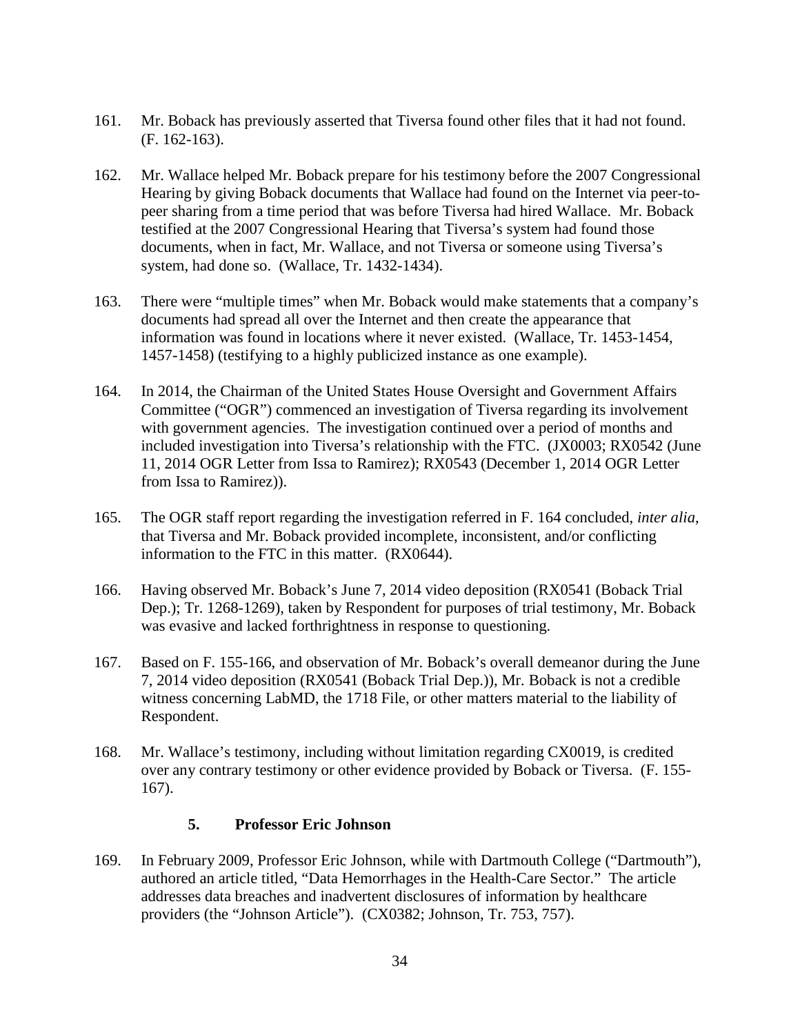161. Mr. Boback has previously asserted that Tiversa found other files that it had not found. (F. 162-163).

162. Mr. Wallace helped Mr. Boback prepare for his testimony before the 2007 Congressional Hearing by giving Boback documents that Wallace had found on the Internet via peer-to-peer sharing from a time period that was before Tiversa had hired Wallace. Mr. Boback testified at the 2007 Congressional Hearing that Tiversa's system had found those documents, when in fact, Mr. Wallace, and not Tiversa or someone using Tiversa's system, had done so. (Wallace, Tr. 1432-1434).

163. There were "multiple times" when Mr. Boback would make statements that a company's documents had spread all over the Internet and then create the appearance that information was found in locations where it never existed. (Wallace, Tr. 1453-1454, 1457-1458) (testifying to a highly publicized instance as one example).

164. In 2014, the Chairman of the United States House Oversight and Government Affairs Committee ("OGR") commenced an investigation of Tiversa regarding its involvement with government agencies. The investigation continued over a period of months and included investigation into Tiversa's relationship with the FTC. (JX0003; RX0542 (June 11, 2014 OGR Letter from Issa to Ramirez); RX0543 (December 1, 2014 OGR Letter from Issa to Ramirez)).

165. The OGR staff report regarding the investigation referred in F. 164 concluded, *inter alia*, that Tiversa and Mr. Boback provided incomplete, inconsistent, and/or conflicting information to the FTC in this matter. (RX0644).

166. Having observed Mr. Boback's June 7, 2014 video deposition (RX0541 (Boback Trial Dep.); Tr. 1268-1269), taken by Respondent for purposes of trial testimony, Mr. Boback was evasive and lacked forthrightness in response to questioning.

167. Based on F. 155-166, and observation of Mr. Boback's overall demeanor during the June 7, 2014 video deposition (RX0541 (Boback Trial Dep.)), Mr. Boback is not a credible witness concerning LabMD, the 1718 File, or other matters material to the liability of Respondent.

168. Mr. Wallace's testimony, including without limitation regarding CX0019, is credited over any contrary testimony or other evidence provided by Boback or Tiversa. (F. 155-167).

### 5. Professor Eric Johnson

169. In February 2009, Professor Eric Johnson, while with Dartmouth College ("Dartmouth"), authored an article titled, "Data Hemorrhages in the Health-Care Sector." The article addresses data breaches and inadvertent disclosures of information by healthcare providers (the "Johnson Article"). (CX0382; Johnson, Tr. 753, 757).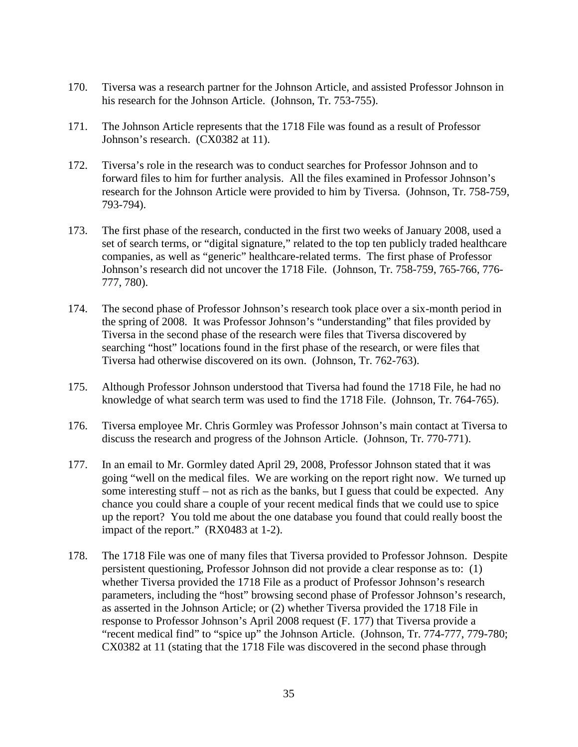170. Tiversa was a research partner for the Johnson Article, and assisted Professor Johnson in his research for the Johnson Article. (Johnson, Tr. 753-755).

171. The Johnson Article represents that the 1718 File was found as a result of Professor Johnson's research. (CX0382 at 11).

172. Tiversa's role in the research was to conduct searches for Professor Johnson and to forward files to him for further analysis. All the files examined in Professor Johnson's research for the Johnson Article were provided to him by Tiversa. (Johnson, Tr. 758-759, 793-794).

173. The first phase of the research, conducted in the first two weeks of January 2008, used a set of search terms, or "digital signature," related to the top ten publicly traded healthcare companies, as well as "generic" healthcare-related terms. The first phase of Professor Johnson's research did not uncover the 1718 File. (Johnson, Tr. 758-759, 765-766, 776-777, 780).

174. The second phase of Professor Johnson's research took place over a six-month period in the spring of 2008. It was Professor Johnson's "understanding" that files provided by Tiversa in the second phase of the research were files that Tiversa discovered by searching "host" locations found in the first phase of the research, or were files that Tiversa had otherwise discovered on its own. (Johnson, Tr. 762-763).

175. Although Professor Johnson understood that Tiversa had found the 1718 File, he had no knowledge of what search term was used to find the 1718 File. (Johnson, Tr. 764-765).

176. Tiversa employee Mr. Chris Gormley was Professor Johnson's main contact at Tiversa to discuss the research and progress of the Johnson Article. (Johnson, Tr. 770-771).

177. In an email to Mr. Gormley dated April 29, 2008, Professor Johnson stated that it was going "well on the medical files. We are working on the report right now. We turned up some interesting stuff – not as rich as the banks, but I guess that could be expected. Any chance you could share a couple of your recent medical finds that we could use to spice up the report? You told me about the one database you found that could really boost the impact of the report." (RX0483 at 1-2).

178. The 1718 File was one of many files that Tiversa provided to Professor Johnson. Despite persistent questioning, Professor Johnson did not provide a clear response as to: (1) whether Tiversa provided the 1718 File as a product of Professor Johnson's research parameters, including the "host" browsing second phase of Professor Johnson's research, as asserted in the Johnson Article; or (2) whether Tiversa provided the 1718 File in response to Professor Johnson's April 2008 request (F. 177) that Tiversa provide a "recent medical find" to "spice up" the Johnson Article. (Johnson, Tr. 774-777, 779-780; CX0382 at 11 (stating that the 1718 File was discovered in the second phase through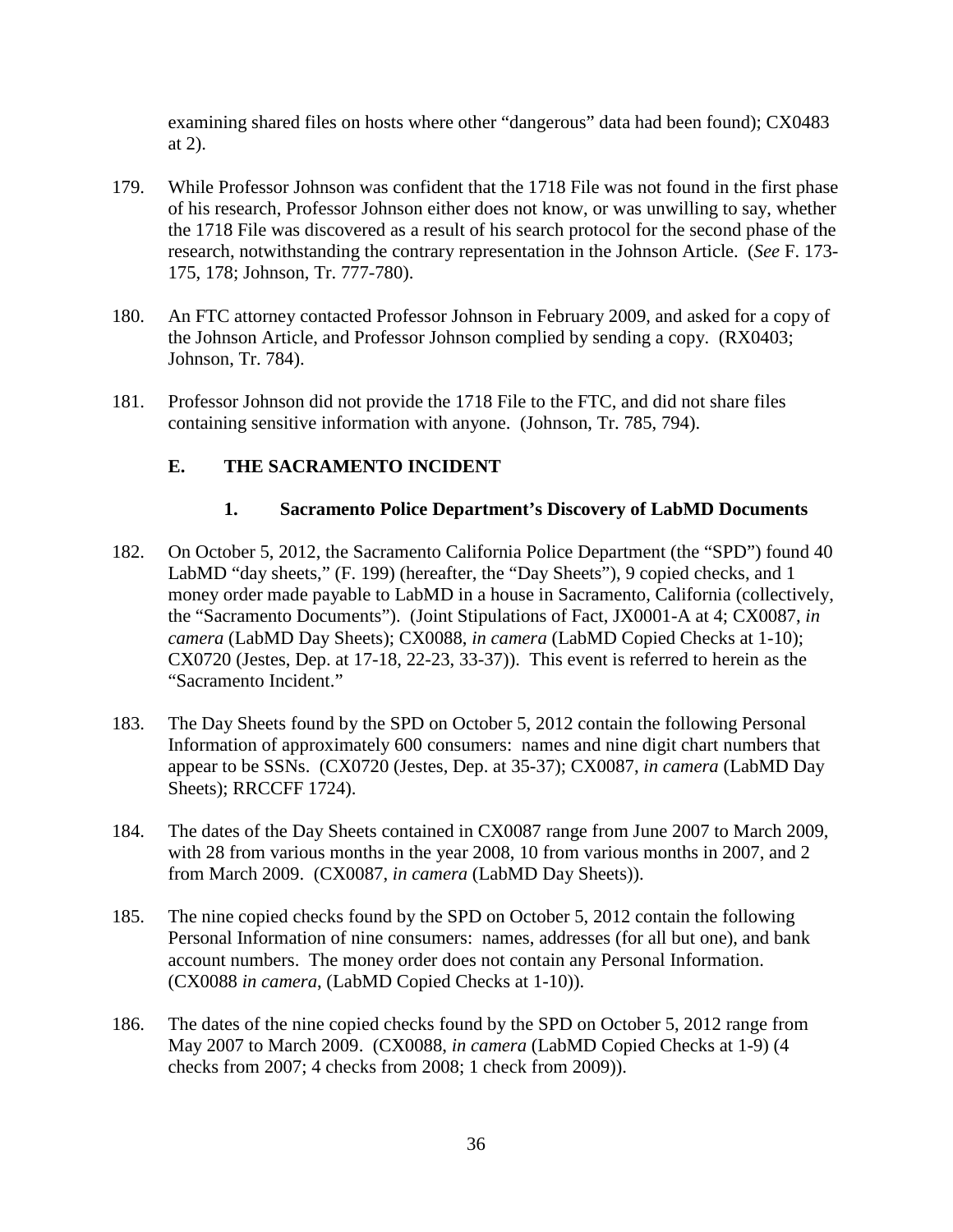examining shared files on hosts where other "dangerous" data had been found); CX0483 at 2).

179. While Professor Johnson was confident that the 1718 File was not found in the first phase of his research, Professor Johnson either does not know, or was unwilling to say, whether the 1718 File was discovered as a result of his search protocol for the second phase of the research, notwithstanding the contrary representation in the Johnson Article. (*See* F. 173-175, 178; Johnson, Tr. 777-780).

180. An FTC attorney contacted Professor Johnson in February 2009, and asked for a copy of the Johnson Article, and Professor Johnson complied by sending a copy. (RX0403; Johnson, Tr. 784).

181. Professor Johnson did not provide the 1718 File to the FTC, and did not share files containing sensitive information with anyone. (Johnson, Tr. 785, 794).

## E. THE SACRAMENTO INCIDENT

### 1. Sacramento Police Department's Discovery of LabMD Documents

182. On October 5, 2012, the Sacramento California Police Department (the "SPD") found 40 LabMD "day sheets," (F. 199) (hereafter, the "Day Sheets"), 9 copied checks, and 1 money order made payable to LabMD in a house in Sacramento, California (collectively, the "Sacramento Documents"). (Joint Stipulations of Fact, JX0001-A at 4; CX0087, *in camera* (LabMD Day Sheets); CX0088, *in camera* (LabMD Copied Checks at 1-10); CX0720 (Jestes, Dep. at 17-18, 22-23, 33-37)). This event is referred to herein as the "Sacramento Incident."

183. The Day Sheets found by the SPD on October 5, 2012 contain the following Personal Information of approximately 600 consumers: names and nine digit chart numbers that appear to be SSNs. (CX0720 (Jestes, Dep. at 35-37); CX0087, *in camera* (LabMD Day Sheets); RRCCFF 1724).

184. The dates of the Day Sheets contained in CX0087 range from June 2007 to March 2009, with 28 from various months in the year 2008, 10 from various months in 2007, and 2 from March 2009. (CX0087, *in camera* (LabMD Day Sheets)).

185. The nine copied checks found by the SPD on October 5, 2012 contain the following Personal Information of nine consumers: names, addresses (for all but one), and bank account numbers. The money order does not contain any Personal Information. (CX0088 *in camera*, (LabMD Copied Checks at 1-10)).

186. The dates of the nine copied checks found by the SPD on October 5, 2012 range from May 2007 to March 2009. (CX0088, *in camera* (LabMD Copied Checks at 1-9) (4 checks from 2007; 4 checks from 2008; 1 check from 2009)).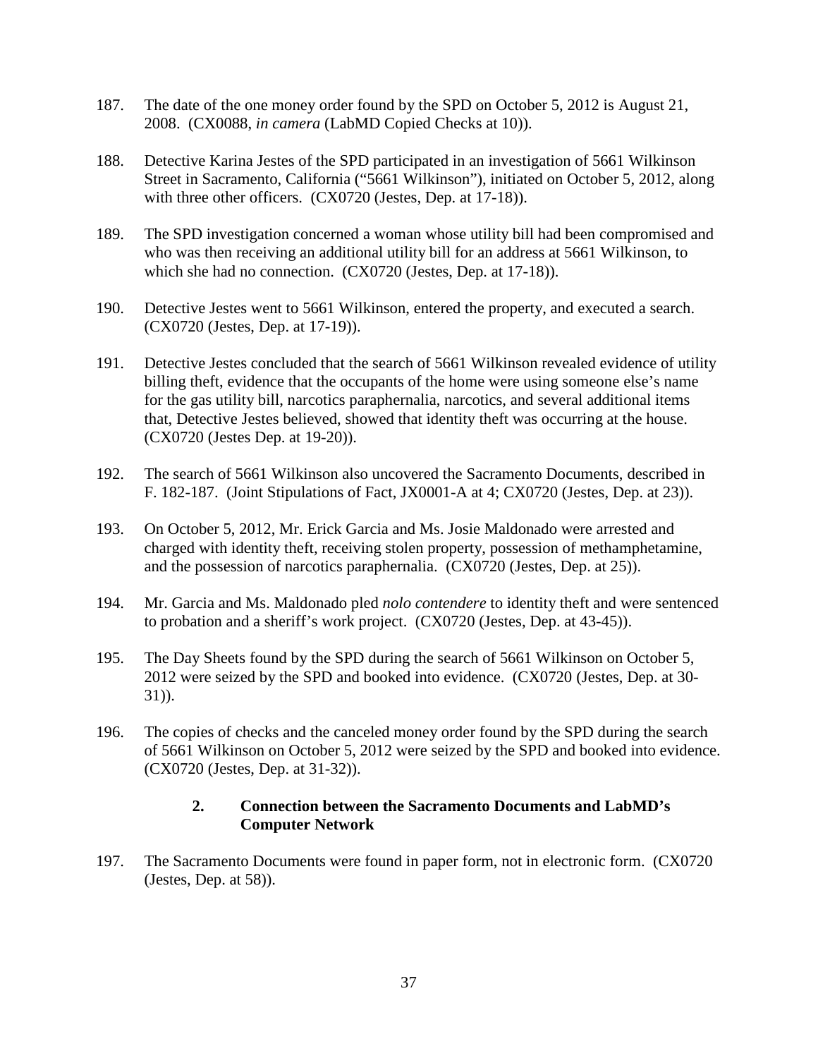187. The date of the one money order found by the SPD on October 5, 2012 is August 21, 2008. (CX0088, *in camera* (LabMD Copied Checks at 10)).

188. Detective Karina Jestes of the SPD participated in an investigation of 5661 Wilkinson Street in Sacramento, California ("5661 Wilkinson"), initiated on October 5, 2012, along with three other officers. (CX0720 (Jestes, Dep. at 17-18)).

189. The SPD investigation concerned a woman whose utility bill had been compromised and who was then receiving an additional utility bill for an address at 5661 Wilkinson, to which she had no connection. (CX0720 (Jestes, Dep. at 17-18)).

190. Detective Jestes went to 5661 Wilkinson, entered the property, and executed a search. (CX0720 (Jestes, Dep. at 17-19)).

191. Detective Jestes concluded that the search of 5661 Wilkinson revealed evidence of utility billing theft, evidence that the occupants of the home were using someone else's name for the gas utility bill, narcotics paraphernalia, narcotics, and several additional items that, Detective Jestes believed, showed that identity theft was occurring at the house. (CX0720 (Jestes Dep. at 19-20)).

192. The search of 5661 Wilkinson also uncovered the Sacramento Documents, described in F. 182-187. (Joint Stipulations of Fact, JX0001-A at 4; CX0720 (Jestes, Dep. at 23)).

193. On October 5, 2012, Mr. Erick Garcia and Ms. Josie Maldonado were arrested and charged with identity theft, receiving stolen property, possession of methamphetamine, and the possession of narcotics paraphernalia. (CX0720 (Jestes, Dep. at 25)).

194. Mr. Garcia and Ms. Maldonado pled *nolo contendere* to identity theft and were sentenced to probation and a sheriff's work project. (CX0720 (Jestes, Dep. at 43-45)).

195. The Day Sheets found by the SPD during the search of 5661 Wilkinson on October 5, 2012 were seized by the SPD and booked into evidence. (CX0720 (Jestes, Dep. at 30-31)).

196. The copies of checks and the canceled money order found by the SPD during the search of 5661 Wilkinson on October 5, 2012 were seized by the SPD and booked into evidence. (CX0720 (Jestes, Dep. at 31-32)).

### 2. Connection between the Sacramento Documents and LabMD's Computer Network

197. The Sacramento Documents were found in paper form, not in electronic form. (CX0720 (Jestes, Dep. at 58)).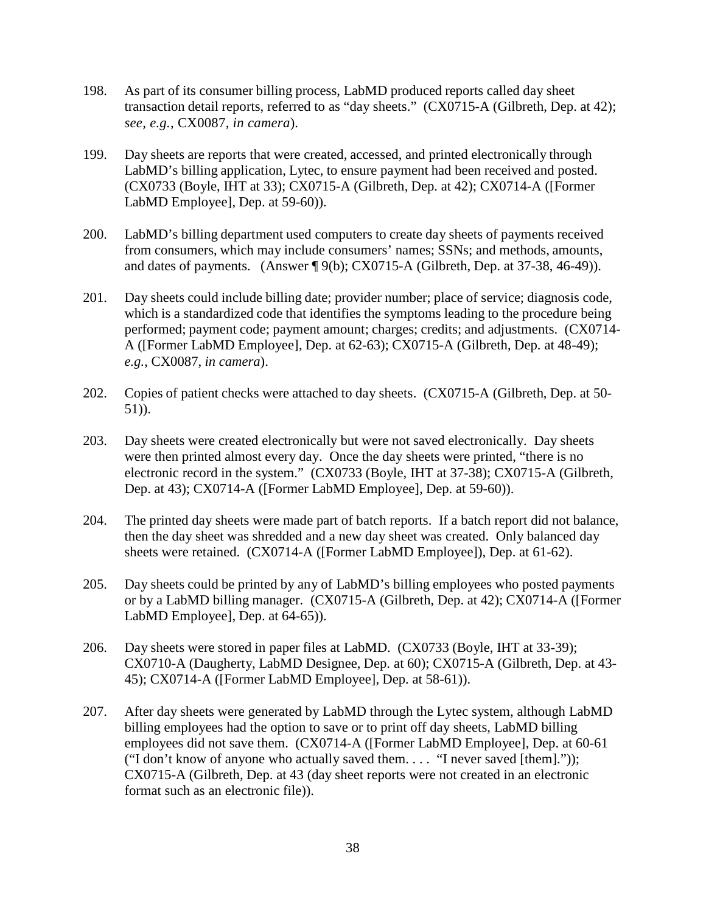198. As part of its consumer billing process, LabMD produced reports called day sheet transaction detail reports, referred to as "day sheets." (CX0715-A (Gilbreth, Dep. at 42); *see, e.g.*, CX0087, *in camera*).

199. Day sheets are reports that were created, accessed, and printed electronically through LabMD's billing application, Lytec, to ensure payment had been received and posted. (CX0733 (Boyle, IHT at 33); CX0715-A (Gilbreth, Dep. at 42); CX0714-A ([Former LabMD Employee], Dep. at 59-60)).

200. LabMD's billing department used computers to create day sheets of payments received from consumers, which may include consumers' names; SSNs; and methods, amounts, and dates of payments. (Answer ¶ 9(b); CX0715-A (Gilbreth, Dep. at 37-38, 46-49)).

201. Day sheets could include billing date; provider number; place of service; diagnosis code, which is a standardized code that identifies the symptoms leading to the procedure being performed; payment code; payment amount; charges; credits; and adjustments. (CX0714-A ([Former LabMD Employee], Dep. at 62-63); CX0715-A (Gilbreth, Dep. at 48-49); *e.g.*, CX0087, *in camera*).

202. Copies of patient checks were attached to day sheets. (CX0715-A (Gilbreth, Dep. at 50-51)).

203. Day sheets were created electronically but were not saved electronically. Day sheets were then printed almost every day. Once the day sheets were printed, "there is no electronic record in the system." (CX0733 (Boyle, IHT at 37-38); CX0715-A (Gilbreth, Dep. at 43); CX0714-A ([Former LabMD Employee], Dep. at 59-60)).

204. The printed day sheets were made part of batch reports. If a batch report did not balance, then the day sheet was shredded and a new day sheet was created. Only balanced day sheets were retained. (CX0714-A ([Former LabMD Employee]), Dep. at 61-62).

205. Day sheets could be printed by any of LabMD's billing employees who posted payments or by a LabMD billing manager. (CX0715-A (Gilbreth, Dep. at 42); CX0714-A ([Former LabMD Employee], Dep. at 64-65)).

206. Day sheets were stored in paper files at LabMD. (CX0733 (Boyle, IHT at 33-39); CX0710-A (Daugherty, LabMD Designee, Dep. at 60); CX0715-A (Gilbreth, Dep. at 43-45); CX0714-A ([Former LabMD Employee], Dep. at 58-61)).

207. After day sheets were generated by LabMD through the Lytec system, although LabMD billing employees had the option to save or to print off day sheets, LabMD billing employees did not save them. (CX0714-A ([Former LabMD Employee], Dep. at 60-61 ("I don't know of anyone who actually saved them. . . . "I never saved [them]."")); CX0715-A (Gilbreth, Dep. at 43 (day sheet reports were not created in an electronic format such as an electronic file)).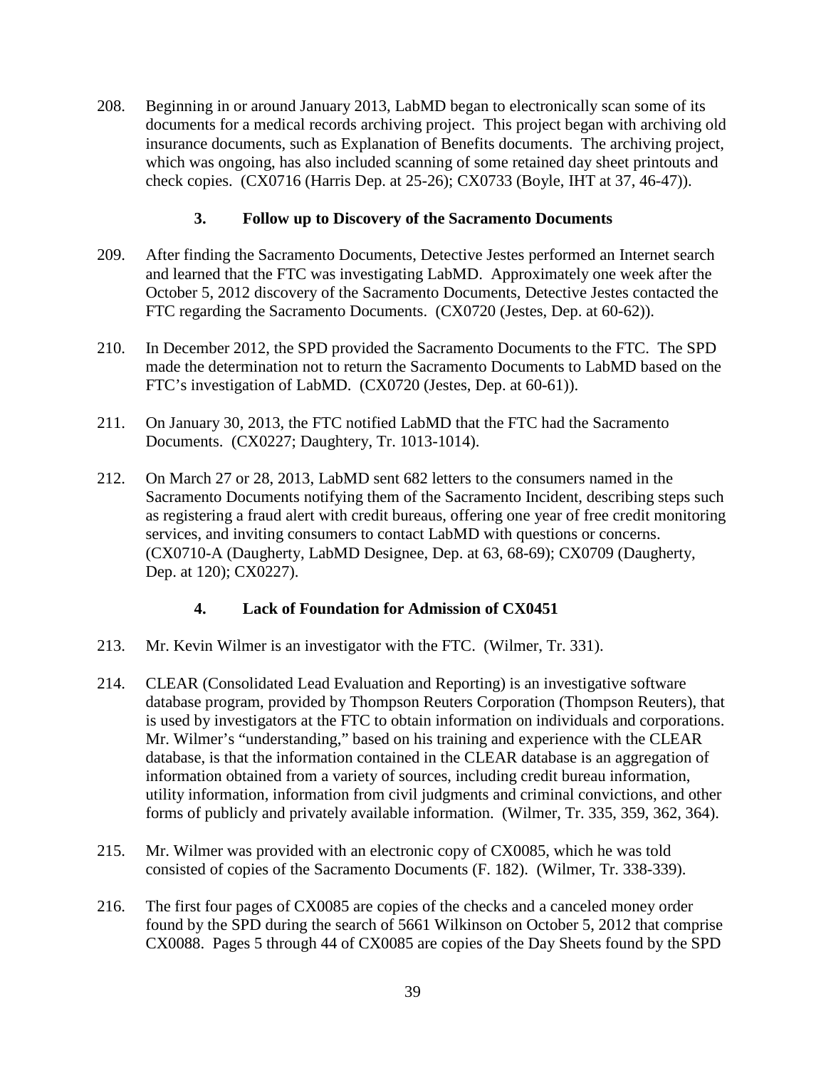208. Beginning in or around January 2013, LabMD began to electronically scan some of its documents for a medical records archiving project. This project began with archiving old insurance documents, such as Explanation of Benefits documents. The archiving project, which was ongoing, has also included scanning of some retained day sheet printouts and check copies. (CX0716 (Harris Dep. at 25-26); CX0733 (Boyle, IHT at 37, 46-47)).

### 3. Follow up to Discovery of the Sacramento Documents

209. After finding the Sacramento Documents, Detective Jestes performed an Internet search and learned that the FTC was investigating LabMD. Approximately one week after the October 5, 2012 discovery of the Sacramento Documents, Detective Jestes contacted the FTC regarding the Sacramento Documents. (CX0720 (Jestes, Dep. at 60-62)).

210. In December 2012, the SPD provided the Sacramento Documents to the FTC. The SPD made the determination not to return the Sacramento Documents to LabMD based on the FTC's investigation of LabMD. (CX0720 (Jestes, Dep. at 60-61)).

211. On January 30, 2013, the FTC notified LabMD that the FTC had the Sacramento Documents. (CX0227; Daughtery, Tr. 1013-1014).

212. On March 27 or 28, 2013, LabMD sent 682 letters to the consumers named in the Sacramento Documents notifying them of the Sacramento Incident, describing steps such as registering a fraud alert with credit bureaus, offering one year of free credit monitoring services, and inviting consumers to contact LabMD with questions or concerns. (CX0710-A (Daugherty, LabMD Designee, Dep. at 63, 68-69); CX0709 (Daugherty, Dep. at 120); CX0227).

### 4. Lack of Foundation for Admission of CX0451

213. Mr. Kevin Wilmer is an investigator with the FTC. (Wilmer, Tr. 331).

214. CLEAR (Consolidated Lead Evaluation and Reporting) is an investigative software database program, provided by Thompson Reuters Corporation (Thompson Reuters), that is used by investigators at the FTC to obtain information on individuals and corporations. Mr. Wilmer's "understanding," based on his training and experience with the CLEAR database, is that the information contained in the CLEAR database is an aggregation of information obtained from a variety of sources, including credit bureau information, utility information, information from civil judgments and criminal convictions, and other forms of publicly and privately available information. (Wilmer, Tr. 335, 359, 362, 364).

215. Mr. Wilmer was provided with an electronic copy of CX0085, which he was told consisted of copies of the Sacramento Documents (F. 182). (Wilmer, Tr. 338-339).

216. The first four pages of CX0085 are copies of the checks and a canceled money order found by the SPD during the search of 5661 Wilkinson on October 5, 2012 that comprise CX0088. Pages 5 through 44 of CX0085 are copies of the Day Sheets found by the SPD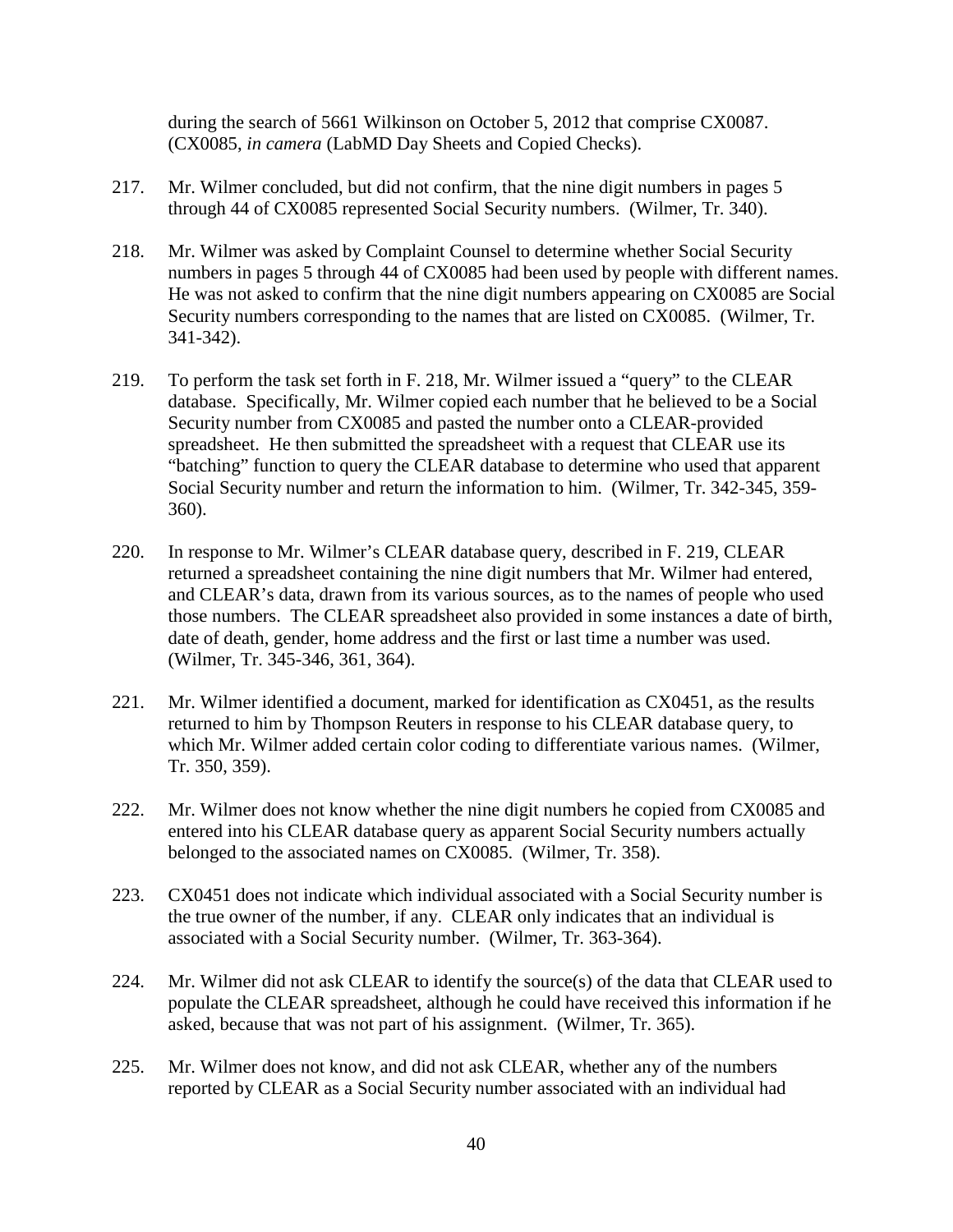during the search of 5661 Wilkinson on October 5, 2012 that comprise CX0087. (CX0085, *in camera* (LabMD Day Sheets and Copied Checks).

217. Mr. Wilmer concluded, but did not confirm, that the nine digit numbers in pages 5 through 44 of CX0085 represented Social Security numbers. (Wilmer, Tr. 340).

218. Mr. Wilmer was asked by Complaint Counsel to determine whether Social Security numbers in pages 5 through 44 of CX0085 had been used by people with different names. He was not asked to confirm that the nine digit numbers appearing on CX0085 are Social Security numbers corresponding to the names that are listed on CX0085. (Wilmer, Tr. 341-342).

219. To perform the task set forth in F. 218, Mr. Wilmer issued a "query" to the CLEAR database. Specifically, Mr. Wilmer copied each number that he believed to be a Social Security number from CX0085 and pasted the number onto a CLEAR-provided spreadsheet. He then submitted the spreadsheet with a request that CLEAR use its "batching" function to query the CLEAR database to determine who used that apparent Social Security number and return the information to him. (Wilmer, Tr. 342-345, 359-360).

220. In response to Mr. Wilmer's CLEAR database query, described in F. 219, CLEAR returned a spreadsheet containing the nine digit numbers that Mr. Wilmer had entered, and CLEAR's data, drawn from its various sources, as to the names of people who used those numbers. The CLEAR spreadsheet also provided in some instances a date of birth, date of death, gender, home address and the first or last time a number was used. (Wilmer, Tr. 345-346, 361, 364).

221. Mr. Wilmer identified a document, marked for identification as CX0451, as the results returned to him by Thompson Reuters in response to his CLEAR database query, to which Mr. Wilmer added certain color coding to differentiate various names. (Wilmer, Tr. 350, 359).

222. Mr. Wilmer does not know whether the nine digit numbers he copied from CX0085 and entered into his CLEAR database query as apparent Social Security numbers actually belonged to the associated names on CX0085. (Wilmer, Tr. 358).

223. CX0451 does not indicate which individual associated with a Social Security number is the true owner of the number, if any. CLEAR only indicates that an individual is associated with a Social Security number. (Wilmer, Tr. 363-364).

224. Mr. Wilmer did not ask CLEAR to identify the source(s) of the data that CLEAR used to populate the CLEAR spreadsheet, although he could have received this information if he asked, because that was not part of his assignment. (Wilmer, Tr. 365).

225. Mr. Wilmer does not know, and did not ask CLEAR, whether any of the numbers reported by CLEAR as a Social Security number associated with an individual had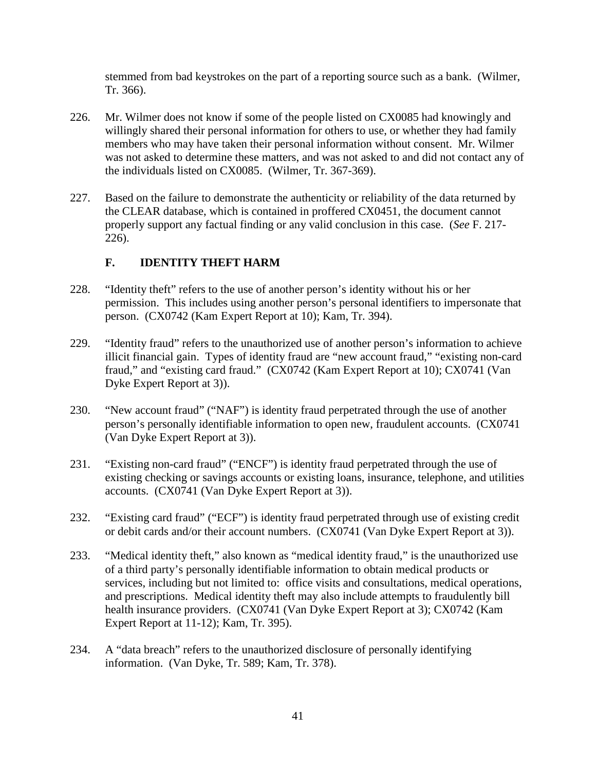stemmed from bad keystrokes on the part of a reporting source such as a bank. (Wilmer, Tr. 366).

226. Mr. Wilmer does not know if some of the people listed on CX0085 had knowingly and willingly shared their personal information for others to use, or whether they had family members who may have taken their personal information without consent. Mr. Wilmer was not asked to determine these matters, and was not asked to and did not contact any of the individuals listed on CX0085. (Wilmer, Tr. 367-369).

227. Based on the failure to demonstrate the authenticity or reliability of the data returned by the CLEAR database, which is contained in proffered CX0451, the document cannot properly support any factual finding or any valid conclusion in this case. (*See* F. 217-226).

### F. IDENTITY THEFT HARM

228. "Identity theft" refers to the use of another person's identity without his or her permission. This includes using another person's personal identifiers to impersonate that person. (CX0742 (Kam Expert Report at 10); Kam, Tr. 394).

229. "Identity fraud" refers to the unauthorized use of another person's information to achieve illicit financial gain. Types of identity fraud are "new account fraud," "existing non-card fraud," and "existing card fraud." (CX0742 (Kam Expert Report at 10); CX0741 (Van Dyke Expert Report at 3)).

230. "New account fraud" ("NAF") is identity fraud perpetrated through the use of another person's personally identifiable information to open new, fraudulent accounts. (CX0741 (Van Dyke Expert Report at 3)).

231. "Existing non-card fraud" ("ENCF") is identity fraud perpetrated through the use of existing checking or savings accounts or existing loans, insurance, telephone, and utilities accounts. (CX0741 (Van Dyke Expert Report at 3)).

232. "Existing card fraud" ("ECF") is identity fraud perpetrated through use of existing credit or debit cards and/or their account numbers. (CX0741 (Van Dyke Expert Report at 3)).

233. "Medical identity theft," also known as "medical identity fraud," is the unauthorized use of a third party's personally identifiable information to obtain medical products or services, including but not limited to: office visits and consultations, medical operations, and prescriptions. Medical identity theft may also include attempts to fraudulently bill health insurance providers. (CX0741 (Van Dyke Expert Report at 3); CX0742 (Kam Expert Report at 11-12); Kam, Tr. 395).

234. A "data breach" refers to the unauthorized disclosure of personally identifying information. (Van Dyke, Tr. 589; Kam, Tr. 378).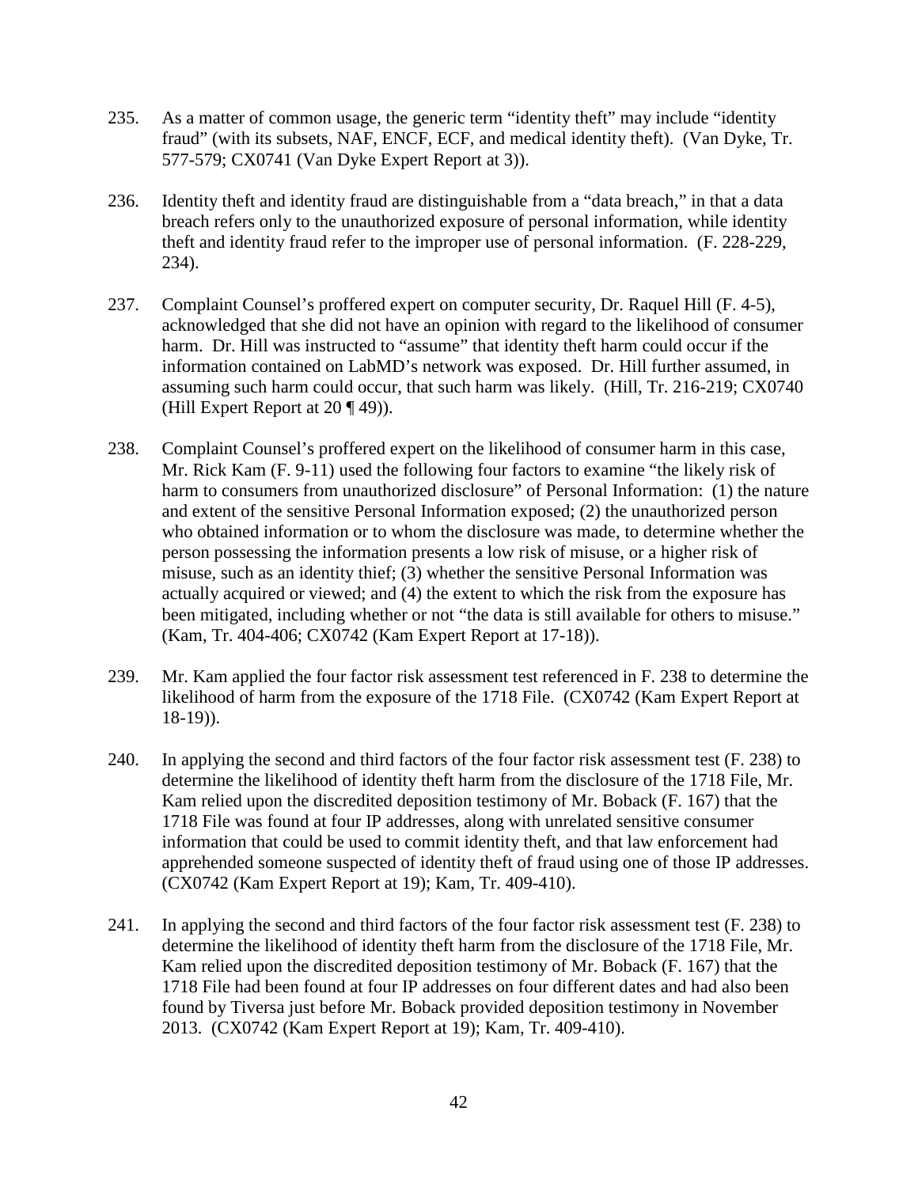235. As a matter of common usage, the generic term "identity theft" may include "identity fraud" (with its subsets, NAF, ENCF, ECF, and medical identity theft). (Van Dyke, Tr. 577-579; CX0741 (Van Dyke Expert Report at 3)).

236. Identity theft and identity fraud are distinguishable from a "data breach," in that a data breach refers only to the unauthorized exposure of personal information, while identity theft and identity fraud refer to the improper use of personal information. (F. 228-229, 234).

237. Complaint Counsel's proffered expert on computer security, Dr. Raquel Hill (F. 4-5), acknowledged that she did not have an opinion with regard to the likelihood of consumer harm. Dr. Hill was instructed to "assume" that identity theft harm could occur if the information contained on LabMD's network was exposed. Dr. Hill further assumed, in assuming such harm could occur, that such harm was likely. (Hill, Tr. 216-219; CX0740 (Hill Expert Report at 20 ¶ 49)).

238. Complaint Counsel's proffered expert on the likelihood of consumer harm in this case, Mr. Rick Kam (F. 9-11) used the following four factors to examine "the likely risk of harm to consumers from unauthorized disclosure" of Personal Information: (1) the nature and extent of the sensitive Personal Information exposed; (2) the unauthorized person who obtained information or to whom the disclosure was made, to determine whether the person possessing the information presents a low risk of misuse, or a higher risk of misuse, such as an identity thief; (3) whether the sensitive Personal Information was actually acquired or viewed; and (4) the extent to which the risk from the exposure has been mitigated, including whether or not "the data is still available for others to misuse." (Kam, Tr. 404-406; CX0742 (Kam Expert Report at 17-18)).

239. Mr. Kam applied the four factor risk assessment test referenced in F. 238 to determine the likelihood of harm from the exposure of the 1718 File. (CX0742 (Kam Expert Report at 18-19)).

240. In applying the second and third factors of the four factor risk assessment test (F. 238) to determine the likelihood of identity theft harm from the disclosure of the 1718 File, Mr. Kam relied upon the discredited deposition testimony of Mr. Boback (F. 167) that the 1718 File was found at four IP addresses, along with unrelated sensitive consumer information that could be used to commit identity theft, and that law enforcement had apprehended someone suspected of identity theft of fraud using one of those IP addresses. (CX0742 (Kam Expert Report at 19); Kam, Tr. 409-410).

241. In applying the second and third factors of the four factor risk assessment test (F. 238) to determine the likelihood of identity theft harm from the disclosure of the 1718 File, Mr. Kam relied upon the discredited deposition testimony of Mr. Boback (F. 167) that the 1718 File had been found at four IP addresses on four different dates and had also been found by Tiversa just before Mr. Boback provided deposition testimony in November 2013. (CX0742 (Kam Expert Report at 19); Kam, Tr. 409-410).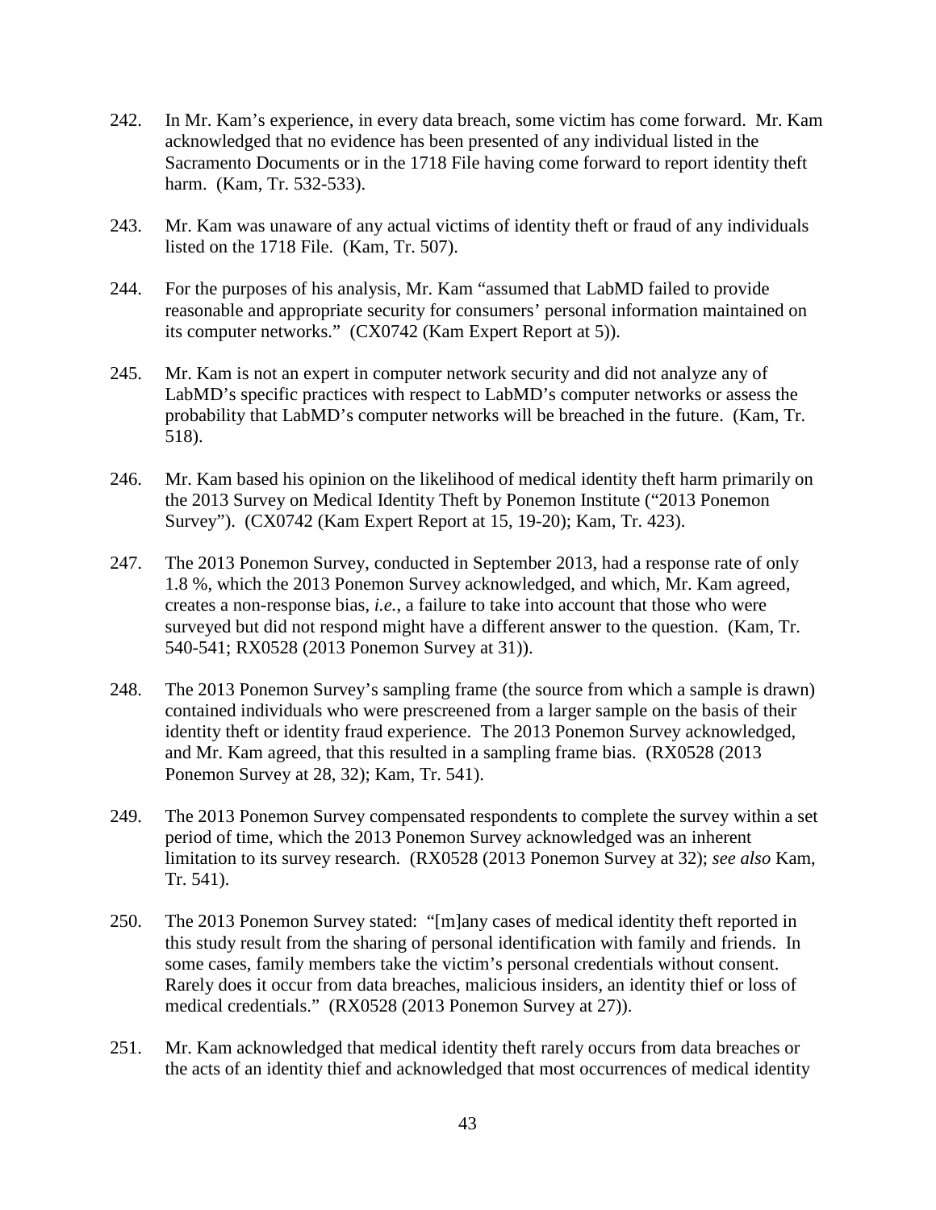242. In Mr. Kam's experience, in every data breach, some victim has come forward. Mr. Kam acknowledged that no evidence has been presented of any individual listed in the Sacramento Documents or in the 1718 File having come forward to report identity theft harm. (Kam, Tr. 532-533).

243. Mr. Kam was unaware of any actual victims of identity theft or fraud of any individuals listed on the 1718 File. (Kam, Tr. 507).

244. For the purposes of his analysis, Mr. Kam "assumed that LabMD failed to provide reasonable and appropriate security for consumers' personal information maintained on its computer networks." (CX0742 (Kam Expert Report at 5)).

245. Mr. Kam is not an expert in computer network security and did not analyze any of LabMD's specific practices with respect to LabMD's computer networks or assess the probability that LabMD's computer networks will be breached in the future. (Kam, Tr. 518).

246. Mr. Kam based his opinion on the likelihood of medical identity theft harm primarily on the 2013 Survey on Medical Identity Theft by Ponemon Institute ("2013 Ponemon Survey"). (CX0742 (Kam Expert Report at 15, 19-20); Kam, Tr. 423).

247. The 2013 Ponemon Survey, conducted in September 2013, had a response rate of only 1.8 %, which the 2013 Ponemon Survey acknowledged, and which, Mr. Kam agreed, creates a non-response bias, *i.e.*, a failure to take into account that those who were surveyed but did not respond might have a different answer to the question. (Kam, Tr. 540-541; RX0528 (2013 Ponemon Survey at 31)).

248. The 2013 Ponemon Survey's sampling frame (the source from which a sample is drawn) contained individuals who were prescreened from a larger sample on the basis of their identity theft or identity fraud experience. The 2013 Ponemon Survey acknowledged, and Mr. Kam agreed, that this resulted in a sampling frame bias. (RX0528 (2013 Ponemon Survey at 28, 32); Kam, Tr. 541).

249. The 2013 Ponemon Survey compensated respondents to complete the survey within a set period of time, which the 2013 Ponemon Survey acknowledged was an inherent limitation to its survey research. (RX0528 (2013 Ponemon Survey at 32); *see also* Kam, Tr. 541).

250. The 2013 Ponemon Survey stated: "[m]any cases of medical identity theft reported in this study result from the sharing of personal identification with family and friends. In some cases, family members take the victim's personal credentials without consent. Rarely does it occur from data breaches, malicious insiders, an identity thief or loss of medical credentials." (RX0528 (2013 Ponemon Survey at 27)).

251. Mr. Kam acknowledged that medical identity theft rarely occurs from data breaches or the acts of an identity thief and acknowledged that most occurrences of medical identity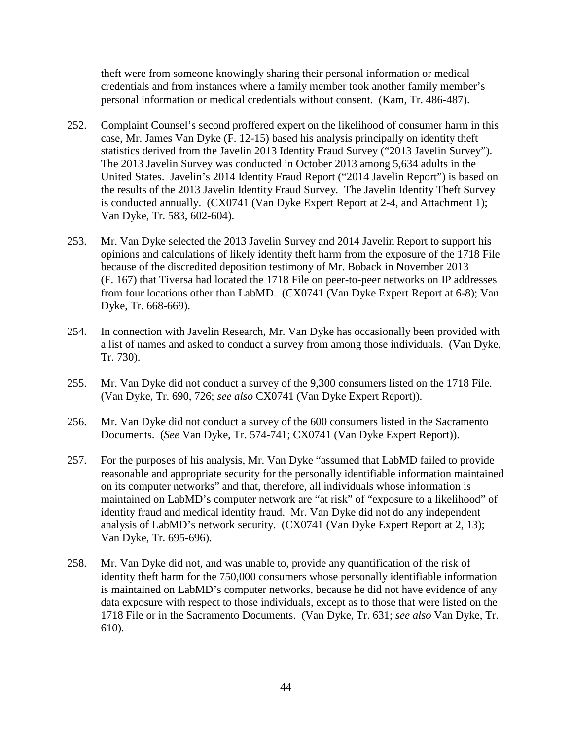theft were from someone knowingly sharing their personal information or medical credentials and from instances where a family member took another family member's personal information or medical credentials without consent. (Kam, Tr. 486-487).

252. Complaint Counsel's second proffered expert on the likelihood of consumer harm in this case, Mr. James Van Dyke (F. 12-15) based his analysis principally on identity theft statistics derived from the Javelin 2013 Identity Fraud Survey ("2013 Javelin Survey"). The 2013 Javelin Survey was conducted in October 2013 among 5,634 adults in the United States. Javelin's 2014 Identity Fraud Report ("2014 Javelin Report") is based on the results of the 2013 Javelin Identity Fraud Survey. The Javelin Identity Theft Survey is conducted annually. (CX0741 (Van Dyke Expert Report at 2-4, and Attachment 1); Van Dyke, Tr. 583, 602-604).

253. Mr. Van Dyke selected the 2013 Javelin Survey and 2014 Javelin Report to support his opinions and calculations of likely identity theft harm from the exposure of the 1718 File because of the discredited deposition testimony of Mr. Boback in November 2013 (F. 167) that Tiversa had located the 1718 File on peer-to-peer networks on IP addresses from four locations other than LabMD. (CX0741 (Van Dyke Expert Report at 6-8); Van Dyke, Tr. 668-669).

254. In connection with Javelin Research, Mr. Van Dyke has occasionally been provided with a list of names and asked to conduct a survey from among those individuals. (Van Dyke, Tr. 730).

255. Mr. Van Dyke did not conduct a survey of the 9,300 consumers listed on the 1718 File. (Van Dyke, Tr. 690, 726; *see also* CX0741 (Van Dyke Expert Report)).

256. Mr. Van Dyke did not conduct a survey of the 600 consumers listed in the Sacramento Documents. (*See* Van Dyke, Tr. 574-741; CX0741 (Van Dyke Expert Report)).

257. For the purposes of his analysis, Mr. Van Dyke "assumed that LabMD failed to provide reasonable and appropriate security for the personally identifiable information maintained on its computer networks" and that, therefore, all individuals whose information is maintained on LabMD's computer network are "at risk" of "exposure to a likelihood" of identity fraud and medical identity fraud. Mr. Van Dyke did not do any independent analysis of LabMD's network security. (CX0741 (Van Dyke Expert Report at 2, 13); Van Dyke, Tr. 695-696).

258. Mr. Van Dyke did not, and was unable to, provide any quantification of the risk of identity theft harm for the 750,000 consumers whose personally identifiable information is maintained on LabMD's computer networks, because he did not have evidence of any data exposure with respect to those individuals, except as to those that were listed on the 1718 File or in the Sacramento Documents. (Van Dyke, Tr. 631; *see also* Van Dyke, Tr. 610).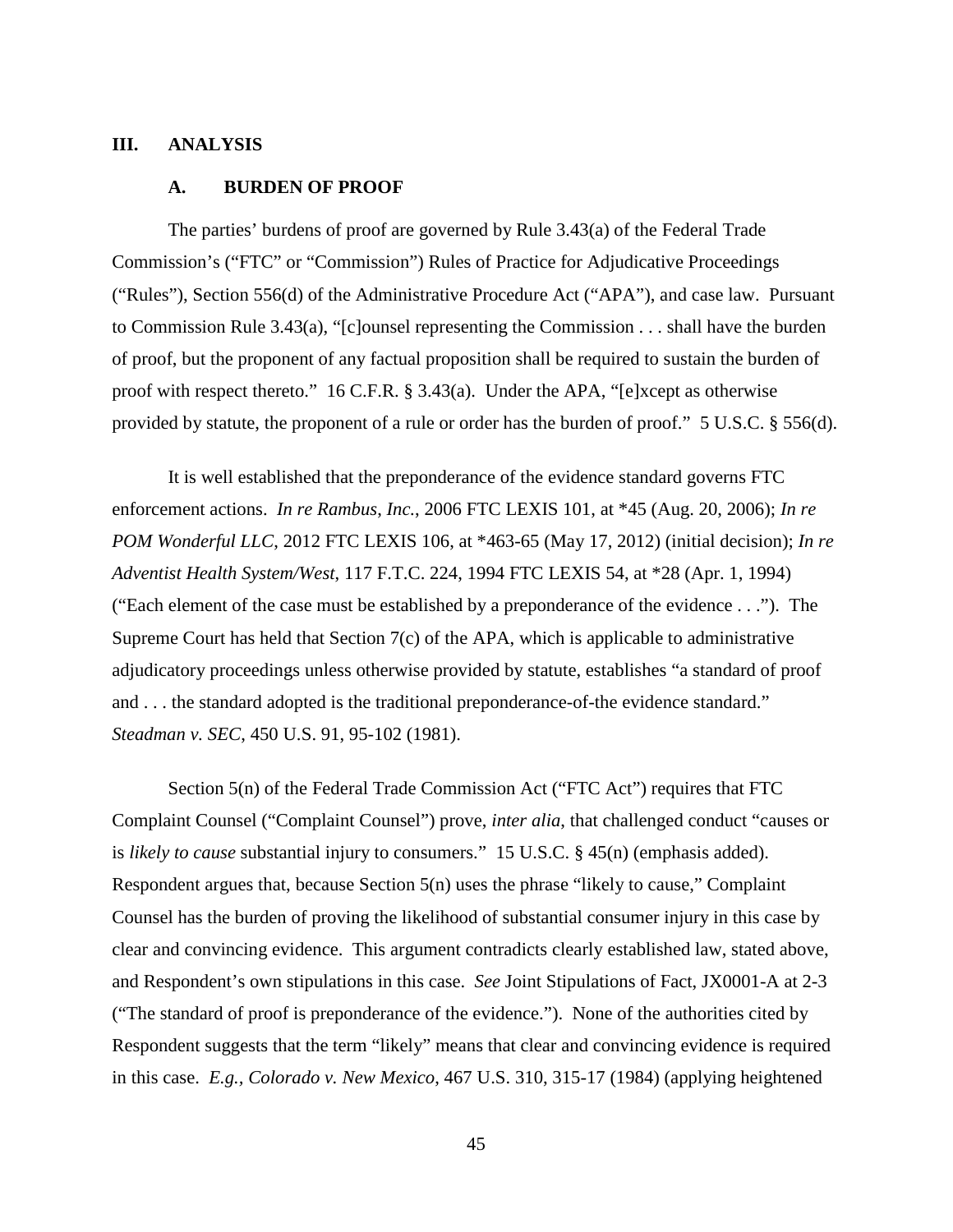## III. ANALYSIS

### A. BURDEN OF PROOF

The parties' burdens of proof are governed by Rule 3.43(a) of the Federal Trade Commission's ("FTC" or "Commission") Rules of Practice for Adjudicative Proceedings ("Rules"), Section 556(d) of the Administrative Procedure Act ("APA"), and case law. Pursuant to Commission Rule 3.43(a), "[c]ounsel representing the Commission . . . shall have the burden of proof, but the proponent of any factual proposition shall be required to sustain the burden of proof with respect thereto." 16 C.F.R. § 3.43(a). Under the APA, "[e]xcept as otherwise provided by statute, the proponent of a rule or order has the burden of proof." 5 U.S.C. § 556(d).

It is well established that the preponderance of the evidence standard governs FTC enforcement actions. *In re Rambus, Inc.*, 2006 FTC LEXIS 101, at *45 (Aug. 20, 2006); *In re POM Wonderful LLC*, 2012 FTC LEXIS 106, at *463-65 (May 17, 2012) (initial decision); *In re Adventist Health System/West*, 117 F.T.C. 224, 1994 FTC LEXIS 54, at *28 (Apr. 1, 1994) ("Each element of the case must be established by a preponderance of the evidence . . ."). The Supreme Court has held that Section 7(c) of the APA, which is applicable to administrative adjudicatory proceedings unless otherwise provided by statute, establishes "a standard of proof and . . . the standard adopted is the traditional preponderance-of-the evidence standard." *Steadman v. SEC*, 450 U.S. 91, 95-102 (1981).

Section 5(n) of the Federal Trade Commission Act ("FTC Act") requires that FTC Complaint Counsel ("Complaint Counsel") prove, *inter alia*, that challenged conduct "causes or is *likely to cause* substantial injury to consumers." 15 U.S.C. § 45(n) (emphasis added). Respondent argues that, because Section 5(n) uses the phrase "likely to cause," Complaint Counsel has the burden of proving the likelihood of substantial consumer injury in this case by clear and convincing evidence. This argument contradicts clearly established law, stated above, and Respondent's own stipulations in this case. *See* Joint Stipulations of Fact, JX0001-A at 2-3 ("The standard of proof is preponderance of the evidence."). None of the authorities cited by Respondent suggests that the term "likely" means that clear and convincing evidence is required in this case. *E.g.*, *Colorado v. New Mexico*, 467 U.S. 310, 315-17 (1984) (applying heightened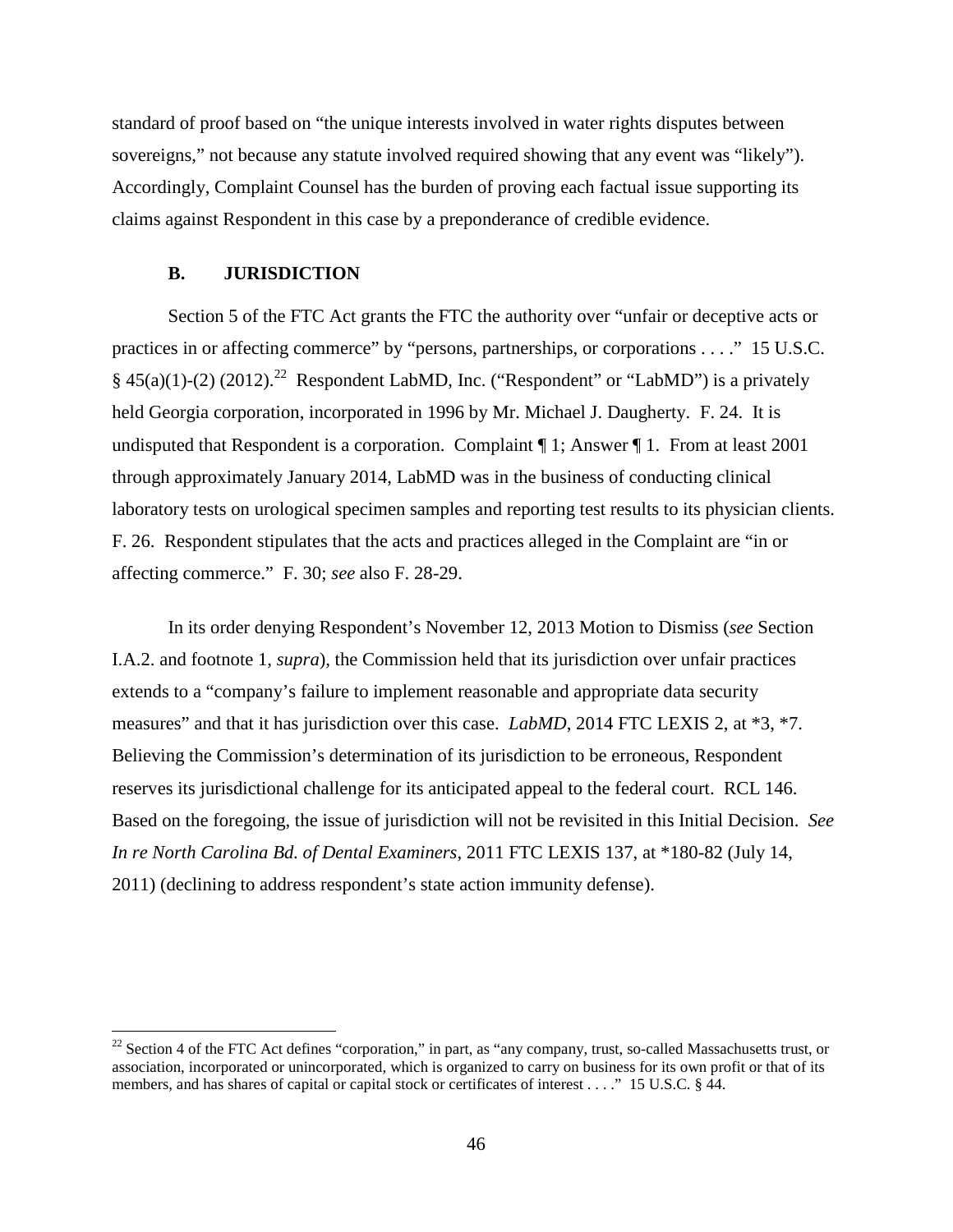standard of proof based on "the unique interests involved in water rights disputes between sovereigns," not because any statute involved required showing that any event was "likely"). Accordingly, Complaint Counsel has the burden of proving each factual issue supporting its claims against Respondent in this case by a preponderance of credible evidence.

### B. JURISDICTION

Section 5 of the FTC Act grants the FTC the authority over "unfair or deceptive acts or practices in or affecting commerce" by "persons, partnerships, or corporations . . . ." 15 U.S.C. § 45(a)(1)-(2) (2012).[22] Respondent LabMD, Inc. ("Respondent" or "LabMD") is a privately held Georgia corporation, incorporated in 1996 by Mr. Michael J. Daugherty. F. 24. It is undisputed that Respondent is a corporation. Complaint ¶ 1; Answer ¶ 1. From at least 2001 through approximately January 2014, LabMD was in the business of conducting clinical laboratory tests on urological specimen samples and reporting test results to its physician clients. F. 26. Respondent stipulates that the acts and practices alleged in the Complaint are "in or affecting commerce." F. 30; *see* also F. 28-29.

In its order denying Respondent's November 12, 2013 Motion to Dismiss (*see* Section I.A.2. and footnote 1, *supra*), the Commission held that its jurisdiction over unfair practices extends to a "company's failure to implement reasonable and appropriate data security measures" and that it has jurisdiction over this case. *LabMD*, 2014 FTC LEXIS 2, at *3, *7. Believing the Commission's determination of its jurisdiction to be erroneous, Respondent reserves its jurisdictional challenge for its anticipated appeal to the federal court. RCL 146. Based on the foregoing, the issue of jurisdiction will not be revisited in this Initial Decision. *See In re North Carolina Bd. of Dental Examiners*, 2011 FTC LEXIS 137, at *180-82 (July 14, 2011) (declining to address respondent's state action immunity defense).

---

[22] Section 4 of the FTC Act defines "corporation," in part, as "any company, trust, so-called Massachusetts trust, or association, incorporated or unincorporated, which is organized to carry on business for its own profit or that of its members, and has shares of capital or capital stock or certificates of interest . . . ." 15 U.S.C. § 44.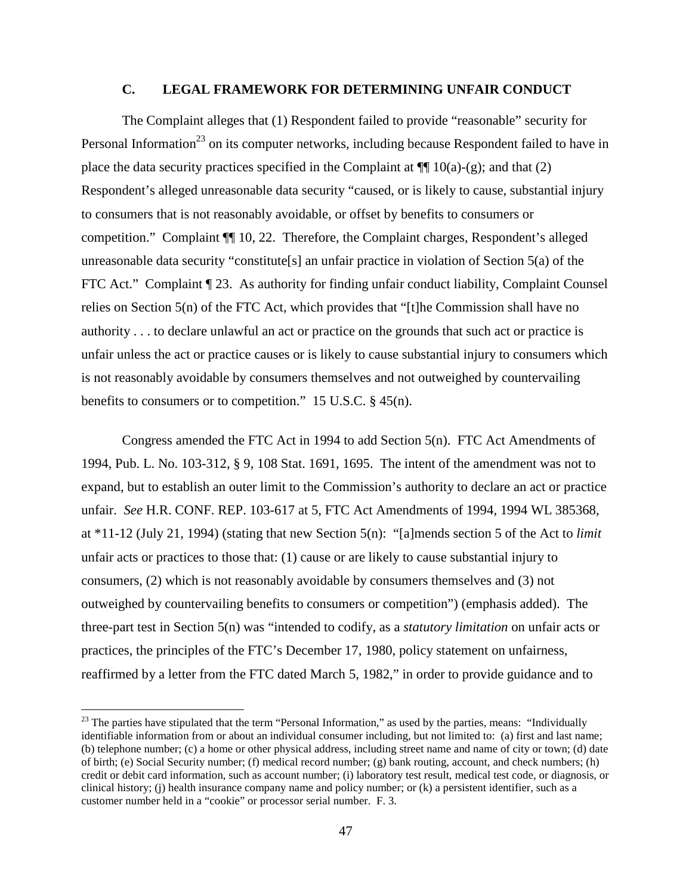### C. LEGAL FRAMEWORK FOR DETERMINING UNFAIR CONDUCT

The Complaint alleges that (1) Respondent failed to provide "reasonable" security for Personal Information[23] on its computer networks, including because Respondent failed to have in place the data security practices specified in the Complaint at ¶¶ 10(a)-(g); and that (2) Respondent's alleged unreasonable data security "caused, or is likely to cause, substantial injury to consumers that is not reasonably avoidable, or offset by benefits to consumers or competition." Complaint ¶¶ 10, 22. Therefore, the Complaint charges, Respondent's alleged unreasonable data security "constitute[s] an unfair practice in violation of Section 5(a) of the FTC Act." Complaint ¶ 23. As authority for finding unfair conduct liability, Complaint Counsel relies on Section 5(n) of the FTC Act, which provides that "[t]he Commission shall have no authority . . . to declare unlawful an act or practice on the grounds that such act or practice is unfair unless the act or practice causes or is likely to cause substantial injury to consumers which is not reasonably avoidable by consumers themselves and not outweighed by countervailing benefits to consumers or to competition." 15 U.S.C. § 45(n).

Congress amended the FTC Act in 1994 to add Section 5(n). FTC Act Amendments of 1994, Pub. L. No. 103-312, § 9, 108 Stat. 1691, 1695. The intent of the amendment was not to expand, but to establish an outer limit to the Commission's authority to declare an act or practice unfair. *See* H.R. CONF. REP. 103-617 at 5, FTC Act Amendments of 1994, 1994 WL 385368, at *11-12 (July 21, 1994) (stating that new Section 5(n): "[a]mends section 5 of the Act to *limit* unfair acts or practices to those that: (1) cause or are likely to cause substantial injury to consumers, (2) which is not reasonably avoidable by consumers themselves and (3) not outweighed by countervailing benefits to consumers or competition") (emphasis added). The three-part test in Section 5(n) was "intended to codify, as a *statutory limitation* on unfair acts or practices, the principles of the FTC's December 17, 1980, policy statement on unfairness, reaffirmed by a letter from the FTC dated March 5, 1982," in order to provide guidance and to

[23] The parties have stipulated that the term "Personal Information," as used by the parties, means: "Individually identifiable information from or about an individual consumer including, but not limited to: (a) first and last name; (b) telephone number; (c) a home or other physical address, including street name and name of city or town; (d) date of birth; (e) Social Security number; (f) medical record number; (g) bank routing, account, and check numbers; (h) credit or debit card information, such as account number; (i) laboratory test result, medical test code, or diagnosis, or clinical history; (j) health insurance company name and policy number; or (k) a persistent identifier, such as a customer number held in a "cookie" or processor serial number. F. 3.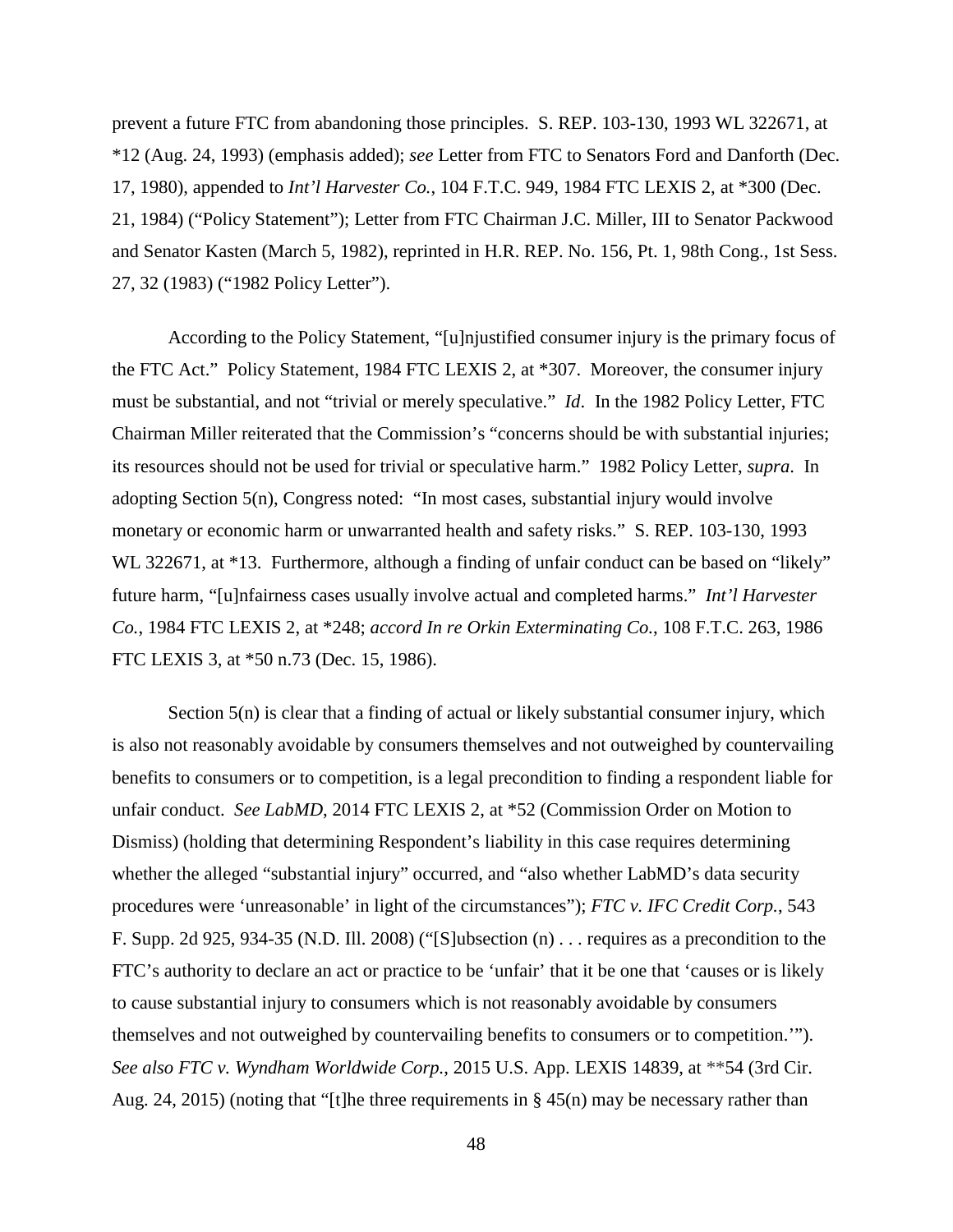prevent a future FTC from abandoning those principles. S. REP. 103-130, 1993 WL 322671, at *12 (Aug. 24, 1993) (emphasis added); *see* Letter from FTC to Senators Ford and Danforth (Dec. 17, 1980), appended to *Int'l Harvester Co.*, 104 F.T.C. 949, 1984 FTC LEXIS 2, at *300 (Dec. 21, 1984) ("Policy Statement"); Letter from FTC Chairman J.C. Miller, III to Senator Packwood and Senator Kasten (March 5, 1982), reprinted in H.R. REP. No. 156, Pt. 1, 98th Cong., 1st Sess. 27, 32 (1983) ("1982 Policy Letter").

According to the Policy Statement, "[u]njustified consumer injury is the primary focus of the FTC Act." Policy Statement, 1984 FTC LEXIS 2, at *307. Moreover, the consumer injury must be substantial, and not "trivial or merely speculative." *Id*. In the 1982 Policy Letter, FTC Chairman Miller reiterated that the Commission's "concerns should be with substantial injuries; its resources should not be used for trivial or speculative harm." 1982 Policy Letter, *supra*. In adopting Section 5(n), Congress noted: "In most cases, substantial injury would involve monetary or economic harm or unwarranted health and safety risks." S. REP. 103-130, 1993 WL 322671, at *13. Furthermore, although a finding of unfair conduct can be based on "likely" future harm, "[u]nfairness cases usually involve actual and completed harms." *Int'l Harvester Co.*, 1984 FTC LEXIS 2, at *248; *accord In re Orkin Exterminating Co.*, 108 F.T.C. 263, 1986 FTC LEXIS 3, at *50 n.73 (Dec. 15, 1986).

Section 5(n) is clear that a finding of actual or likely substantial consumer injury, which is also not reasonably avoidable by consumers themselves and not outweighed by countervailing benefits to consumers or to competition, is a legal precondition to finding a respondent liable for unfair conduct. *See LabMD*, 2014 FTC LEXIS 2, at *52 (Commission Order on Motion to Dismiss) (holding that determining Respondent's liability in this case requires determining whether the alleged "substantial injury" occurred, and "also whether LabMD's data security procedures were 'unreasonable' in light of the circumstances"); *FTC v. IFC Credit Corp.*, 543 F. Supp. 2d 925, 934-35 (N.D. Ill. 2008) ("[S]ubsection (n) . . . requires as a precondition to the FTC's authority to declare an act or practice to be 'unfair' that it be one that 'causes or is likely to cause substantial injury to consumers which is not reasonably avoidable by consumers themselves and not outweighed by countervailing benefits to consumers or to competition.'"). *See also FTC v. Wyndham Worldwide Corp.*, 2015 U.S. App. LEXIS 14839, at **54 (3rd Cir. Aug. 24, 2015) (noting that "[t]he three requirements in § 45(n) may be necessary rather than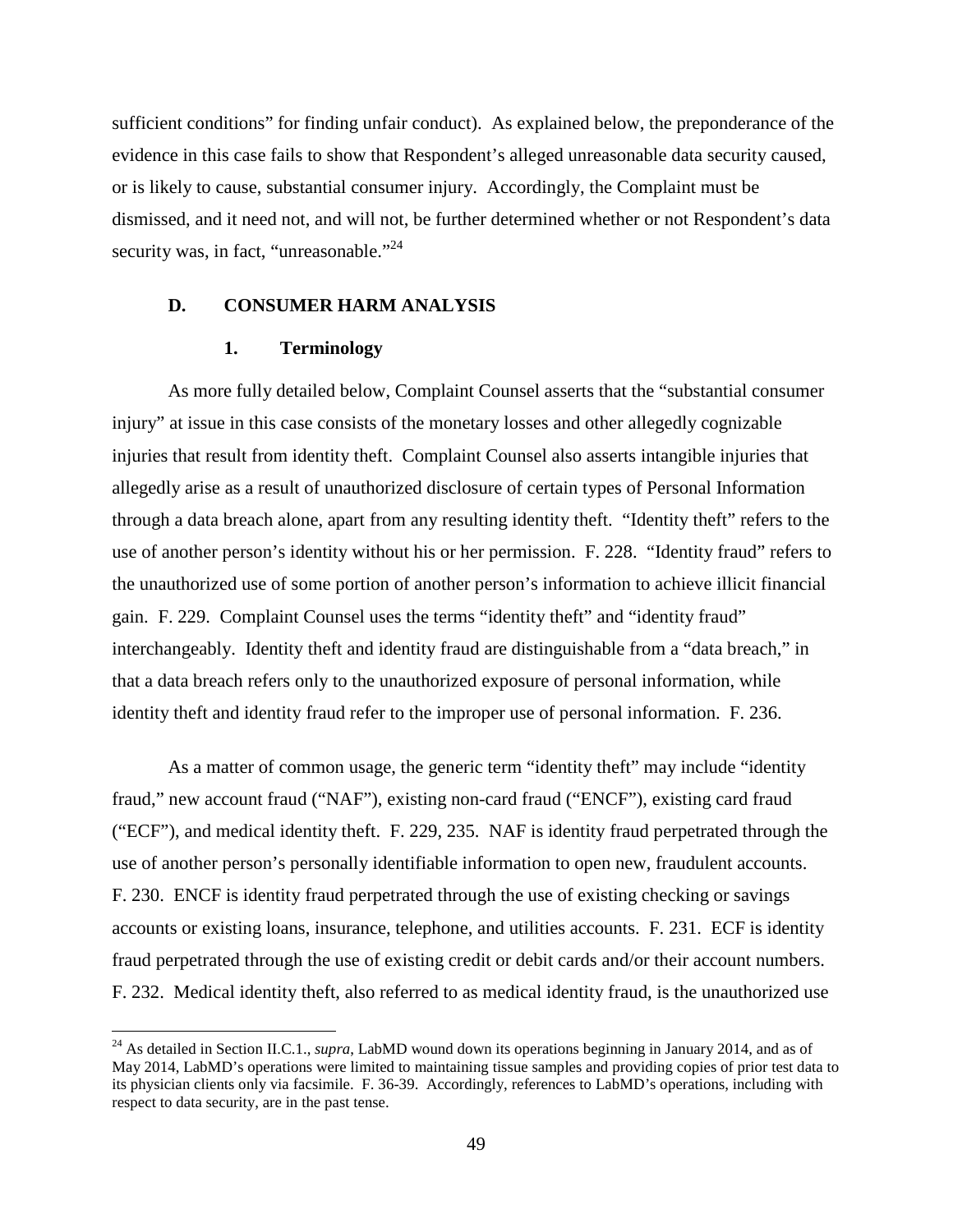sufficient conditions" for finding unfair conduct). As explained below, the preponderance of the evidence in this case fails to show that Respondent's alleged unreasonable data security caused, or is likely to cause, substantial consumer injury. Accordingly, the Complaint must be dismissed, and it need not, and will not, be further determined whether or not Respondent's data security was, in fact, "unreasonable."[24]

### D. CONSUMER HARM ANALYSIS

#### 1. Terminology

As more fully detailed below, Complaint Counsel asserts that the "substantial consumer injury" at issue in this case consists of the monetary losses and other allegedly cognizable injuries that result from identity theft. Complaint Counsel also asserts intangible injuries that allegedly arise as a result of unauthorized disclosure of certain types of Personal Information through a data breach alone, apart from any resulting identity theft. "Identity theft" refers to the use of another person's identity without his or her permission. F. 228. "Identity fraud" refers to the unauthorized use of some portion of another person's information to achieve illicit financial gain. F. 229. Complaint Counsel uses the terms "identity theft" and "identity fraud" interchangeably. Identity theft and identity fraud are distinguishable from a "data breach," in that a data breach refers only to the unauthorized exposure of personal information, while identity theft and identity fraud refer to the improper use of personal information. F. 236.

As a matter of common usage, the generic term "identity theft" may include "identity fraud," new account fraud ("NAF"), existing non-card fraud ("ENCF"), existing card fraud ("ECF"), and medical identity theft. F. 229, 235. NAF is identity fraud perpetrated through the use of another person's personally identifiable information to open new, fraudulent accounts. F. 230. ENCF is identity fraud perpetrated through the use of existing checking or savings accounts or existing loans, insurance, telephone, and utilities accounts. F. 231. ECF is identity fraud perpetrated through the use of existing credit or debit cards and/or their account numbers. F. 232. Medical identity theft, also referred to as medical identity fraud, is the unauthorized use

---

[24] As detailed in Section II.C.1., *supra*, LabMD wound down its operations beginning in January 2014, and as of May 2014, LabMD's operations were limited to maintaining tissue samples and providing copies of prior test data to its physician clients only via facsimile. F. 36-39. Accordingly, references to LabMD's operations, including with respect to data security, are in the past tense.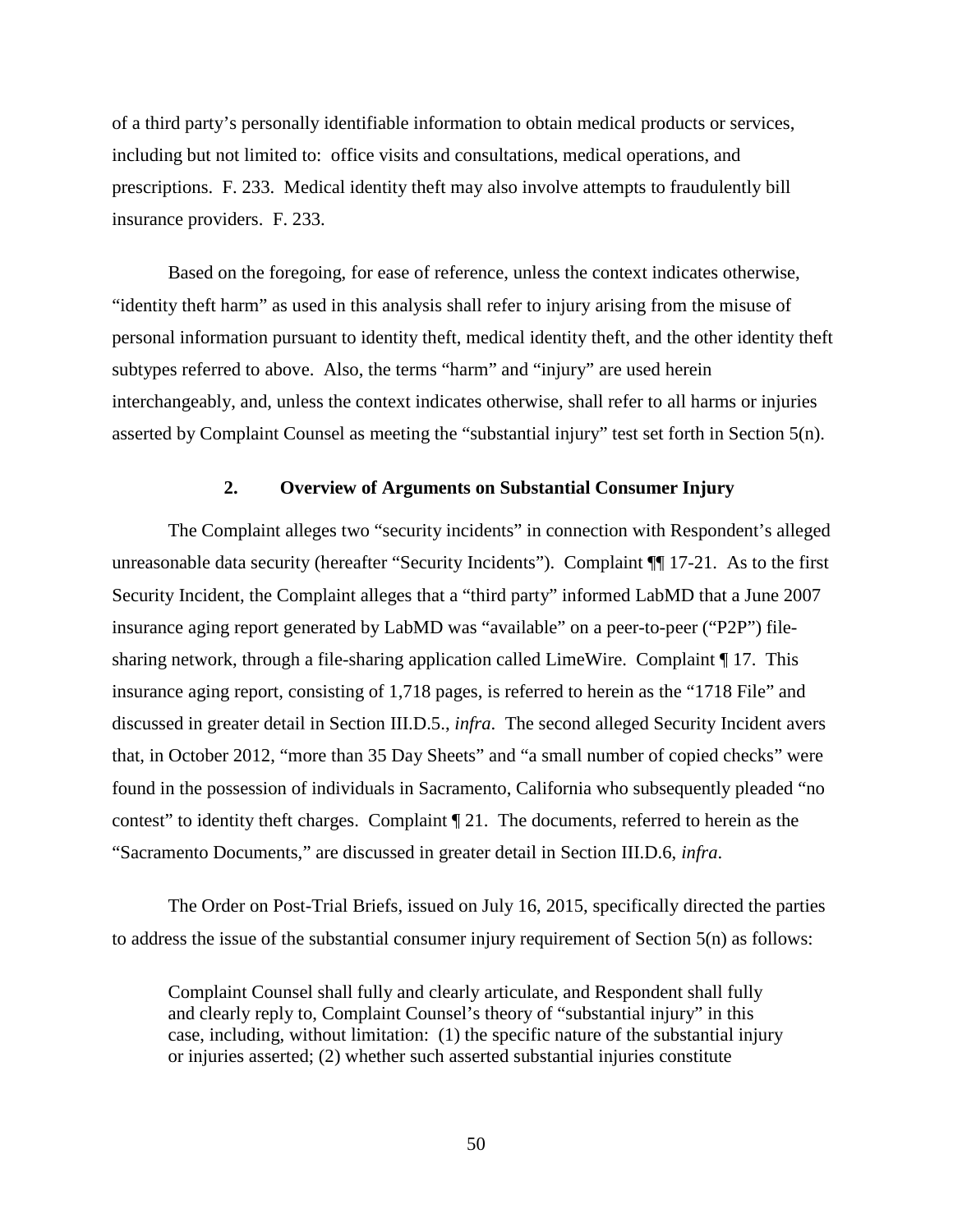of a third party's personally identifiable information to obtain medical products or services, including but not limited to: office visits and consultations, medical operations, and prescriptions. F. 233. Medical identity theft may also involve attempts to fraudulently bill insurance providers. F. 233.

Based on the foregoing, for ease of reference, unless the context indicates otherwise, "identity theft harm" as used in this analysis shall refer to injury arising from the misuse of personal information pursuant to identity theft, medical identity theft, and the other identity theft subtypes referred to above. Also, the terms "harm" and "injury" are used herein interchangeably, and, unless the context indicates otherwise, shall refer to all harms or injuries asserted by Complaint Counsel as meeting the "substantial injury" test set forth in Section 5(n).

### 2. Overview of Arguments on Substantial Consumer Injury

The Complaint alleges two "security incidents" in connection with Respondent's alleged unreasonable data security (hereafter "Security Incidents"). Complaint ¶¶ 17-21. As to the first Security Incident, the Complaint alleges that a "third party" informed LabMD that a June 2007 insurance aging report generated by LabMD was "available" on a peer-to-peer ("P2P") file-sharing network, through a file-sharing application called LimeWire. Complaint ¶ 17. This insurance aging report, consisting of 1,718 pages, is referred to herein as the "1718 File" and discussed in greater detail in Section III.D.5., *infra*. The second alleged Security Incident avers that, in October 2012, "more than 35 Day Sheets" and "a small number of copied checks" were found in the possession of individuals in Sacramento, California who subsequently pleaded "no contest" to identity theft charges. Complaint ¶ 21. The documents, referred to herein as the "Sacramento Documents," are discussed in greater detail in Section III.D.6, *infra*.

The Order on Post-Trial Briefs, issued on July 16, 2015, specifically directed the parties to address the issue of the substantial consumer injury requirement of Section 5(n) as follows:

> Complaint Counsel shall fully and clearly articulate, and Respondent shall fully and clearly reply to, Complaint Counsel's theory of "substantial injury" in this case, including, without limitation: (1) the specific nature of the substantial injury or injuries asserted; (2) whether such asserted substantial injuries constitute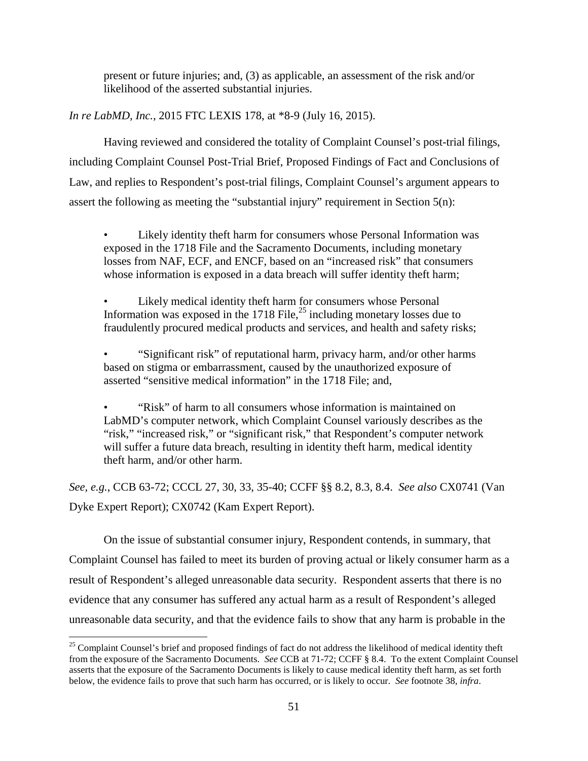> present or future injuries; and, (3) as applicable, an assessment of the risk and/or likelihood of the asserted substantial injuries.

*In re LabMD, Inc.*, 2015 FTC LEXIS 178, at *8-9 (July 16, 2015).

Having reviewed and considered the totality of Complaint Counsel's post-trial filings, including Complaint Counsel Post-Trial Brief, Proposed Findings of Fact and Conclusions of Law, and replies to Respondent's post-trial filings, Complaint Counsel's argument appears to assert the following as meeting the "substantial injury" requirement in Section 5(n):

- Likely identity theft harm for consumers whose Personal Information was exposed in the 1718 File and the Sacramento Documents, including monetary losses from NAF, ECF, and ENCF, based on an "increased risk" that consumers whose information is exposed in a data breach will suffer identity theft harm;

- Likely medical identity theft harm for consumers whose Personal Information was exposed in the 1718 File,[25] including monetary losses due to fraudulently procured medical products and services, and health and safety risks;

- "Significant risk" of reputational harm, privacy harm, and/or other harms based on stigma or embarrassment, caused by the unauthorized exposure of asserted "sensitive medical information" in the 1718 File; and,

- "Risk" of harm to all consumers whose information is maintained on LabMD's computer network, which Complaint Counsel variously describes as the "risk," "increased risk," or "significant risk," that Respondent's computer network will suffer a future data breach, resulting in identity theft harm, medical identity theft harm, and/or other harm.

*See, e.g.*, CCB 63-72; CCCL 27, 30, 33, 35-40; CCFF §§ 8.2, 8.3, 8.4. *See also* CX0741 (Van Dyke Expert Report); CX0742 (Kam Expert Report).

On the issue of substantial consumer injury, Respondent contends, in summary, that Complaint Counsel has failed to meet its burden of proving actual or likely consumer harm as a result of Respondent's alleged unreasonable data security. Respondent asserts that there is no evidence that any consumer has suffered any actual harm as a result of Respondent's alleged unreasonable data security, and that the evidence fails to show that any harm is probable in the

---

[25] Complaint Counsel's brief and proposed findings of fact do not address the likelihood of medical identity theft from the exposure of the Sacramento Documents. *See* CCB at 71-72; CCFF § 8.4. To the extent Complaint Counsel asserts that the exposure of the Sacramento Documents is likely to cause medical identity theft harm, as set forth below, the evidence fails to prove that such harm has occurred, or is likely to occur. *See* footnote 38, *infra*.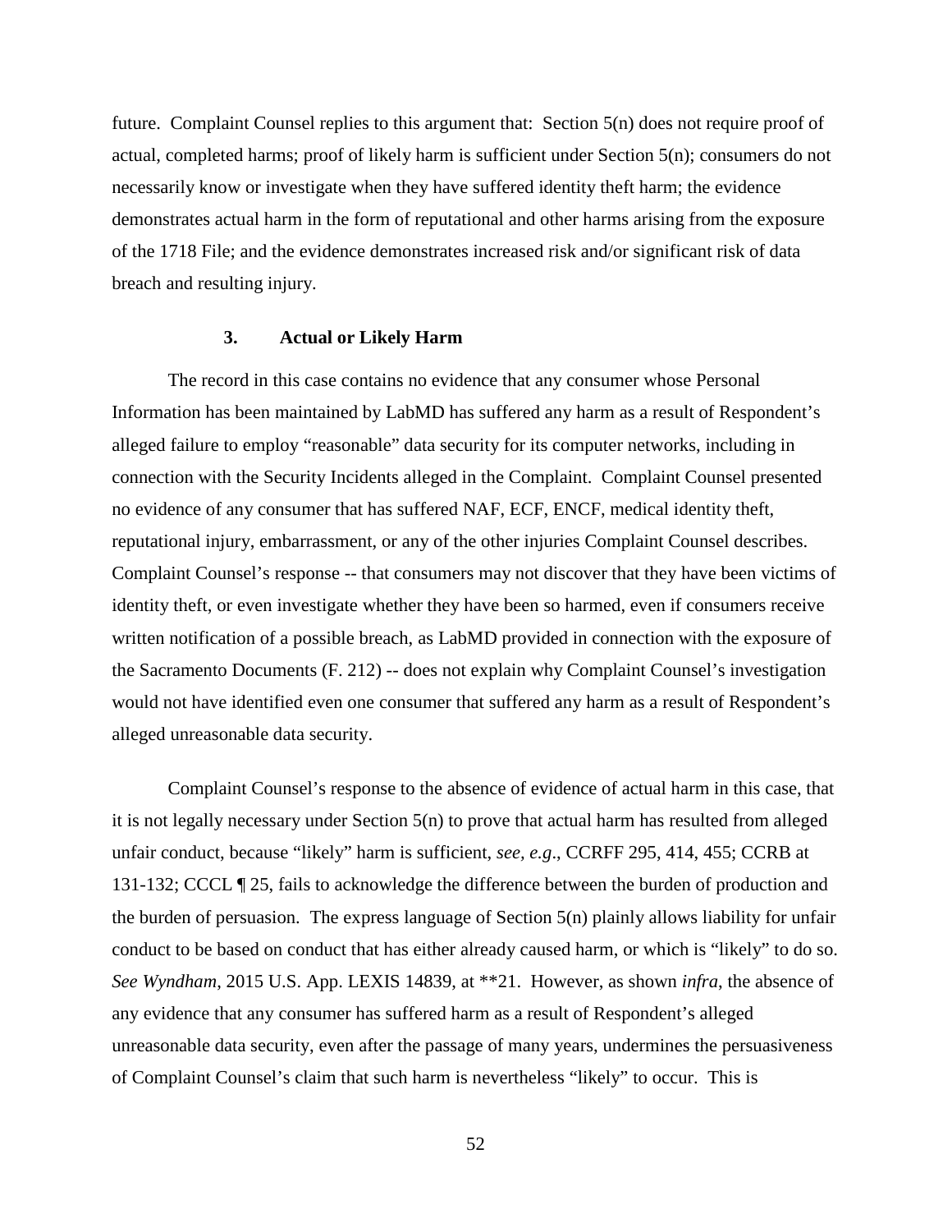future. Complaint Counsel replies to this argument that: Section 5(n) does not require proof of actual, completed harms; proof of likely harm is sufficient under Section 5(n); consumers do not necessarily know or investigate when they have suffered identity theft harm; the evidence demonstrates actual harm in the form of reputational and other harms arising from the exposure of the 1718 File; and the evidence demonstrates increased risk and/or significant risk of data breach and resulting injury.

### 3. Actual or Likely Harm

The record in this case contains no evidence that any consumer whose Personal Information has been maintained by LabMD has suffered any harm as a result of Respondent's alleged failure to employ "reasonable" data security for its computer networks, including in connection with the Security Incidents alleged in the Complaint. Complaint Counsel presented no evidence of any consumer that has suffered NAF, ECF, ENCF, medical identity theft, reputational injury, embarrassment, or any of the other injuries Complaint Counsel describes. Complaint Counsel's response -- that consumers may not discover that they have been victims of identity theft, or even investigate whether they have been so harmed, even if consumers receive written notification of a possible breach, as LabMD provided in connection with the exposure of the Sacramento Documents (F. 212) -- does not explain why Complaint Counsel's investigation would not have identified even one consumer that suffered any harm as a result of Respondent's alleged unreasonable data security.

Complaint Counsel's response to the absence of evidence of actual harm in this case, that it is not legally necessary under Section 5(n) to prove that actual harm has resulted from alleged unfair conduct, because "likely" harm is sufficient, *see, e.g*., CCRFF 295, 414, 455; CCRB at 131-132; CCCL ¶ 25, fails to acknowledge the difference between the burden of production and the burden of persuasion. The express language of Section 5(n) plainly allows liability for unfair conduct to be based on conduct that has either already caused harm, or which is "likely" to do so. *See Wyndham*, 2015 U.S. App. LEXIS 14839, at **21. However, as shown *infra*, the absence of any evidence that any consumer has suffered harm as a result of Respondent's alleged unreasonable data security, even after the passage of many years, undermines the persuasiveness of Complaint Counsel's claim that such harm is nevertheless "likely" to occur. This is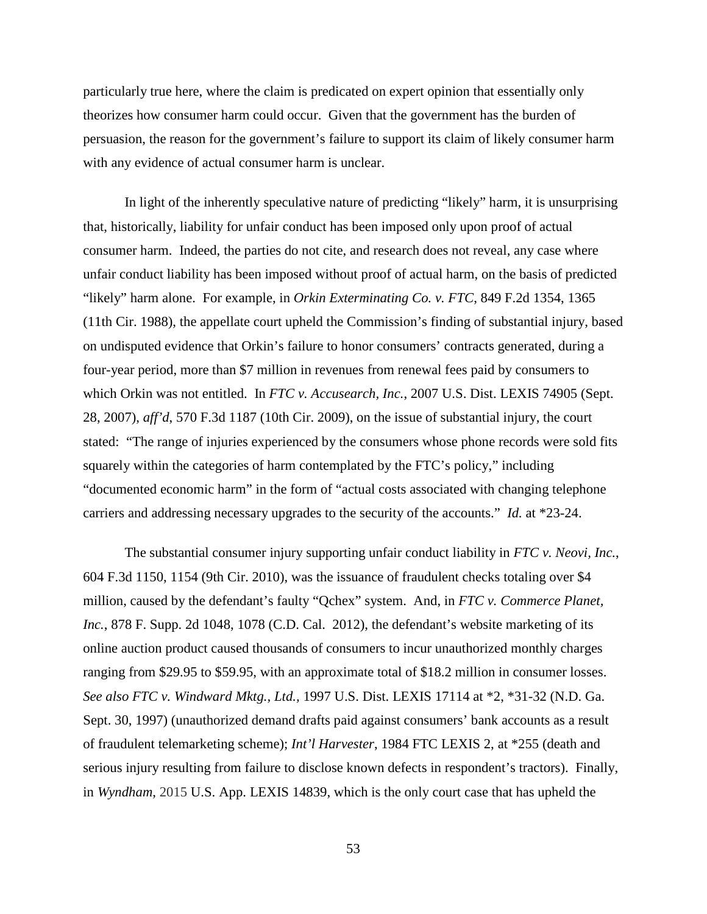particularly true here, where the claim is predicated on expert opinion that essentially only theorizes how consumer harm could occur. Given that the government has the burden of persuasion, the reason for the government's failure to support its claim of likely consumer harm with any evidence of actual consumer harm is unclear.

In light of the inherently speculative nature of predicting "likely" harm, it is unsurprising that, historically, liability for unfair conduct has been imposed only upon proof of actual consumer harm. Indeed, the parties do not cite, and research does not reveal, any case where unfair conduct liability has been imposed without proof of actual harm, on the basis of predicted "likely" harm alone. For example, in *Orkin Exterminating Co. v. FTC*, 849 F.2d 1354, 1365 (11th Cir. 1988), the appellate court upheld the Commission's finding of substantial injury, based on undisputed evidence that Orkin's failure to honor consumers' contracts generated, during a four-year period, more than $7 million in revenues from renewal fees paid by consumers to which Orkin was not entitled. In *FTC v. Accusearch, Inc.*, 2007 U.S. Dist. LEXIS 74905 (Sept. 28, 2007), *aff'd*, 570 F.3d 1187 (10th Cir. 2009), on the issue of substantial injury, the court stated: "The range of injuries experienced by the consumers whose phone records were sold fits squarely within the categories of harm contemplated by the FTC's policy," including "documented economic harm" in the form of "actual costs associated with changing telephone carriers and addressing necessary upgrades to the security of the accounts." *Id.* at *23-24.

The substantial consumer injury supporting unfair conduct liability in *FTC v. Neovi, Inc.*, 604 F.3d 1150, 1154 (9th Cir. 2010), was the issuance of fraudulent checks totaling over $4 million, caused by the defendant's faulty "Qchex" system. And, in *FTC v. Commerce Planet, Inc.*, 878 F. Supp. 2d 1048, 1078 (C.D. Cal. 2012), the defendant's website marketing of its online auction product caused thousands of consumers to incur unauthorized monthly charges ranging from $29.95 to $59.95, with an approximate total of $18.2 million in consumer losses. *See also FTC v. Windward Mktg., Ltd.*, 1997 U.S. Dist. LEXIS 17114 at *2, *31-32 (N.D. Ga. Sept. 30, 1997) (unauthorized demand drafts paid against consumers' bank accounts as a result of fraudulent telemarketing scheme); *Int'l Harvester*, 1984 FTC LEXIS 2, at *255 (death and serious injury resulting from failure to disclose known defects in respondent's tractors). Finally, in *Wyndham*, 2015 U.S. App. LEXIS 14839, which is the only court case that has upheld the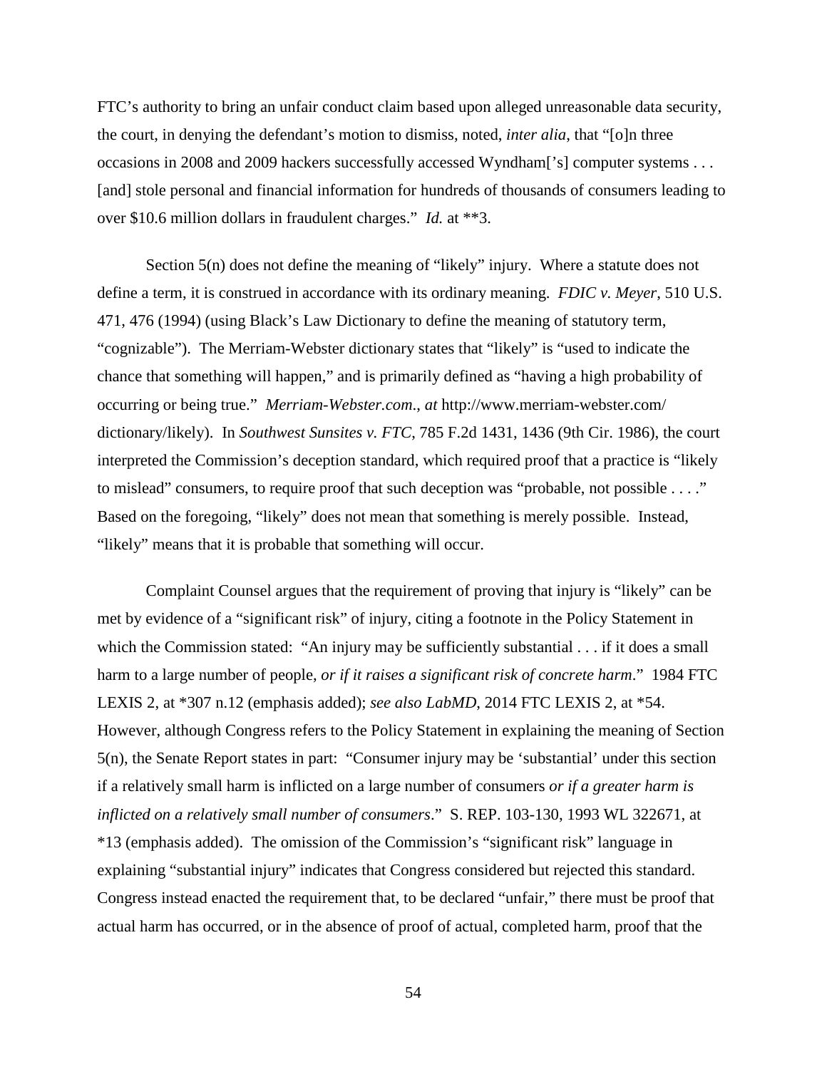FTC's authority to bring an unfair conduct claim based upon alleged unreasonable data security, the court, in denying the defendant's motion to dismiss, noted, *inter alia*, that "[o]n three occasions in 2008 and 2009 hackers successfully accessed Wyndham['s] computer systems . . . [and] stole personal and financial information for hundreds of thousands of consumers leading to over $10.6 million dollars in fraudulent charges." *Id.* at **3.

Section 5(n) does not define the meaning of "likely" injury. Where a statute does not define a term, it is construed in accordance with its ordinary meaning. *FDIC v. Meyer*, 510 U.S. 471, 476 (1994) (using Black's Law Dictionary to define the meaning of statutory term, "cognizable"). The Merriam-Webster dictionary states that "likely" is "used to indicate the chance that something will happen," and is primarily defined as "having a high probability of occurring or being true." *Merriam-Webster.com*., *at* http://www.merriam-webster.com/dictionary/likely). In *Southwest Sunsites v. FTC*, 785 F.2d 1431, 1436 (9th Cir. 1986), the court interpreted the Commission's deception standard, which required proof that a practice is "likely to mislead" consumers, to require proof that such deception was "probable, not possible . . . ." Based on the foregoing, "likely" does not mean that something is merely possible. Instead, "likely" means that it is probable that something will occur.

Complaint Counsel argues that the requirement of proving that injury is "likely" can be met by evidence of a "significant risk" of injury, citing a footnote in the Policy Statement in which the Commission stated: "An injury may be sufficiently substantial . . . if it does a small harm to a large number of people, *or if it raises a significant risk of concrete harm*." 1984 FTC LEXIS 2, at *307 n.12 (emphasis added); *see also LabMD*, 2014 FTC LEXIS 2, at *54. However, although Congress refers to the Policy Statement in explaining the meaning of Section 5(n), the Senate Report states in part: "Consumer injury may be 'substantial' under this section if a relatively small harm is inflicted on a large number of consumers *or if a greater harm is inflicted on a relatively small number of consumers*." S. REP. 103-130, 1993 WL 322671, at *13 (emphasis added). The omission of the Commission's "significant risk" language in explaining "substantial injury" indicates that Congress considered but rejected this standard. Congress instead enacted the requirement that, to be declared "unfair," there must be proof that actual harm has occurred, or in the absence of proof of actual, completed harm, proof that the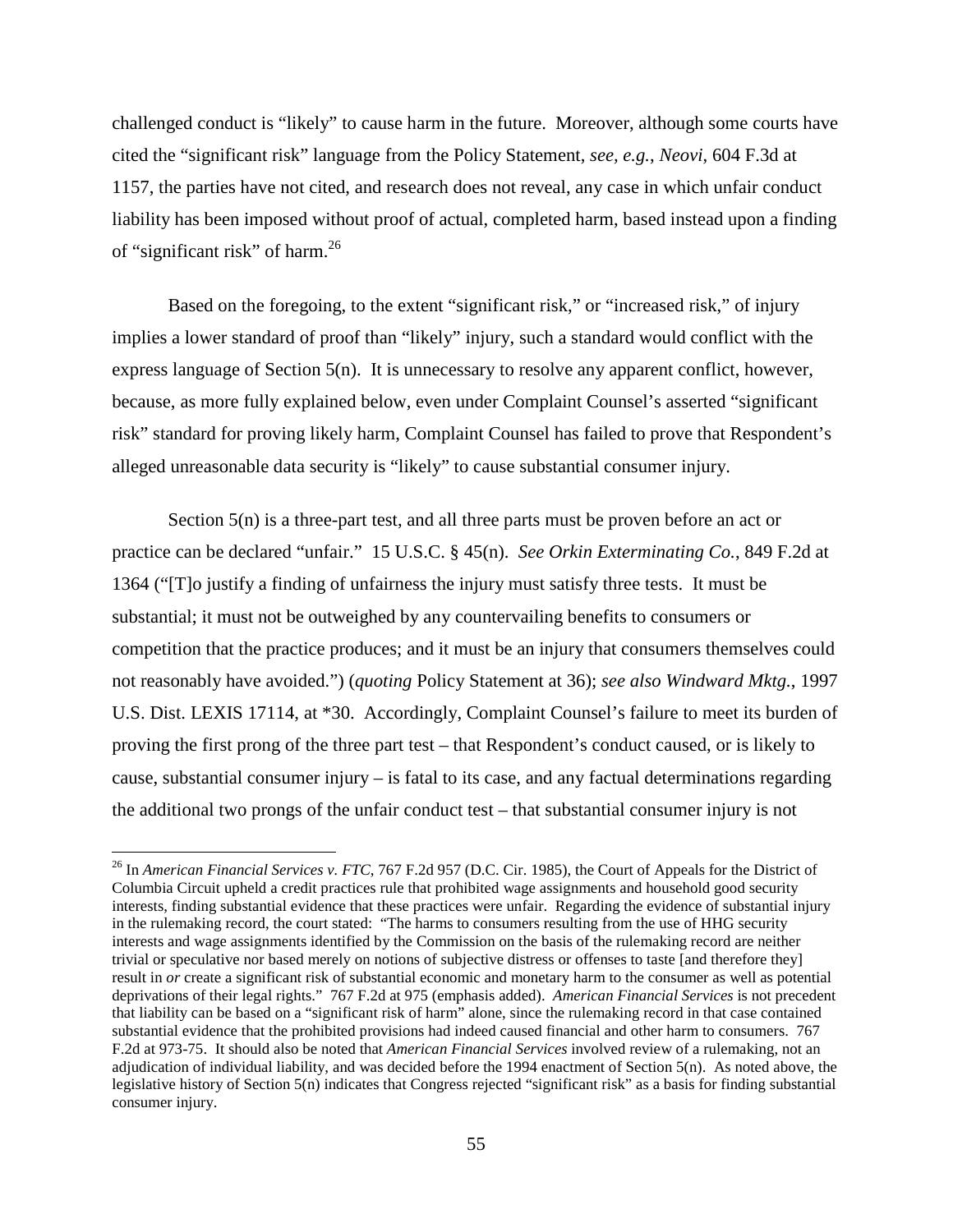challenged conduct is "likely" to cause harm in the future. Moreover, although some courts have cited the "significant risk" language from the Policy Statement, *see, e.g.*, *Neovi*, 604 F.3d at 1157, the parties have not cited, and research does not reveal, any case in which unfair conduct liability has been imposed without proof of actual, completed harm, based instead upon a finding of "significant risk" of harm.[26]

Based on the foregoing, to the extent "significant risk," or "increased risk," of injury implies a lower standard of proof than "likely" injury, such a standard would conflict with the express language of Section 5(n). It is unnecessary to resolve any apparent conflict, however, because, as more fully explained below, even under Complaint Counsel's asserted "significant risk" standard for proving likely harm, Complaint Counsel has failed to prove that Respondent's alleged unreasonable data security is "likely" to cause substantial consumer injury.

Section 5(n) is a three-part test, and all three parts must be proven before an act or practice can be declared "unfair." 15 U.S.C. § 45(n). *See Orkin Exterminating Co.*, 849 F.2d at 1364 ("[T]o justify a finding of unfairness the injury must satisfy three tests. It must be substantial; it must not be outweighed by any countervailing benefits to consumers or competition that the practice produces; and it must be an injury that consumers themselves could not reasonably have avoided.") (*quoting* Policy Statement at 36); *see also Windward Mktg.*, 1997 U.S. Dist. LEXIS 17114, at *30. Accordingly, Complaint Counsel's failure to meet its burden of proving the first prong of the three part test – that Respondent's conduct caused, or is likely to cause, substantial consumer injury – is fatal to its case, and any factual determinations regarding the additional two prongs of the unfair conduct test – that substantial consumer injury is not

[26] In *American Financial Services v. FTC*, 767 F.2d 957 (D.C. Cir. 1985), the Court of Appeals for the District of Columbia Circuit upheld a credit practices rule that prohibited wage assignments and household good security interests, finding substantial evidence that these practices were unfair. Regarding the evidence of substantial injury in the rulemaking record, the court stated: "The harms to consumers resulting from the use of HHG security interests and wage assignments identified by the Commission on the basis of the rulemaking record are neither trivial or speculative nor based merely on notions of subjective distress or offenses to taste [and therefore they] result in *or* create a significant risk of substantial economic and monetary harm to the consumer as well as potential deprivations of their legal rights." 767 F.2d at 975 (emphasis added). *American Financial Services* is not precedent that liability can be based on a "significant risk of harm" alone, since the rulemaking record in that case contained substantial evidence that the prohibited provisions had indeed caused financial and other harm to consumers. 767 F.2d at 973-75. It should also be noted that *American Financial Services* involved review of a rulemaking, not an adjudication of individual liability, and was decided before the 1994 enactment of Section 5(n). As noted above, the legislative history of Section 5(n) indicates that Congress rejected "significant risk" as a basis for finding substantial consumer injury.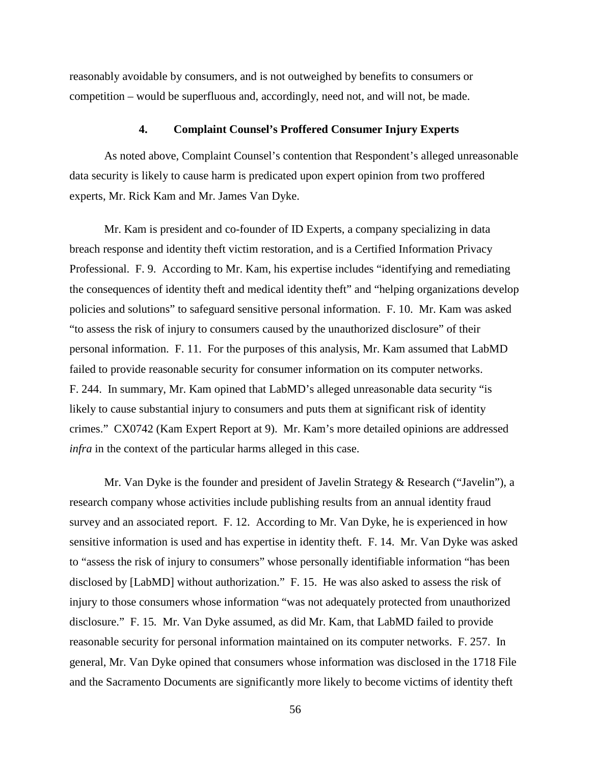reasonably avoidable by consumers, and is not outweighed by benefits to consumers or competition – would be superfluous and, accordingly, need not, and will not, be made.

#### 4. Complaint Counsel's Proffered Consumer Injury Experts

As noted above, Complaint Counsel's contention that Respondent's alleged unreasonable data security is likely to cause harm is predicated upon expert opinion from two proffered experts, Mr. Rick Kam and Mr. James Van Dyke.

Mr. Kam is president and co-founder of ID Experts, a company specializing in data breach response and identity theft victim restoration, and is a Certified Information Privacy Professional. F. 9. According to Mr. Kam, his expertise includes "identifying and remediating the consequences of identity theft and medical identity theft" and "helping organizations develop policies and solutions" to safeguard sensitive personal information. F. 10. Mr. Kam was asked "to assess the risk of injury to consumers caused by the unauthorized disclosure" of their personal information. F. 11. For the purposes of this analysis, Mr. Kam assumed that LabMD failed to provide reasonable security for consumer information on its computer networks. F. 244. In summary, Mr. Kam opined that LabMD's alleged unreasonable data security "is likely to cause substantial injury to consumers and puts them at significant risk of identity crimes." CX0742 (Kam Expert Report at 9). Mr. Kam's more detailed opinions are addressed *infra* in the context of the particular harms alleged in this case.

Mr. Van Dyke is the founder and president of Javelin Strategy & Research ("Javelin"), a research company whose activities include publishing results from an annual identity fraud survey and an associated report. F. 12. According to Mr. Van Dyke, he is experienced in how sensitive information is used and has expertise in identity theft. F. 14. Mr. Van Dyke was asked to "assess the risk of injury to consumers" whose personally identifiable information "has been disclosed by [LabMD] without authorization." F. 15. He was also asked to assess the risk of injury to those consumers whose information "was not adequately protected from unauthorized disclosure." F. 15. Mr. Van Dyke assumed, as did Mr. Kam, that LabMD failed to provide reasonable security for personal information maintained on its computer networks. F. 257. In general, Mr. Van Dyke opined that consumers whose information was disclosed in the 1718 File and the Sacramento Documents are significantly more likely to become victims of identity theft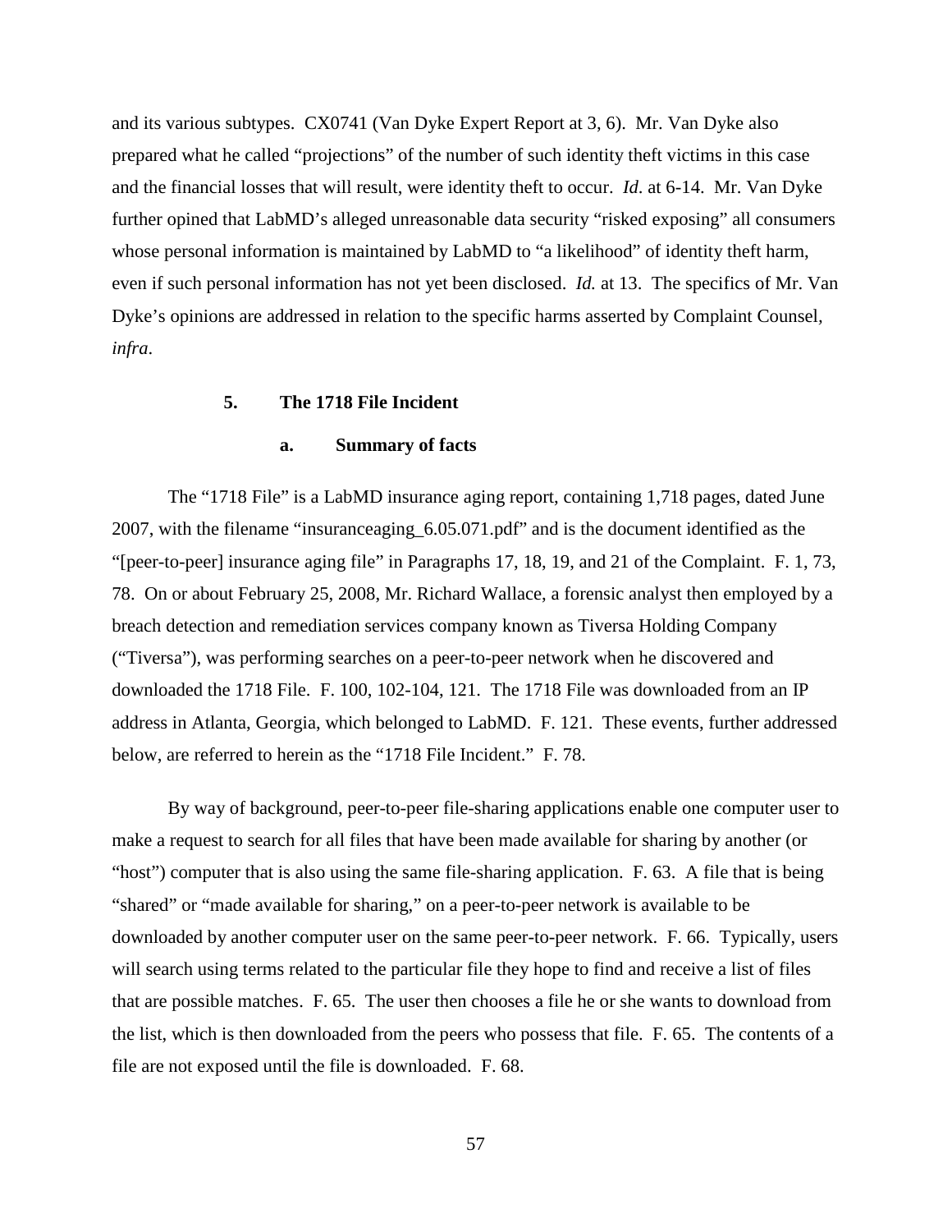and its various subtypes. CX0741 (Van Dyke Expert Report at 3, 6). Mr. Van Dyke also prepared what he called "projections" of the number of such identity theft victims in this case and the financial losses that will result, were identity theft to occur. *Id*. at 6-14. Mr. Van Dyke further opined that LabMD's alleged unreasonable data security "risked exposing" all consumers whose personal information is maintained by LabMD to "a likelihood" of identity theft harm, even if such personal information has not yet been disclosed. *Id.* at 13. The specifics of Mr. Van Dyke's opinions are addressed in relation to the specific harms asserted by Complaint Counsel, *infra*.

### 5. The 1718 File Incident

#### a. Summary of facts

The "1718 File" is a LabMD insurance aging report, containing 1,718 pages, dated June 2007, with the filename "insuranceaging_6.05.071.pdf" and is the document identified as the "[peer-to-peer] insurance aging file" in Paragraphs 17, 18, 19, and 21 of the Complaint. F. 1, 73, 78. On or about February 25, 2008, Mr. Richard Wallace, a forensic analyst then employed by a breach detection and remediation services company known as Tiversa Holding Company ("Tiversa"), was performing searches on a peer-to-peer network when he discovered and downloaded the 1718 File. F. 100, 102-104, 121. The 1718 File was downloaded from an IP address in Atlanta, Georgia, which belonged to LabMD. F. 121. These events, further addressed below, are referred to herein as the "1718 File Incident." F. 78.

By way of background, peer-to-peer file-sharing applications enable one computer user to make a request to search for all files that have been made available for sharing by another (or "host") computer that is also using the same file-sharing application. F. 63. A file that is being "shared" or "made available for sharing," on a peer-to-peer network is available to be downloaded by another computer user on the same peer-to-peer network. F. 66. Typically, users will search using terms related to the particular file they hope to find and receive a list of files that are possible matches. F. 65. The user then chooses a file he or she wants to download from the list, which is then downloaded from the peers who possess that file. F. 65. The contents of a file are not exposed until the file is downloaded. F. 68.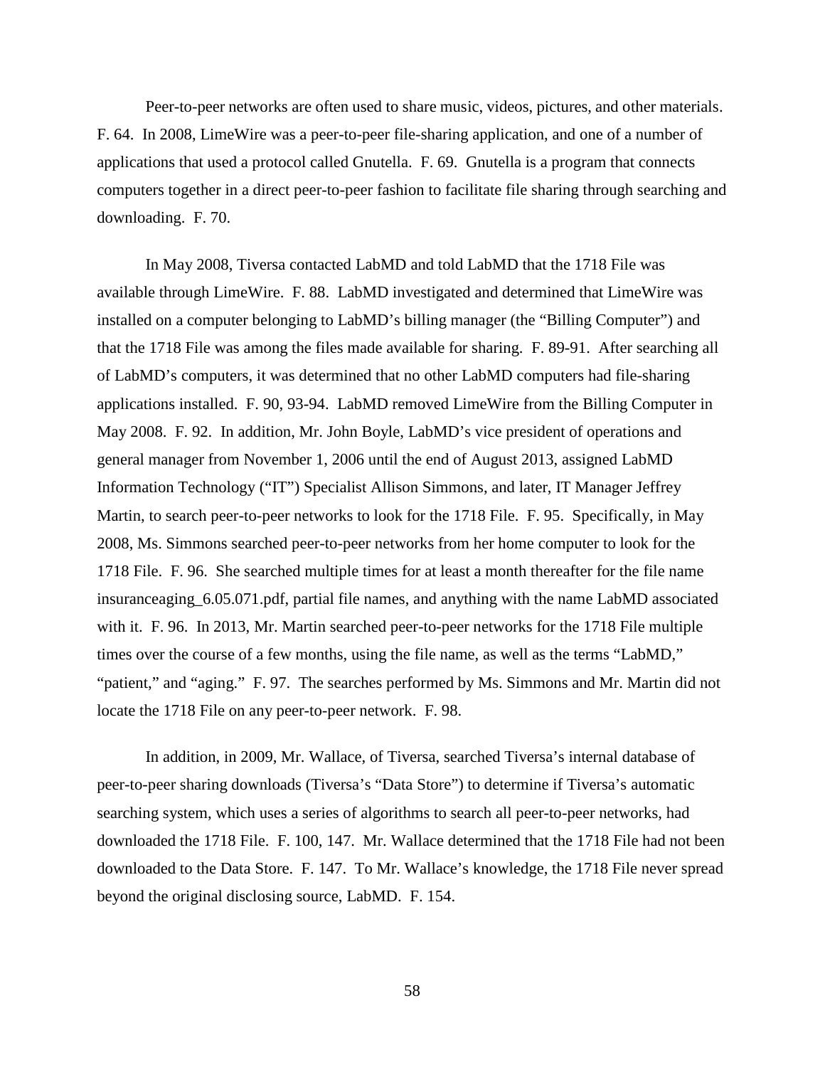Peer-to-peer networks are often used to share music, videos, pictures, and other materials. F. 64. In 2008, LimeWire was a peer-to-peer file-sharing application, and one of a number of applications that used a protocol called Gnutella. F. 69. Gnutella is a program that connects computers together in a direct peer-to-peer fashion to facilitate file sharing through searching and downloading. F. 70.

In May 2008, Tiversa contacted LabMD and told LabMD that the 1718 File was available through LimeWire. F. 88. LabMD investigated and determined that LimeWire was installed on a computer belonging to LabMD's billing manager (the "Billing Computer") and that the 1718 File was among the files made available for sharing. F. 89-91. After searching all of LabMD's computers, it was determined that no other LabMD computers had file-sharing applications installed. F. 90, 93-94. LabMD removed LimeWire from the Billing Computer in May 2008. F. 92. In addition, Mr. John Boyle, LabMD's vice president of operations and general manager from November 1, 2006 until the end of August 2013, assigned LabMD Information Technology ("IT") Specialist Allison Simmons, and later, IT Manager Jeffrey Martin, to search peer-to-peer networks to look for the 1718 File. F. 95. Specifically, in May 2008, Ms. Simmons searched peer-to-peer networks from her home computer to look for the 1718 File. F. 96. She searched multiple times for at least a month thereafter for the file name insuranceaging_6.05.071.pdf, partial file names, and anything with the name LabMD associated with it. F. 96. In 2013, Mr. Martin searched peer-to-peer networks for the 1718 File multiple times over the course of a few months, using the file name, as well as the terms "LabMD," "patient," and "aging." F. 97. The searches performed by Ms. Simmons and Mr. Martin did not locate the 1718 File on any peer-to-peer network. F. 98.

In addition, in 2009, Mr. Wallace, of Tiversa, searched Tiversa's internal database of peer-to-peer sharing downloads (Tiversa's "Data Store") to determine if Tiversa's automatic searching system, which uses a series of algorithms to search all peer-to-peer networks, had downloaded the 1718 File. F. 100, 147. Mr. Wallace determined that the 1718 File had not been downloaded to the Data Store. F. 147. To Mr. Wallace's knowledge, the 1718 File never spread beyond the original disclosing source, LabMD. F. 154.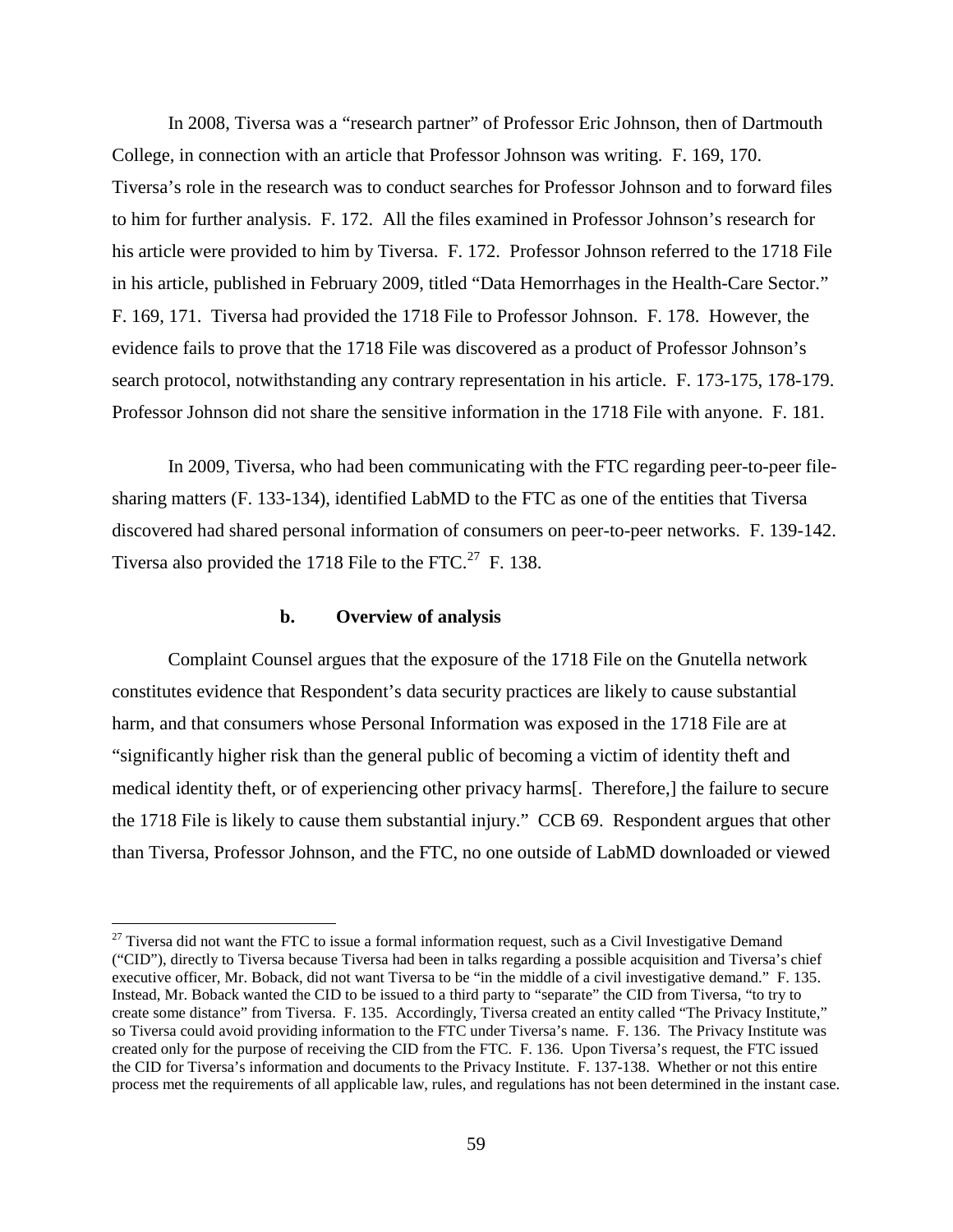In 2008, Tiversa was a "research partner" of Professor Eric Johnson, then of Dartmouth College, in connection with an article that Professor Johnson was writing. F. 169, 170. Tiversa's role in the research was to conduct searches for Professor Johnson and to forward files to him for further analysis. F. 172. All the files examined in Professor Johnson's research for his article were provided to him by Tiversa. F. 172. Professor Johnson referred to the 1718 File in his article, published in February 2009, titled "Data Hemorrhages in the Health-Care Sector." F. 169, 171. Tiversa had provided the 1718 File to Professor Johnson. F. 178. However, the evidence fails to prove that the 1718 File was discovered as a product of Professor Johnson's search protocol, notwithstanding any contrary representation in his article. F. 173-175, 178-179. Professor Johnson did not share the sensitive information in the 1718 File with anyone. F. 181.

In 2009, Tiversa, who had been communicating with the FTC regarding peer-to-peer file-sharing matters (F. 133-134), identified LabMD to the FTC as one of the entities that Tiversa discovered had shared personal information of consumers on peer-to-peer networks. F. 139-142. Tiversa also provided the 1718 File to the FTC.[27] F. 138.

#### b. Overview of analysis

Complaint Counsel argues that the exposure of the 1718 File on the Gnutella network constitutes evidence that Respondent's data security practices are likely to cause substantial harm, and that consumers whose Personal Information was exposed in the 1718 File are at "significantly higher risk than the general public of becoming a victim of identity theft and medical identity theft, or of experiencing other privacy harms[. Therefore,] the failure to secure the 1718 File is likely to cause them substantial injury." CCB 69. Respondent argues that other than Tiversa, Professor Johnson, and the FTC, no one outside of LabMD downloaded or viewed

---

[27] Tiversa did not want the FTC to issue a formal information request, such as a Civil Investigative Demand ("CID"), directly to Tiversa because Tiversa had been in talks regarding a possible acquisition and Tiversa's chief executive officer, Mr. Boback, did not want Tiversa to be "in the middle of a civil investigative demand." F. 135. Instead, Mr. Boback wanted the CID to be issued to a third party to "separate" the CID from Tiversa, "to try to create some distance" from Tiversa. F. 135. Accordingly, Tiversa created an entity called "The Privacy Institute," so Tiversa could avoid providing information to the FTC under Tiversa's name. F. 136. The Privacy Institute was created only for the purpose of receiving the CID from the FTC. F. 136. Upon Tiversa's request, the FTC issued the CID for Tiversa's information and documents to the Privacy Institute. F. 137-138. Whether or not this entire process met the requirements of all applicable law, rules, and regulations has not been determined in the instant case.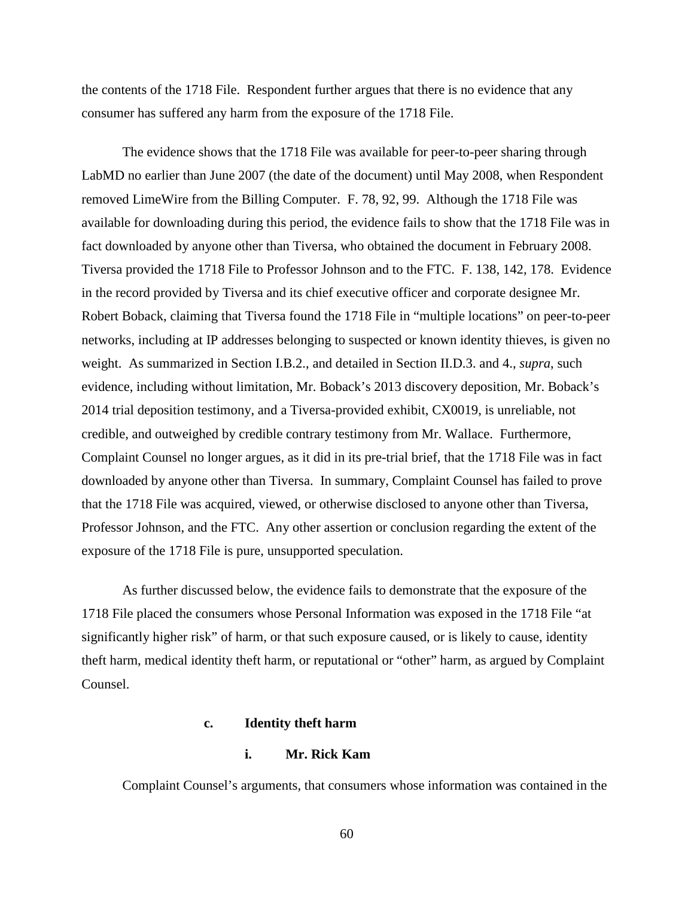the contents of the 1718 File. Respondent further argues that there is no evidence that any consumer has suffered any harm from the exposure of the 1718 File.

The evidence shows that the 1718 File was available for peer-to-peer sharing through LabMD no earlier than June 2007 (the date of the document) until May 2008, when Respondent removed LimeWire from the Billing Computer. F. 78, 92, 99. Although the 1718 File was available for downloading during this period, the evidence fails to show that the 1718 File was in fact downloaded by anyone other than Tiversa, who obtained the document in February 2008. Tiversa provided the 1718 File to Professor Johnson and to the FTC. F. 138, 142, 178. Evidence in the record provided by Tiversa and its chief executive officer and corporate designee Mr. Robert Boback, claiming that Tiversa found the 1718 File in "multiple locations" on peer-to-peer networks, including at IP addresses belonging to suspected or known identity thieves, is given no weight. As summarized in Section I.B.2., and detailed in Section II.D.3. and 4., *supra*, such evidence, including without limitation, Mr. Boback's 2013 discovery deposition, Mr. Boback's 2014 trial deposition testimony, and a Tiversa-provided exhibit, CX0019, is unreliable, not credible, and outweighed by credible contrary testimony from Mr. Wallace. Furthermore, Complaint Counsel no longer argues, as it did in its pre-trial brief, that the 1718 File was in fact downloaded by anyone other than Tiversa. In summary, Complaint Counsel has failed to prove that the 1718 File was acquired, viewed, or otherwise disclosed to anyone other than Tiversa, Professor Johnson, and the FTC. Any other assertion or conclusion regarding the extent of the exposure of the 1718 File is pure, unsupported speculation.

As further discussed below, the evidence fails to demonstrate that the exposure of the 1718 File placed the consumers whose Personal Information was exposed in the 1718 File "at significantly higher risk" of harm, or that such exposure caused, or is likely to cause, identity theft harm, medical identity theft harm, or reputational or "other" harm, as argued by Complaint Counsel.

**c. Identity theft harm**

**i. Mr. Rick Kam**

Complaint Counsel's arguments, that consumers whose information was contained in the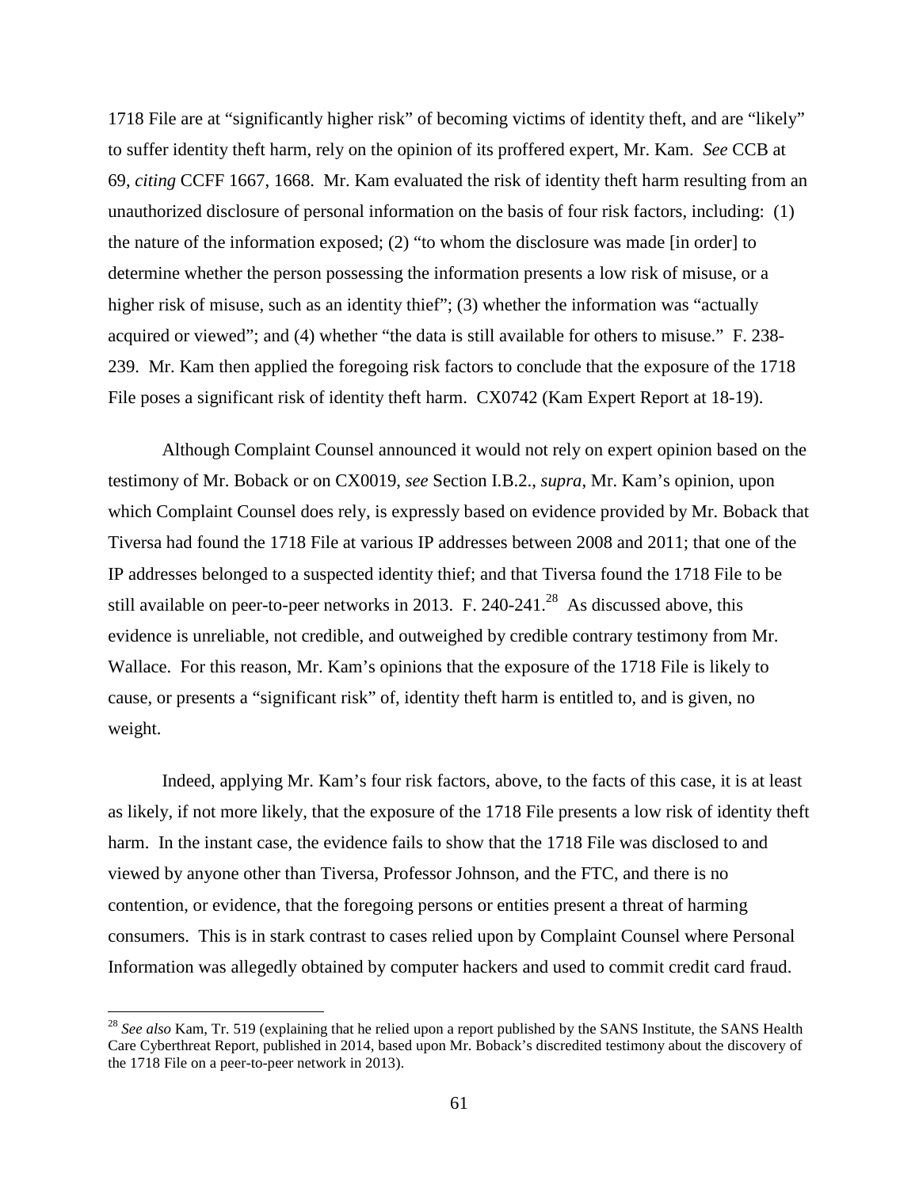1718 File are at "significantly higher risk" of becoming victims of identity theft, and are "likely" to suffer identity theft harm, rely on the opinion of its proffered expert, Mr. Kam. *See* CCB at 69, *citing* CCFF 1667, 1668. Mr. Kam evaluated the risk of identity theft harm resulting from an unauthorized disclosure of personal information on the basis of four risk factors, including: (1) the nature of the information exposed; (2) "to whom the disclosure was made [in order] to determine whether the person possessing the information presents a low risk of misuse, or a higher risk of misuse, such as an identity thief"; (3) whether the information was "actually acquired or viewed"; and (4) whether "the data is still available for others to misuse." F. 238-239. Mr. Kam then applied the foregoing risk factors to conclude that the exposure of the 1718 File poses a significant risk of identity theft harm. CX0742 (Kam Expert Report at 18-19).

Although Complaint Counsel announced it would not rely on expert opinion based on the testimony of Mr. Boback or on CX0019, *see* Section I.B.2., *supra*, Mr. Kam's opinion, upon which Complaint Counsel does rely, is expressly based on evidence provided by Mr. Boback that Tiversa had found the 1718 File at various IP addresses between 2008 and 2011; that one of the IP addresses belonged to a suspected identity thief; and that Tiversa found the 1718 File to be still available on peer-to-peer networks in 2013. F. 240-241.[28] As discussed above, this evidence is unreliable, not credible, and outweighed by credible contrary testimony from Mr. Wallace. For this reason, Mr. Kam's opinions that the exposure of the 1718 File is likely to cause, or presents a "significant risk" of, identity theft harm is entitled to, and is given, no weight.

Indeed, applying Mr. Kam's four risk factors, above, to the facts of this case, it is at least as likely, if not more likely, that the exposure of the 1718 File presents a low risk of identity theft harm. In the instant case, the evidence fails to show that the 1718 File was disclosed to and viewed by anyone other than Tiversa, Professor Johnson, and the FTC, and there is no contention, or evidence, that the foregoing persons or entities present a threat of harming consumers. This is in stark contrast to cases relied upon by Complaint Counsel where Personal Information was allegedly obtained by computer hackers and used to commit credit card fraud.

---

[28] *See also* Kam, Tr. 519 (explaining that he relied upon a report published by the SANS Institute, the SANS Health Care Cyberthreat Report, published in 2014, based upon Mr. Boback's discredited testimony about the discovery of the 1718 File on a peer-to-peer network in 2013).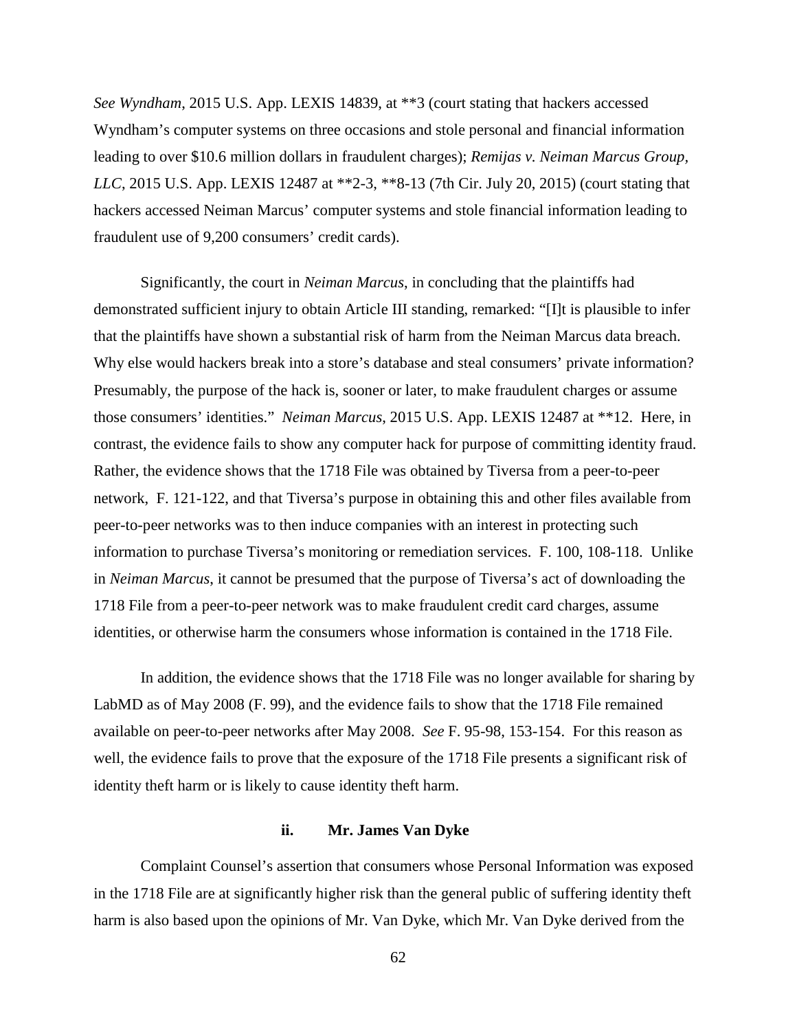*See Wyndham*, 2015 U.S. App. LEXIS 14839, at **3 (court stating that hackers accessed Wyndham's computer systems on three occasions and stole personal and financial information leading to over $10.6 million dollars in fraudulent charges); *Remijas v. Neiman Marcus Group, LLC*, 2015 U.S. App. LEXIS 12487 at **2-3, **8-13 (7th Cir. July 20, 2015) (court stating that hackers accessed Neiman Marcus' computer systems and stole financial information leading to fraudulent use of 9,200 consumers' credit cards).

Significantly, the court in *Neiman Marcus*, in concluding that the plaintiffs had demonstrated sufficient injury to obtain Article III standing, remarked: "[I]t is plausible to infer that the plaintiffs have shown a substantial risk of harm from the Neiman Marcus data breach. Why else would hackers break into a store's database and steal consumers' private information? Presumably, the purpose of the hack is, sooner or later, to make fraudulent charges or assume those consumers' identities." *Neiman Marcus*, 2015 U.S. App. LEXIS 12487 at **12. Here, in contrast, the evidence fails to show any computer hack for purpose of committing identity fraud. Rather, the evidence shows that the 1718 File was obtained by Tiversa from a peer-to-peer network, F. 121-122, and that Tiversa's purpose in obtaining this and other files available from peer-to-peer networks was to then induce companies with an interest in protecting such information to purchase Tiversa's monitoring or remediation services. F. 100, 108-118. Unlike in *Neiman Marcus*, it cannot be presumed that the purpose of Tiversa's act of downloading the 1718 File from a peer-to-peer network was to make fraudulent credit card charges, assume identities, or otherwise harm the consumers whose information is contained in the 1718 File.

In addition, the evidence shows that the 1718 File was no longer available for sharing by LabMD as of May 2008 (F. 99), and the evidence fails to show that the 1718 File remained available on peer-to-peer networks after May 2008. *See* F. 95-98, 153-154. For this reason as well, the evidence fails to prove that the exposure of the 1718 File presents a significant risk of identity theft harm or is likely to cause identity theft harm.

#### ii. Mr. James Van Dyke

Complaint Counsel's assertion that consumers whose Personal Information was exposed in the 1718 File are at significantly higher risk than the general public of suffering identity theft harm is also based upon the opinions of Mr. Van Dyke, which Mr. Van Dyke derived from the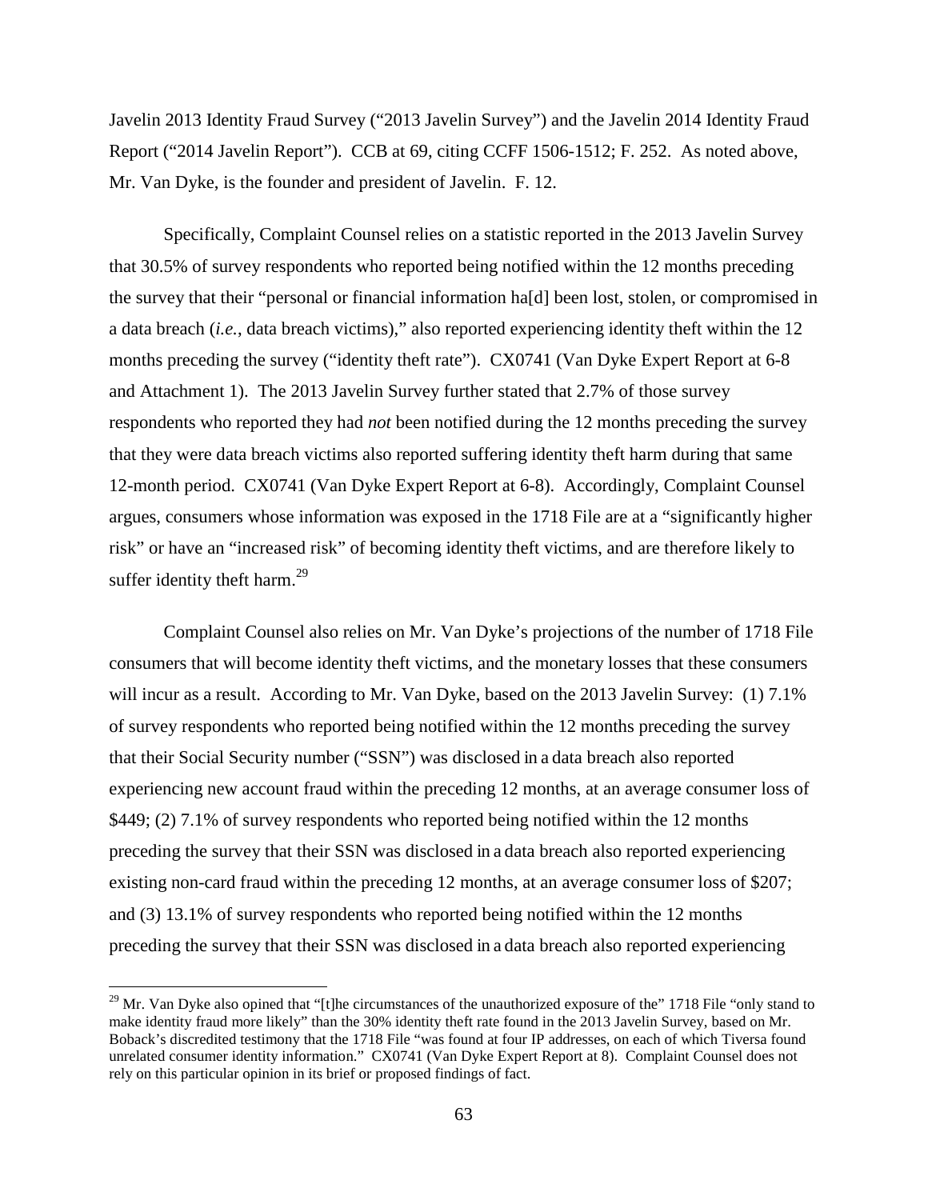Javelin 2013 Identity Fraud Survey ("2013 Javelin Survey") and the Javelin 2014 Identity Fraud Report ("2014 Javelin Report"). CCB at 69, citing CCFF 1506-1512; F. 252. As noted above, Mr. Van Dyke, is the founder and president of Javelin. F. 12.

Specifically, Complaint Counsel relies on a statistic reported in the 2013 Javelin Survey that 30.5% of survey respondents who reported being notified within the 12 months preceding the survey that their "personal or financial information ha[d] been lost, stolen, or compromised in a data breach (*i.e.*, data breach victims)," also reported experiencing identity theft within the 12 months preceding the survey ("identity theft rate"). CX0741 (Van Dyke Expert Report at 6-8 and Attachment 1). The 2013 Javelin Survey further stated that 2.7% of those survey respondents who reported they had *not* been notified during the 12 months preceding the survey that they were data breach victims also reported suffering identity theft harm during that same 12-month period. CX0741 (Van Dyke Expert Report at 6-8). Accordingly, Complaint Counsel argues, consumers whose information was exposed in the 1718 File are at a "significantly higher risk" or have an "increased risk" of becoming identity theft victims, and are therefore likely to suffer identity theft harm.[29]

Complaint Counsel also relies on Mr. Van Dyke's projections of the number of 1718 File consumers that will become identity theft victims, and the monetary losses that these consumers will incur as a result. According to Mr. Van Dyke, based on the 2013 Javelin Survey: (1) 7.1% of survey respondents who reported being notified within the 12 months preceding the survey that their Social Security number ("SSN") was disclosed in a data breach also reported experiencing new account fraud within the preceding 12 months, at an average consumer loss of $449; (2) 7.1% of survey respondents who reported being notified within the 12 months preceding the survey that their SSN was disclosed in a data breach also reported experiencing existing non-card fraud within the preceding 12 months, at an average consumer loss of $207; and (3) 13.1% of survey respondents who reported being notified within the 12 months preceding the survey that their SSN was disclosed in a data breach also reported experiencing

[29] Mr. Van Dyke also opined that "[t]he circumstances of the unauthorized exposure of the" 1718 File "only stand to make identity fraud more likely" than the 30% identity theft rate found in the 2013 Javelin Survey, based on Mr. Boback's discredited testimony that the 1718 File "was found at four IP addresses, on each of which Tiversa found unrelated consumer identity information." CX0741 (Van Dyke Expert Report at 8). Complaint Counsel does not rely on this particular opinion in its brief or proposed findings of fact.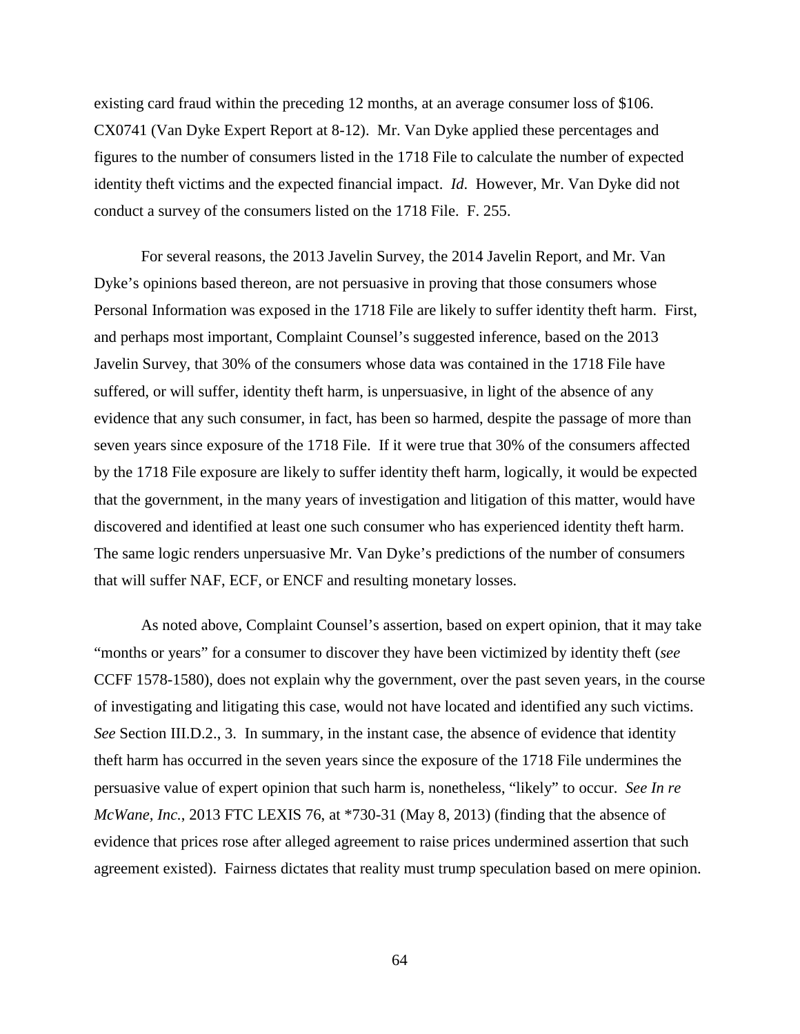existing card fraud within the preceding 12 months, at an average consumer loss of $106. CX0741 (Van Dyke Expert Report at 8-12). Mr. Van Dyke applied these percentages and figures to the number of consumers listed in the 1718 File to calculate the number of expected identity theft victims and the expected financial impact. *Id*. However, Mr. Van Dyke did not conduct a survey of the consumers listed on the 1718 File. F. 255.

For several reasons, the 2013 Javelin Survey, the 2014 Javelin Report, and Mr. Van Dyke's opinions based thereon, are not persuasive in proving that those consumers whose Personal Information was exposed in the 1718 File are likely to suffer identity theft harm. First, and perhaps most important, Complaint Counsel's suggested inference, based on the 2013 Javelin Survey, that 30% of the consumers whose data was contained in the 1718 File have suffered, or will suffer, identity theft harm, is unpersuasive, in light of the absence of any evidence that any such consumer, in fact, has been so harmed, despite the passage of more than seven years since exposure of the 1718 File. If it were true that 30% of the consumers affected by the 1718 File exposure are likely to suffer identity theft harm, logically, it would be expected that the government, in the many years of investigation and litigation of this matter, would have discovered and identified at least one such consumer who has experienced identity theft harm. The same logic renders unpersuasive Mr. Van Dyke's predictions of the number of consumers that will suffer NAF, ECF, or ENCF and resulting monetary losses.

As noted above, Complaint Counsel's assertion, based on expert opinion, that it may take "months or years" for a consumer to discover they have been victimized by identity theft (*see* CCFF 1578-1580), does not explain why the government, over the past seven years, in the course of investigating and litigating this case, would not have located and identified any such victims. *See* Section III.D.2., 3. In summary, in the instant case, the absence of evidence that identity theft harm has occurred in the seven years since the exposure of the 1718 File undermines the persuasive value of expert opinion that such harm is, nonetheless, "likely" to occur. *See In re McWane, Inc.*, 2013 FTC LEXIS 76, at *730-31 (May 8, 2013) (finding that the absence of evidence that prices rose after alleged agreement to raise prices undermined assertion that such agreement existed). Fairness dictates that reality must trump speculation based on mere opinion.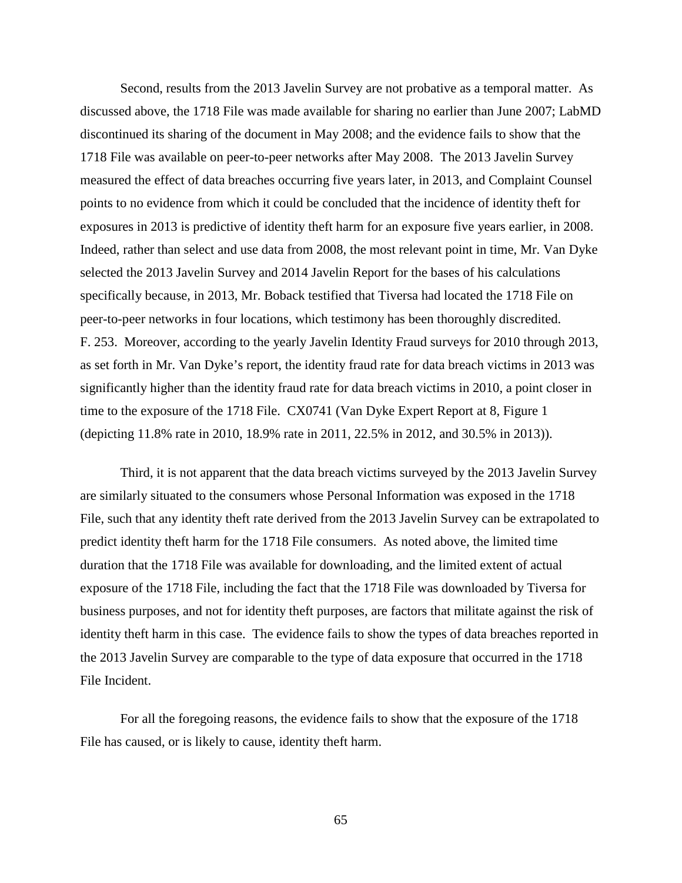Second, results from the 2013 Javelin Survey are not probative as a temporal matter. As discussed above, the 1718 File was made available for sharing no earlier than June 2007; LabMD discontinued its sharing of the document in May 2008; and the evidence fails to show that the 1718 File was available on peer-to-peer networks after May 2008. The 2013 Javelin Survey measured the effect of data breaches occurring five years later, in 2013, and Complaint Counsel points to no evidence from which it could be concluded that the incidence of identity theft for exposures in 2013 is predictive of identity theft harm for an exposure five years earlier, in 2008. Indeed, rather than select and use data from 2008, the most relevant point in time, Mr. Van Dyke selected the 2013 Javelin Survey and 2014 Javelin Report for the bases of his calculations specifically because, in 2013, Mr. Boback testified that Tiversa had located the 1718 File on peer-to-peer networks in four locations, which testimony has been thoroughly discredited. F. 253. Moreover, according to the yearly Javelin Identity Fraud surveys for 2010 through 2013, as set forth in Mr. Van Dyke's report, the identity fraud rate for data breach victims in 2013 was significantly higher than the identity fraud rate for data breach victims in 2010, a point closer in time to the exposure of the 1718 File. CX0741 (Van Dyke Expert Report at 8, Figure 1 (depicting 11.8% rate in 2010, 18.9% rate in 2011, 22.5% in 2012, and 30.5% in 2013)).

Third, it is not apparent that the data breach victims surveyed by the 2013 Javelin Survey are similarly situated to the consumers whose Personal Information was exposed in the 1718 File, such that any identity theft rate derived from the 2013 Javelin Survey can be extrapolated to predict identity theft harm for the 1718 File consumers. As noted above, the limited time duration that the 1718 File was available for downloading, and the limited extent of actual exposure of the 1718 File, including the fact that the 1718 File was downloaded by Tiversa for business purposes, and not for identity theft purposes, are factors that militate against the risk of identity theft harm in this case. The evidence fails to show the types of data breaches reported in the 2013 Javelin Survey are comparable to the type of data exposure that occurred in the 1718 File Incident.

For all the foregoing reasons, the evidence fails to show that the exposure of the 1718 File has caused, or is likely to cause, identity theft harm.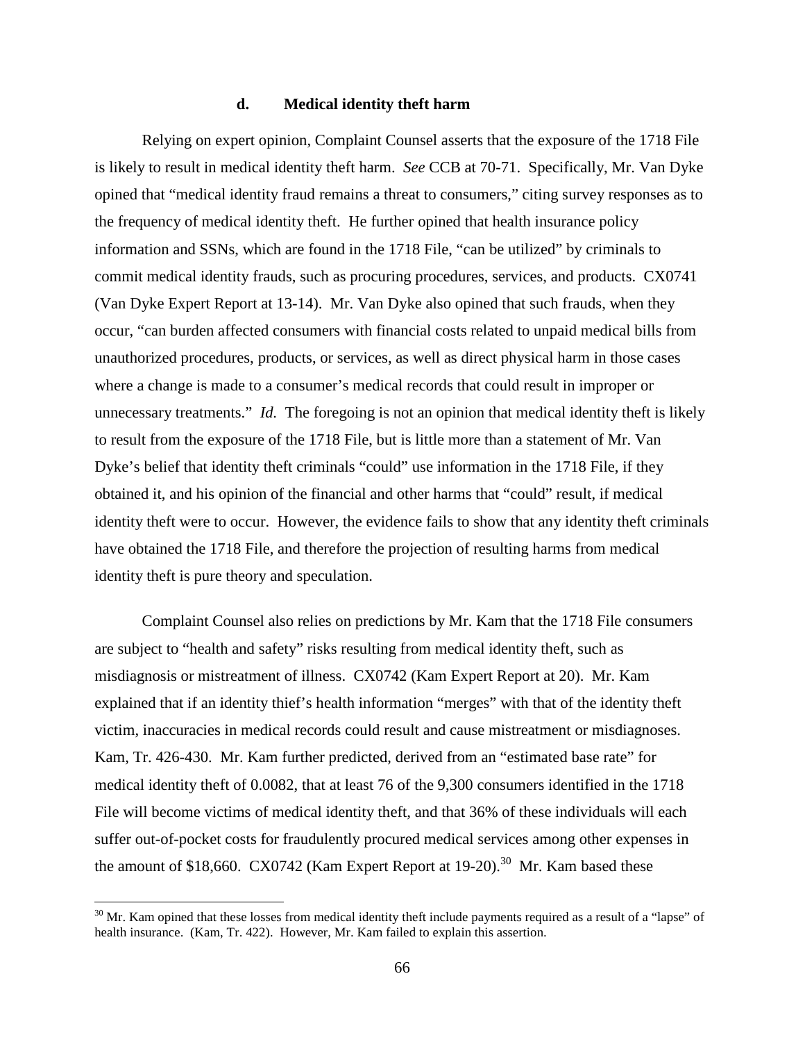### d. Medical identity theft harm

Relying on expert opinion, Complaint Counsel asserts that the exposure of the 1718 File is likely to result in medical identity theft harm. *See* CCB at 70-71. Specifically, Mr. Van Dyke opined that "medical identity fraud remains a threat to consumers," citing survey responses as to the frequency of medical identity theft. He further opined that health insurance policy information and SSNs, which are found in the 1718 File, "can be utilized" by criminals to commit medical identity frauds, such as procuring procedures, services, and products. CX0741 (Van Dyke Expert Report at 13-14). Mr. Van Dyke also opined that such frauds, when they occur, "can burden affected consumers with financial costs related to unpaid medical bills from unauthorized procedures, products, or services, as well as direct physical harm in those cases where a change is made to a consumer's medical records that could result in improper or unnecessary treatments." *Id.* The foregoing is not an opinion that medical identity theft is likely to result from the exposure of the 1718 File, but is little more than a statement of Mr. Van Dyke's belief that identity theft criminals "could" use information in the 1718 File, if they obtained it, and his opinion of the financial and other harms that "could" result, if medical identity theft were to occur. However, the evidence fails to show that any identity theft criminals have obtained the 1718 File, and therefore the projection of resulting harms from medical identity theft is pure theory and speculation.

Complaint Counsel also relies on predictions by Mr. Kam that the 1718 File consumers are subject to "health and safety" risks resulting from medical identity theft, such as misdiagnosis or mistreatment of illness. CX0742 (Kam Expert Report at 20). Mr. Kam explained that if an identity thief's health information "merges" with that of the identity theft victim, inaccuracies in medical records could result and cause mistreatment or misdiagnoses. Kam, Tr. 426-430. Mr. Kam further predicted, derived from an "estimated base rate" for medical identity theft of 0.0082, that at least 76 of the 9,300 consumers identified in the 1718 File will become victims of medical identity theft, and that 36% of these individuals will each suffer out-of-pocket costs for fraudulently procured medical services among other expenses in the amount of $18,660. CX0742 (Kam Expert Report at 19-20).[30] Mr. Kam based these

[30] Mr. Kam opined that these losses from medical identity theft include payments required as a result of a "lapse" of health insurance. (Kam, Tr. 422). However, Mr. Kam failed to explain this assertion.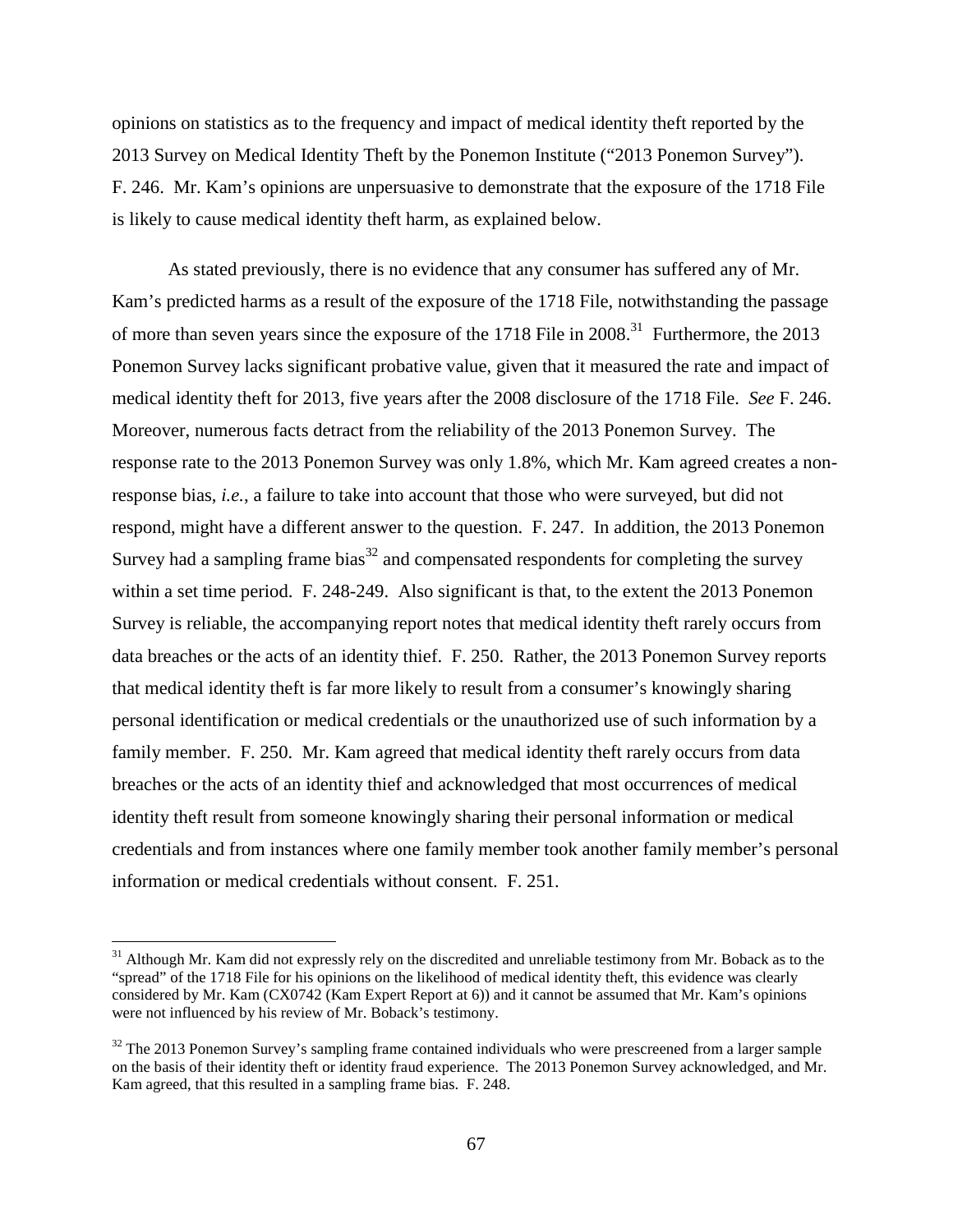opinions on statistics as to the frequency and impact of medical identity theft reported by the 2013 Survey on Medical Identity Theft by the Ponemon Institute ("2013 Ponemon Survey"). F. 246. Mr. Kam's opinions are unpersuasive to demonstrate that the exposure of the 1718 File is likely to cause medical identity theft harm, as explained below.

As stated previously, there is no evidence that any consumer has suffered any of Mr. Kam's predicted harms as a result of the exposure of the 1718 File, notwithstanding the passage of more than seven years since the exposure of the 1718 File in 2008.[31] Furthermore, the 2013 Ponemon Survey lacks significant probative value, given that it measured the rate and impact of medical identity theft for 2013, five years after the 2008 disclosure of the 1718 File. *See* F. 246. Moreover, numerous facts detract from the reliability of the 2013 Ponemon Survey. The response rate to the 2013 Ponemon Survey was only 1.8%, which Mr. Kam agreed creates a non-response bias, *i.e.*, a failure to take into account that those who were surveyed, but did not respond, might have a different answer to the question. F. 247. In addition, the 2013 Ponemon Survey had a sampling frame bias[32] and compensated respondents for completing the survey within a set time period. F. 248-249. Also significant is that, to the extent the 2013 Ponemon Survey is reliable, the accompanying report notes that medical identity theft rarely occurs from data breaches or the acts of an identity thief. F. 250. Rather, the 2013 Ponemon Survey reports that medical identity theft is far more likely to result from a consumer's knowingly sharing personal identification or medical credentials or the unauthorized use of such information by a family member. F. 250. Mr. Kam agreed that medical identity theft rarely occurs from data breaches or the acts of an identity thief and acknowledged that most occurrences of medical identity theft result from someone knowingly sharing their personal information or medical credentials and from instances where one family member took another family member's personal information or medical credentials without consent. F. 251.

---

[31] Although Mr. Kam did not expressly rely on the discredited and unreliable testimony from Mr. Boback as to the "spread" of the 1718 File for his opinions on the likelihood of medical identity theft, this evidence was clearly considered by Mr. Kam (CX0742 (Kam Expert Report at 6)) and it cannot be assumed that Mr. Kam's opinions were not influenced by his review of Mr. Boback's testimony.

[32] The 2013 Ponemon Survey's sampling frame contained individuals who were prescreened from a larger sample on the basis of their identity theft or identity fraud experience. The 2013 Ponemon Survey acknowledged, and Mr. Kam agreed, that this resulted in a sampling frame bias. F. 248.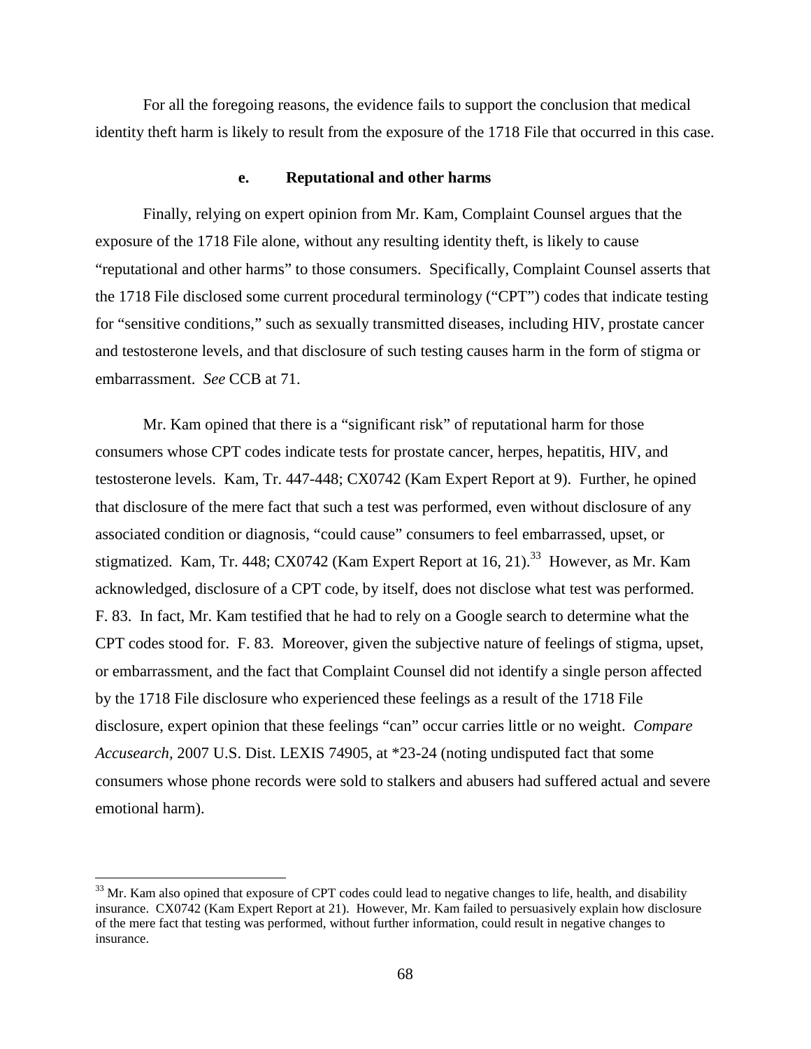For all the foregoing reasons, the evidence fails to support the conclusion that medical identity theft harm is likely to result from the exposure of the 1718 File that occurred in this case.

#### e. Reputational and other harms

Finally, relying on expert opinion from Mr. Kam, Complaint Counsel argues that the exposure of the 1718 File alone, without any resulting identity theft, is likely to cause "reputational and other harms" to those consumers. Specifically, Complaint Counsel asserts that the 1718 File disclosed some current procedural terminology ("CPT") codes that indicate testing for "sensitive conditions," such as sexually transmitted diseases, including HIV, prostate cancer and testosterone levels, and that disclosure of such testing causes harm in the form of stigma or embarrassment. *See* CCB at 71.

Mr. Kam opined that there is a "significant risk" of reputational harm for those consumers whose CPT codes indicate tests for prostate cancer, herpes, hepatitis, HIV, and testosterone levels. Kam, Tr. 447-448; CX0742 (Kam Expert Report at 9). Further, he opined that disclosure of the mere fact that such a test was performed, even without disclosure of any associated condition or diagnosis, "could cause" consumers to feel embarrassed, upset, or stigmatized. Kam, Tr. 448; CX0742 (Kam Expert Report at 16, 21).[33] However, as Mr. Kam acknowledged, disclosure of a CPT code, by itself, does not disclose what test was performed. F. 83. In fact, Mr. Kam testified that he had to rely on a Google search to determine what the CPT codes stood for. F. 83. Moreover, given the subjective nature of feelings of stigma, upset, or embarrassment, and the fact that Complaint Counsel did not identify a single person affected by the 1718 File disclosure who experienced these feelings as a result of the 1718 File disclosure, expert opinion that these feelings "can" occur carries little or no weight. *Compare Accusearch,* 2007 U.S. Dist. LEXIS 74905, at *23-24 (noting undisputed fact that some consumers whose phone records were sold to stalkers and abusers had suffered actual and severe emotional harm).

---

[33] Mr. Kam also opined that exposure of CPT codes could lead to negative changes to life, health, and disability insurance. CX0742 (Kam Expert Report at 21). However, Mr. Kam failed to persuasively explain how disclosure of the mere fact that testing was performed, without further information, could result in negative changes to insurance.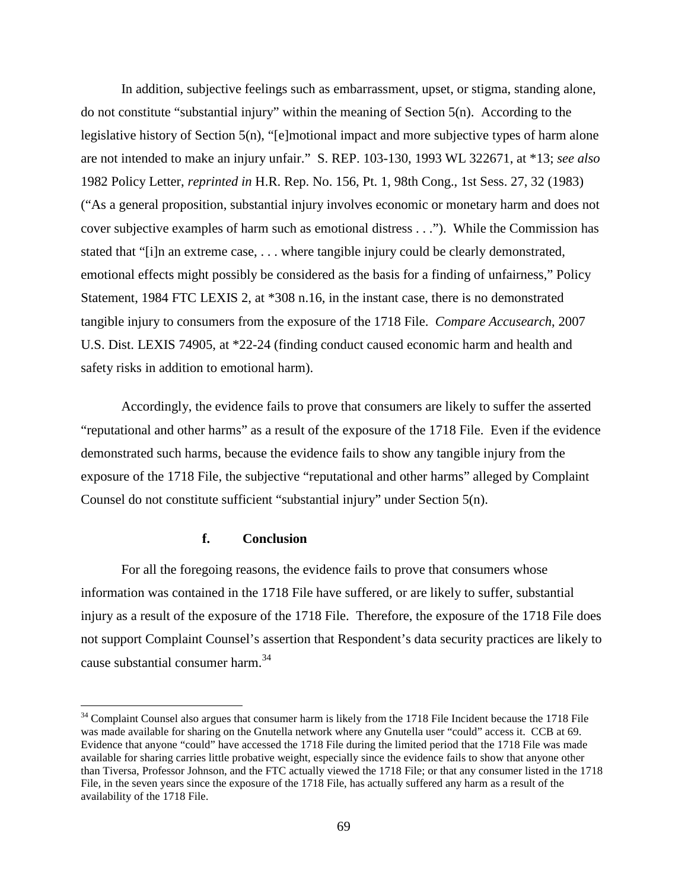In addition, subjective feelings such as embarrassment, upset, or stigma, standing alone, do not constitute "substantial injury" within the meaning of Section 5(n). According to the legislative history of Section 5(n), "[e]motional impact and more subjective types of harm alone are not intended to make an injury unfair." S. REP. 103-130, 1993 WL 322671, at *13; *see also* 1982 Policy Letter, *reprinted in* H.R. Rep. No. 156, Pt. 1, 98th Cong., 1st Sess. 27, 32 (1983) ("As a general proposition, substantial injury involves economic or monetary harm and does not cover subjective examples of harm such as emotional distress . . ."). While the Commission has stated that "[i]n an extreme case, . . . where tangible injury could be clearly demonstrated, emotional effects might possibly be considered as the basis for a finding of unfairness," Policy Statement, 1984 FTC LEXIS 2, at *308 n.16, in the instant case, there is no demonstrated tangible injury to consumers from the exposure of the 1718 File. *Compare Accusearch*, 2007 U.S. Dist. LEXIS 74905, at *22-24 (finding conduct caused economic harm and health and safety risks in addition to emotional harm).

Accordingly, the evidence fails to prove that consumers are likely to suffer the asserted "reputational and other harms" as a result of the exposure of the 1718 File. Even if the evidence demonstrated such harms, because the evidence fails to show any tangible injury from the exposure of the 1718 File, the subjective "reputational and other harms" alleged by Complaint Counsel do not constitute sufficient "substantial injury" under Section 5(n).

#### f. Conclusion

For all the foregoing reasons, the evidence fails to prove that consumers whose information was contained in the 1718 File have suffered, or are likely to suffer, substantial injury as a result of the exposure of the 1718 File. Therefore, the exposure of the 1718 File does not support Complaint Counsel's assertion that Respondent's data security practices are likely to cause substantial consumer harm.[34]

[34] Complaint Counsel also argues that consumer harm is likely from the 1718 File Incident because the 1718 File was made available for sharing on the Gnutella network where any Gnutella user "could" access it. CCB at 69. Evidence that anyone "could" have accessed the 1718 File during the limited period that the 1718 File was made available for sharing carries little probative weight, especially since the evidence fails to show that anyone other than Tiversa, Professor Johnson, and the FTC actually viewed the 1718 File; or that any consumer listed in the 1718 File, in the seven years since the exposure of the 1718 File, has actually suffered any harm as a result of the availability of the 1718 File.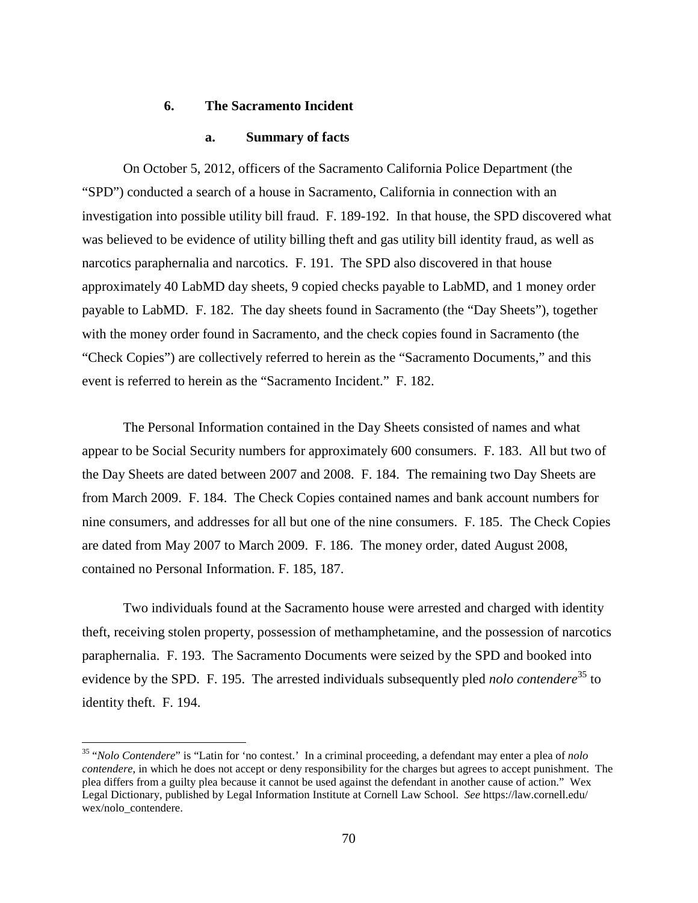### 6. The Sacramento Incident

#### a. Summary of facts

On October 5, 2012, officers of the Sacramento California Police Department (the "SPD") conducted a search of a house in Sacramento, California in connection with an investigation into possible utility bill fraud. F. 189-192. In that house, the SPD discovered what was believed to be evidence of utility billing theft and gas utility bill identity fraud, as well as narcotics paraphernalia and narcotics. F. 191. The SPD also discovered in that house approximately 40 LabMD day sheets, 9 copied checks payable to LabMD, and 1 money order payable to LabMD. F. 182. The day sheets found in Sacramento (the "Day Sheets"), together with the money order found in Sacramento, and the check copies found in Sacramento (the "Check Copies") are collectively referred to herein as the "Sacramento Documents," and this event is referred to herein as the "Sacramento Incident." F. 182.

The Personal Information contained in the Day Sheets consisted of names and what appear to be Social Security numbers for approximately 600 consumers. F. 183. All but two of the Day Sheets are dated between 2007 and 2008. F. 184. The remaining two Day Sheets are from March 2009. F. 184. The Check Copies contained names and bank account numbers for nine consumers, and addresses for all but one of the nine consumers. F. 185. The Check Copies are dated from May 2007 to March 2009. F. 186. The money order, dated August 2008, contained no Personal Information. F. 185, 187.

Two individuals found at the Sacramento house were arrested and charged with identity theft, receiving stolen property, possession of methamphetamine, and the possession of narcotics paraphernalia. F. 193. The Sacramento Documents were seized by the SPD and booked into evidence by the SPD. F. 195. The arrested individuals subsequently pled *nolo contendere*[35] to identity theft. F. 194.

---

[35] "*Nolo Contendere*" is "Latin for 'no contest.' In a criminal proceeding, a defendant may enter a plea of *nolo contendere*, in which he does not accept or deny responsibility for the charges but agrees to accept punishment. The plea differs from a guilty plea because it cannot be used against the defendant in another cause of action." Wex Legal Dictionary, published by Legal Information Institute at Cornell Law School. *See* https://law.cornell.edu/wex/nolo_contendere.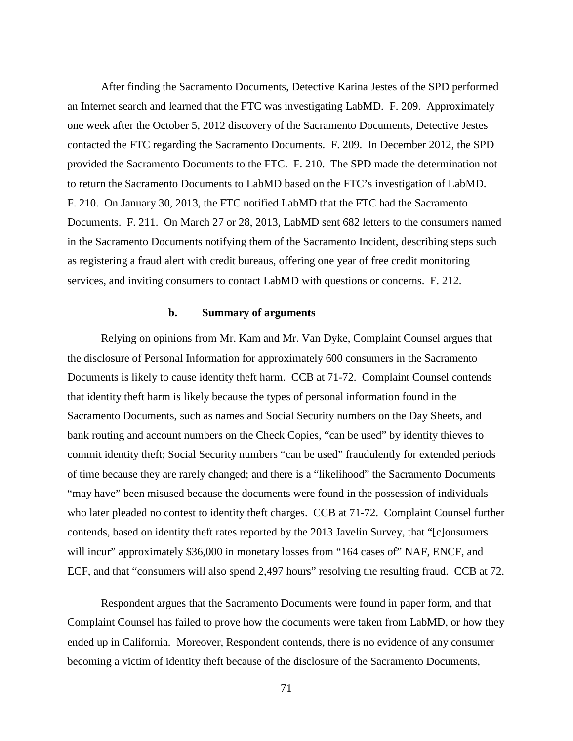After finding the Sacramento Documents, Detective Karina Jestes of the SPD performed an Internet search and learned that the FTC was investigating LabMD. F. 209. Approximately one week after the October 5, 2012 discovery of the Sacramento Documents, Detective Jestes contacted the FTC regarding the Sacramento Documents. F. 209. In December 2012, the SPD provided the Sacramento Documents to the FTC. F. 210. The SPD made the determination not to return the Sacramento Documents to LabMD based on the FTC's investigation of LabMD. F. 210. On January 30, 2013, the FTC notified LabMD that the FTC had the Sacramento Documents. F. 211. On March 27 or 28, 2013, LabMD sent 682 letters to the consumers named in the Sacramento Documents notifying them of the Sacramento Incident, describing steps such as registering a fraud alert with credit bureaus, offering one year of free credit monitoring services, and inviting consumers to contact LabMD with questions or concerns. F. 212.

#### b. Summary of arguments

Relying on opinions from Mr. Kam and Mr. Van Dyke, Complaint Counsel argues that the disclosure of Personal Information for approximately 600 consumers in the Sacramento Documents is likely to cause identity theft harm. CCB at 71-72. Complaint Counsel contends that identity theft harm is likely because the types of personal information found in the Sacramento Documents, such as names and Social Security numbers on the Day Sheets, and bank routing and account numbers on the Check Copies, "can be used" by identity thieves to commit identity theft; Social Security numbers "can be used" fraudulently for extended periods of time because they are rarely changed; and there is a "likelihood" the Sacramento Documents "may have" been misused because the documents were found in the possession of individuals who later pleaded no contest to identity theft charges. CCB at 71-72. Complaint Counsel further contends, based on identity theft rates reported by the 2013 Javelin Survey, that "[c]onsumers will incur" approximately $36,000 in monetary losses from "164 cases of" NAF, ENCF, and ECF, and that "consumers will also spend 2,497 hours" resolving the resulting fraud. CCB at 72.

Respondent argues that the Sacramento Documents were found in paper form, and that Complaint Counsel has failed to prove how the documents were taken from LabMD, or how they ended up in California. Moreover, Respondent contends, there is no evidence of any consumer becoming a victim of identity theft because of the disclosure of the Sacramento Documents,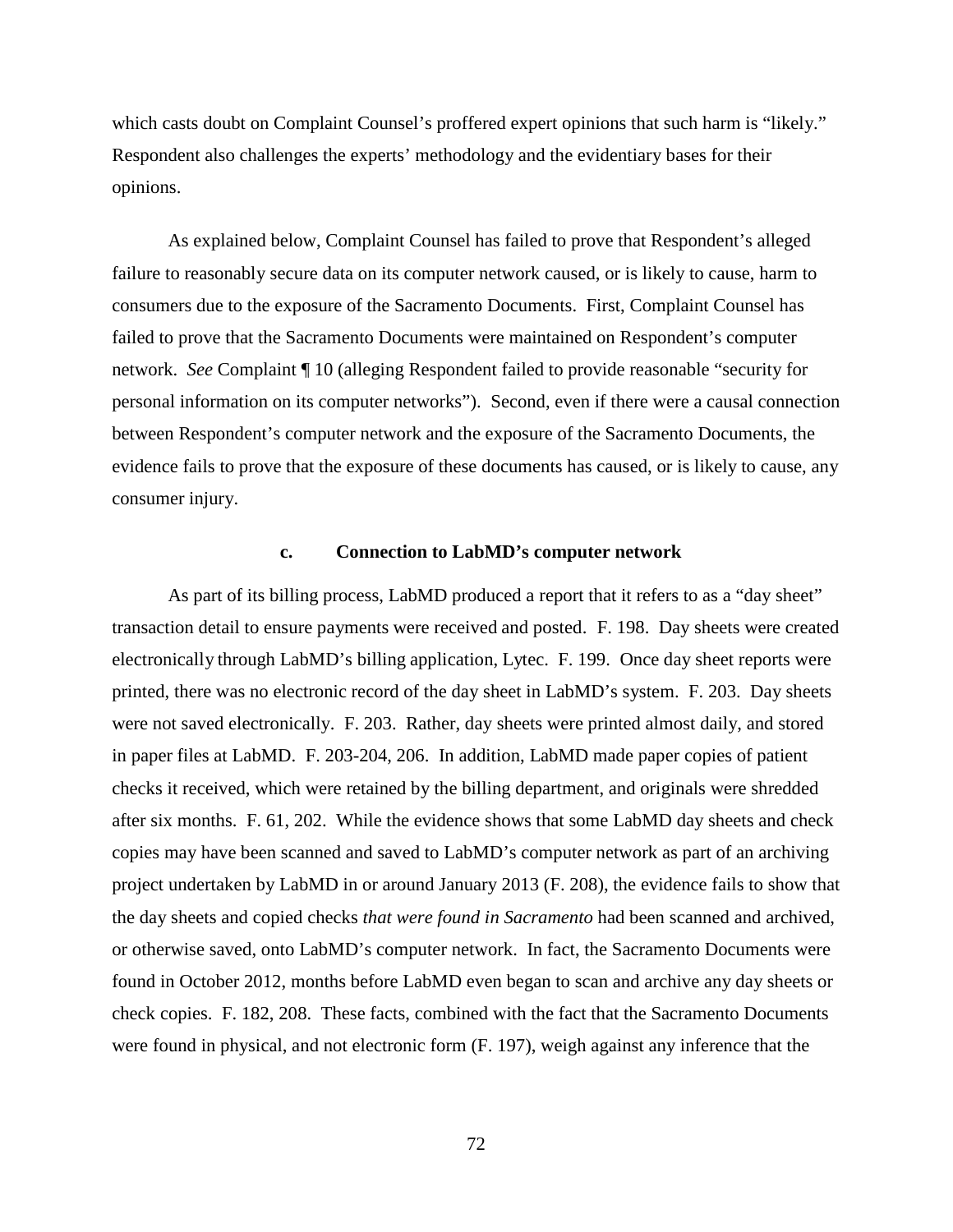which casts doubt on Complaint Counsel's proffered expert opinions that such harm is "likely." Respondent also challenges the experts' methodology and the evidentiary bases for their opinions.

As explained below, Complaint Counsel has failed to prove that Respondent's alleged failure to reasonably secure data on its computer network caused, or is likely to cause, harm to consumers due to the exposure of the Sacramento Documents. First, Complaint Counsel has failed to prove that the Sacramento Documents were maintained on Respondent's computer network. *See* Complaint ¶ 10 (alleging Respondent failed to provide reasonable "security for personal information on its computer networks"). Second, even if there were a causal connection between Respondent's computer network and the exposure of the Sacramento Documents, the evidence fails to prove that the exposure of these documents has caused, or is likely to cause, any consumer injury.

#### c. Connection to LabMD's computer network

As part of its billing process, LabMD produced a report that it refers to as a "day sheet" transaction detail to ensure payments were received and posted. F. 198. Day sheets were created electronically through LabMD's billing application, Lytec. F. 199. Once day sheet reports were printed, there was no electronic record of the day sheet in LabMD's system. F. 203. Day sheets were not saved electronically. F. 203. Rather, day sheets were printed almost daily, and stored in paper files at LabMD. F. 203-204, 206. In addition, LabMD made paper copies of patient checks it received, which were retained by the billing department, and originals were shredded after six months. F. 61, 202. While the evidence shows that some LabMD day sheets and check copies may have been scanned and saved to LabMD's computer network as part of an archiving project undertaken by LabMD in or around January 2013 (F. 208), the evidence fails to show that the day sheets and copied checks *that were found in Sacramento* had been scanned and archived, or otherwise saved, onto LabMD's computer network. In fact, the Sacramento Documents were found in October 2012, months before LabMD even began to scan and archive any day sheets or check copies. F. 182, 208. These facts, combined with the fact that the Sacramento Documents were found in physical, and not electronic form (F. 197), weigh against any inference that the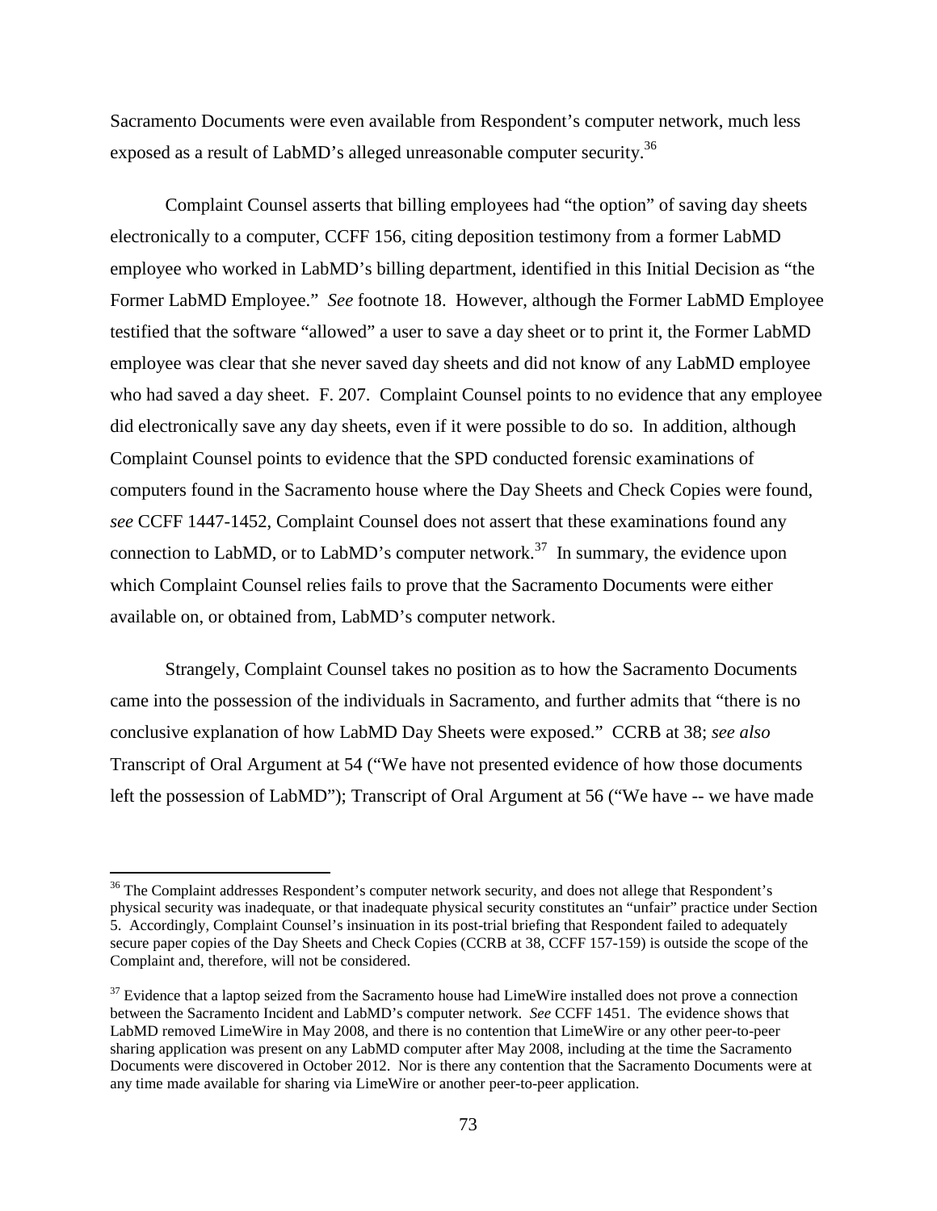Sacramento Documents were even available from Respondent's computer network, much less exposed as a result of LabMD's alleged unreasonable computer security.[36]

Complaint Counsel asserts that billing employees had "the option" of saving day sheets electronically to a computer, CCFF 156, citing deposition testimony from a former LabMD employee who worked in LabMD's billing department, identified in this Initial Decision as "the Former LabMD Employee." *See* footnote 18. However, although the Former LabMD Employee testified that the software "allowed" a user to save a day sheet or to print it, the Former LabMD employee was clear that she never saved day sheets and did not know of any LabMD employee who had saved a day sheet. F. 207. Complaint Counsel points to no evidence that any employee did electronically save any day sheets, even if it were possible to do so. In addition, although Complaint Counsel points to evidence that the SPD conducted forensic examinations of computers found in the Sacramento house where the Day Sheets and Check Copies were found, *see* CCFF 1447-1452, Complaint Counsel does not assert that these examinations found any connection to LabMD, or to LabMD's computer network.[37] In summary, the evidence upon which Complaint Counsel relies fails to prove that the Sacramento Documents were either available on, or obtained from, LabMD's computer network.

Strangely, Complaint Counsel takes no position as to how the Sacramento Documents came into the possession of the individuals in Sacramento, and further admits that "there is no conclusive explanation of how LabMD Day Sheets were exposed." CCRB at 38; *see also* Transcript of Oral Argument at 54 ("We have not presented evidence of how those documents left the possession of LabMD"); Transcript of Oral Argument at 56 ("We have -- we have made

---

[36] The Complaint addresses Respondent's computer network security, and does not allege that Respondent's physical security was inadequate, or that inadequate physical security constitutes an "unfair" practice under Section 5. Accordingly, Complaint Counsel's insinuation in its post-trial briefing that Respondent failed to adequately secure paper copies of the Day Sheets and Check Copies (CCRB at 38, CCFF 157-159) is outside the scope of the Complaint and, therefore, will not be considered.

[37] Evidence that a laptop seized from the Sacramento house had LimeWire installed does not prove a connection between the Sacramento Incident and LabMD's computer network. *See* CCFF 1451. The evidence shows that LabMD removed LimeWire in May 2008, and there is no contention that LimeWire or any other peer-to-peer sharing application was present on any LabMD computer after May 2008, including at the time the Sacramento Documents were discovered in October 2012. Nor is there any contention that the Sacramento Documents were at any time made available for sharing via LimeWire or another peer-to-peer application.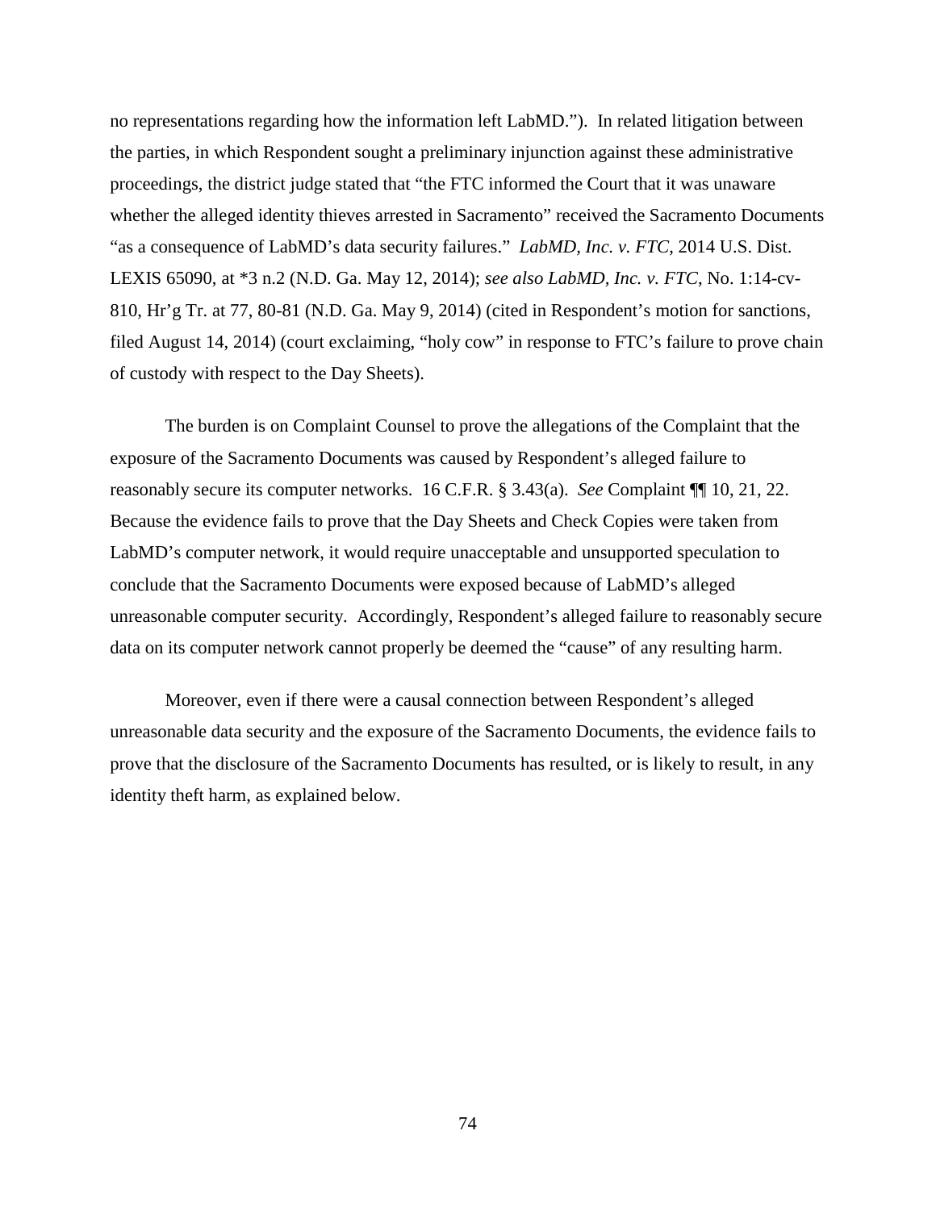no representations regarding how the information left LabMD."). In related litigation between the parties, in which Respondent sought a preliminary injunction against these administrative proceedings, the district judge stated that "the FTC informed the Court that it was unaware whether the alleged identity thieves arrested in Sacramento" received the Sacramento Documents "as a consequence of LabMD's data security failures." *LabMD, Inc. v. FTC*, 2014 U.S. Dist. LEXIS 65090, at *3 n.2 (N.D. Ga. May 12, 2014); *see also LabMD, Inc. v. FTC*, No. 1:14-cv-810, Hr'g Tr. at 77, 80-81 (N.D. Ga. May 9, 2014) (cited in Respondent's motion for sanctions, filed August 14, 2014) (court exclaiming, "holy cow" in response to FTC's failure to prove chain of custody with respect to the Day Sheets).

The burden is on Complaint Counsel to prove the allegations of the Complaint that the exposure of the Sacramento Documents was caused by Respondent's alleged failure to reasonably secure its computer networks. 16 C.F.R. § 3.43(a). *See* Complaint ¶¶ 10, 21, 22. Because the evidence fails to prove that the Day Sheets and Check Copies were taken from LabMD's computer network, it would require unacceptable and unsupported speculation to conclude that the Sacramento Documents were exposed because of LabMD's alleged unreasonable computer security. Accordingly, Respondent's alleged failure to reasonably secure data on its computer network cannot properly be deemed the "cause" of any resulting harm.

Moreover, even if there were a causal connection between Respondent's alleged unreasonable data security and the exposure of the Sacramento Documents, the evidence fails to prove that the disclosure of the Sacramento Documents has resulted, or is likely to result, in any identity theft harm, as explained below.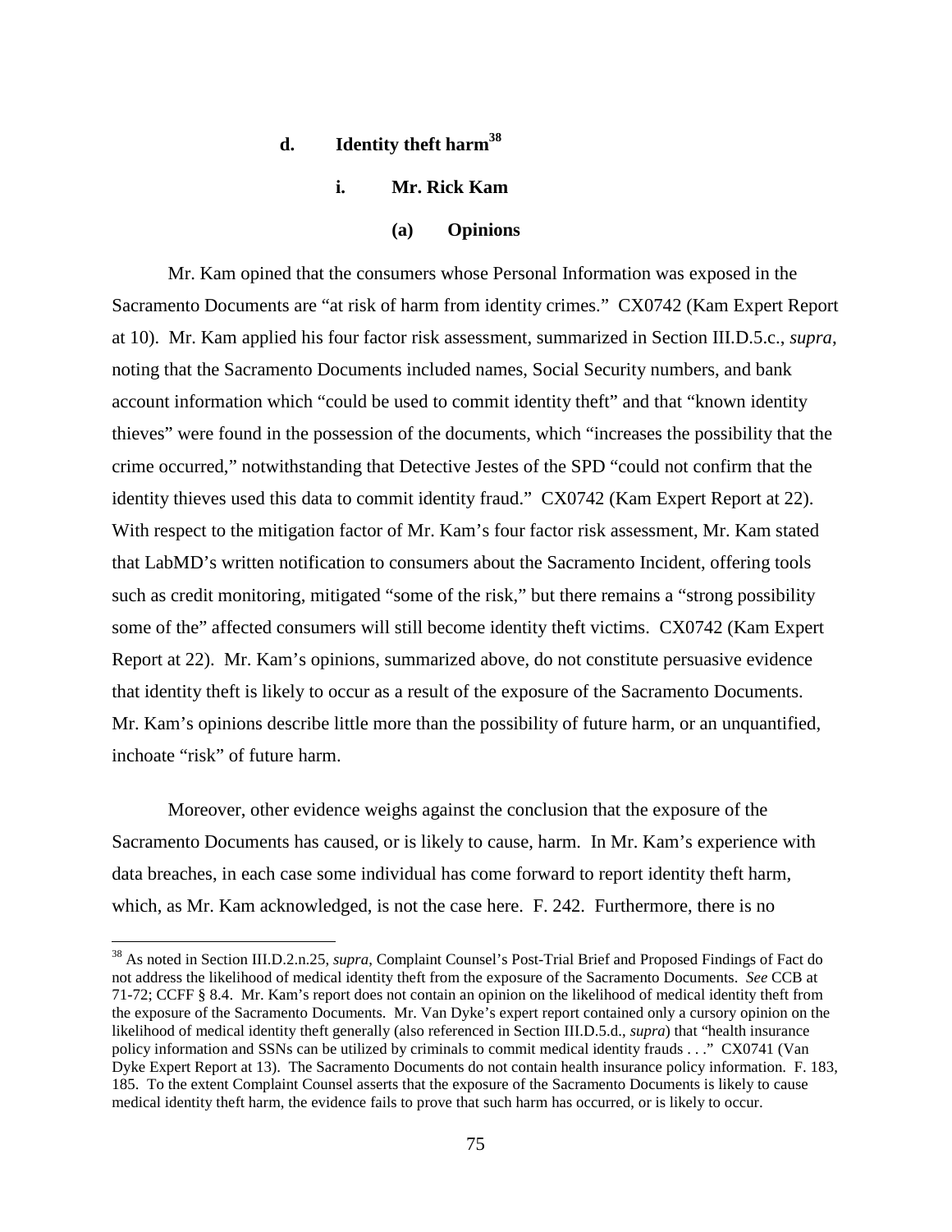#### d. Identity theft harm[38]

##### i. Mr. Rick Kam

###### (a) Opinions

Mr. Kam opined that the consumers whose Personal Information was exposed in the Sacramento Documents are "at risk of harm from identity crimes." CX0742 (Kam Expert Report at 10). Mr. Kam applied his four factor risk assessment, summarized in Section III.D.5.c., *supra*, noting that the Sacramento Documents included names, Social Security numbers, and bank account information which "could be used to commit identity theft" and that "known identity thieves" were found in the possession of the documents, which "increases the possibility that the crime occurred," notwithstanding that Detective Jestes of the SPD "could not confirm that the identity thieves used this data to commit identity fraud." CX0742 (Kam Expert Report at 22). With respect to the mitigation factor of Mr. Kam's four factor risk assessment, Mr. Kam stated that LabMD's written notification to consumers about the Sacramento Incident, offering tools such as credit monitoring, mitigated "some of the risk," but there remains a "strong possibility some of the" affected consumers will still become identity theft victims. CX0742 (Kam Expert Report at 22). Mr. Kam's opinions, summarized above, do not constitute persuasive evidence that identity theft is likely to occur as a result of the exposure of the Sacramento Documents. Mr. Kam's opinions describe little more than the possibility of future harm, or an unquantified, inchoate "risk" of future harm.

Moreover, other evidence weighs against the conclusion that the exposure of the Sacramento Documents has caused, or is likely to cause, harm. In Mr. Kam's experience with data breaches, in each case some individual has come forward to report identity theft harm, which, as Mr. Kam acknowledged, is not the case here. F. 242. Furthermore, there is no

---

[38] As noted in Section III.D.2.n.25, *supra*, Complaint Counsel's Post-Trial Brief and Proposed Findings of Fact do not address the likelihood of medical identity theft from the exposure of the Sacramento Documents. *See* CCB at 71-72; CCFF § 8.4. Mr. Kam's report does not contain an opinion on the likelihood of medical identity theft from the exposure of the Sacramento Documents. Mr. Van Dyke's expert report contained only a cursory opinion on the likelihood of medical identity theft generally (also referenced in Section III.D.5.d., *supra*) that "health insurance policy information and SSNs can be utilized by criminals to commit medical identity frauds . . ." CX0741 (Van Dyke Expert Report at 13). The Sacramento Documents do not contain health insurance policy information. F. 183, 185. To the extent Complaint Counsel asserts that the exposure of the Sacramento Documents is likely to cause medical identity theft harm, the evidence fails to prove that such harm has occurred, or is likely to occur.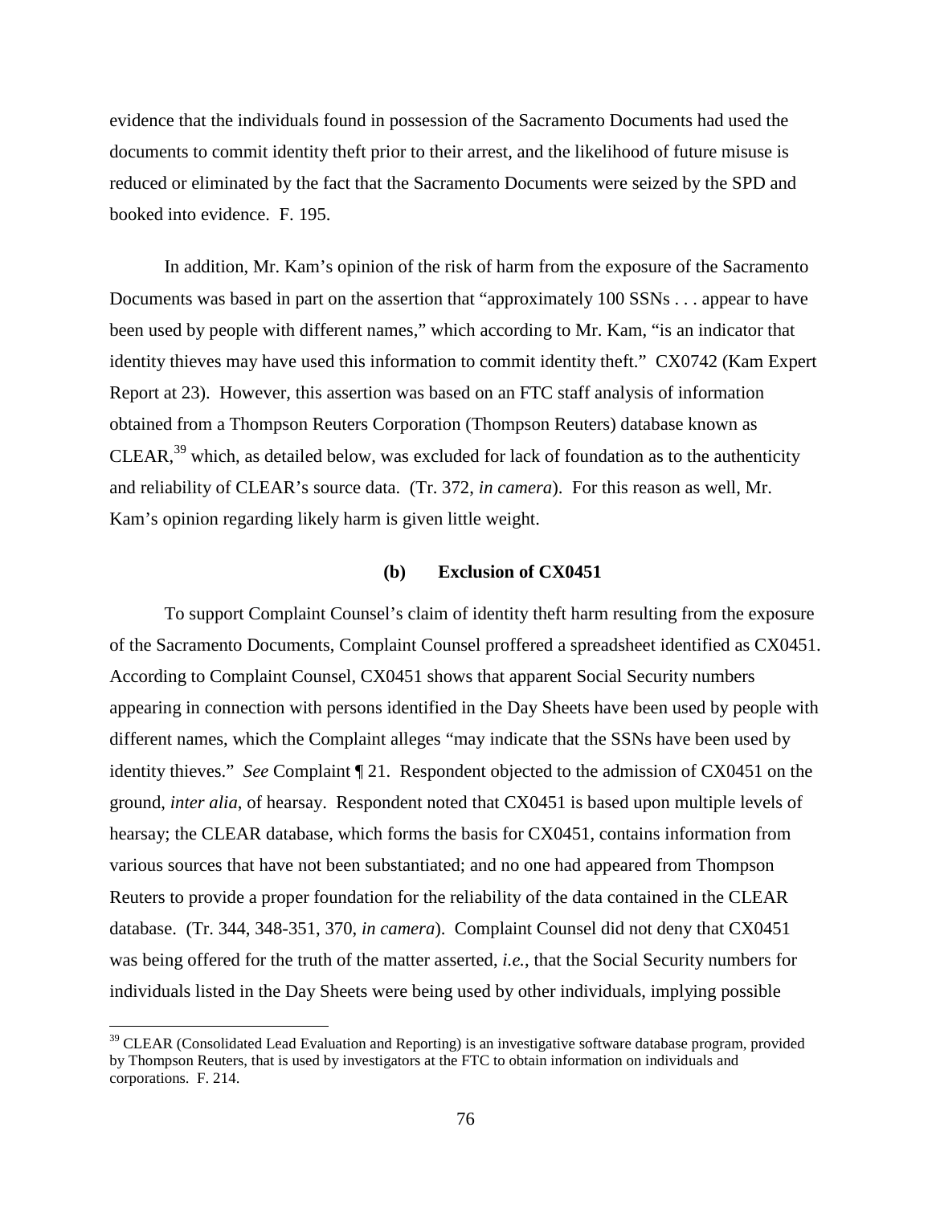evidence that the individuals found in possession of the Sacramento Documents had used the documents to commit identity theft prior to their arrest, and the likelihood of future misuse is reduced or eliminated by the fact that the Sacramento Documents were seized by the SPD and booked into evidence. F. 195.

In addition, Mr. Kam's opinion of the risk of harm from the exposure of the Sacramento Documents was based in part on the assertion that "approximately 100 SSNs . . . appear to have been used by people with different names," which according to Mr. Kam, "is an indicator that identity thieves may have used this information to commit identity theft." CX0742 (Kam Expert Report at 23). However, this assertion was based on an FTC staff analysis of information obtained from a Thompson Reuters Corporation (Thompson Reuters) database known as CLEAR,[39] which, as detailed below, was excluded for lack of foundation as to the authenticity and reliability of CLEAR's source data. (Tr. 372, *in camera*). For this reason as well, Mr. Kam's opinion regarding likely harm is given little weight.

#### (b) Exclusion of CX0451

To support Complaint Counsel's claim of identity theft harm resulting from the exposure of the Sacramento Documents, Complaint Counsel proffered a spreadsheet identified as CX0451. According to Complaint Counsel, CX0451 shows that apparent Social Security numbers appearing in connection with persons identified in the Day Sheets have been used by people with different names, which the Complaint alleges "may indicate that the SSNs have been used by identity thieves." *See* Complaint ¶ 21. Respondent objected to the admission of CX0451 on the ground, *inter alia*, of hearsay. Respondent noted that CX0451 is based upon multiple levels of hearsay; the CLEAR database, which forms the basis for CX0451, contains information from various sources that have not been substantiated; and no one had appeared from Thompson Reuters to provide a proper foundation for the reliability of the data contained in the CLEAR database. (Tr. 344, 348-351, 370, *in camera*). Complaint Counsel did not deny that CX0451 was being offered for the truth of the matter asserted, *i.e.*, that the Social Security numbers for individuals listed in the Day Sheets were being used by other individuals, implying possible

---

[39] CLEAR (Consolidated Lead Evaluation and Reporting) is an investigative software database program, provided by Thompson Reuters, that is used by investigators at the FTC to obtain information on individuals and corporations. F. 214.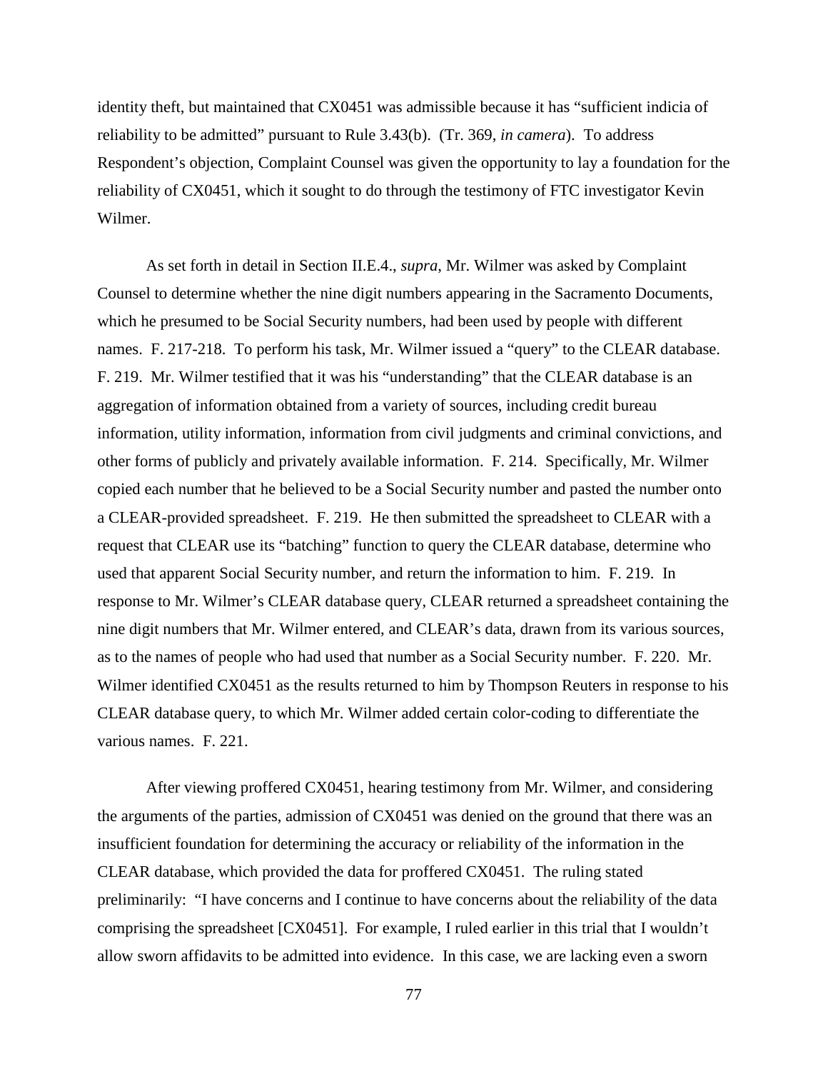identity theft, but maintained that CX0451 was admissible because it has "sufficient indicia of reliability to be admitted" pursuant to Rule 3.43(b). (Tr. 369, *in camera*). To address Respondent's objection, Complaint Counsel was given the opportunity to lay a foundation for the reliability of CX0451, which it sought to do through the testimony of FTC investigator Kevin Wilmer.

As set forth in detail in Section II.E.4., *supra*, Mr. Wilmer was asked by Complaint Counsel to determine whether the nine digit numbers appearing in the Sacramento Documents, which he presumed to be Social Security numbers, had been used by people with different names. F. 217-218. To perform his task, Mr. Wilmer issued a "query" to the CLEAR database. F. 219. Mr. Wilmer testified that it was his "understanding" that the CLEAR database is an aggregation of information obtained from a variety of sources, including credit bureau information, utility information, information from civil judgments and criminal convictions, and other forms of publicly and privately available information. F. 214. Specifically, Mr. Wilmer copied each number that he believed to be a Social Security number and pasted the number onto a CLEAR-provided spreadsheet. F. 219. He then submitted the spreadsheet to CLEAR with a request that CLEAR use its "batching" function to query the CLEAR database, determine who used that apparent Social Security number, and return the information to him. F. 219. In response to Mr. Wilmer's CLEAR database query, CLEAR returned a spreadsheet containing the nine digit numbers that Mr. Wilmer entered, and CLEAR's data, drawn from its various sources, as to the names of people who had used that number as a Social Security number. F. 220. Mr. Wilmer identified CX0451 as the results returned to him by Thompson Reuters in response to his CLEAR database query, to which Mr. Wilmer added certain color-coding to differentiate the various names. F. 221.

After viewing proffered CX0451, hearing testimony from Mr. Wilmer, and considering the arguments of the parties, admission of CX0451 was denied on the ground that there was an insufficient foundation for determining the accuracy or reliability of the information in the CLEAR database, which provided the data for proffered CX0451. The ruling stated preliminarily: "I have concerns and I continue to have concerns about the reliability of the data comprising the spreadsheet [CX0451]. For example, I ruled earlier in this trial that I wouldn't allow sworn affidavits to be admitted into evidence. In this case, we are lacking even a sworn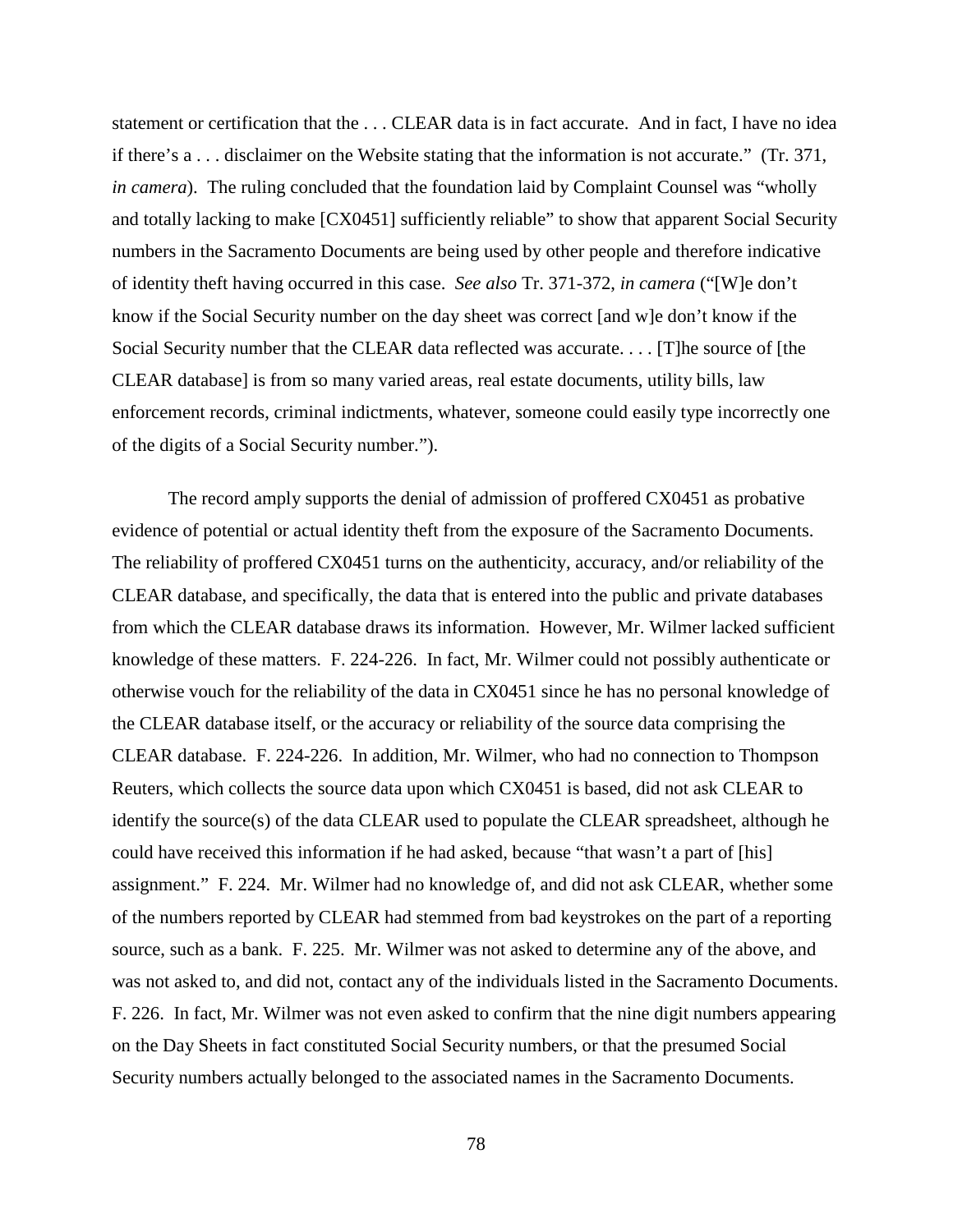statement or certification that the . . . CLEAR data is in fact accurate. And in fact, I have no idea if there's a . . . disclaimer on the Website stating that the information is not accurate." (Tr. 371, *in camera*). The ruling concluded that the foundation laid by Complaint Counsel was "wholly and totally lacking to make [CX0451] sufficiently reliable" to show that apparent Social Security numbers in the Sacramento Documents are being used by other people and therefore indicative of identity theft having occurred in this case. *See also* Tr. 371-372, *in camera* ("[W]e don't know if the Social Security number on the day sheet was correct [and w]e don't know if the Social Security number that the CLEAR data reflected was accurate. . . . [T]he source of [the CLEAR database] is from so many varied areas, real estate documents, utility bills, law enforcement records, criminal indictments, whatever, someone could easily type incorrectly one of the digits of a Social Security number.").

The record amply supports the denial of admission of proffered CX0451 as probative evidence of potential or actual identity theft from the exposure of the Sacramento Documents. The reliability of proffered CX0451 turns on the authenticity, accuracy, and/or reliability of the CLEAR database, and specifically, the data that is entered into the public and private databases from which the CLEAR database draws its information. However, Mr. Wilmer lacked sufficient knowledge of these matters. F. 224-226. In fact, Mr. Wilmer could not possibly authenticate or otherwise vouch for the reliability of the data in CX0451 since he has no personal knowledge of the CLEAR database itself, or the accuracy or reliability of the source data comprising the CLEAR database. F. 224-226. In addition, Mr. Wilmer, who had no connection to Thompson Reuters, which collects the source data upon which CX0451 is based, did not ask CLEAR to identify the source(s) of the data CLEAR used to populate the CLEAR spreadsheet, although he could have received this information if he had asked, because "that wasn't a part of [his] assignment." F. 224. Mr. Wilmer had no knowledge of, and did not ask CLEAR, whether some of the numbers reported by CLEAR had stemmed from bad keystrokes on the part of a reporting source, such as a bank. F. 225. Mr. Wilmer was not asked to determine any of the above, and was not asked to, and did not, contact any of the individuals listed in the Sacramento Documents. F. 226. In fact, Mr. Wilmer was not even asked to confirm that the nine digit numbers appearing on the Day Sheets in fact constituted Social Security numbers, or that the presumed Social Security numbers actually belonged to the associated names in the Sacramento Documents.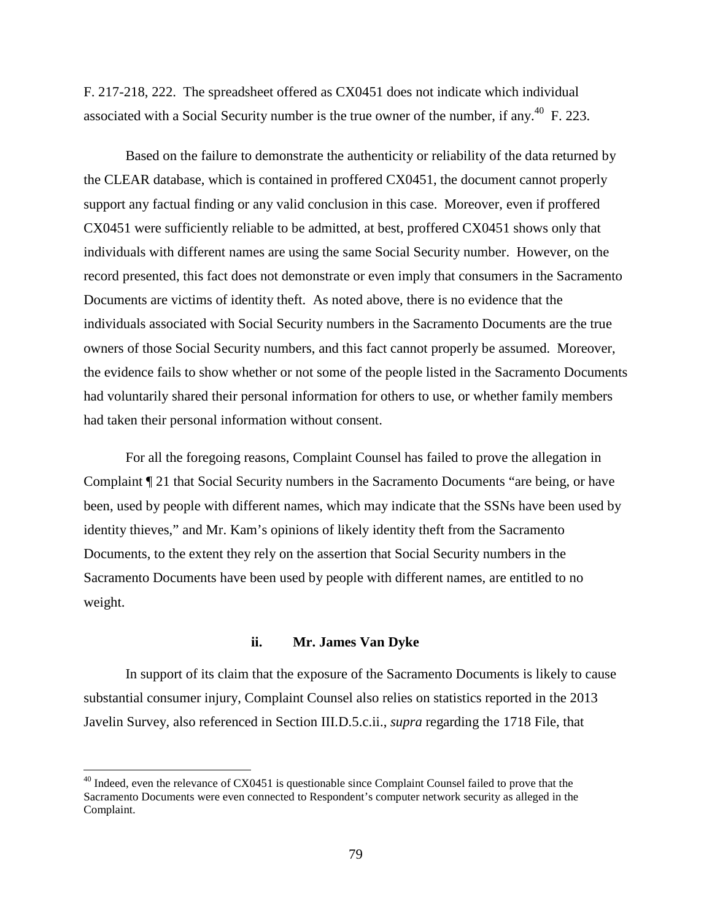F. 217-218, 222. The spreadsheet offered as CX0451 does not indicate which individual associated with a Social Security number is the true owner of the number, if any.[40] F. 223.

Based on the failure to demonstrate the authenticity or reliability of the data returned by the CLEAR database, which is contained in proffered CX0451, the document cannot properly support any factual finding or any valid conclusion in this case. Moreover, even if proffered CX0451 were sufficiently reliable to be admitted, at best, proffered CX0451 shows only that individuals with different names are using the same Social Security number. However, on the record presented, this fact does not demonstrate or even imply that consumers in the Sacramento Documents are victims of identity theft. As noted above, there is no evidence that the individuals associated with Social Security numbers in the Sacramento Documents are the true owners of those Social Security numbers, and this fact cannot properly be assumed. Moreover, the evidence fails to show whether or not some of the people listed in the Sacramento Documents had voluntarily shared their personal information for others to use, or whether family members had taken their personal information without consent.

For all the foregoing reasons, Complaint Counsel has failed to prove the allegation in Complaint ¶ 21 that Social Security numbers in the Sacramento Documents "are being, or have been, used by people with different names, which may indicate that the SSNs have been used by identity thieves," and Mr. Kam's opinions of likely identity theft from the Sacramento Documents, to the extent they rely on the assertion that Social Security numbers in the Sacramento Documents have been used by people with different names, are entitled to no weight.

#### ii. Mr. James Van Dyke

In support of its claim that the exposure of the Sacramento Documents is likely to cause substantial consumer injury, Complaint Counsel also relies on statistics reported in the 2013 Javelin Survey, also referenced in Section III.D.5.c.ii., *supra* regarding the 1718 File, that

[40] Indeed, even the relevance of CX0451 is questionable since Complaint Counsel failed to prove that the Sacramento Documents were even connected to Respondent's computer network security as alleged in the Complaint.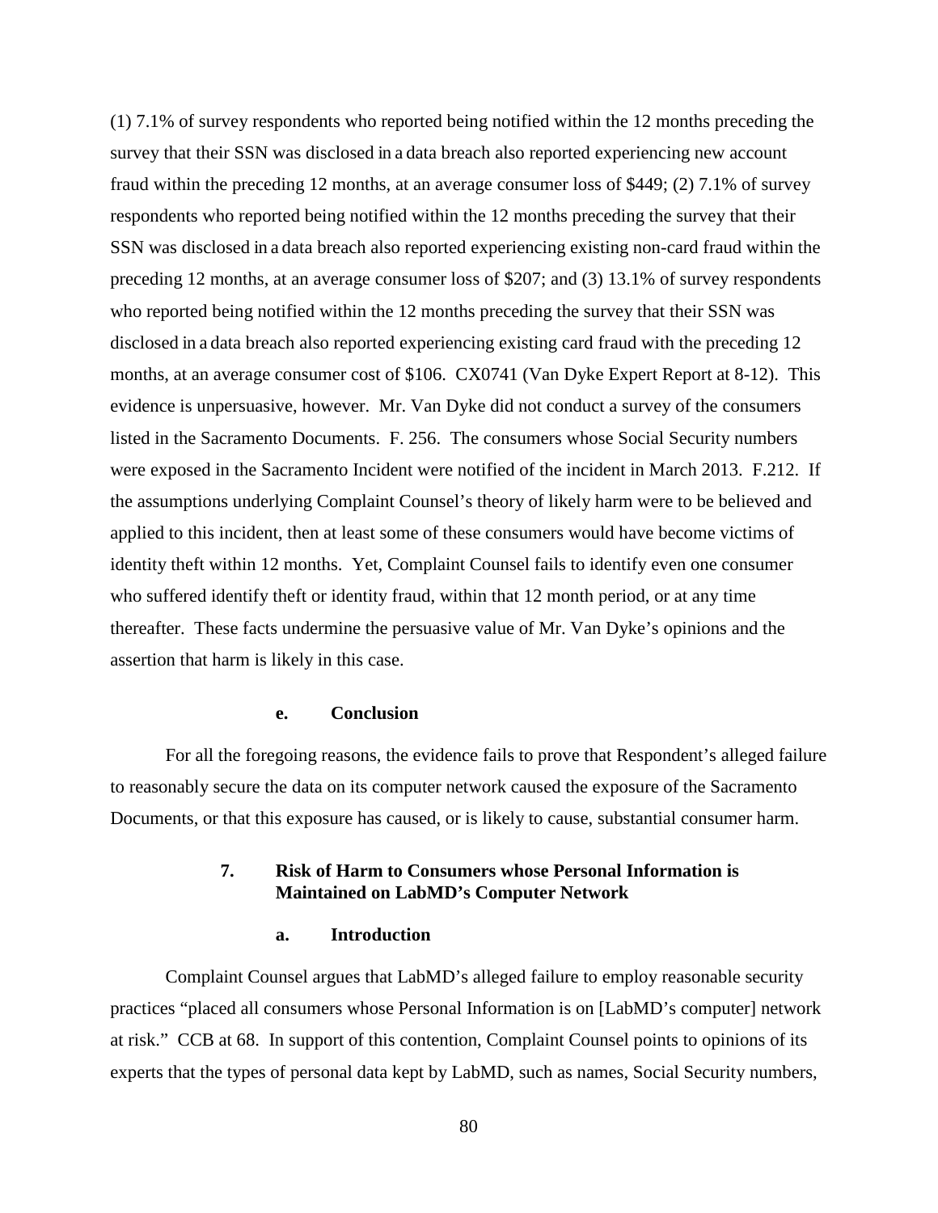(1) 7.1% of survey respondents who reported being notified within the 12 months preceding the survey that their SSN was disclosed in a data breach also reported experiencing new account fraud within the preceding 12 months, at an average consumer loss of $449; (2) 7.1% of survey respondents who reported being notified within the 12 months preceding the survey that their SSN was disclosed in a data breach also reported experiencing existing non-card fraud within the preceding 12 months, at an average consumer loss of $207; and (3) 13.1% of survey respondents who reported being notified within the 12 months preceding the survey that their SSN was disclosed in a data breach also reported experiencing existing card fraud with the preceding 12 months, at an average consumer cost of $106. CX0741 (Van Dyke Expert Report at 8-12). This evidence is unpersuasive, however. Mr. Van Dyke did not conduct a survey of the consumers listed in the Sacramento Documents. F. 256. The consumers whose Social Security numbers were exposed in the Sacramento Incident were notified of the incident in March 2013. F.212. If the assumptions underlying Complaint Counsel's theory of likely harm were to be believed and applied to this incident, then at least some of these consumers would have become victims of identity theft within 12 months. Yet, Complaint Counsel fails to identify even one consumer who suffered identify theft or identity fraud, within that 12 month period, or at any time thereafter. These facts undermine the persuasive value of Mr. Van Dyke's opinions and the assertion that harm is likely in this case.

#### e. Conclusion

For all the foregoing reasons, the evidence fails to prove that Respondent's alleged failure to reasonably secure the data on its computer network caused the exposure of the Sacramento Documents, or that this exposure has caused, or is likely to cause, substantial consumer harm.

### 7. Risk of Harm to Consumers whose Personal Information is Maintained on LabMD's Computer Network

#### a. Introduction

Complaint Counsel argues that LabMD's alleged failure to employ reasonable security practices "placed all consumers whose Personal Information is on [LabMD's computer] network at risk." CCB at 68. In support of this contention, Complaint Counsel points to opinions of its experts that the types of personal data kept by LabMD, such as names, Social Security numbers,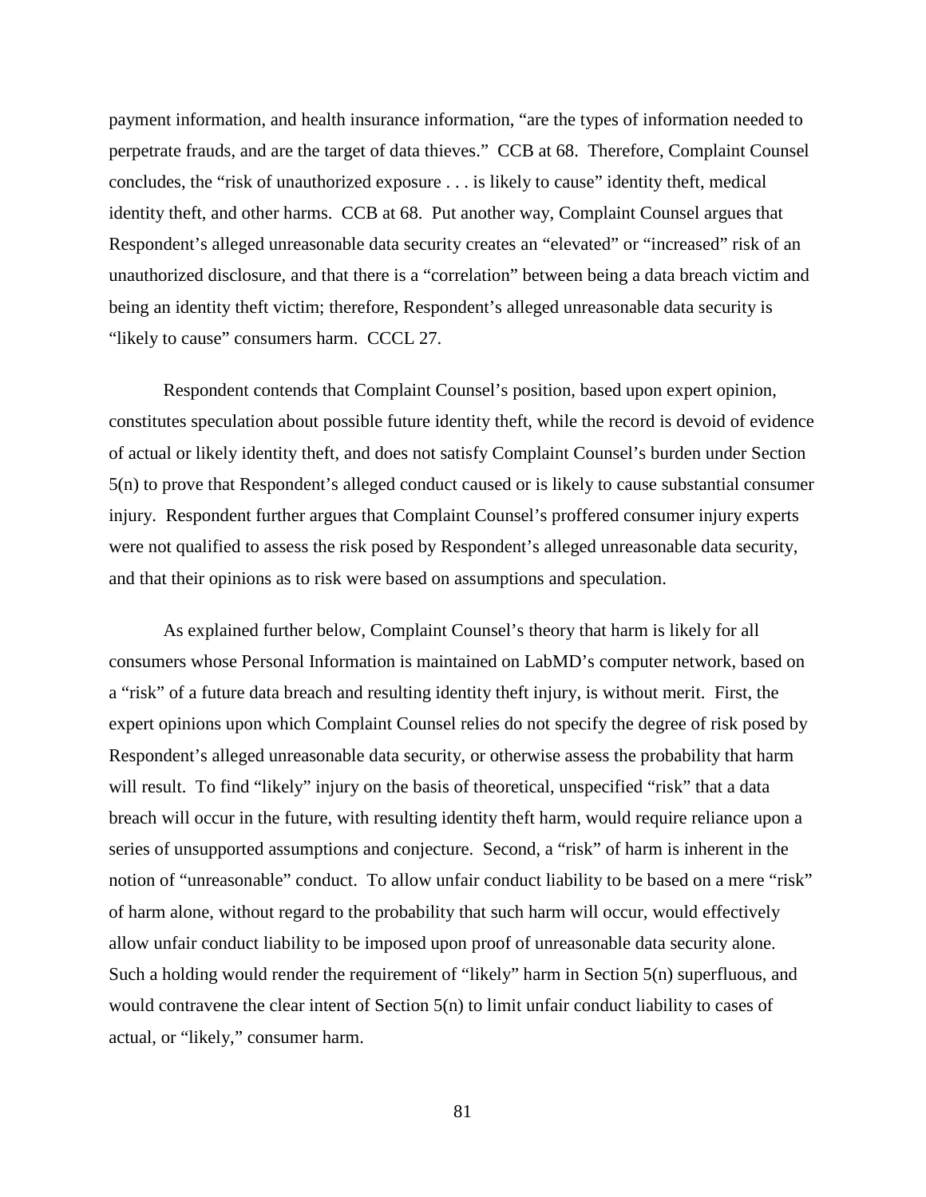payment information, and health insurance information, "are the types of information needed to perpetrate frauds, and are the target of data thieves." CCB at 68. Therefore, Complaint Counsel concludes, the "risk of unauthorized exposure . . . is likely to cause" identity theft, medical identity theft, and other harms. CCB at 68. Put another way, Complaint Counsel argues that Respondent's alleged unreasonable data security creates an "elevated" or "increased" risk of an unauthorized disclosure, and that there is a "correlation" between being a data breach victim and being an identity theft victim; therefore, Respondent's alleged unreasonable data security is "likely to cause" consumers harm. CCCL 27.

Respondent contends that Complaint Counsel's position, based upon expert opinion, constitutes speculation about possible future identity theft, while the record is devoid of evidence of actual or likely identity theft, and does not satisfy Complaint Counsel's burden under Section 5(n) to prove that Respondent's alleged conduct caused or is likely to cause substantial consumer injury. Respondent further argues that Complaint Counsel's proffered consumer injury experts were not qualified to assess the risk posed by Respondent's alleged unreasonable data security, and that their opinions as to risk were based on assumptions and speculation.

As explained further below, Complaint Counsel's theory that harm is likely for all consumers whose Personal Information is maintained on LabMD's computer network, based on a "risk" of a future data breach and resulting identity theft injury, is without merit. First, the expert opinions upon which Complaint Counsel relies do not specify the degree of risk posed by Respondent's alleged unreasonable data security, or otherwise assess the probability that harm will result. To find "likely" injury on the basis of theoretical, unspecified "risk" that a data breach will occur in the future, with resulting identity theft harm, would require reliance upon a series of unsupported assumptions and conjecture. Second, a "risk" of harm is inherent in the notion of "unreasonable" conduct. To allow unfair conduct liability to be based on a mere "risk" of harm alone, without regard to the probability that such harm will occur, would effectively allow unfair conduct liability to be imposed upon proof of unreasonable data security alone. Such a holding would render the requirement of "likely" harm in Section 5(n) superfluous, and would contravene the clear intent of Section 5(n) to limit unfair conduct liability to cases of actual, or "likely," consumer harm.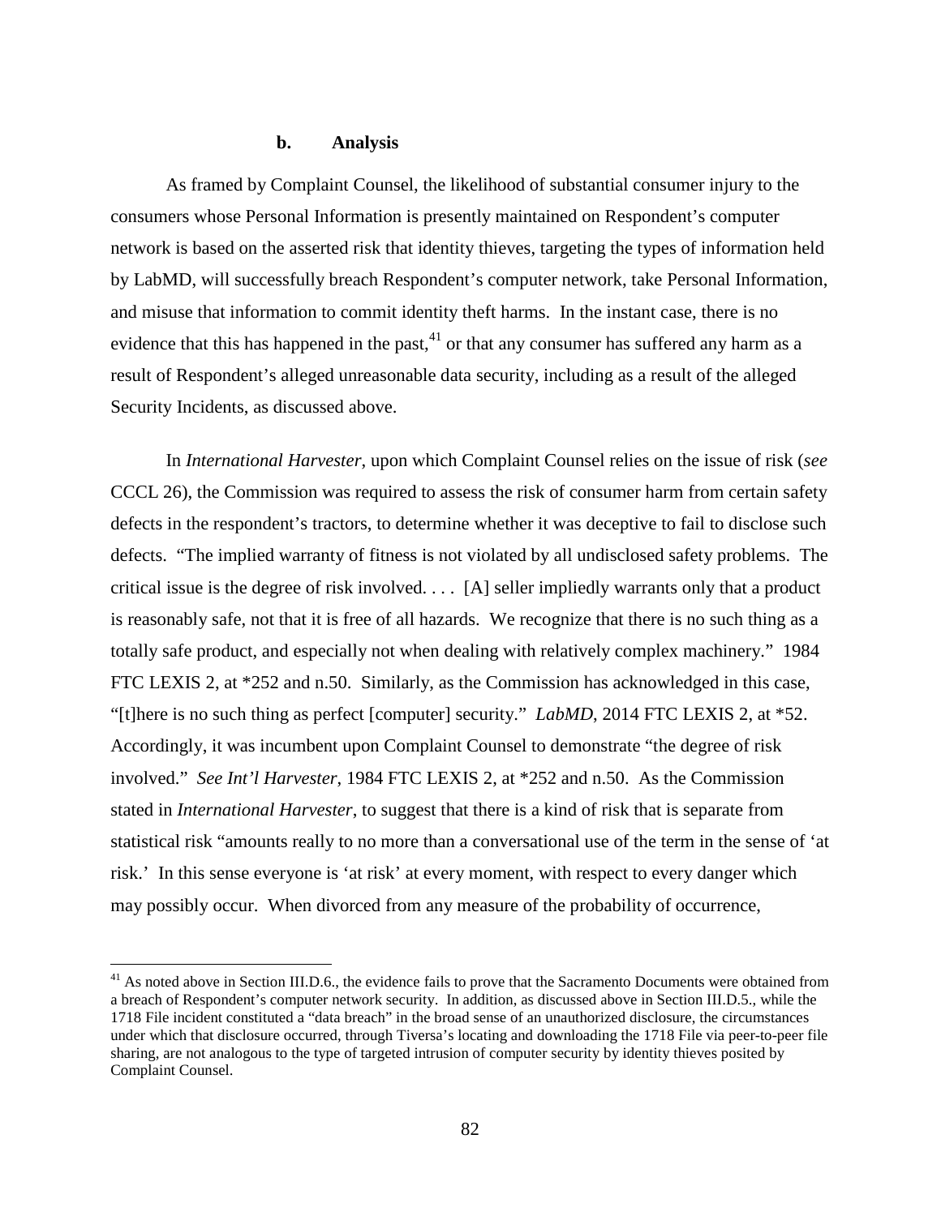#### b. Analysis

As framed by Complaint Counsel, the likelihood of substantial consumer injury to the consumers whose Personal Information is presently maintained on Respondent's computer network is based on the asserted risk that identity thieves, targeting the types of information held by LabMD, will successfully breach Respondent's computer network, take Personal Information, and misuse that information to commit identity theft harms. In the instant case, there is no evidence that this has happened in the past,[41] or that any consumer has suffered any harm as a result of Respondent's alleged unreasonable data security, including as a result of the alleged Security Incidents, as discussed above.

In *International Harvester*, upon which Complaint Counsel relies on the issue of risk (*see* CCCL 26), the Commission was required to assess the risk of consumer harm from certain safety defects in the respondent's tractors, to determine whether it was deceptive to fail to disclose such defects. "The implied warranty of fitness is not violated by all undisclosed safety problems. The critical issue is the degree of risk involved. . . . [A] seller impliedly warrants only that a product is reasonably safe, not that it is free of all hazards. We recognize that there is no such thing as a totally safe product, and especially not when dealing with relatively complex machinery." 1984 FTC LEXIS 2, at *252 and n.50. Similarly, as the Commission has acknowledged in this case, "[t]here is no such thing as perfect [computer] security." *LabMD*, 2014 FTC LEXIS 2, at *52. Accordingly, it was incumbent upon Complaint Counsel to demonstrate "the degree of risk involved." *See Int'l Harvester*, 1984 FTC LEXIS 2, at *252 and n.50. As the Commission stated in *International Harvester*, to suggest that there is a kind of risk that is separate from statistical risk "amounts really to no more than a conversational use of the term in the sense of 'at risk.' In this sense everyone is 'at risk' at every moment, with respect to every danger which may possibly occur. When divorced from any measure of the probability of occurrence,

---

[41] As noted above in Section III.D.6., the evidence fails to prove that the Sacramento Documents were obtained from a breach of Respondent's computer network security. In addition, as discussed above in Section III.D.5., while the 1718 File incident constituted a "data breach" in the broad sense of an unauthorized disclosure, the circumstances under which that disclosure occurred, through Tiversa's locating and downloading the 1718 File via peer-to-peer file sharing, are not analogous to the type of targeted intrusion of computer security by identity thieves posited by Complaint Counsel.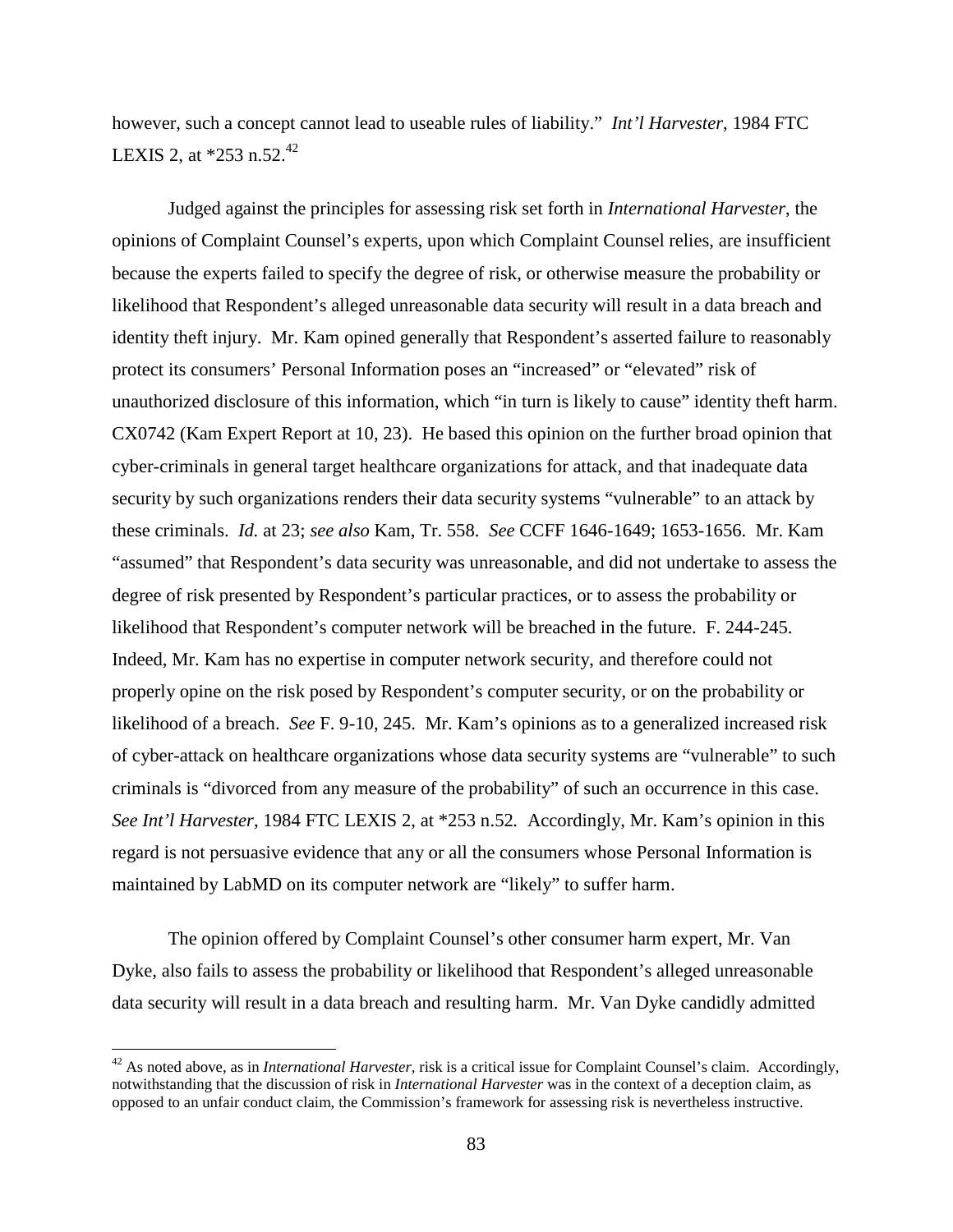however, such a concept cannot lead to useable rules of liability." *Int'l Harvester*, 1984 FTC LEXIS 2, at *253 n.52.[42]

Judged against the principles for assessing risk set forth in *International Harvester*, the opinions of Complaint Counsel's experts, upon which Complaint Counsel relies, are insufficient because the experts failed to specify the degree of risk, or otherwise measure the probability or likelihood that Respondent's alleged unreasonable data security will result in a data breach and identity theft injury. Mr. Kam opined generally that Respondent's asserted failure to reasonably protect its consumers' Personal Information poses an "increased" or "elevated" risk of unauthorized disclosure of this information, which "in turn is likely to cause" identity theft harm. CX0742 (Kam Expert Report at 10, 23). He based this opinion on the further broad opinion that cyber-criminals in general target healthcare organizations for attack, and that inadequate data security by such organizations renders their data security systems "vulnerable" to an attack by these criminals. *Id.* at 23; *see also* Kam, Tr. 558. *See* CCFF 1646-1649; 1653-1656. Mr. Kam "assumed" that Respondent's data security was unreasonable, and did not undertake to assess the degree of risk presented by Respondent's particular practices, or to assess the probability or likelihood that Respondent's computer network will be breached in the future. F. 244-245. Indeed, Mr. Kam has no expertise in computer network security, and therefore could not properly opine on the risk posed by Respondent's computer security, or on the probability or likelihood of a breach. *See* F. 9-10, 245. Mr. Kam's opinions as to a generalized increased risk of cyber-attack on healthcare organizations whose data security systems are "vulnerable" to such criminals is "divorced from any measure of the probability" of such an occurrence in this case. *See Int'l Harvester*, 1984 FTC LEXIS 2, at *253 n.52*.* Accordingly, Mr. Kam's opinion in this regard is not persuasive evidence that any or all the consumers whose Personal Information is maintained by LabMD on its computer network are "likely" to suffer harm.

The opinion offered by Complaint Counsel's other consumer harm expert, Mr. Van Dyke, also fails to assess the probability or likelihood that Respondent's alleged unreasonable data security will result in a data breach and resulting harm. Mr. Van Dyke candidly admitted

---

[42] As noted above, as in *International Harvester*, risk is a critical issue for Complaint Counsel's claim. Accordingly, notwithstanding that the discussion of risk in *International Harvester* was in the context of a deception claim, as opposed to an unfair conduct claim, the Commission's framework for assessing risk is nevertheless instructive.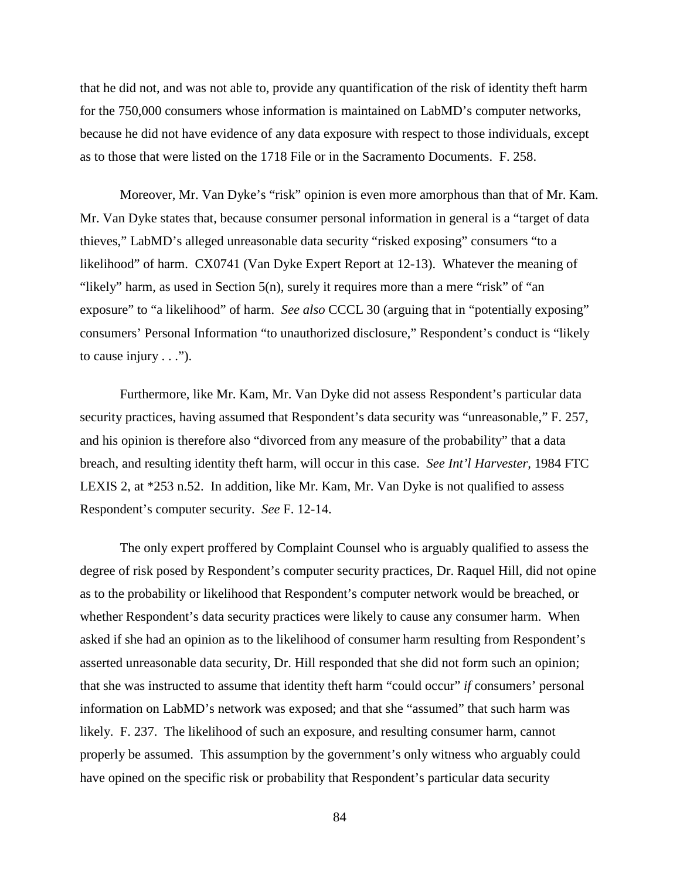that he did not, and was not able to, provide any quantification of the risk of identity theft harm for the 750,000 consumers whose information is maintained on LabMD's computer networks, because he did not have evidence of any data exposure with respect to those individuals, except as to those that were listed on the 1718 File or in the Sacramento Documents. F. 258.

Moreover, Mr. Van Dyke's "risk" opinion is even more amorphous than that of Mr. Kam. Mr. Van Dyke states that, because consumer personal information in general is a "target of data thieves," LabMD's alleged unreasonable data security "risked exposing" consumers "to a likelihood" of harm. CX0741 (Van Dyke Expert Report at 12-13). Whatever the meaning of "likely" harm, as used in Section 5(n), surely it requires more than a mere "risk" of "an exposure" to "a likelihood" of harm. *See also* CCCL 30 (arguing that in "potentially exposing" consumers' Personal Information "to unauthorized disclosure," Respondent's conduct is "likely to cause injury . . .").

Furthermore, like Mr. Kam, Mr. Van Dyke did not assess Respondent's particular data security practices, having assumed that Respondent's data security was "unreasonable," F. 257, and his opinion is therefore also "divorced from any measure of the probability" that a data breach, and resulting identity theft harm, will occur in this case. *See Int'l Harvester*, 1984 FTC LEXIS 2, at *253 n.52. In addition, like Mr. Kam, Mr. Van Dyke is not qualified to assess Respondent's computer security. *See* F. 12-14.

The only expert proffered by Complaint Counsel who is arguably qualified to assess the degree of risk posed by Respondent's computer security practices, Dr. Raquel Hill, did not opine as to the probability or likelihood that Respondent's computer network would be breached, or whether Respondent's data security practices were likely to cause any consumer harm. When asked if she had an opinion as to the likelihood of consumer harm resulting from Respondent's asserted unreasonable data security, Dr. Hill responded that she did not form such an opinion; that she was instructed to assume that identity theft harm "could occur" *if* consumers' personal information on LabMD's network was exposed; and that she "assumed" that such harm was likely. F. 237. The likelihood of such an exposure, and resulting consumer harm, cannot properly be assumed. This assumption by the government's only witness who arguably could have opined on the specific risk or probability that Respondent's particular data security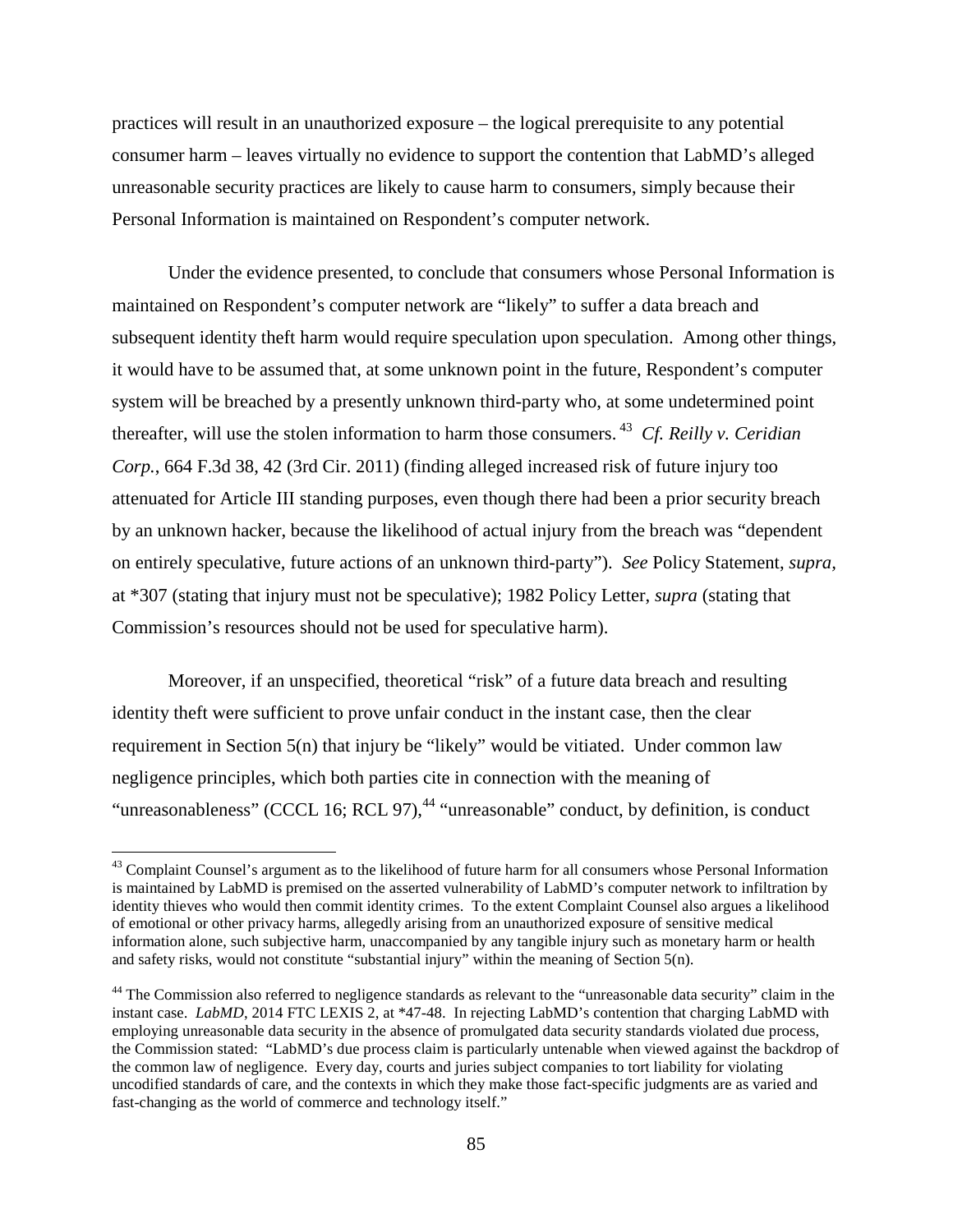practices will result in an unauthorized exposure – the logical prerequisite to any potential consumer harm – leaves virtually no evidence to support the contention that LabMD's alleged unreasonable security practices are likely to cause harm to consumers, simply because their Personal Information is maintained on Respondent's computer network.

Under the evidence presented, to conclude that consumers whose Personal Information is maintained on Respondent's computer network are "likely" to suffer a data breach and subsequent identity theft harm would require speculation upon speculation. Among other things, it would have to be assumed that, at some unknown point in the future, Respondent's computer system will be breached by a presently unknown third-party who, at some undetermined point thereafter, will use the stolen information to harm those consumers.[43] *Cf. Reilly v. Ceridian Corp.*, 664 F.3d 38, 42 (3rd Cir. 2011) (finding alleged increased risk of future injury too attenuated for Article III standing purposes, even though there had been a prior security breach by an unknown hacker, because the likelihood of actual injury from the breach was "dependent on entirely speculative, future actions of an unknown third-party"). *See* Policy Statement, *supra*, at *307 (stating that injury must not be speculative); 1982 Policy Letter, *supra* (stating that Commission's resources should not be used for speculative harm).

Moreover, if an unspecified, theoretical "risk" of a future data breach and resulting identity theft were sufficient to prove unfair conduct in the instant case, then the clear requirement in Section 5(n) that injury be "likely" would be vitiated. Under common law negligence principles, which both parties cite in connection with the meaning of "unreasonableness" (CCCL 16; RCL 97),[44] "unreasonable" conduct, by definition, is conduct

---

[43] Complaint Counsel's argument as to the likelihood of future harm for all consumers whose Personal Information is maintained by LabMD is premised on the asserted vulnerability of LabMD's computer network to infiltration by identity thieves who would then commit identity crimes. To the extent Complaint Counsel also argues a likelihood of emotional or other privacy harms, allegedly arising from an unauthorized exposure of sensitive medical information alone, such subjective harm, unaccompanied by any tangible injury such as monetary harm or health and safety risks, would not constitute "substantial injury" within the meaning of Section 5(n).

[44] The Commission also referred to negligence standards as relevant to the "unreasonable data security" claim in the instant case. *LabMD*, 2014 FTC LEXIS 2, at *47-48. In rejecting LabMD's contention that charging LabMD with employing unreasonable data security in the absence of promulgated data security standards violated due process, the Commission stated: "LabMD's due process claim is particularly untenable when viewed against the backdrop of the common law of negligence. Every day, courts and juries subject companies to tort liability for violating uncodified standards of care, and the contexts in which they make those fact-specific judgments are as varied and fast-changing as the world of commerce and technology itself."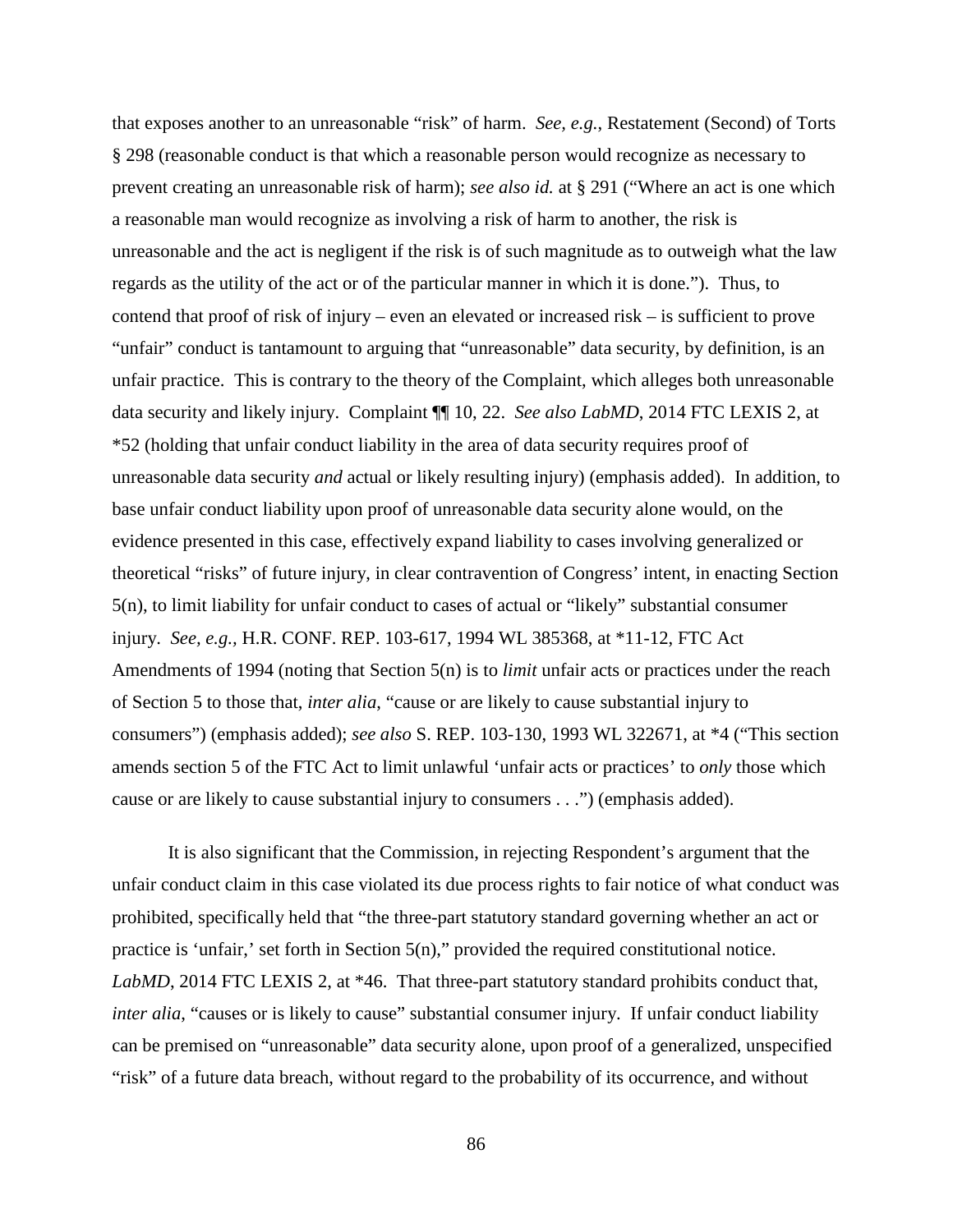that exposes another to an unreasonable "risk" of harm. *See, e.g.*, Restatement (Second) of Torts § 298 (reasonable conduct is that which a reasonable person would recognize as necessary to prevent creating an unreasonable risk of harm); *see also id.* at § 291 ("Where an act is one which a reasonable man would recognize as involving a risk of harm to another, the risk is unreasonable and the act is negligent if the risk is of such magnitude as to outweigh what the law regards as the utility of the act or of the particular manner in which it is done."). Thus, to contend that proof of risk of injury – even an elevated or increased risk – is sufficient to prove "unfair" conduct is tantamount to arguing that "unreasonable" data security, by definition, is an unfair practice. This is contrary to the theory of the Complaint, which alleges both unreasonable data security and likely injury. Complaint ¶¶ 10, 22. *See also LabMD*, 2014 FTC LEXIS 2, at *52 (holding that unfair conduct liability in the area of data security requires proof of unreasonable data security *and* actual or likely resulting injury) (emphasis added). In addition, to base unfair conduct liability upon proof of unreasonable data security alone would, on the evidence presented in this case, effectively expand liability to cases involving generalized or theoretical "risks" of future injury, in clear contravention of Congress' intent, in enacting Section 5(n), to limit liability for unfair conduct to cases of actual or "likely" substantial consumer injury. *See, e.g.,* H.R. CONF. REP. 103-617, 1994 WL 385368, at *11-12, FTC Act Amendments of 1994 (noting that Section 5(n) is to *limit* unfair acts or practices under the reach of Section 5 to those that, *inter alia*, "cause or are likely to cause substantial injury to consumers") (emphasis added); *see also* S. REP. 103-130, 1993 WL 322671, at *4 ("This section amends section 5 of the FTC Act to limit unlawful 'unfair acts or practices' to *only* those which cause or are likely to cause substantial injury to consumers . . .") (emphasis added).

It is also significant that the Commission, in rejecting Respondent's argument that the unfair conduct claim in this case violated its due process rights to fair notice of what conduct was prohibited, specifically held that "the three-part statutory standard governing whether an act or practice is 'unfair,' set forth in Section 5(n)," provided the required constitutional notice. *LabMD*, 2014 FTC LEXIS 2, at *46. That three-part statutory standard prohibits conduct that, *inter alia*, "causes or is likely to cause" substantial consumer injury. If unfair conduct liability can be premised on "unreasonable" data security alone, upon proof of a generalized, unspecified "risk" of a future data breach, without regard to the probability of its occurrence, and without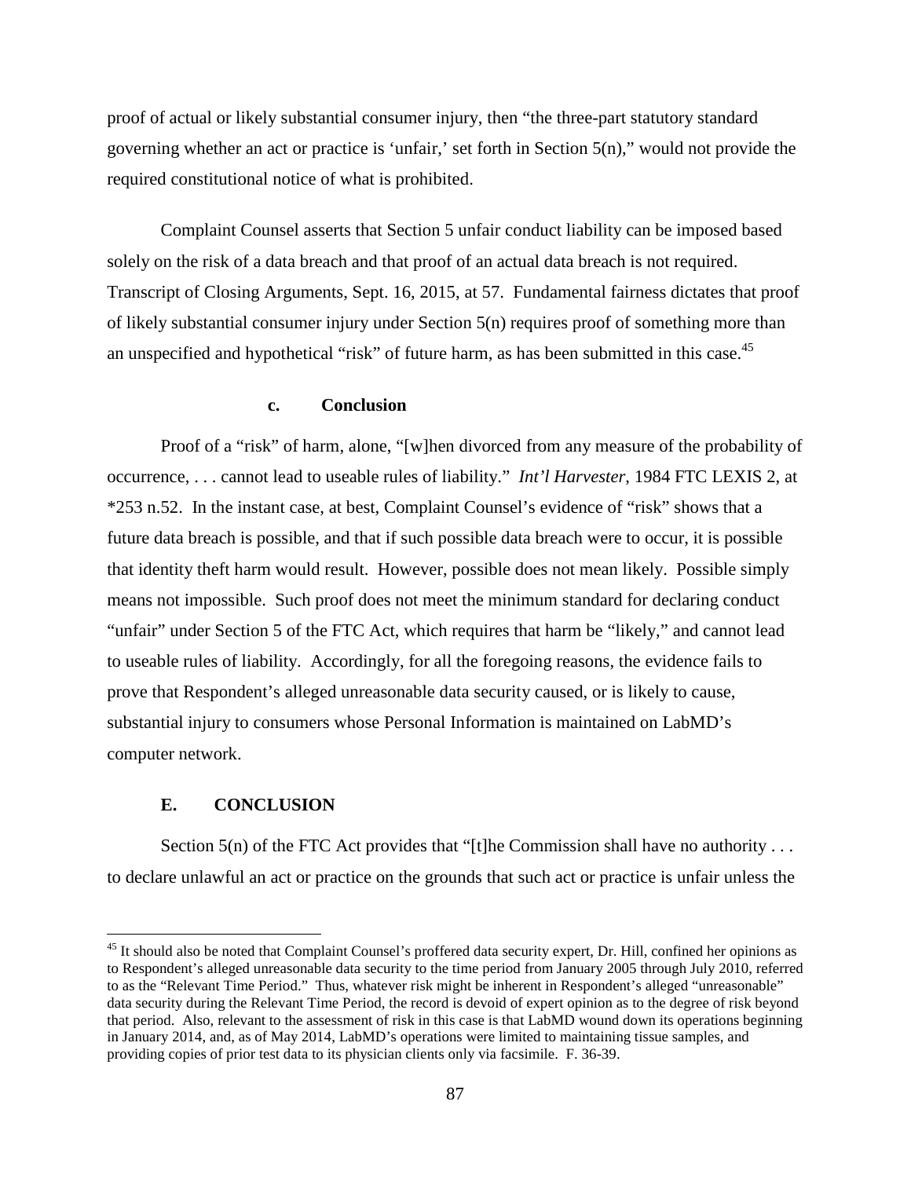proof of actual or likely substantial consumer injury, then "the three-part statutory standard governing whether an act or practice is 'unfair,' set forth in Section 5(n)," would not provide the required constitutional notice of what is prohibited.

Complaint Counsel asserts that Section 5 unfair conduct liability can be imposed based solely on the risk of a data breach and that proof of an actual data breach is not required. Transcript of Closing Arguments, Sept. 16, 2015, at 57. Fundamental fairness dictates that proof of likely substantial consumer injury under Section 5(n) requires proof of something more than an unspecified and hypothetical "risk" of future harm, as has been submitted in this case.[45]

#### c. Conclusion

Proof of a "risk" of harm, alone, "[w]hen divorced from any measure of the probability of occurrence, . . . cannot lead to useable rules of liability." *Int'l Harvester*, 1984 FTC LEXIS 2, at *253 n.52. In the instant case, at best, Complaint Counsel's evidence of "risk" shows that a future data breach is possible, and that if such possible data breach were to occur, it is possible that identity theft harm would result. However, possible does not mean likely. Possible simply means not impossible. Such proof does not meet the minimum standard for declaring conduct "unfair" under Section 5 of the FTC Act, which requires that harm be "likely," and cannot lead to useable rules of liability. Accordingly, for all the foregoing reasons, the evidence fails to prove that Respondent's alleged unreasonable data security caused, or is likely to cause, substantial injury to consumers whose Personal Information is maintained on LabMD's computer network.

### E. CONCLUSION

Section 5(n) of the FTC Act provides that "[t]he Commission shall have no authority . . . to declare unlawful an act or practice on the grounds that such act or practice is unfair unless the

---

[45] It should also be noted that Complaint Counsel's proffered data security expert, Dr. Hill, confined her opinions as to Respondent's alleged unreasonable data security to the time period from January 2005 through July 2010, referred to as the "Relevant Time Period." Thus, whatever risk might be inherent in Respondent's alleged "unreasonable" data security during the Relevant Time Period, the record is devoid of expert opinion as to the degree of risk beyond that period. Also, relevant to the assessment of risk in this case is that LabMD wound down its operations beginning in January 2014, and, as of May 2014, LabMD's operations were limited to maintaining tissue samples, and providing copies of prior test data to its physician clients only via facsimile. F. 36-39.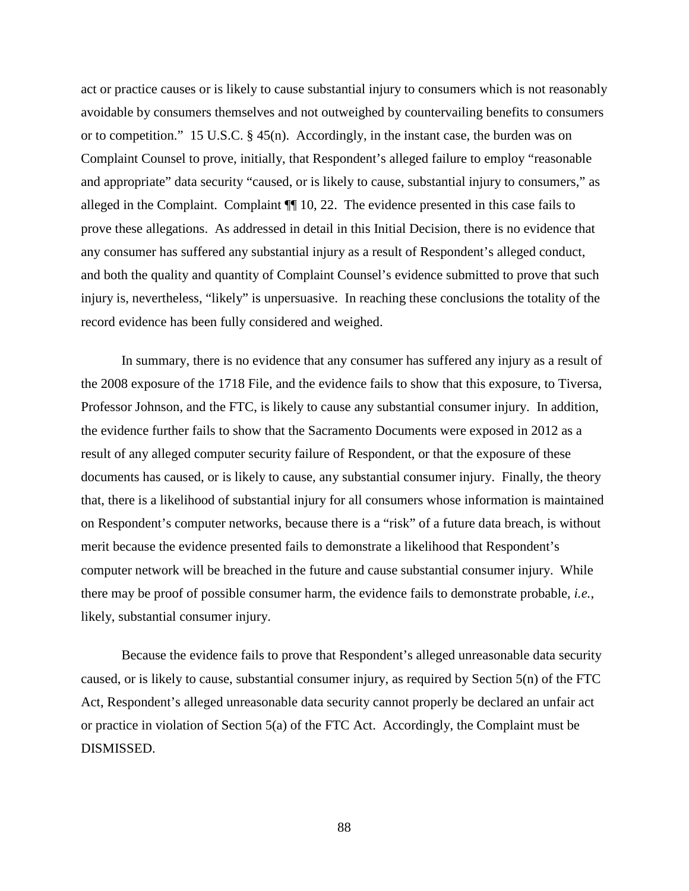act or practice causes or is likely to cause substantial injury to consumers which is not reasonably avoidable by consumers themselves and not outweighed by countervailing benefits to consumers or to competition." 15 U.S.C. § 45(n). Accordingly, in the instant case, the burden was on Complaint Counsel to prove, initially, that Respondent's alleged failure to employ "reasonable and appropriate" data security "caused, or is likely to cause, substantial injury to consumers," as alleged in the Complaint. Complaint ¶¶ 10, 22. The evidence presented in this case fails to prove these allegations. As addressed in detail in this Initial Decision, there is no evidence that any consumer has suffered any substantial injury as a result of Respondent's alleged conduct, and both the quality and quantity of Complaint Counsel's evidence submitted to prove that such injury is, nevertheless, "likely" is unpersuasive. In reaching these conclusions the totality of the record evidence has been fully considered and weighed.

In summary, there is no evidence that any consumer has suffered any injury as a result of the 2008 exposure of the 1718 File, and the evidence fails to show that this exposure, to Tiversa, Professor Johnson, and the FTC, is likely to cause any substantial consumer injury. In addition, the evidence further fails to show that the Sacramento Documents were exposed in 2012 as a result of any alleged computer security failure of Respondent, or that the exposure of these documents has caused, or is likely to cause, any substantial consumer injury. Finally, the theory that, there is a likelihood of substantial injury for all consumers whose information is maintained on Respondent's computer networks, because there is a "risk" of a future data breach, is without merit because the evidence presented fails to demonstrate a likelihood that Respondent's computer network will be breached in the future and cause substantial consumer injury. While there may be proof of possible consumer harm, the evidence fails to demonstrate probable, *i.e.*, likely, substantial consumer injury.

Because the evidence fails to prove that Respondent's alleged unreasonable data security caused, or is likely to cause, substantial consumer injury, as required by Section 5(n) of the FTC Act, Respondent's alleged unreasonable data security cannot properly be declared an unfair act or practice in violation of Section 5(a) of the FTC Act. Accordingly, the Complaint must be DISMISSED.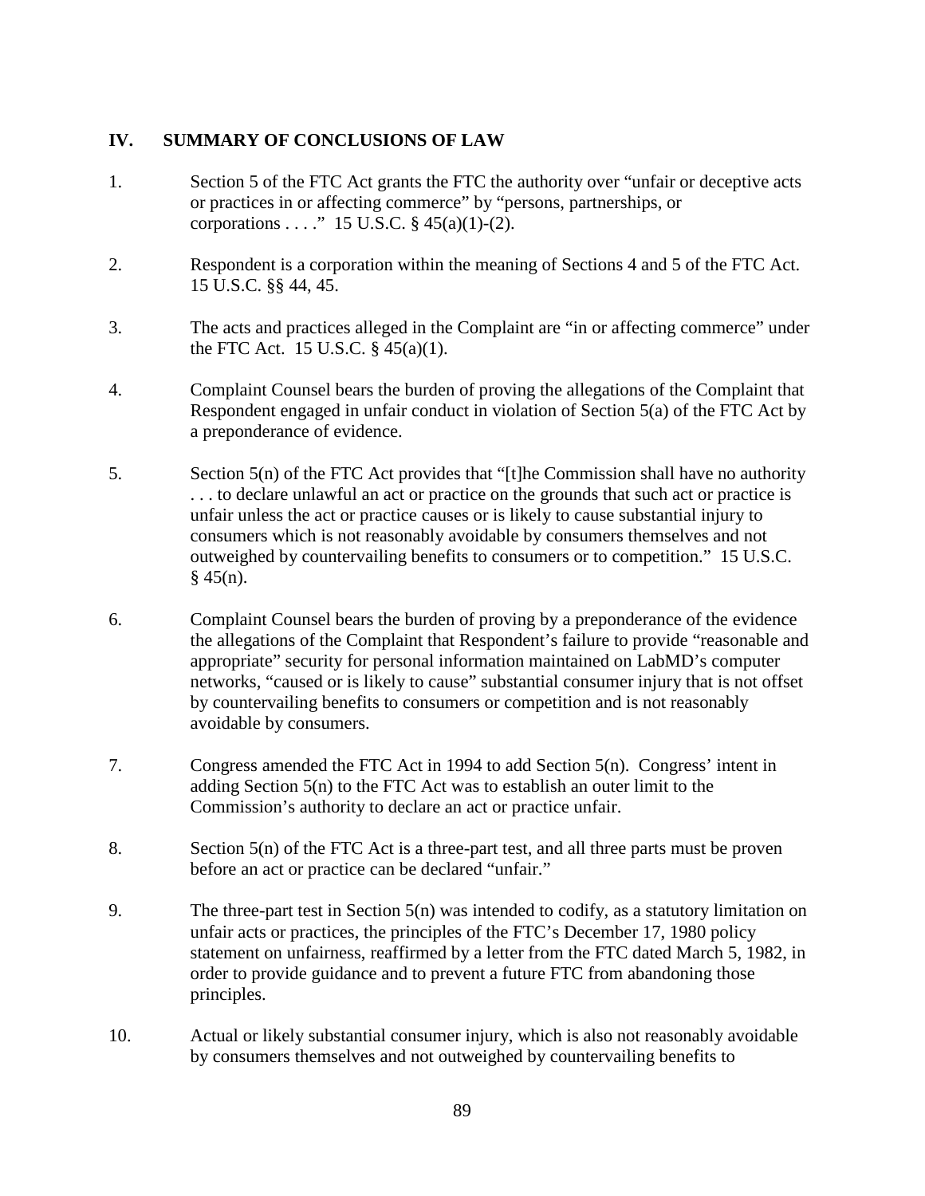## IV. SUMMARY OF CONCLUSIONS OF LAW

1. Section 5 of the FTC Act grants the FTC the authority over "unfair or deceptive acts or practices in or affecting commerce" by "persons, partnerships, or corporations . . . ." 15 U.S.C. § 45(a)(1)-(2).

2. Respondent is a corporation within the meaning of Sections 4 and 5 of the FTC Act. 15 U.S.C. §§ 44, 45.

3. The acts and practices alleged in the Complaint are "in or affecting commerce" under the FTC Act. 15 U.S.C. § 45(a)(1).

4. Complaint Counsel bears the burden of proving the allegations of the Complaint that Respondent engaged in unfair conduct in violation of Section 5(a) of the FTC Act by a preponderance of evidence.

5. Section 5(n) of the FTC Act provides that "[t]he Commission shall have no authority . . . to declare unlawful an act or practice on the grounds that such act or practice is unfair unless the act or practice causes or is likely to cause substantial injury to consumers which is not reasonably avoidable by consumers themselves and not outweighed by countervailing benefits to consumers or to competition." 15 U.S.C. § 45(n).

6. Complaint Counsel bears the burden of proving by a preponderance of the evidence the allegations of the Complaint that Respondent's failure to provide "reasonable and appropriate" security for personal information maintained on LabMD's computer networks, "caused or is likely to cause" substantial consumer injury that is not offset by countervailing benefits to consumers or competition and is not reasonably avoidable by consumers.

7. Congress amended the FTC Act in 1994 to add Section 5(n). Congress' intent in adding Section 5(n) to the FTC Act was to establish an outer limit to the Commission's authority to declare an act or practice unfair.

8. Section 5(n) of the FTC Act is a three-part test, and all three parts must be proven before an act or practice can be declared "unfair."

9. The three-part test in Section 5(n) was intended to codify, as a statutory limitation on unfair acts or practices, the principles of the FTC's December 17, 1980 policy statement on unfairness, reaffirmed by a letter from the FTC dated March 5, 1982, in order to provide guidance and to prevent a future FTC from abandoning those principles.

10. Actual or likely substantial consumer injury, which is also not reasonably avoidable by consumers themselves and not outweighed by countervailing benefits to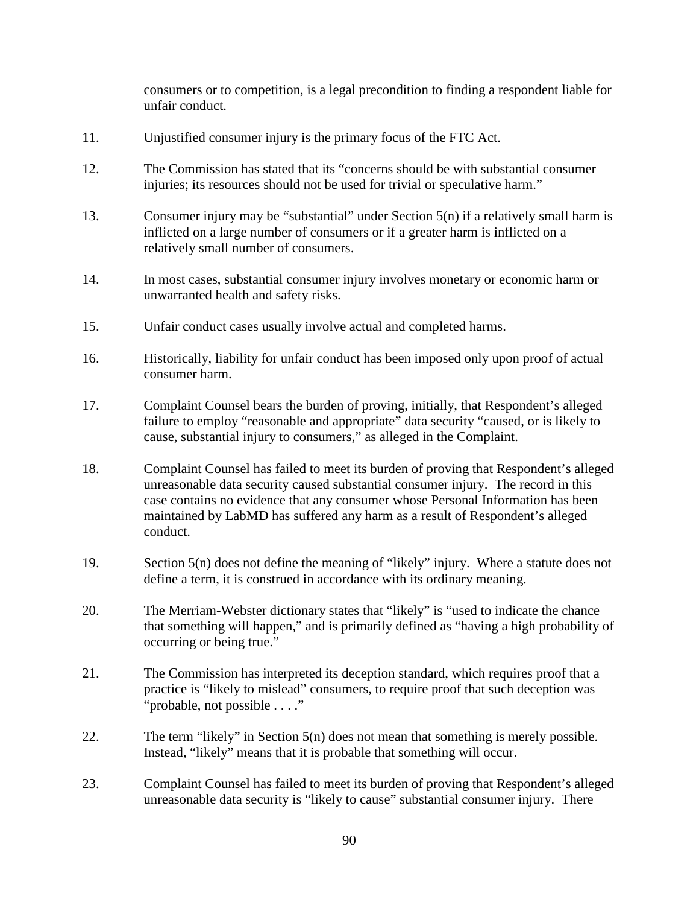consumers or to competition, is a legal precondition to finding a respondent liable for unfair conduct.

11. Unjustified consumer injury is the primary focus of the FTC Act.

12. The Commission has stated that its "concerns should be with substantial consumer injuries; its resources should not be used for trivial or speculative harm."

13. Consumer injury may be "substantial" under Section 5(n) if a relatively small harm is inflicted on a large number of consumers or if a greater harm is inflicted on a relatively small number of consumers.

14. In most cases, substantial consumer injury involves monetary or economic harm or unwarranted health and safety risks.

15. Unfair conduct cases usually involve actual and completed harms.

16. Historically, liability for unfair conduct has been imposed only upon proof of actual consumer harm.

17. Complaint Counsel bears the burden of proving, initially, that Respondent's alleged failure to employ "reasonable and appropriate" data security "caused, or is likely to cause, substantial injury to consumers," as alleged in the Complaint.

18. Complaint Counsel has failed to meet its burden of proving that Respondent's alleged unreasonable data security caused substantial consumer injury. The record in this case contains no evidence that any consumer whose Personal Information has been maintained by LabMD has suffered any harm as a result of Respondent's alleged conduct.

19. Section 5(n) does not define the meaning of "likely" injury. Where a statute does not define a term, it is construed in accordance with its ordinary meaning.

20. The Merriam-Webster dictionary states that "likely" is "used to indicate the chance that something will happen," and is primarily defined as "having a high probability of occurring or being true."

21. The Commission has interpreted its deception standard, which requires proof that a practice is "likely to mislead" consumers, to require proof that such deception was "probable, not possible . . . ."

22. The term "likely" in Section 5(n) does not mean that something is merely possible. Instead, "likely" means that it is probable that something will occur.

23. Complaint Counsel has failed to meet its burden of proving that Respondent's alleged unreasonable data security is "likely to cause" substantial consumer injury. There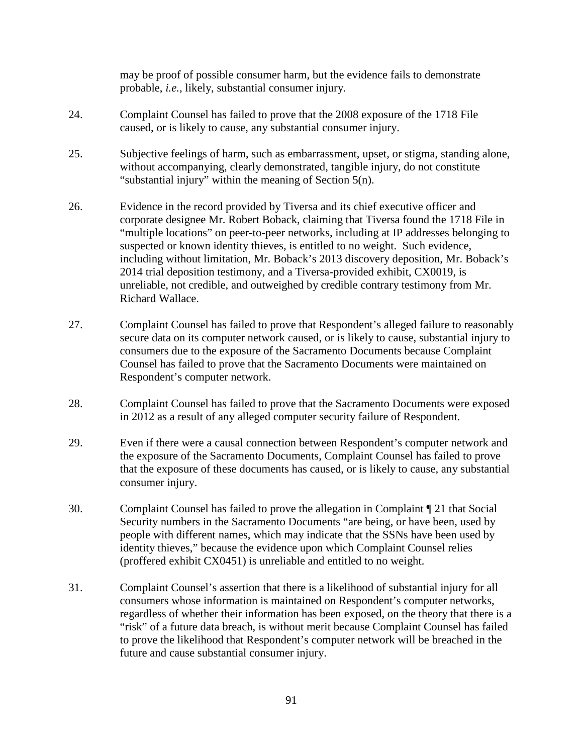may be proof of possible consumer harm, but the evidence fails to demonstrate probable, *i.e.*, likely, substantial consumer injury.

24. Complaint Counsel has failed to prove that the 2008 exposure of the 1718 File caused, or is likely to cause, any substantial consumer injury.

25. Subjective feelings of harm, such as embarrassment, upset, or stigma, standing alone, without accompanying, clearly demonstrated, tangible injury, do not constitute "substantial injury" within the meaning of Section 5(n).

26. Evidence in the record provided by Tiversa and its chief executive officer and corporate designee Mr. Robert Boback, claiming that Tiversa found the 1718 File in "multiple locations" on peer-to-peer networks, including at IP addresses belonging to suspected or known identity thieves, is entitled to no weight. Such evidence, including without limitation, Mr. Boback's 2013 discovery deposition, Mr. Boback's 2014 trial deposition testimony, and a Tiversa-provided exhibit, CX0019, is unreliable, not credible, and outweighed by credible contrary testimony from Mr. Richard Wallace.

27. Complaint Counsel has failed to prove that Respondent's alleged failure to reasonably secure data on its computer network caused, or is likely to cause, substantial injury to consumers due to the exposure of the Sacramento Documents because Complaint Counsel has failed to prove that the Sacramento Documents were maintained on Respondent's computer network.

28. Complaint Counsel has failed to prove that the Sacramento Documents were exposed in 2012 as a result of any alleged computer security failure of Respondent.

29. Even if there were a causal connection between Respondent's computer network and the exposure of the Sacramento Documents, Complaint Counsel has failed to prove that the exposure of these documents has caused, or is likely to cause, any substantial consumer injury.

30. Complaint Counsel has failed to prove the allegation in Complaint ¶ 21 that Social Security numbers in the Sacramento Documents "are being, or have been, used by people with different names, which may indicate that the SSNs have been used by identity thieves," because the evidence upon which Complaint Counsel relies (proffered exhibit CX0451) is unreliable and entitled to no weight.

31. Complaint Counsel's assertion that there is a likelihood of substantial injury for all consumers whose information is maintained on Respondent's computer networks, regardless of whether their information has been exposed, on the theory that there is a "risk" of a future data breach, is without merit because Complaint Counsel has failed to prove the likelihood that Respondent's computer network will be breached in the future and cause substantial consumer injury.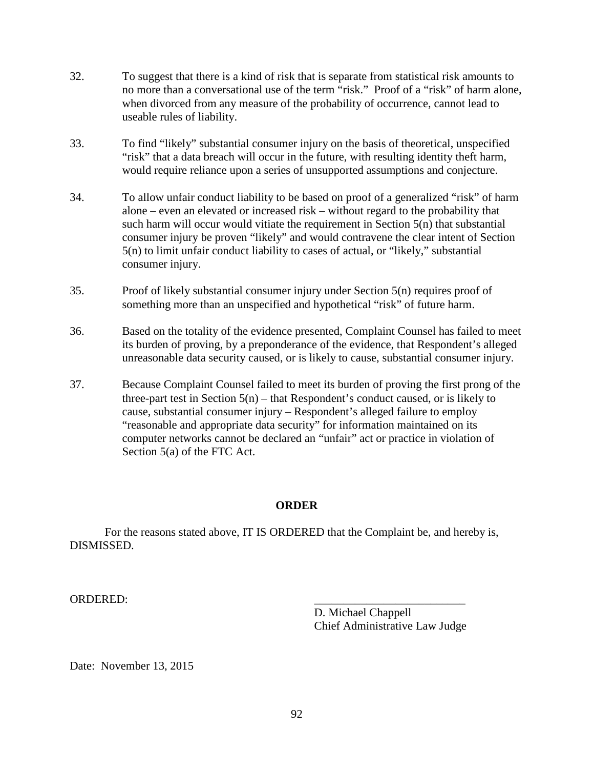32. To suggest that there is a kind of risk that is separate from statistical risk amounts to no more than a conversational use of the term "risk." Proof of a "risk" of harm alone, when divorced from any measure of the probability of occurrence, cannot lead to useable rules of liability.

33. To find "likely" substantial consumer injury on the basis of theoretical, unspecified "risk" that a data breach will occur in the future, with resulting identity theft harm, would require reliance upon a series of unsupported assumptions and conjecture.

34. To allow unfair conduct liability to be based on proof of a generalized "risk" of harm alone – even an elevated or increased risk – without regard to the probability that such harm will occur would vitiate the requirement in Section 5(n) that substantial consumer injury be proven "likely" and would contravene the clear intent of Section 5(n) to limit unfair conduct liability to cases of actual, or "likely," substantial consumer injury.

35. Proof of likely substantial consumer injury under Section 5(n) requires proof of something more than an unspecified and hypothetical "risk" of future harm.

36. Based on the totality of the evidence presented, Complaint Counsel has failed to meet its burden of proving, by a preponderance of the evidence, that Respondent's alleged unreasonable data security caused, or is likely to cause, substantial consumer injury.

37. Because Complaint Counsel failed to meet its burden of proving the first prong of the three-part test in Section 5(n) – that Respondent's conduct caused, or is likely to cause, substantial consumer injury – Respondent's alleged failure to employ "reasonable and appropriate data security" for information maintained on its computer networks cannot be declared an "unfair" act or practice in violation of Section 5(a) of the FTC Act.

## ORDER

For the reasons stated above, IT IS ORDERED that the Complaint be, and hereby is, DISMISSED.

ORDERED:

\_\_\_\_\_\_\_\_\_\_\_\_\_\_\_\_\_\_\_\_\_\_\_\_\_\_
D. Michael Chappell
Chief Administrative Law Judge

Date: November 13, 2015